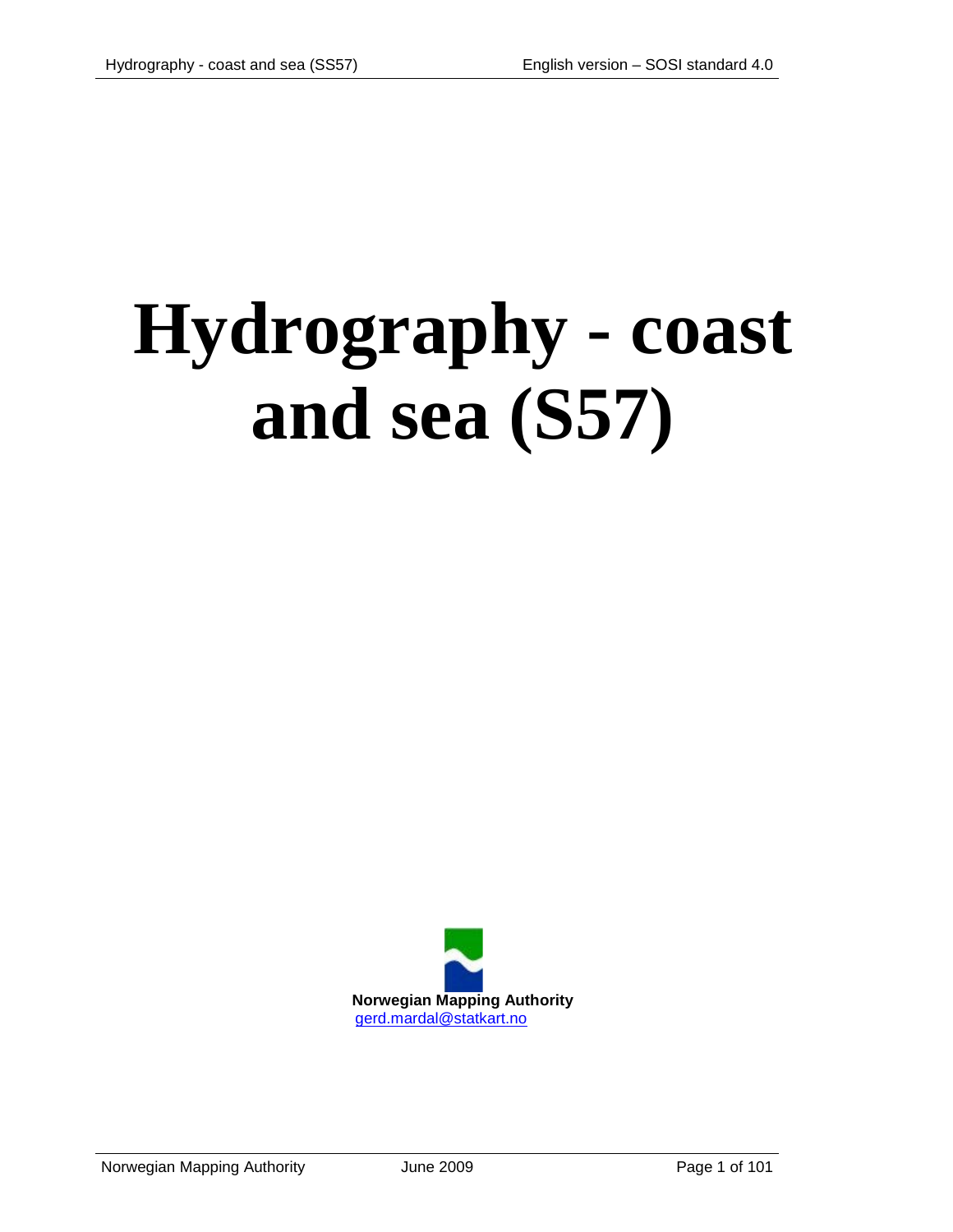# Hydrography - coast and sea (S57)

**Norwegian Mapping Authority**

gerd.mardal@statkart.no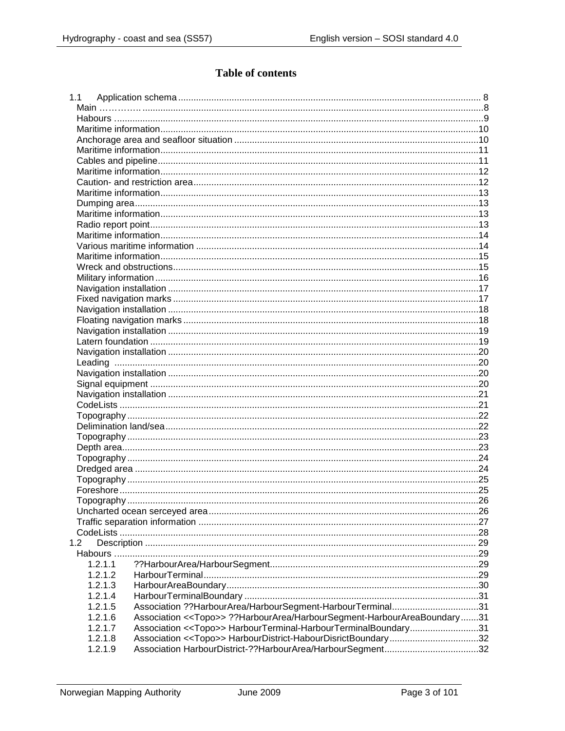# Table of contents

1.1 Application schema ..... 8
- Main ……………. ..... 8
- Habours ..... 9
- Maritime information ..... 10
- Anchorage area and seafloor situation ..... 10
- Maritime information ..... 11
- Cables and pipeline ..... 11
- Maritime information ..... 12
- Caution- and restriction area ..... 12
- Maritime information ..... 13
- Dumping area ..... 13
- Maritime information ..... 13
- Radio report point ..... 13
- Maritime information ..... 14
- Various maritime information ..... 14
- Maritime information ..... 15
- Wreck and obstructions ..... 15
- Military information ..... 16
- Navigation installation ..... 17
- Fixed navigation marks ..... 17
- Navigation installation ..... 18
- Floating navigation marks ..... 18
- Navigation installation ..... 19
- Latern foundation ..... 19
- Navigation installation ..... 20
- Leading ..... 20
- Navigation installation ..... 20
- Signal equipment ..... 20
- Navigation installation ..... 21
- CodeLists ..... 21
- Topography ..... 22
- Delimination land/sea ..... 22
- Topography ..... 23
- Depth area ..... 23
- Topography ..... 24
- Dredged area ..... 24
- Topography ..... 25
- Foreshore ..... 25
- Topography ..... 26
- Uncharted ocean serceyed area ..... 26
- Traffic separation information ..... 27
- CodeLists ..... 28

1.2 Description ..... 29
- Habours ..... 29
  - 1.2.1.1 ??HarbourArea/HarbourSegment ..... 29
  - 1.2.1.2 HarbourTerminal ..... 29
  - 1.2.1.3 HarbourAreaBoundary ..... 30
  - 1.2.1.4 HarbourTerminalBoundary ..... 31
  - 1.2.1.5 Association ??HarbourArea/HarbourSegment-HarbourTerminal ..... 31
  - 1.2.1.6 Association <<Topo>> ??HarbourArea/HarbourSegment-HarbourAreaBoundary ..... 31
  - 1.2.1.7 Association <<Topo>> HarbourTerminal-HarbourTerminalBoundary ..... 31
  - 1.2.1.8 Association <<Topo>> HarbourDistrict-HabourDisrictBoundary ..... 32
  - 1.2.1.9 Association HarbourDistrict-??HarbourArea/HarbourSegment ..... 32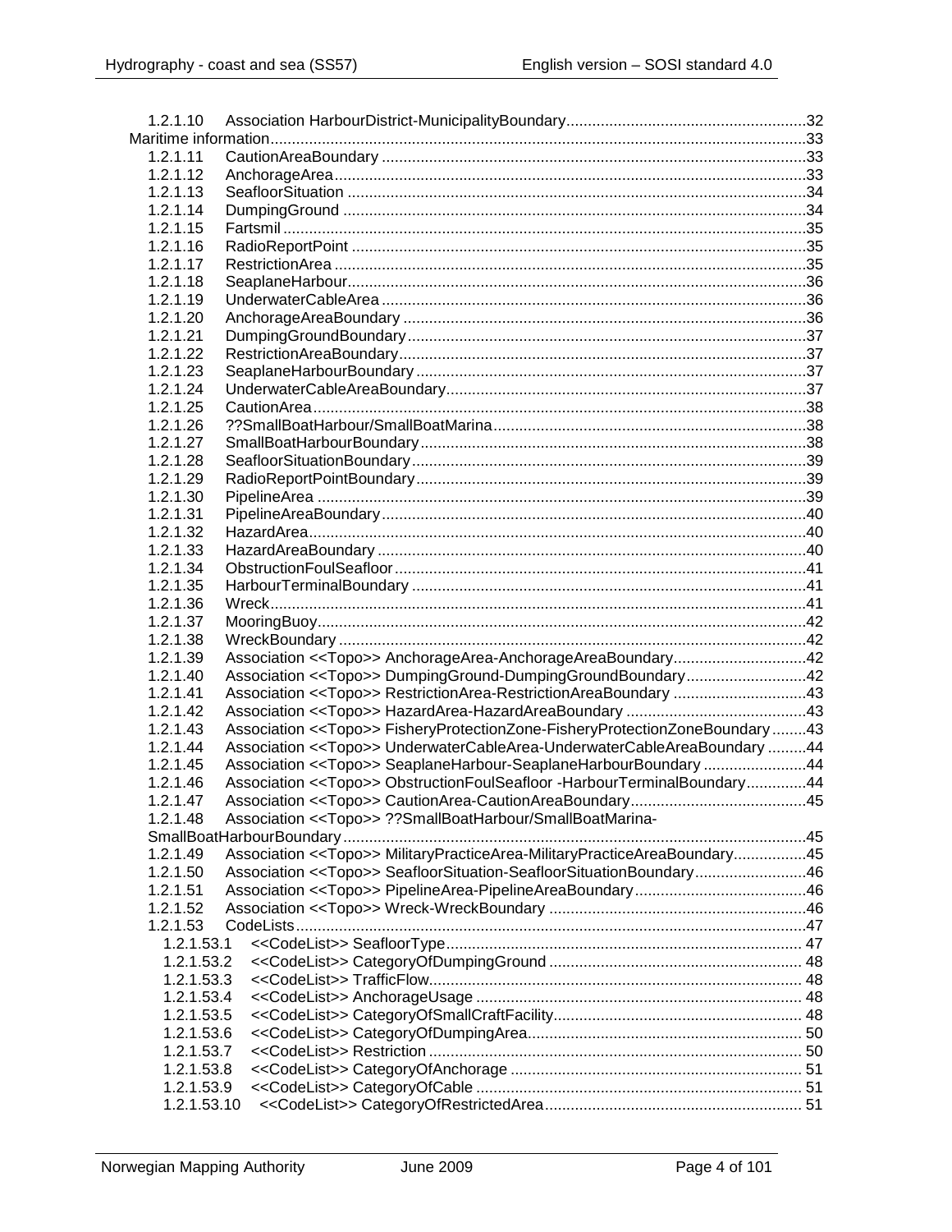1.2.1.10 Association HarbourDistrict-MunicipalityBoundary.......................................................32

Maritime information..........................................................................................................................33

1.2.1.11 CautionAreaBoundary ..................................................................................................33

1.2.1.12 AnchorageArea.............................................................................................................33

1.2.1.13 SeafloorSituation ..........................................................................................................34

1.2.1.14 DumpingGround ...........................................................................................................34

1.2.1.15 Fartsmil ........................................................................................................................35

1.2.1.16 RadioReportPoint .........................................................................................................35

1.2.1.17 RestrictionArea .............................................................................................................35

1.2.1.18 SeaplaneHarbour..........................................................................................................36

1.2.1.19 UnderwaterCableArea ..................................................................................................36

1.2.1.20 AnchorageAreaBoundary .............................................................................................36

1.2.1.21 DumpingGroundBoundary............................................................................................37

1.2.1.22 RestrictionAreaBoundary..............................................................................................37

1.2.1.23 SeaplaneHarbourBoundary ..........................................................................................37

1.2.1.24 UnderwaterCableAreaBoundary...................................................................................37

1.2.1.25 CautionArea..................................................................................................................38

1.2.1.26 ??SmallBoatHarbour/SmallBoatMarina........................................................................38

1.2.1.27 SmallBoatHarbourBoundary .........................................................................................38

1.2.1.28 SeafloorSituationBoundary ...........................................................................................39

1.2.1.29 RadioReportPointBoundary ..........................................................................................39

1.2.1.30 PipelineArea .................................................................................................................39

1.2.1.31 PipelineAreaBoundary..................................................................................................40

1.2.1.32 HazardArea...................................................................................................................40

1.2.1.33 HazardAreaBoundary ...................................................................................................40

1.2.1.34 ObstructionFoulSeafloor ...............................................................................................41

1.2.1.35 HarbourTerminalBoundary ...........................................................................................41

1.2.1.36 Wreck............................................................................................................................41

1.2.1.37 MooringBuoy.................................................................................................................42

1.2.1.38 WreckBoundary ............................................................................................................42

1.2.1.39 Association <<Topo>> AnchorageArea-AnchorageAreaBoundary...............................42

1.2.1.40 Association <<Topo>> DumpingGround-DumpingGroundBoundary............................42

1.2.1.41 Association <<Topo>> RestrictionArea-RestrictionAreaBoundary ...............................43

1.2.1.42 Association <<Topo>> HazardArea-HazardAreaBoundary ..........................................43

1.2.1.43 Association <<Topo>> FisheryProtectionZone-FisheryProtectionZoneBoundary........43

1.2.1.44 Association <<Topo>> UnderwaterCableArea-UnderwaterCableAreaBoundary .........44

1.2.1.45 Association <<Topo>> SeaplaneHarbour-SeaplaneHarbourBoundary ........................44

1.2.1.46 Association <<Topo>> ObstructionFoulSeafloor -HarbourTerminalBoundary..............44

1.2.1.47 Association <<Topo>> CautionArea-CautionAreaBoundary.........................................45

1.2.1.48 Association <<Topo>> ??SmallBoatHarbour/SmallBoatMarina-SmallBoatHarbourBoundary...........................................................................................................45

1.2.1.49 Association <<Topo>> MilitaryPracticeArea-MilitaryPracticeAreaBoundary.................45

1.2.1.50 Association <<Topo>> SeafloorSituation-SeafloorSituationBoundary..........................46

1.2.1.51 Association <<Topo>> PipelineArea-PipelineAreaBoundary........................................46

1.2.1.52 Association <<Topo>> Wreck-WreckBoundary ............................................................46

1.2.1.53 CodeLists......................................................................................................................47

1.2.1.53.1 <<CodeList>> SeafloorType.................................................................................. 47

1.2.1.53.2 <<CodeList>> CategoryOfDumpingGround ........................................................... 48

1.2.1.53.3 <<CodeList>> TrafficFlow...................................................................................... 48

1.2.1.53.4 <<CodeList>> AnchorageUsage ........................................................................... 48

1.2.1.53.5 <<CodeList>> CategoryOfSmallCraftFacility......................................................... 48

1.2.1.53.6 <<CodeList>> CategoryOfDumpingArea................................................................ 50

1.2.1.53.7 <<CodeList>> Restriction ...................................................................................... 50

1.2.1.53.8 <<CodeList>> CategoryOfAnchorage .................................................................... 51

1.2.1.53.9 <<CodeList>> CategoryOfCable ............................................................................ 51

1.2.1.53.10 <<CodeList>> CategoryOfRestrictedArea............................................................ 51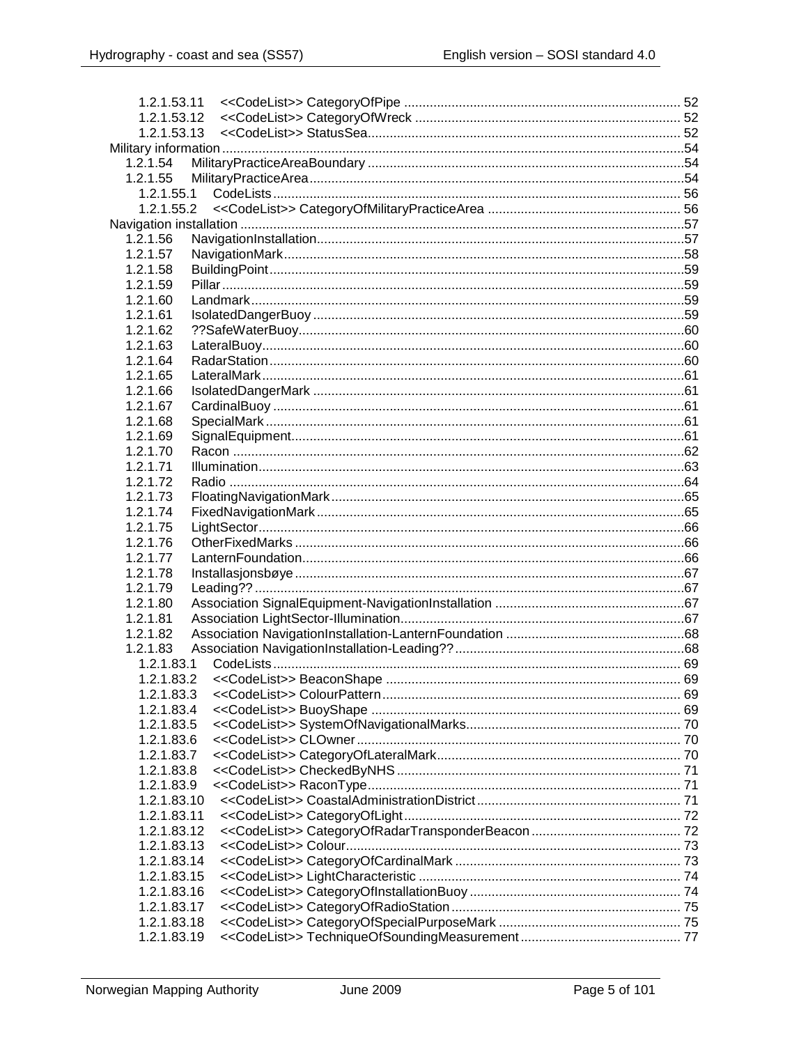1.2.1.53.11 <<CodeList>> CategoryOfPipe ... 52
1.2.1.53.12 <<CodeList>> CategoryOfWreck ... 52
1.2.1.53.13 <<CodeList>> StatusSea ... 52
Military information ... 54
1.2.1.54 MilitaryPracticeAreaBoundary ... 54
1.2.1.55 MilitaryPracticeArea ... 54
1.2.1.55.1 CodeLists ... 56
1.2.1.55.2 <<CodeList>> CategoryOfMilitaryPracticeArea ... 56
Navigation installation ... 57
1.2.1.56 NavigationInstallation ... 57
1.2.1.57 NavigationMark ... 58
1.2.1.58 BuildingPoint ... 59
1.2.1.59 Pillar ... 59
1.2.1.60 Landmark ... 59
1.2.1.61 IsolatedDangerBuoy ... 59
1.2.1.62 ??SafeWaterBuoy ... 60
1.2.1.63 LateralBuoy ... 60
1.2.1.64 RadarStation ... 60
1.2.1.65 LateralMark ... 61
1.2.1.66 IsolatedDangerMark ... 61
1.2.1.67 CardinalBuoy ... 61
1.2.1.68 SpecialMark ... 61
1.2.1.69 SignalEquipment ... 61
1.2.1.70 Racon ... 62
1.2.1.71 Illumination ... 63
1.2.1.72 Radio ... 64
1.2.1.73 FloatingNavigationMark ... 65
1.2.1.74 FixedNavigationMark ... 65
1.2.1.75 LightSector ... 66
1.2.1.76 OtherFixedMarks ... 66
1.2.1.77 LanternFoundation ... 66
1.2.1.78 Installasjonsbøye ... 67
1.2.1.79 Leading?? ... 67
1.2.1.80 Association SignalEquipment-NavigationInstallation ... 67
1.2.1.81 Association LightSector-Illumination ... 67
1.2.1.82 Association NavigationInstallation-LanternFoundation ... 68
1.2.1.83 Association NavigationInstallation-Leading?? ... 68
1.2.1.83.1 CodeLists ... 69
1.2.1.83.2 <<CodeList>> BeaconShape ... 69
1.2.1.83.3 <<CodeList>> ColourPattern ... 69
1.2.1.83.4 <<CodeList>> BuoyShape ... 69
1.2.1.83.5 <<CodeList>> SystemOfNavigationalMarks ... 70
1.2.1.83.6 <<CodeList>> CLOwner ... 70
1.2.1.83.7 <<CodeList>> CategoryOfLateralMark ... 70
1.2.1.83.8 <<CodeList>> CheckedByNHS ... 71
1.2.1.83.9 <<CodeList>> RaconType ... 71
1.2.1.83.10 <<CodeList>> CoastalAdministrationDistrict ... 71
1.2.1.83.11 <<CodeList>> CategoryOfLight ... 72
1.2.1.83.12 <<CodeList>> CategoryOfRadarTransponderBeacon ... 72
1.2.1.83.13 <<CodeList>> Colour ... 73
1.2.1.83.14 <<CodeList>> CategoryOfCardinalMark ... 73
1.2.1.83.15 <<CodeList>> LightCharacteristic ... 74
1.2.1.83.16 <<CodeList>> CategoryOfInstallationBuoy ... 74
1.2.1.83.17 <<CodeList>> CategoryOfRadioStation ... 75
1.2.1.83.18 <<CodeList>> CategoryOfSpecialPurposeMark ... 75
1.2.1.83.19 <<CodeList>> TechniqueOfSoundingMeasurement ... 77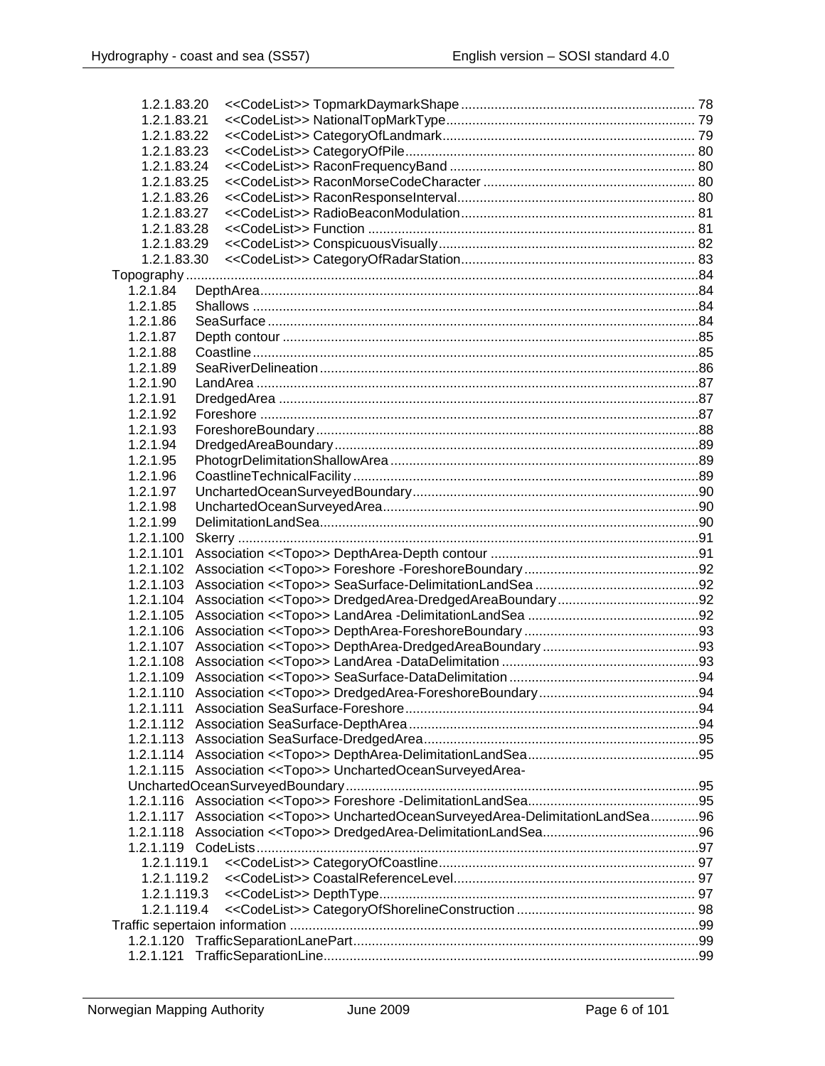1.2.1.83.20 <<CodeList>> TopmarkDaymarkShape ............ 78
1.2.1.83.21 <<CodeList>> NationalTopMarkType ............ 79
1.2.1.83.22 <<CodeList>> CategoryOfLandmark ............ 79
1.2.1.83.23 <<CodeList>> CategoryOfPile ............ 80
1.2.1.83.24 <<CodeList>> RaconFrequencyBand ............ 80
1.2.1.83.25 <<CodeList>> RaconMorseCodeCharacter ............ 80
1.2.1.83.26 <<CodeList>> RaconResponseInterval ............ 80
1.2.1.83.27 <<CodeList>> RadioBeaconModulation ............ 81
1.2.1.83.28 <<CodeList>> Function ............ 81
1.2.1.83.29 <<CodeList>> ConspicuousVisually ............ 82
1.2.1.83.30 <<CodeList>> CategoryOfRadarStation ............ 83

Topography ............ 84

1.2.1.84 DepthArea ............ 84
1.2.1.85 Shallows ............ 84
1.2.1.86 SeaSurface ............ 84
1.2.1.87 Depth contour ............ 85
1.2.1.88 Coastline ............ 85
1.2.1.89 SeaRiverDelineation ............ 86
1.2.1.90 LandArea ............ 87
1.2.1.91 DredgedArea ............ 87
1.2.1.92 Foreshore ............ 87
1.2.1.93 ForeshoreBoundary ............ 88
1.2.1.94 DredgedAreaBoundary ............ 89
1.2.1.95 PhotogrDelimitationShallowArea ............ 89
1.2.1.96 CoastlineTechnicalFacility ............ 89
1.2.1.97 UnchartedOceanSurveyedBoundary ............ 90
1.2.1.98 UnchartedOceanSurveyedArea ............ 90
1.2.1.99 DelimitationLandSea ............ 90
1.2.1.100 Skerry ............ 91
1.2.1.101 Association <<Topo>> DepthArea-Depth contour ............ 91
1.2.1.102 Association <<Topo>> Foreshore -ForeshoreBoundary ............ 92
1.2.1.103 Association <<Topo>> SeaSurface-DelimitationLandSea ............ 92
1.2.1.104 Association <<Topo>> DredgedArea-DredgedAreaBoundary ............ 92
1.2.1.105 Association <<Topo>> LandArea -DelimitationLandSea ............ 92
1.2.1.106 Association <<Topo>> DepthArea-ForeshoreBoundary ............ 93
1.2.1.107 Association <<Topo>> DepthArea-DredgedAreaBoundary ............ 93
1.2.1.108 Association <<Topo>> LandArea -DataDelimitation ............ 93
1.2.1.109 Association <<Topo>> SeaSurface-DataDelimitation ............ 94
1.2.1.110 Association <<Topo>> DredgedArea-ForeshoreBoundary ............ 94
1.2.1.111 Association SeaSurface-Foreshore ............ 94
1.2.1.112 Association SeaSurface-DepthArea ............ 94
1.2.1.113 Association SeaSurface-DredgedArea ............ 95
1.2.1.114 Association <<Topo>> DepthArea-DelimitationLandSea ............ 95
1.2.1.115 Association <<Topo>> UnchartedOceanSurveyedArea-UnchartedOceanSurveyedBoundary ............ 95
1.2.1.116 Association <<Topo>> Foreshore -DelimitationLandSea ............ 95
1.2.1.117 Association <<Topo>> UnchartedOceanSurveyedArea-DelimitationLandSea ............ 96
1.2.1.118 Association <<Topo>> DredgedArea-DelimitationLandSea ............ 96
1.2.1.119 CodeLists ............ 97
1.2.1.119.1 <<CodeList>> CategoryOfCoastline ............ 97
1.2.1.119.2 <<CodeList>> CoastalReferenceLevel ............ 97
1.2.1.119.3 <<CodeList>> DepthType ............ 97
1.2.1.119.4 <<CodeList>> CategoryOfShorelineConstruction ............ 98

Traffic sepertaion information ............ 99

1.2.1.120 TrafficSeparationLanePart ............ 99
1.2.1.121 TrafficSeparationLine ............ 99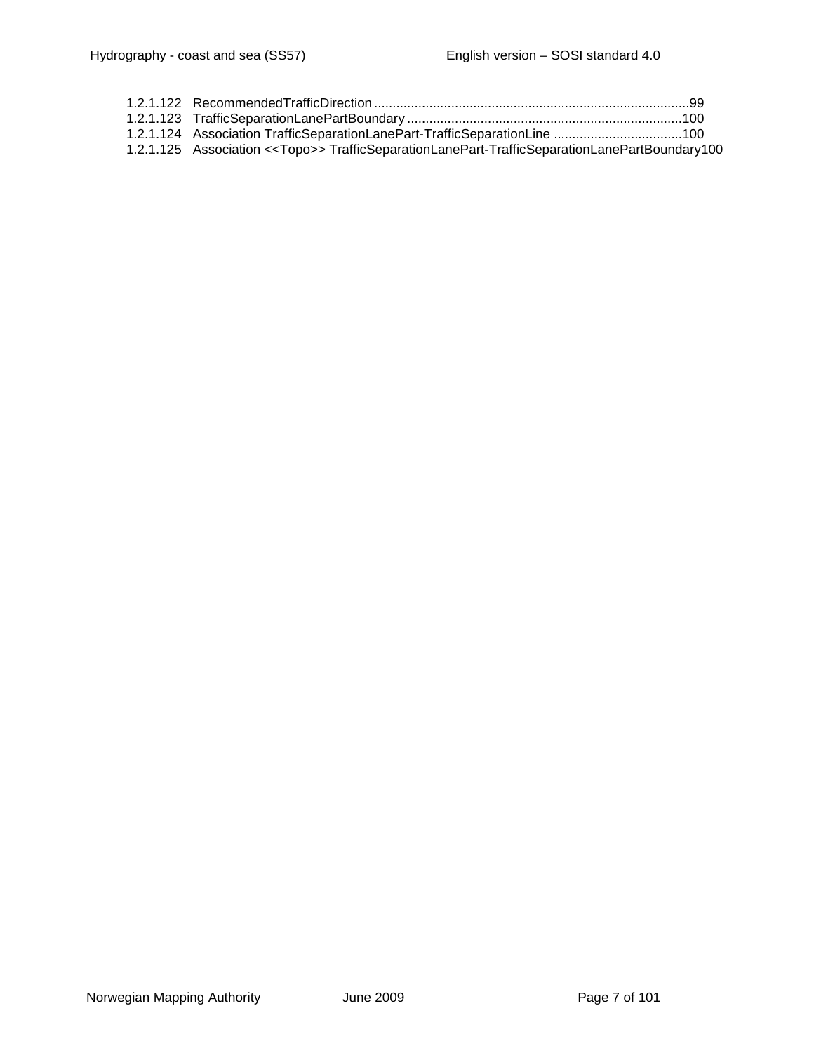1.2.1.122 RecommendedTrafficDirection ....................................................................................99
1.2.1.123 TrafficSeparationLanePartBoundary ..........................................................................100
1.2.1.124 Association TrafficSeparationLanePart-TrafficSeparationLine ..................................100
1.2.1.125 Association <<Topo>> TrafficSeparationLanePart-TrafficSeparationLanePartBoundary100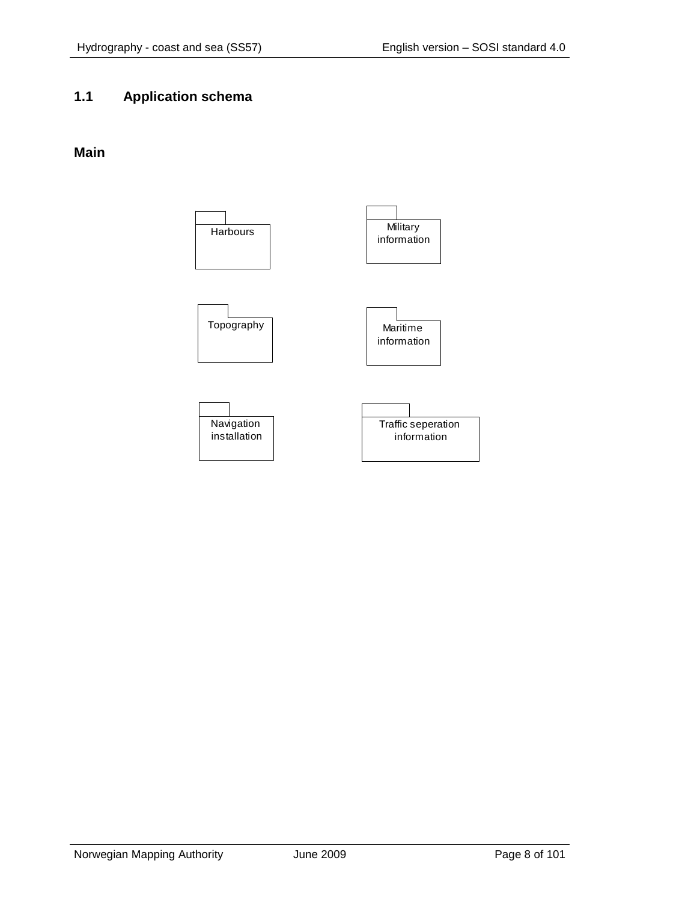## 1.1 Application schema

### Main

Harbours

Military information

Topography

Maritime information

Navigation installation

Traffic seperation information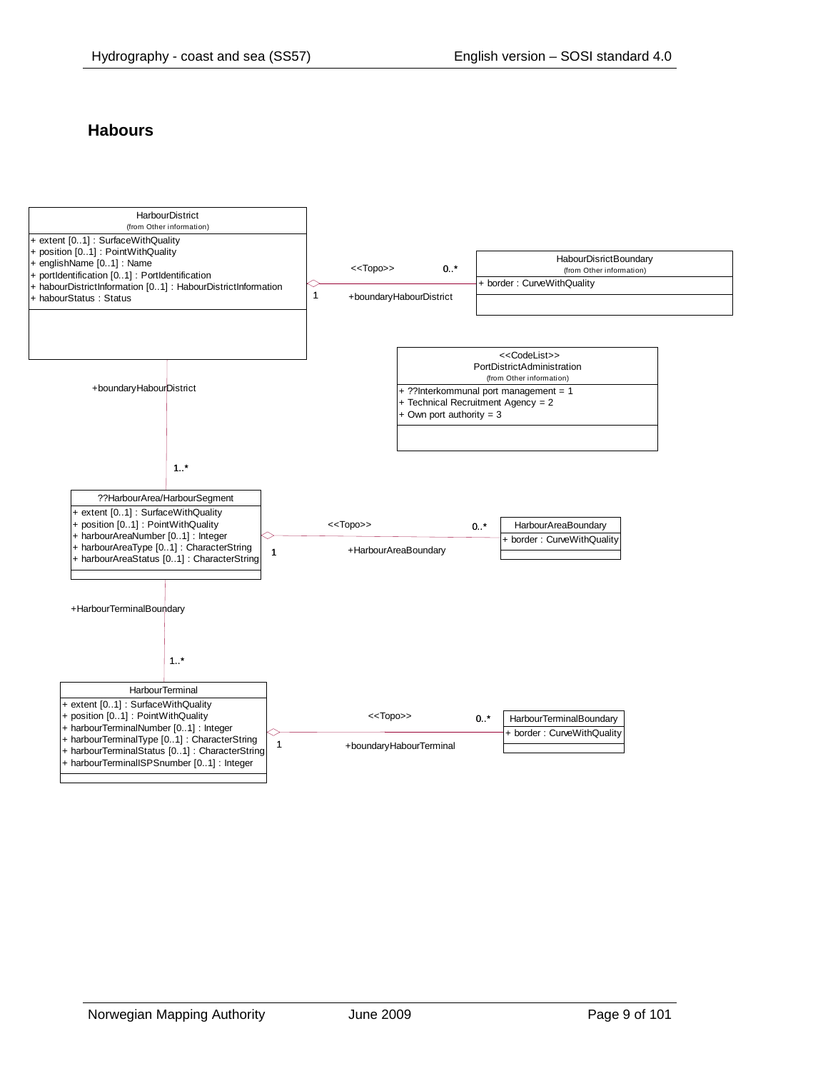## Habours

HarbourDistrict
(from Other information)
+ extent [0..1] : SurfaceWithQuality
+ position [0..1] : PointWithQuality
+ englishName [0..1] : Name
+ portIdentification [0..1] : PortIdentification
+ habourDistrictInformation [0..1] : HabourDistrictInformation
+ habourStatus : Status

<<Topo>>
1
0..*
+boundaryHabourDistrict

HabourDisrictBoundary
(from Other information)
+ border : CurveWithQuality

<<CodeList>>
PortDistrictAdministration
(from Other information)
+ ??Interkommunal port management = 1
+ Technical Recruitment Agency = 2
+ Own port authority = 3

+boundaryHabourDistrict
1..*

??HarbourArea/HarbourSegment
+ extent [0..1] : SurfaceWithQuality
+ position [0..1] : PointWithQuality
+ harbourAreaNumber [0..1] : Integer
+ harbourAreaType [0..1] : CharacterString
+ harbourAreaStatus [0..1] : CharacterString

<<Topo>>
1
0..*
+HarbourAreaBoundary

HarbourAreaBoundary
+ border : CurveWithQuality

+HarbourTerminalBoundary
1..*

HarbourTerminal
+ extent [0..1] : SurfaceWithQuality
+ position [0..1] : PointWithQuality
+ harbourTerminalNumber [0..1] : Integer
+ harbourTerminalType [0..1] : CharacterString
+ harbourTerminalStatus [0..1] : CharacterString
+ harbourTerminalISPSnumber [0..1] : Integer

<<Topo>>
1
0..*
+boundaryHabourTerminal

HarbourTerminalBoundary
+ border : CurveWithQuality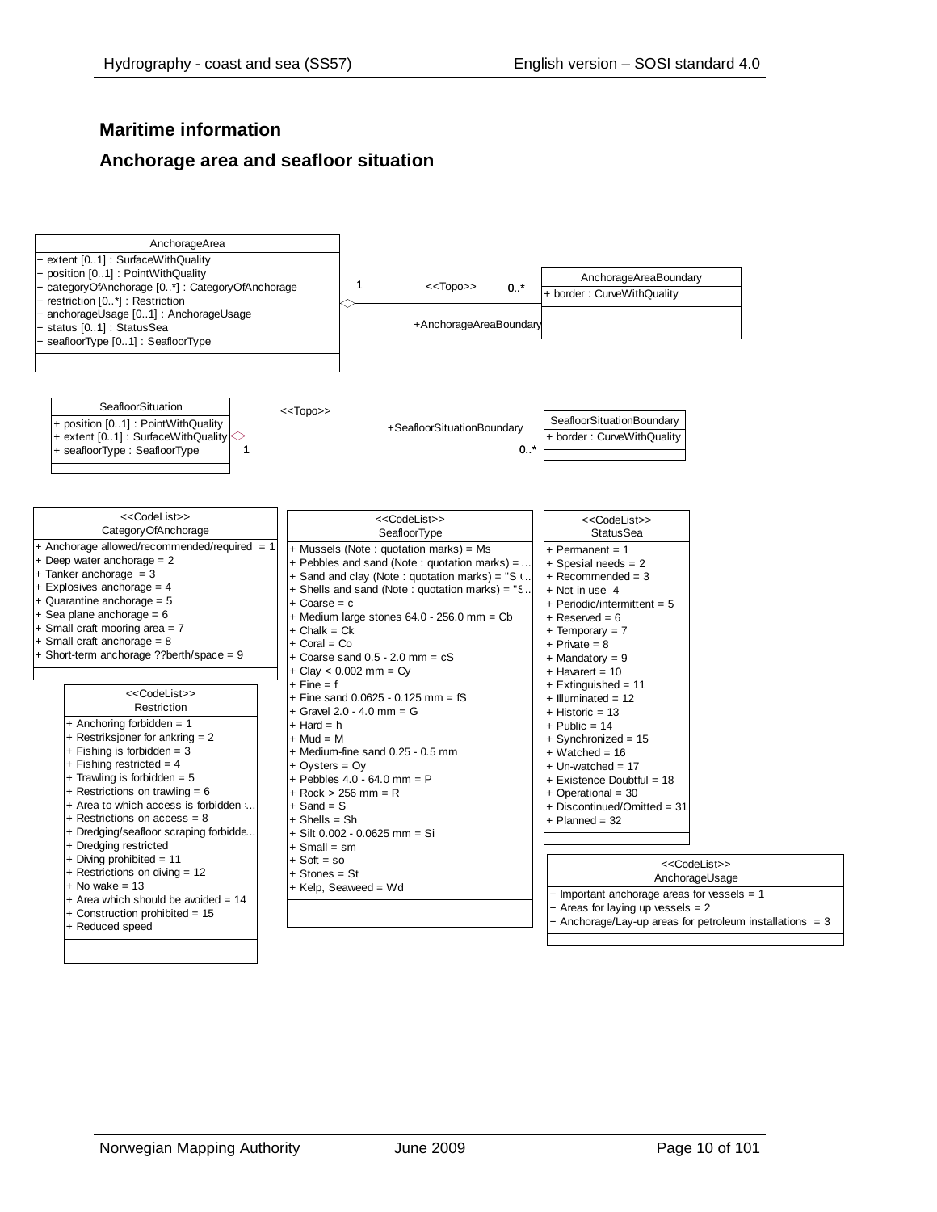## Maritime information

## Anchorage area and seafloor situation

AnchorageArea
+ extent [0..1] : SurfaceWithQuality
+ position [0..1] : PointWithQuality
+ categoryOfAnchorage [0..*] : CategoryOfAnchorage
+ restriction [0..*] : Restriction
+ anchorageUsage [0..1] : AnchorageUsage
+ status [0..1] : StatusSea
+ seafloorType [0..1] : SeafloorType

1

<<Topo>>

0..*

+AnchorageAreaBoundary

AnchorageAreaBoundary
+ border : CurveWithQuality

SeafloorSituation
+ position [0..1] : PointWithQuality
+ extent [0..1] : SurfaceWithQuality
+ seafloorType : SeafloorType

<<Topo>>

+SeafloorSituationBoundary

1

0..*

SeafloorSituationBoundary
+ border : CurveWithQuality

<<CodeList>>
CategoryOfAnchorage
+ Anchorage allowed/recommended/required = 1
+ Deep water anchorage = 2
+ Tanker anchorage = 3
+ Explosives anchorage = 4
+ Quarantine anchorage = 5
+ Sea plane anchorage = 6
+ Small craft mooring area = 7
+ Small craft anchorage = 8
+ Short-term anchorage ??berth/space = 9

<<CodeList>>
Restriction
+ Anchoring forbidden = 1
+ Restriksjoner for ankring = 2
+ Fishing is forbidden = 3
+ Fishing restricted = 4
+ Trawling is forbidden = 5
+ Restrictions on trawling = 6
+ Area to which access is forbidden :...
+ Restrictions on access = 8
+ Dredging/seafloor scraping forbidde...
+ Dredging restricted
+ Diving prohibited = 11
+ Restrictions on diving = 12
+ No wake = 13
+ Area which should be avoided = 14
+ Construction prohibited = 15
+ Reduced speed

<<CodeList>>
SeafloorType
+ Mussels (Note : quotation marks) = Ms
+ Pebbles and sand (Note : quotation marks) = ...
+ Sand and clay (Note : quotation marks) = "S ...
+ Shells and sand (Note : quotation marks) = "S...
+ Coarse = c
+ Medium large stones 64.0 - 256.0 mm = Cb
+ Chalk = Ck
+ Coral = Co
+ Coarse sand 0.5 - 2.0 mm = cS
+ Clay < 0.002 mm = Cy
+ Fine = f
+ Fine sand 0.0625 - 0.125 mm = fS
+ Gravel 2.0 - 4.0 mm = G
+ Hard = h
+ Mud = M
+ Medium-fine sand 0.25 - 0.5 mm
+ Oysters = Oy
+ Pebbles 4.0 - 64.0 mm = P
+ Rock > 256 mm = R
+ Sand = S
+ Shells = Sh
+ Silt 0.002 - 0.0625 mm = Si
+ Small = sm
+ Soft = so
+ Stones = St
+ Kelp, Seaweed = Wd

<<CodeList>>
StatusSea
+ Permanent = 1
+ Spesial needs = 2
+ Recommended = 3
+ Not in use 4
+ Periodic/intermittent = 5
+ Reserved = 6
+ Temporary = 7
+ Private = 8
+ Mandatory = 9
+ Havarert = 10
+ Extinguished = 11
+ Illuminated = 12
+ Historic = 13
+ Public = 14
+ Synchronized = 15
+ Watched = 16
+ Un-watched = 17
+ Existence Doubtful = 18
+ Operational = 30
+ Discontinued/Omitted = 31
+ Planned = 32

<<CodeList>>
AnchorageUsage
+ Important anchorage areas for vessels = 1
+ Areas for laying up vessels = 2
+ Anchorage/Lay-up areas for petroleum installations = 3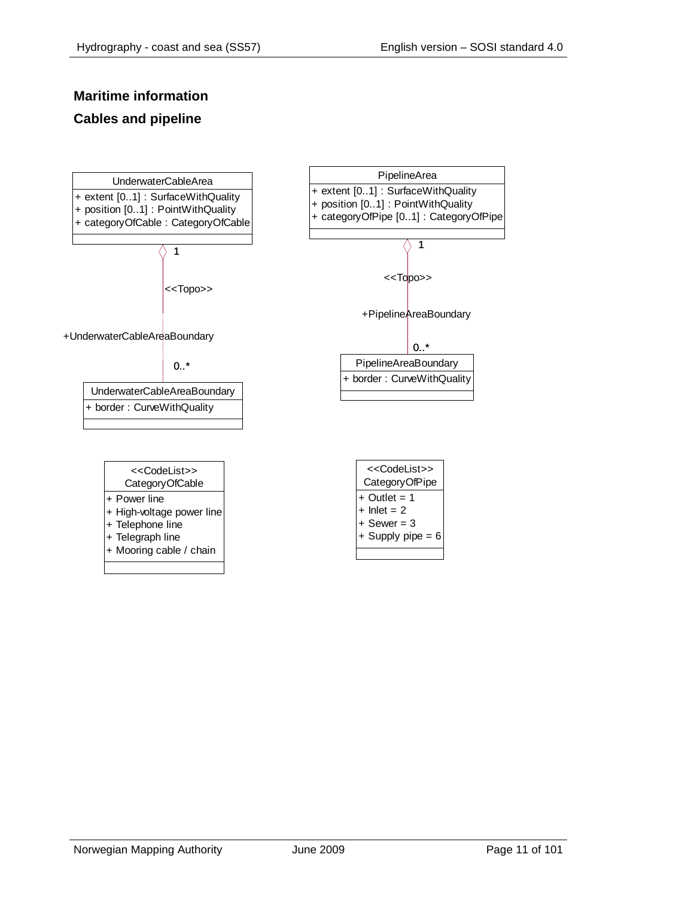## Maritime information

## Cables and pipeline

UnderwaterCableArea
+ extent [0..1] : SurfaceWithQuality
+ position [0..1] : PointWithQuality
+ categoryOfCable : CategoryOfCable

1

<<Topo>>

+UnderwaterCableAreaBoundary

0..*

UnderwaterCableAreaBoundary
+ border : CurveWithQuality

PipelineArea
+ extent [0..1] : SurfaceWithQuality
+ position [0..1] : PointWithQuality
+ categoryOfPipe [0..1] : CategoryOfPipe

1

<<Topo>>

+PipelineAreaBoundary

0..*

PipelineAreaBoundary
+ border : CurveWithQuality

<<CodeList>>
CategoryOfCable
+ Power line
+ High-voltage power line
+ Telephone line
+ Telegraph line
+ Mooring cable / chain

<<CodeList>>
CategoryOfPipe
+ Outlet = 1
+ Inlet = 2
+ Sewer = 3
+ Supply pipe = 6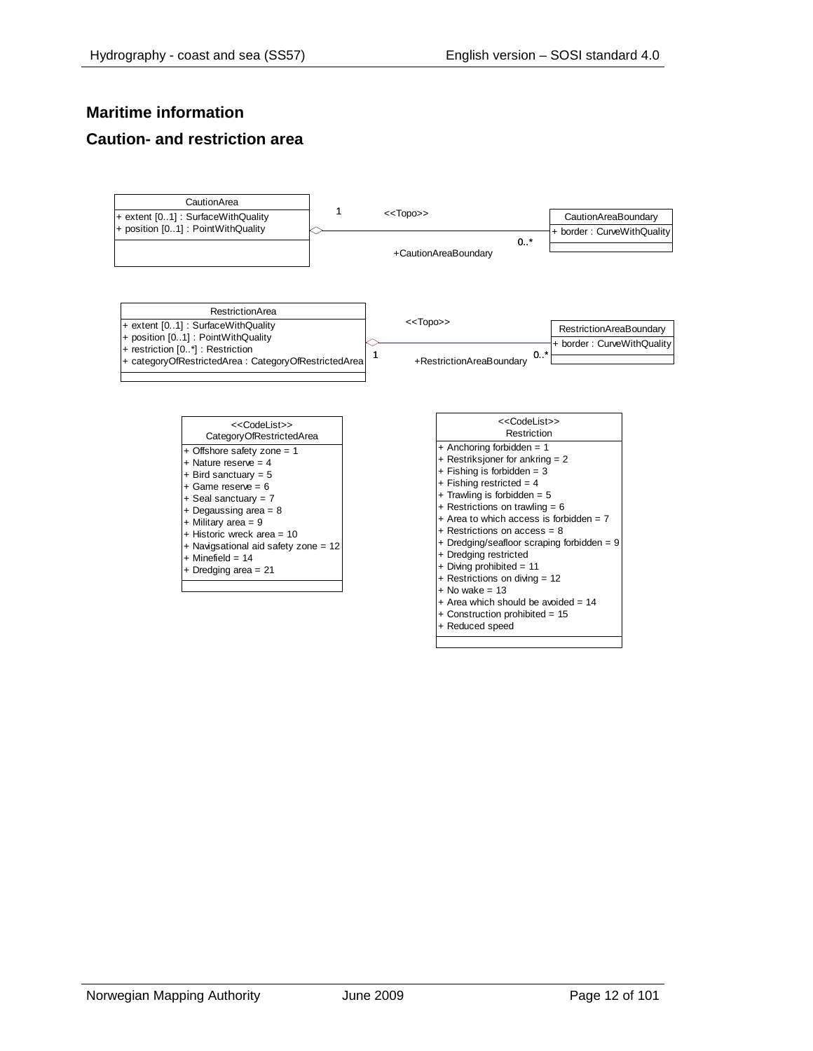## Maritime information

## Caution- and restriction area

CautionArea
+ extent [0..1] : SurfaceWithQuality
+ position [0..1] : PointWithQuality

1

<<Topo>>

0..*

+CautionAreaBoundary

CautionAreaBoundary
+ border : CurveWithQuality

RestrictionArea
+ extent [0..1] : SurfaceWithQuality
+ position [0..1] : PointWithQuality
+ restriction [0..*] : Restriction
+ categoryOfRestrictedArea : CategoryOfRestrictedArea

<<Topo>>

1

0..*

+RestrictionAreaBoundary

RestrictionAreaBoundary
+ border : CurveWithQuality

<<CodeList>>
CategoryOfRestrictedArea
+ Offshore safety zone = 1
+ Nature reserve = 4
+ Bird sanctuary = 5
+ Game reserve = 6
+ Seal sanctuary = 7
+ Degaussing area = 8
+ Military area = 9
+ Historic wreck area = 10
+ Navigsational aid safety zone = 12
+ Minefield = 14
+ Dredging area = 21

<<CodeList>>
Restriction
+ Anchoring forbidden = 1
+ Restriksjoner for ankring = 2
+ Fishing is forbidden = 3
+ Fishing restricted = 4
+ Trawling is forbidden = 5
+ Restrictions on trawling = 6
+ Area to which access is forbidden = 7
+ Restrictions on access = 8
+ Dredging/seafloor scraping forbidden = 9
+ Dredging restricted
+ Diving prohibited = 11
+ Restrictions on diving = 12
+ No wake = 13
+ Area which should be avoided = 14
+ Construction prohibited = 15
+ Reduced speed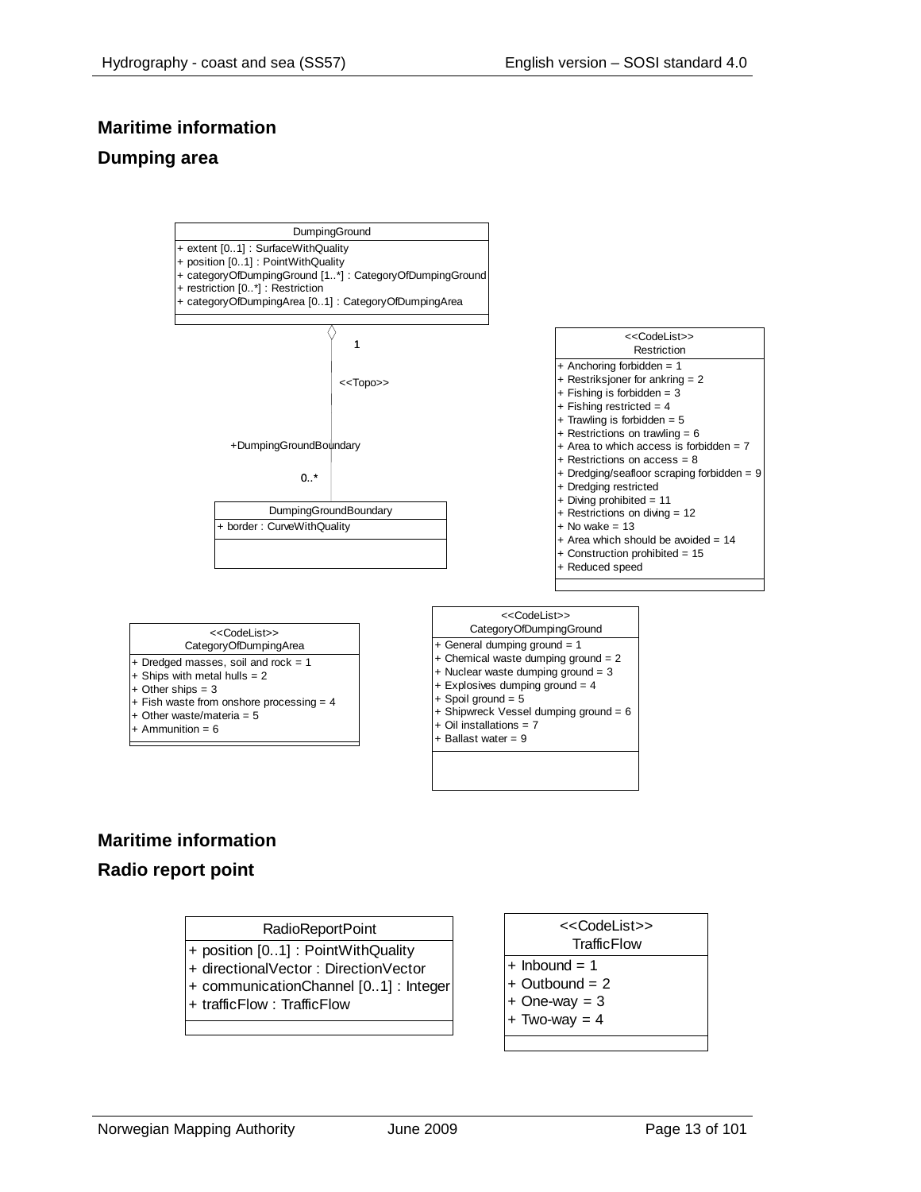## Maritime information

## Dumping area

**DumpingGround**

- + extent [0..1] : SurfaceWithQuality
- + position [0..1] : PointWithQuality
- + categoryOfDumpingGround [1..*] : CategoryOfDumpingGround
- + restriction [0..*] : Restriction
- + categoryOfDumpingArea [0..1] : CategoryOfDumpingArea

Association: DumpingGround (1) ◇— <<Topo>> — +DumpingGroundBoundary (0..*) DumpingGroundBoundary

**DumpingGroundBoundary**

- + border : CurveWithQuality

**<<CodeList>> Restriction**

- + Anchoring forbidden = 1
- + Restriksjoner for ankring = 2
- + Fishing is forbidden = 3
- + Fishing restricted = 4
- + Trawling is forbidden = 5
- + Restrictions on trawling = 6
- + Area to which access is forbidden = 7
- + Restrictions on access = 8
- + Dredging/seafloor scraping forbidden = 9
- + Dredging restricted
- + Diving prohibited = 11
- + Restrictions on diving = 12
- + No wake = 13
- + Area which should be avoided = 14
- + Construction prohibited = 15
- + Reduced speed

**<<CodeList>> CategoryOfDumpingArea**

- + Dredged masses, soil and rock = 1
- + Ships with metal hulls = 2
- + Other ships = 3
- + Fish waste from onshore processing = 4
- + Other waste/materia = 5
- + Ammunition = 6

**<<CodeList>> CategoryOfDumpingGround**

- + General dumping ground = 1
- + Chemical waste dumping ground = 2
- + Nuclear waste dumping ground = 3
- + Explosives dumping ground = 4
- + Spoil ground = 5
- + Shipwreck Vessel dumping ground = 6
- + Oil installations = 7
- + Ballast water = 9

## Maritime information

## Radio report point

**RadioReportPoint**

- + position [0..1] : PointWithQuality
- + directionalVector : DirectionVector
- + communicationChannel [0..1] : Integer
- + trafficFlow : TrafficFlow

**<<CodeList>> TrafficFlow**

- + Inbound = 1
- + Outbound = 2
- + One-way = 3
- + Two-way = 4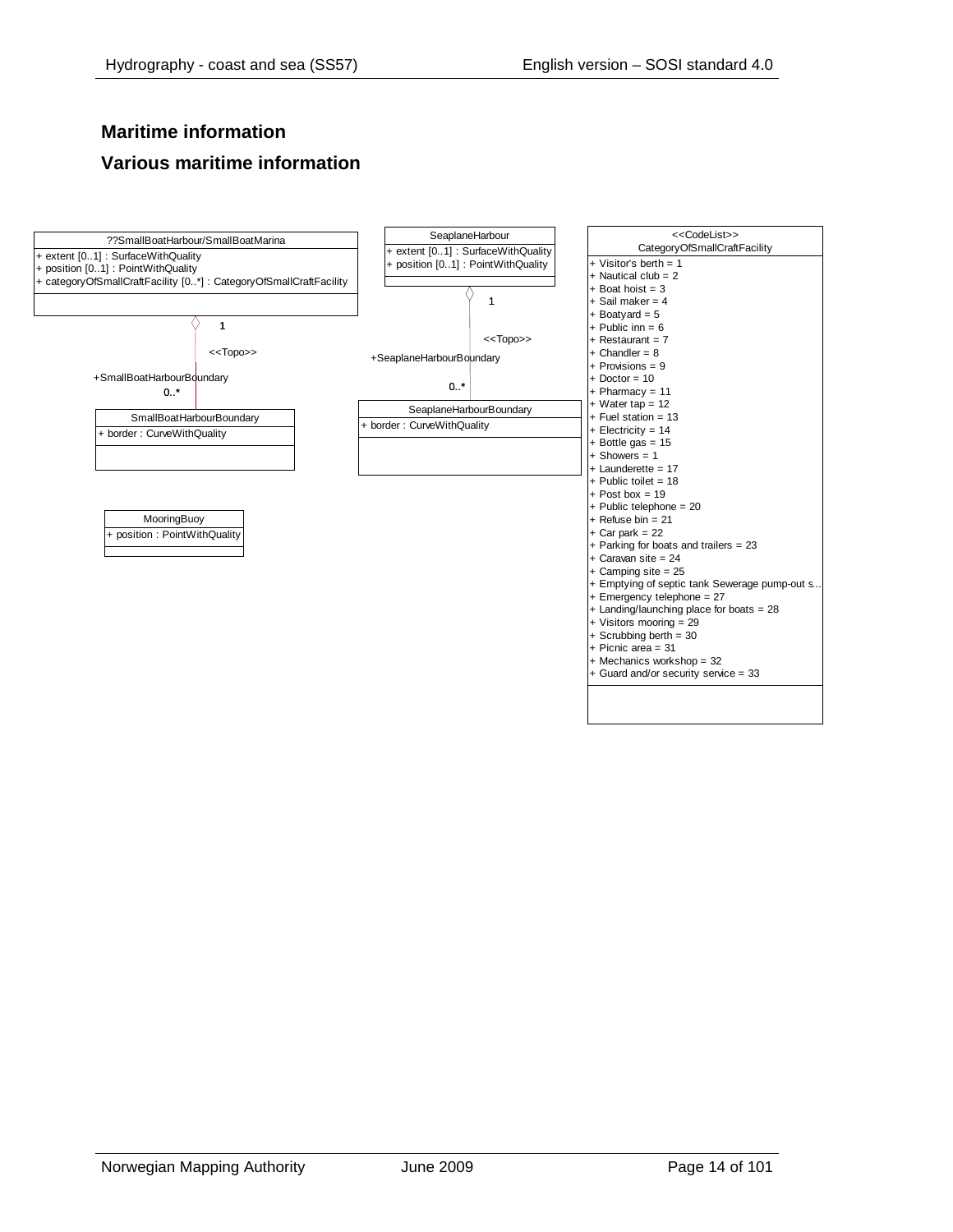## Maritime information

## Various maritime information

??SmallBoatHarbour/SmallBoatMarina
+ extent [0..1] : SurfaceWithQuality
+ position [0..1] : PointWithQuality
+ categoryOfSmallCraftFacility [0..*] : CategoryOfSmallCraftFacility

1

<<Topo>>

+SmallBoatHarbourBoundary

0..*

SmallBoatHarbourBoundary
+ border : CurveWithQuality

MooringBuoy
+ position : PointWithQuality

SeaplaneHarbour
+ extent [0..1] : SurfaceWithQuality
+ position [0..1] : PointWithQuality

1

<<Topo>>

+SeaplaneHarbourBoundary

0..*

SeaplaneHarbourBoundary
+ border : CurveWithQuality

<<CodeList>>
CategoryOfSmallCraftFacility
+ Visitor's berth = 1
+ Nautical club = 2
+ Boat hoist = 3
+ Sail maker = 4
+ Boatyard = 5
+ Public inn = 6
+ Restaurant = 7
+ Chandler = 8
+ Provisions = 9
+ Doctor = 10
+ Pharmacy = 11
+ Water tap = 12
+ Fuel station = 13
+ Electricity = 14
+ Bottle gas = 15
+ Showers = 1
+ Launderette = 17
+ Public toilet = 18
+ Post box = 19
+ Public telephone = 20
+ Refuse bin = 21
+ Car park = 22
+ Parking for boats and trailers = 23
+ Caravan site = 24
+ Camping site = 25
+ Emptying of septic tank Sewerage pump-out s...
+ Emergency telephone = 27
+ Landing/launching place for boats = 28
+ Visitors mooring = 29
+ Scrubbing berth = 30
+ Picnic area = 31
+ Mechanics workshop = 32
+ Guard and/or security service = 33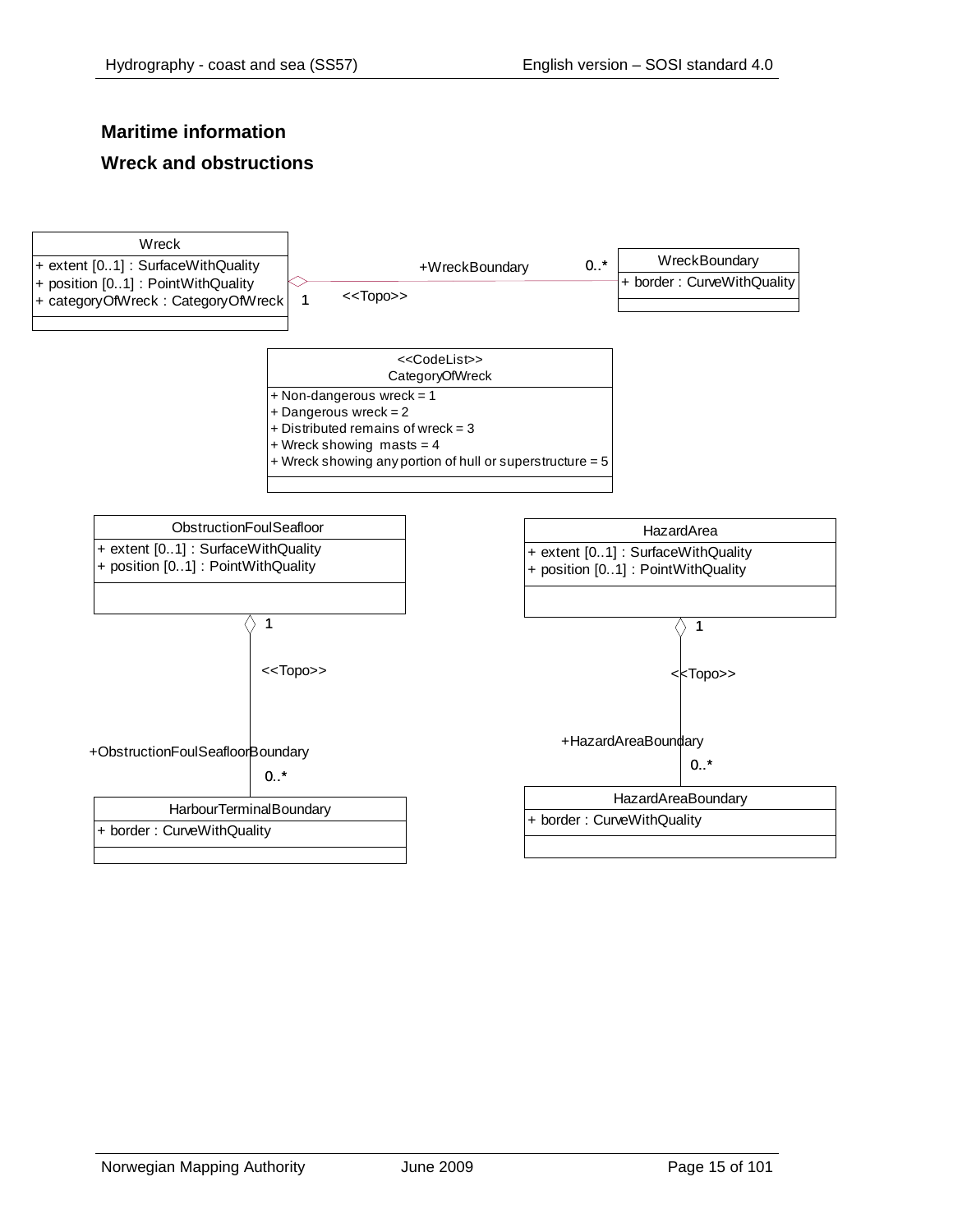## Maritime information

## Wreck and obstructions

Wreck
+ extent [0..1] : SurfaceWithQuality
+ position [0..1] : PointWithQuality
+ categoryOfWreck : CategoryOfWreck

+WreckBoundary
0..*
1
<<Topo>>

WreckBoundary
+ border : CurveWithQuality

<<CodeList>>
CategoryOfWreck
+ Non-dangerous wreck = 1
+ Dangerous wreck = 2
+ Distributed remains of wreck = 3
+ Wreck showing masts = 4
+ Wreck showing any portion of hull or superstructure = 5

ObstructionFoulSeafloor
+ extent [0..1] : SurfaceWithQuality
+ position [0..1] : PointWithQuality

1
<<Topo>>
+ObstructionFoulSeafloorBoundary
0..*

HarbourTerminalBoundary
+ border : CurveWithQuality

HazardArea
+ extent [0..1] : SurfaceWithQuality
+ position [0..1] : PointWithQuality

1
<<Topo>>
+HazardAreaBoundary
0..*

HazardAreaBoundary
+ border : CurveWithQuality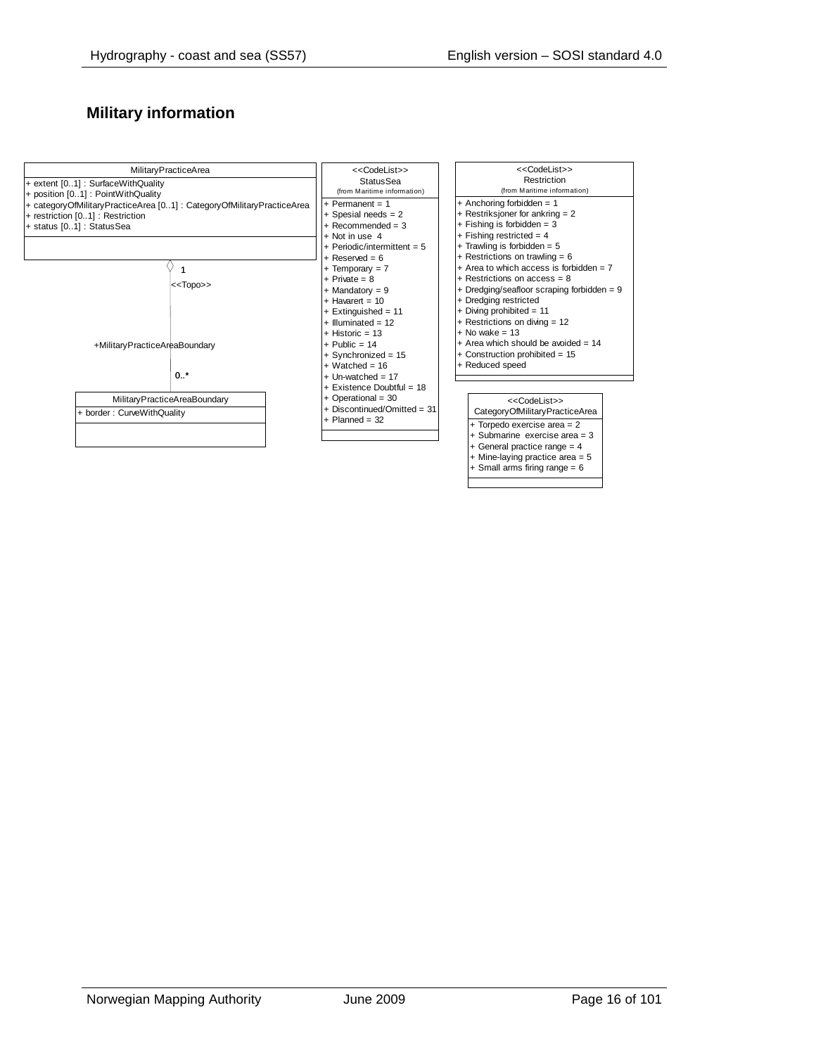## Military information

MilitaryPracticeArea
+ extent [0..1] : SurfaceWithQuality
+ position [0..1] : PointWithQuality
+ categoryOfMilitaryPracticeArea [0..1] : CategoryOfMilitaryPracticeArea
+ restriction [0..1] : Restriction
+ status [0..1] : StatusSea

1
<<Topo>>
+MilitaryPracticeAreaBoundary
0..*

MilitaryPracticeAreaBoundary
+ border : CurveWithQuality

<<CodeList>>
StatusSea
(from Maritime information)
+ Permanent = 1
+ Spesial needs = 2
+ Recommended = 3
+ Not in use 4
+ Periodic/intermittent = 5
+ Reserved = 6
+ Temporary = 7
+ Private = 8
+ Mandatory = 9
+ Havarert = 10
+ Extinguished = 11
+ Illuminated = 12
+ Historic = 13
+ Public = 14
+ Synchronized = 15
+ Watched = 16
+ Un-watched = 17
+ Existence Doubtful = 18
+ Operational = 30
+ Discontinued/Omitted = 31
+ Planned = 32

<<CodeList>>
Restriction
(from Maritime information)
+ Anchoring forbidden = 1
+ Restriksjoner for ankring = 2
+ Fishing is forbidden = 3
+ Fishing restricted = 4
+ Trawling is forbidden = 5
+ Restrictions on trawling = 6
+ Area to which access is forbidden = 7
+ Restrictions on access = 8
+ Dredging/seafloor scraping forbidden = 9
+ Dredging restricted
+ Diving prohibited = 11
+ Restrictions on diving = 12
+ No wake = 13
+ Area which should be avoided = 14
+ Construction prohibited = 15
+ Reduced speed

<<CodeList>>
CategoryOfMilitaryPracticeArea
+ Torpedo exercise area = 2
+ Submarine exercise area = 3
+ General practice range = 4
+ Mine-laying practice area = 5
+ Small arms firing range = 6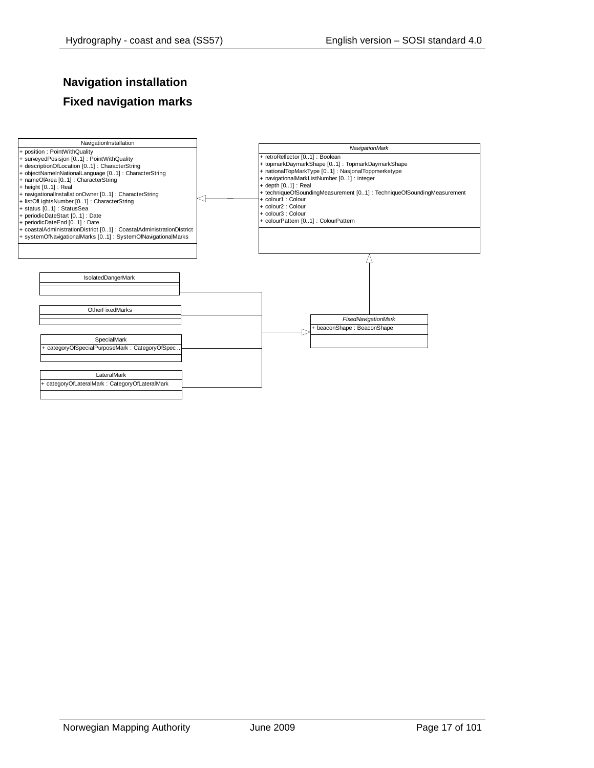## Navigation installation

## Fixed navigation marks

NavigationInstallation
+ position : PointWithQuality
+ surveyedPosisjon [0..1] : PointWithQuality
+ descriptionOfLocation [0..1] : CharacterString
+ objectNameInNationalLanguage [0..1] : CharacterString
+ nameOfArea [0..1] : CharacterString
+ height [0..1] : Real
+ navigationalInstallationOwner [0..1] : CharacterString
+ listOfLightsNumber [0..1] : CharacterString
+ status [0..1] : StatusSea
+ periodicDateStart [0..1] : Date
+ periodicDateEnd [0..1] : Date
+ coastalAdministrationDistrict [0..1] : CoastalAdministrationDistrict
+ systemOfNavigationalMarks [0..1] : SystemOfNavigationalMarks

*NavigationMark*
+ retroReflector [0..1] : Boolean
+ topmarkDaymarkShape [0..1] : TopmarkDaymarkShape
+ nationalTopMarkType [0..1] : NasjonalToppmerketype
+ navigationalMarkListNumber [0..1] : integer
+ depth [0..1] : Real
+ techniqueOfSoundingMeasurement [0..1] : TechniqueOfSoundingMeasurement
+ colour1 : Colour
+ colour2 : Colour
+ colour3 : Colour
+ colourPattern [0..1] : ColourPattern

IsolatedDangerMark

OtherFixedMarks

*FixedNavigationMark*
+ beaconShape : BeaconShape

SpecialMark
+ categoryOfSpecialPurposeMark : CategoryOfSpec...

LateralMark
+ categoryOfLateralMark : CategoryOfLateralMark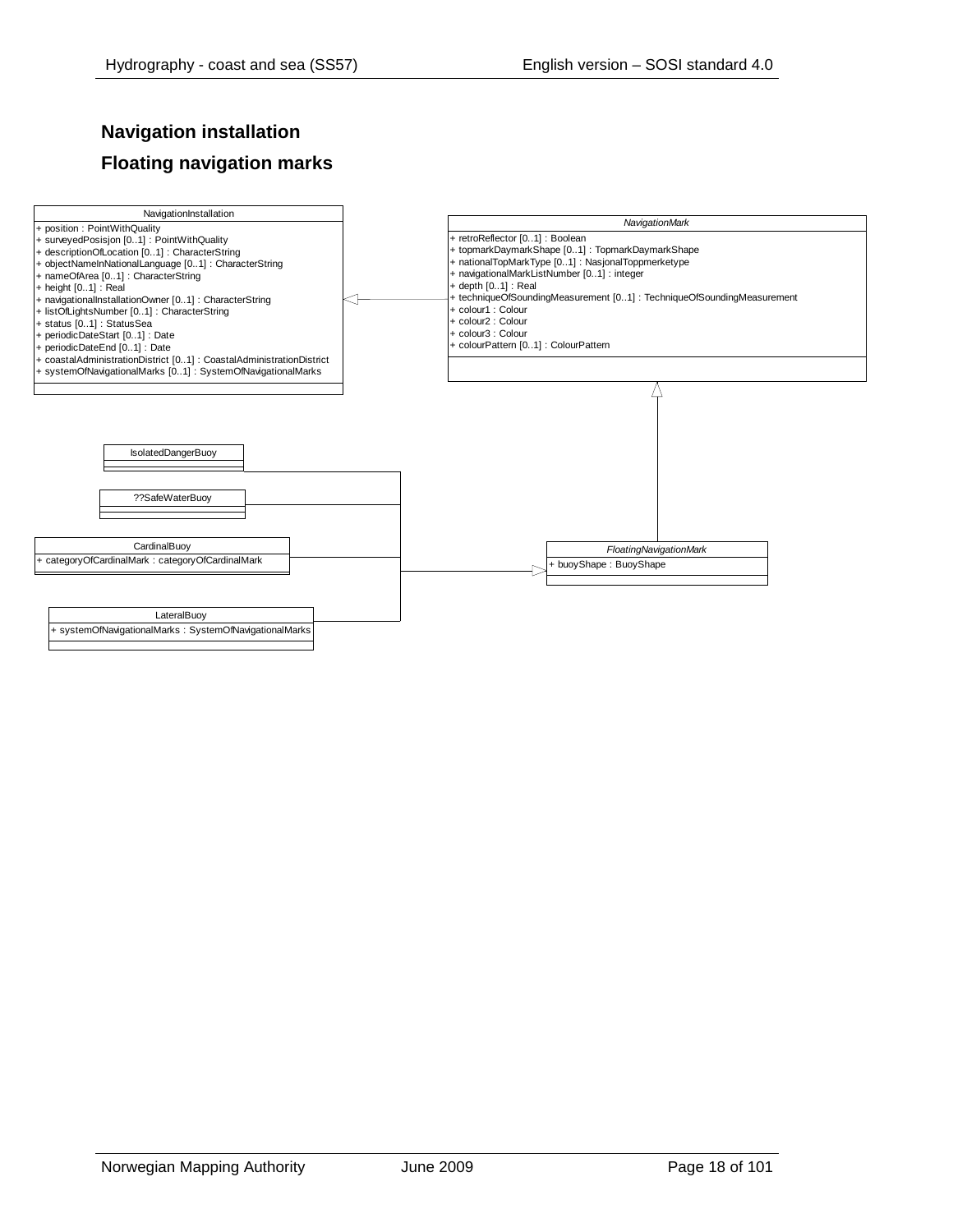## Navigation installation

### Floating navigation marks

NavigationInstallation
+ position : PointWithQuality
+ surveyedPosisjon [0..1] : PointWithQuality
+ descriptionOfLocation [0..1] : CharacterString
+ objectNameInNationalLanguage [0..1] : CharacterString
+ nameOfArea [0..1] : CharacterString
+ height [0..1] : Real
+ navigationalInstallationOwner [0..1] : CharacterString
+ listOfLightsNumber [0..1] : CharacterString
+ status [0..1] : StatusSea
+ periodicDateStart [0..1] : Date
+ periodicDateEnd [0..1] : Date
+ coastalAdministrationDistrict [0..1] : CoastalAdministrationDistrict
+ systemOfNavigationalMarks [0..1] : SystemOfNavigationalMarks

*NavigationMark*
+ retroReflector [0..1] : Boolean
+ topmarkDaymarkShape [0..1] : TopmarkDaymarkShape
+ nationalTopMarkType [0..1] : NasjonalToppmerketype
+ navigationalMarkListNumber [0..1] : integer
+ depth [0..1] : Real
+ techniqueOfSoundingMeasurement [0..1] : TechniqueOfSoundingMeasurement
+ colour1 : Colour
+ colour2 : Colour
+ colour3 : Colour
+ colourPattern [0..1] : ColourPattern

IsolatedDangerBuoy

??SafeWaterBuoy

CardinalBuoy
+ categoryOfCardinalMark : categoryOfCardinalMark

*FloatingNavigationMark*
+ buoyShape : BuoyShape

LateralBuoy
+ systemOfNavigationalMarks : SystemOfNavigationalMarks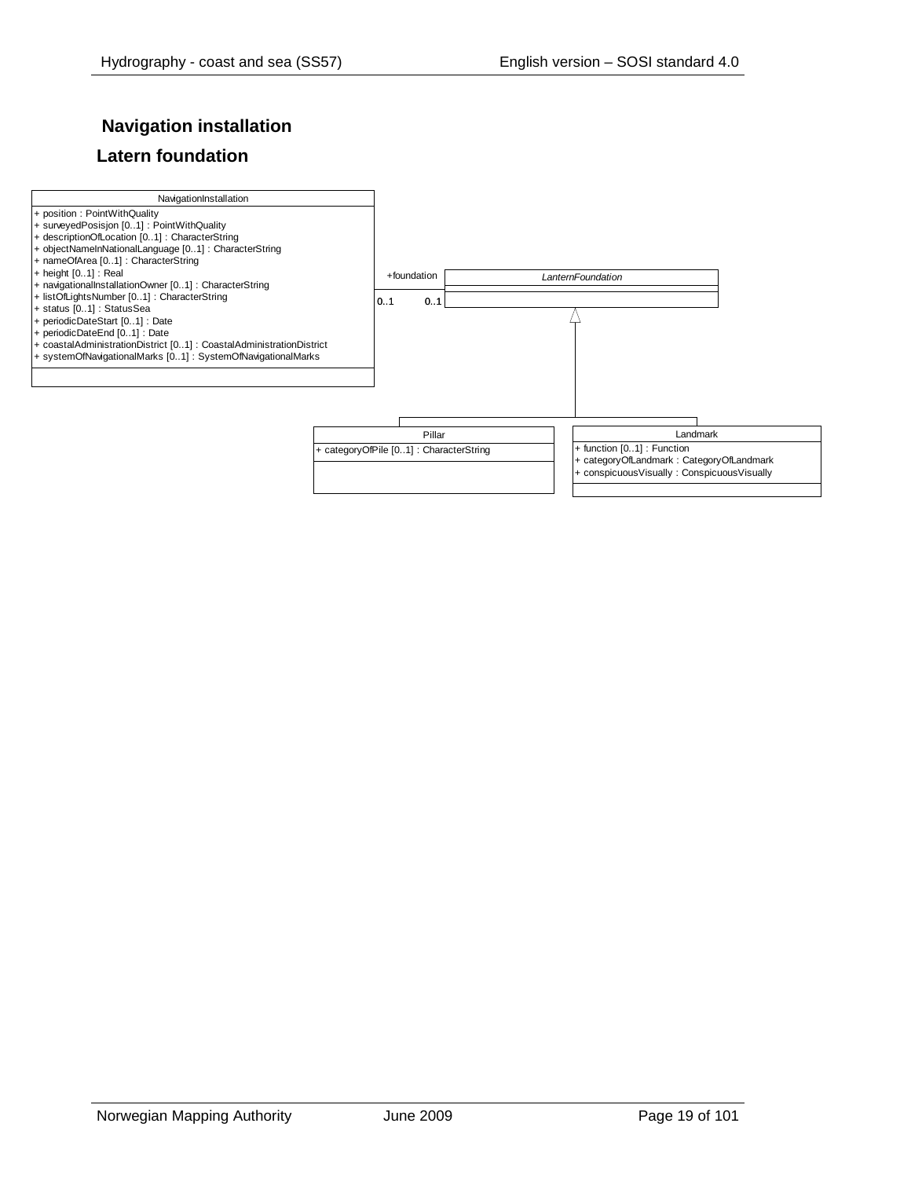## Navigation installation

### Latern foundation

NavigationInstallation
+ position : PointWithQuality
+ surveyedPosisjon [0..1] : PointWithQuality
+ descriptionOfLocation [0..1] : CharacterString
+ objectNameInNationalLanguage [0..1] : CharacterString
+ nameOfArea [0..1] : CharacterString
+ height [0..1] : Real
+ navigationalInstallationOwner [0..1] : CharacterString
+ listOfLightsNumber [0..1] : CharacterString
+ status [0..1] : StatusSea
+ periodicDateStart [0..1] : Date
+ periodicDateEnd [0..1] : Date
+ coastalAdministrationDistrict [0..1] : CoastalAdministrationDistrict
+ systemOfNavigationalMarks [0..1] : SystemOfNavigationalMarks

+foundation

0..1 0..1

*LanternFoundation*

Pillar
+ categoryOfPile [0..1] : CharacterString

Landmark
+ function [0..1] : Function
+ categoryOfLandmark : CategoryOfLandmark
+ conspicuousVisually : ConspicuousVisually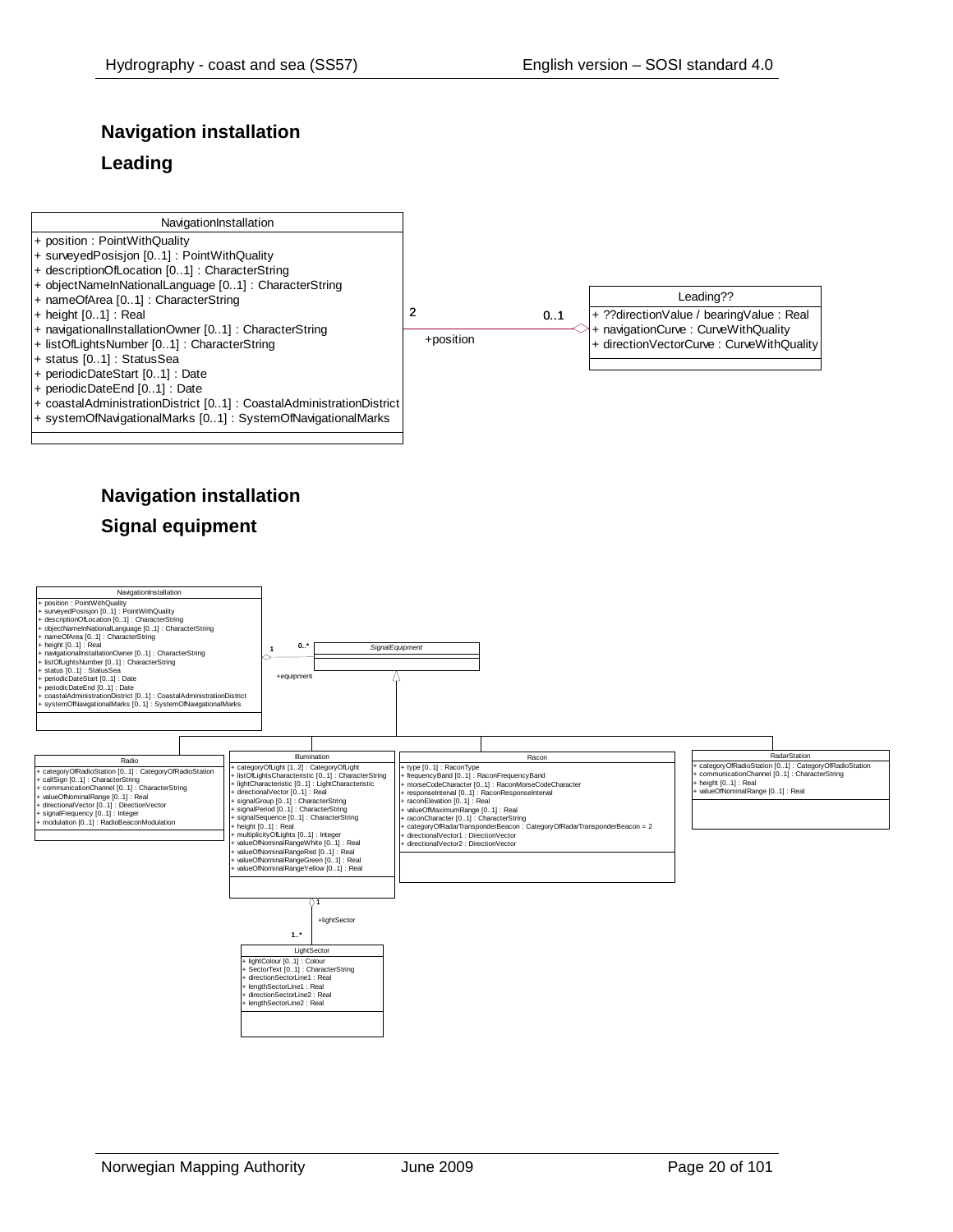## Navigation installation

## Leading

NavigationInstallation

+ position : PointWithQuality
+ surveyedPosisjon [0..1] : PointWithQuality
+ descriptionOfLocation [0..1] : CharacterString
+ objectNameInNationalLanguage [0..1] : CharacterString
+ nameOfArea [0..1] : CharacterString
+ height [0..1] : Real
+ navigationalInstallationOwner [0..1] : CharacterString
+ listOfLightsNumber [0..1] : CharacterString
+ status [0..1] : StatusSea
+ periodicDateStart [0..1] : Date
+ periodicDateEnd [0..1] : Date
+ coastalAdministrationDistrict [0..1] : CoastalAdministrationDistrict
+ systemOfNavigationalMarks [0..1] : SystemOfNavigationalMarks

2

+position

0..1

Leading??

+ ??directionValue / bearingValue : Real
+ navigationCurve : CurveWithQuality
+ directionVectorCurve : CurveWithQuality

## Navigation installation

## Signal equipment

NavigationInstallation

+ position : PointWithQuality
+ surveyedPosisjon [0..1] : PointWithQuality
+ descriptionOfLocation [0..1] : CharacterString
+ objectNameInNationalLanguage [0..1] : CharacterString
+ nameOfArea [0..1] : CharacterString
+ height [0..1] : Real
+ navigationalInstallationOwner [0..1] : CharacterString
+ listOfLightsNumber [0..1] : CharacterString
+ status [0..1] : StatusSea
+ periodicDateStart [0..1] : Date
+ periodicDateEnd [0..1] : Date
+ coastalAdministrationDistrict [0..1] : CoastalAdministrationDistrict
+ systemOfNavigationalMarks [0..1] : SystemOfNavigationalMarks

1

0..*

+equipment

*SignalEquipment*

Radio

+ categoryOfRadioStation [0..1] : CategoryOfRadioStation
+ callSign [0..1] : CharacterString
+ communicationChannel [0..1] : CharacterString
+ valueOfNominalRange [0..1] : Real
+ directionalVector [0..1] : DirectionVector
+ signalFrequency [0..1] : Integer
+ modulation [0..1] : RadioBeaconModulation

Illumination

+ categoryOfLight [1..2] : CategoryOfLight
+ listOfLightsCharacteristic [0..1] : CharacterString
+ lightCharacteristic [0..1] : LightCharacteristic
+ directionalVector [0..1] : Real
+ signalGroup [0..1] : CharacterString
+ signalPeriod [0..1] : CharacterString
+ signalSequence [0..1] : CharacterString
+ height [0..1] : Real
+ multiplicityOfLights [0..1] : Integer
+ valueOfNominalRangeWhite [0..1] : Real
+ valueOfNominalRangeRed [0..1] : Real
+ valueOfNominalRangeGreen [0..1] : Real
+ valueOfNominalRangeYellow [0..1] : Real

Racon

+ type [0..1] : RaconType
+ frequencyBand [0..1] : RaconFrequencyBand
+ morseCodeCharacter [0..1] : RaconMorseCodeCharacter
+ responseInterval [0..1] : RaconResponseInterval
+ raconElevation [0..1] : Real
+ valueOfMaximumRange [0..1] : Real
+ raconCharacter [0..1] : CharacterString
+ categoryOfRadarTransponderBeacon : CategoryOfRadarTransponderBeacon = 2
+ directionalVector1 : DirectionVector
+ directionalVector2 : DirectionVector

RadarStation

+ categoryOfRadioStation [0..1] : CategoryOfRadioStation
+ communicationChannel [0..1] : CharacterString
+ height [0..1] : Real
+ valueOfNominalRange [0..1] : Real

1

+lightSector

1..*

LightSector

+ lightColour [0..1] : Colour
+ SectorText [0..1] : CharacterString
+ directionSectorLine1 : Real
+ lengthSectorLine1 : Real
+ directionSectorLine2 : Real
+ lengthSectorLine2 : Real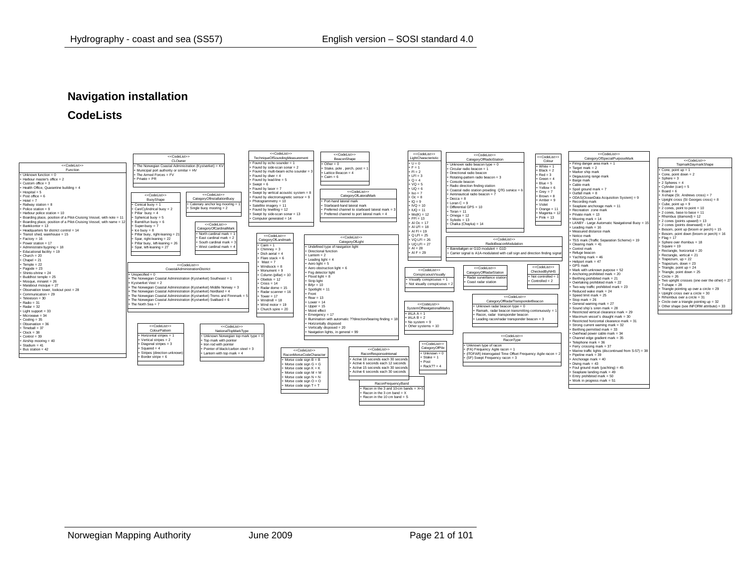## Navigation installation

## CodeLists

<<CodeList>>
Function
+ Unknown function = 0
+ Harbour master's office = 2
+ Custom office = 3
+ Health Office, Quarantine building = 4
+ Hospital = 5
+ Post office = 6
+ Hotel = 7
+ Railway station = 8
+ Police station = 9
+ Harbour police station = 10
+ Boarding place, position of a Pilot-Cruising Vessel, with note = 11
+ Boarding place, position of a Pilot-Cruising Vessel, with name = 12
+ Bankkontor = 13
+ Headquarters for district control = 14
+ Transit shed, warehouse = 15
+ Factory = 16
+ Power station = 17
+ Administrativ bygning = 18
+ Educational facility = 19
+ Church = 20
+ Chapel = 21
+ Temple = 22
+ Pagode = 23
+ Shinto-shrine = 24
+ Buddhist temple = 25
+ Mosque, minaret = 26
+ Marabout mosque = 27
+ Observation tower, lookout post = 28
+ Communication = 29
+ Television = 30
+ Radio = 31
+ Radar = 32
+ Light support = 33
+ Microwave = 34
+ Cooling = 35
+ Observation = 36
+ Timeball = 37
+ Clock = 38
+ Control = 39
+ Airship mooring = 40
+ Stadium = 41
+ Bus station = 42

<<CodeList>>
CLOwner
+ The Norwegian Coastal Administration (Kystverket) = KV
+ Municipal port authority or similar = HV
+ The Armed Forces = FV
+ Private = PR

<<CodeList>>
BuoyShape
+ Conical buoy = 1
+ Can/Cylindrical buoy = 2
+ Pillar buoy = 4
+ Spherical buoy = 5
+ Barrel/tun buoy = 6
+ Super-buoy = 7
+ Ice buoy = 8
+ Pillar buoy, right-leaning = 21
+ Spar, right-leaning = 22
+ Pillar buoy, left-leaning = 26
+ Spar, left-leaning = 27

<<CodeList>>
CategoryOfInstallationBuoy
+ Catenary anchor leg mooring = 1
+ Single buoy mooring = 2

<<CodeList>>
CategoryOfCardinalMark
+ North cardinal mark = 1
+ East cardinal mark = 2
+ South cardinal mark = 3
+ West cardinal mark = 4

<<CodeList>>
CoastalAdministrationDistrict
+ Unspecified = 0
+ The Norwegian Coastal Administration (Kystverket) Southeast = 1
+ Kystverket Vest = 2
+ The Norwegian Coastal Administration (Kystverket) Middle Norway = 3
+ The Norwegian Coastal Administration (Kystverket) Nordland = 4
+ The Norwegian Coastal Administration (Kystverket) Troms and Finnmark = 5
+ The Norwegian Coastal Administration (Kystverket) Svalbard = 6
+ The North Sea = 7

<<CodeList>>
ColourPattern
+ Horizontal stripes = 1
+ Vertical stripes = 2
+ Diagonal stripes = 3
+ Squared = 4
+ Stripes (direction unknown)
+ Border stripe = 6

<<CodeList>>
NationalTopMarkType
+ Unknown Norwegian top mark type = 0
+ Top mark with pointer
+ Iron rod with pointer
+ Pointer of black/carbon steel = 3
+ Lantern with top mark = 4

<<CodeList>>
TechniqueOfSoundingMeasurement
+ Found by echo sounder = 1
+ Found by side-scan sonar = 2
+ Found by multi-beam echo sounder = 3
+ Found by diver = 4
+ Found by lead-line = 5
+ Swept = 6
+ Found by laser = 7
+ Swept by vertical acoustic system = 8
+ Found by electromagnetic sensor = 9
+ Photogrammetry = 10
+ Satellite imagery = 11
+ Found by levelling = 12
+ Swept by side-scan sonar = 13
+ Computer generated = 14

<<CodeList>>
BeaconShape
+ Other = 0
+ Stake, pole , perch, post = 1
+ Lattice Beacon = 4
+ Cairn = 6

<<CodeList>>
CategoryOfLateralMark
+ Port-hand lateral mark
+ Starboard-hand lateral mark
+ Preferred channel to starboard lateral mark = 3
+ Preferred channel to port lateral mark = 4

<<CodeList>>
CategoryOfLandmark
+ Cairn = 1
+ Chimney = 3
+ Dish aerial = 4
+ Flare stack = 6
+ Mast = 7
+ Windsock = 8
+ Monument = 9
+ Column (pillar) = 10
+ Obelisk = 12
+ Cross = 14
+ Radar dome = 15
+ Radar scanner = 16
+ Tower = 17
+ Windmill = 18
+ Wind motor = 19
+ Church spire = 20

<<CodeList>>
CategoryOfLight
+ Undefined type of navigation light
+ Directional function
+ Lantern = 2
+ Leading light = 4
+ Aero light = 5
+ Aero obstruction light = 6
+ Fog detector light
+ Flood light = 8
+ Strip light
+ Bifyr = 10
+ Spotlight = 11
+ Front
+ Rear = 13
+ Lower = 14
+ Upper = 15
+ Moiré effect
+ Emergency = 17
+ Illumination with automatic ??direction/bearing finding = 18
+ Horizontally disposed
+ Vertically disposed = 20
+ Navigation lights, in general = 99

<<CodeList>>
RaconMorseCodeCharacter
+ Morse code sign B = B
+ Morse code sign G = G
+ Morse code sign K = K
+ Morse code sign M = M
+ Morse code sign N = N
+ Morse code sign O = O
+ Morse code sign T = T

<<CodeList>>
RaconResponseInterval
+ Active 18 seconds each 30 seconds
+ Active 6 seconds each 12 seconds
+ Active 15 seconds each 30 seconds
+ Active 6 seconds each 30 seconds

RaconFrequencyBand
+ Racon in the 3 and 10-cm bands = X+S
+ Racon in the 3 cm band = X
+ Racon in the 10 cm band = S

<<CodeList>>
LightCharacteristic
+ U = 0
+ F = 1
+ Fl = 2
+ LFl = 3
+ Q = 4
+ VQ = 5
+ UQ = 6
+ Iso = 7
+ Oc = 8
+ IQ = 9
+ IVQ = 10
+ IUQ = 11
+ Mo(K) = 12
+ FFl = 13
+ Al Oc = 17
+ Al LFl = 18
+ Al Fl = 19
+ Q LFl = 25
+ VQ LFl = 26
+ UQ LFl = 27
+ Al = 28
+ Al F = 29

<<CodeList>>
CategoryOfRadioStation
+ Unknown radio beacon type = 0
+ Circular radio beacon = 1
+ Directional radio beacon
+ Rotating-pattern radio beacon = 3
+ Console beacon
+ Radio direction finding station
+ Coastal radio station providing QTG service = 6
+ Aeronautical radio beacon = 7
+ Decca = 8
+ Loran C = 9
+ Differential GPS = 10
+ Toran = 11
+ Omega = 12
+ Syledis = 13
+ Chaika (Chayka) = 14

<<CodeList>>
Colour
+ White = 1
+ Black = 2
+ Red = 3
+ Green = 4
+ Blue = 5
+ Yellow = 6
+ Grey = 7
+ Brown = 8
+ Amber = 9
+ Violet
+ Orange = 11
+ Magenta = 12
+ Pink = 13

<<CodeList>>
RadioBeaconModulation
+ Bærebølgen er G1D modulert = G1D
+ Carrier signal is A1A-modulated with call sign and direction finding signal

<<CodeList>>
ConspicuousVisually
+ Visually conspicuous = 1
+ Not visually conspicuous = 2

<<CodeList>>
CategoryOfRadarStation
+ Radar surveillance station
+ Coast radar station

<<CodeList>>
CheckedByNHS
+ Not controlled = 1
+ Controlled = 2

<<CodeList>>
SystemOfNavigationalMarks
+ IALA A = 1
+ IALA B = 2
+ No system = 9
+ Other systems = 10

<<CodeList>>
CategoryOfRadarTransponderBeacon
+ Unknown radar beacon type = 0
+ Ramark, radar beacon transmitting contonuously = 1
+ Racon, radar transponder beacon
+ Leading racon/radar transponder beacon = 3

<<CodeList>>
CategoryOfPile
+ Unknown = 0
+ Stake = 1
+ Post
+ Rack?? = 4

<<CodeList>>
RaconType
+ Unknown type of racon
+ (FA) Frequency Agile racon = 1
+ (ITOFAR) Interrogated Time Offset Frequency Agile racon = 2
+ (SF) Swept Frequency racon = 3

<<CodeList>>
CategoryOfSpecialPurposeMark
+ Firing danger area mark = 1
+ Target mark = 2
+ Marker ship mark
+ Degaussing range mark
+ Barge mark
+ Cable mark
+ Spoil ground mark = 7
+ Outfall mark = 8
+ ODAS(OceanData Acquisition System) = 9
+ Recording mark
+ Seaplane anchorage mark = 11
+ Recreation zone mark
+ Private mark = 13
+ Mooring mark = 14
+ LANBY - Large Automatic Navigational Buoy = 15
+ Leading mark = 16
+ Measured distance mark
+ Notice mark
+ TSS mark (Traffic Separation Scheme) = 19
+ Clearing mark = 41
+ Control mark
+ Refuge beacon
+ Yachting mark = 46
+ Heliport mark = 47
+ GPS mark
+ Mark with unknown purpose = 52
+ Anchoring prohibited mark = 20
+ Berthing prohibited mark = 21
+ Overtaking prohibited mark = 22
+ Two-way traffic prohibited mark = 23
+ Reduced wake mark = 24
+ Speed limit mark = 25
+ Stop mark = 26
+ General warning mark = 27
+ Sound ship's siren mark = 28
+ Restricted vertical clearance mark = 29
+ Maximum vessel's draught mark = 30
+ Restricted horizontal clearance mark = 31
+ Strong current warning mark = 32
+ Berthing permitted mark = 33
+ Overhead power cable mark = 34
+ Channel edge gradient mark = 35
+ Telephone mark = 36
+ Ferry crossing mark = 37
+ Marine traffic lights (discontinued from S-57) = 38
+ Pipeline mark = 39
+ Anchorage mark = 40
+ Diving mark = 43
+ Foul ground mark (yachting) = 45
+ Seaplane landing mark = 49
+ Entry prohibited mark = 50
+ Work in progress mark = 51

<<CodeList>>
TopmarkDaymarkShape
+ Cone, point up = 1
+ Cone, point down = 2
+ Sphere = 3
+ 2 Spheres = 4
+ Cylinder (can) = 5
+ Board = 6
+ X-shape (St. Andrews cross) = 7
+ Upright cross (St Georges cross) = 8
+ Cube, point up = 9
+ 2 cones, point to point = 10
+ 2 cones, base to base = 11
+ Rhombus (diamond) = 12
+ 2 cones (points upward) = 13
+ 2 cones (points downward) = 14
+ Besom, point up (broom or perch) = 15
+ Besom, point down (broom or perch) = 16
+ Flag = 17
+ Sphere over rhombus = 18
+ Square = 19
+ Rectangle, horizontal = 20
+ Rectangle, vertical = 21
+ Trapezium, up = 22
+ Trapezium, down = 23
+ Triangle, point up = 24
+ Triangle, point down = 25
+ Circle = 26
+ Two upright crosses (one over the other) = 27
+ T-shape = 28
+ Triangle pointing up over a circle = 29
+ Upright cross over a circle = 30
+ Rhombus over a circle = 31
+ Circle over a triangle pointing up = 32
+ Other shape (see INFORM attribute) = 33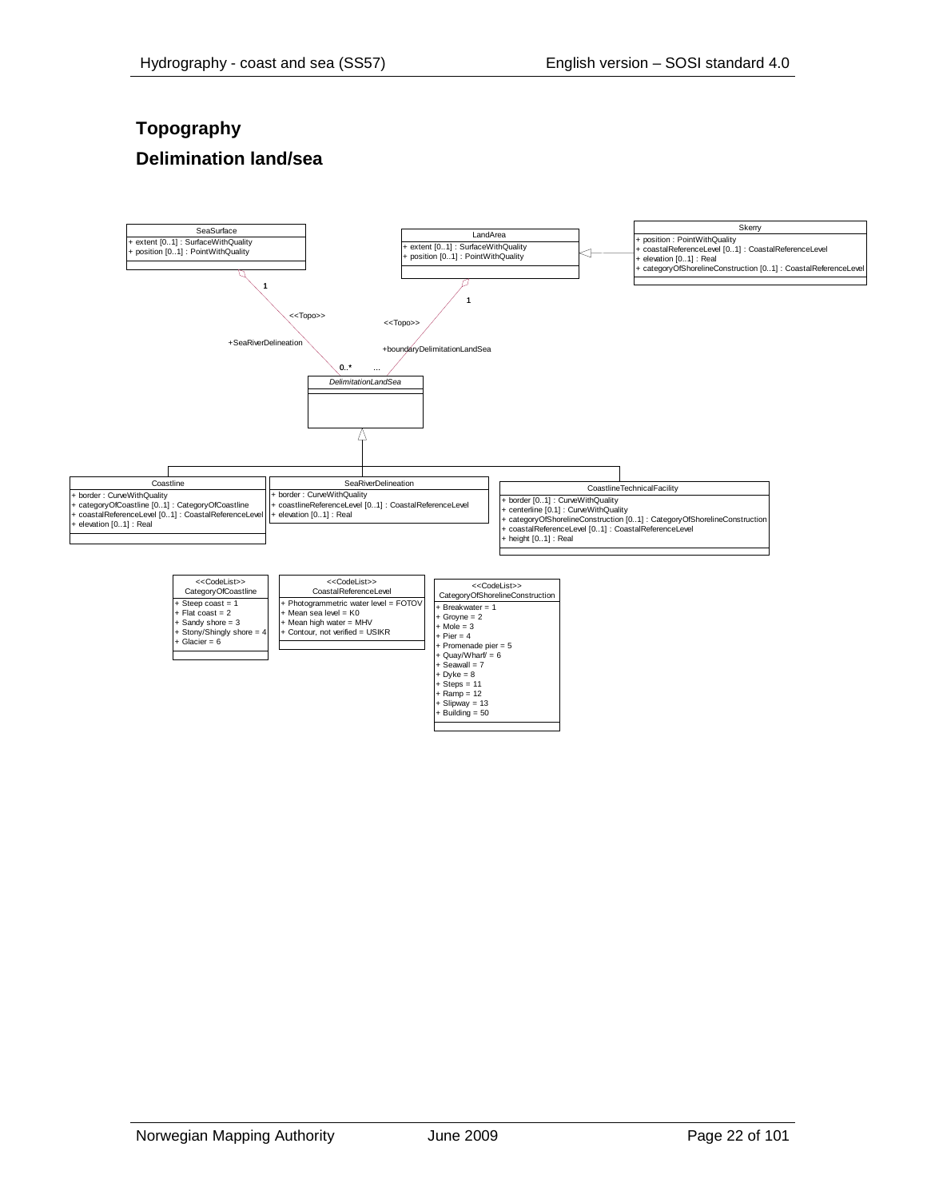## Topography

### Delimination land/sea

SeaSurface
+ extent [0..1] : SurfaceWithQuality
+ position [0..1] : PointWithQuality

LandArea
+ extent [0..1] : SurfaceWithQuality
+ position [0..1] : PointWithQuality

Skerry
+ position : PointWithQuality
+ coastalReferenceLevel [0..1] : CoastalReferenceLevel
+ elevation [0..1] : Real
+ categoryOfShorelineConstruction [0..1] : CoastalReferenceLevel

1

<<Topo>>

+SeaRiverDelineation

0..*

1

<<Topo>>

+boundaryDelimitationLandSea

...

*DelimitationLandSea*

Coastline
+ border : CurveWithQuality
+ categoryOfCoastline [0..1] : CategoryOfCoastline
+ coastalReferenceLevel [0..1] : CoastalReferenceLevel
+ elevation [0..1] : Real

SeaRiverDelineation
+ border : CurveWithQuality
+ coastlineReferenceLevel [0..1] : CoastalReferenceLevel
+ elevation [0..1] : Real

CoastlineTechnicalFacility
+ border [0..1] : CurveWithQuality
+ centerline [0.1] : CurveWithQuality
+ categoryOfShorelineConstruction [0..1] : CategoryOfShorelineConstruction
+ coastalReferenceLevel [0..1] : CoastalReferenceLevel
+ height [0..1] : Real

<<CodeList>>
CategoryOfCoastline
+ Steep coast = 1
+ Flat coast = 2
+ Sandy shore = 3
+ Stony/Shingly shore = 4
+ Glacier = 6

<<CodeList>>
CoastalReferenceLevel
+ Photogrammetric water level = FOTOV
+ Mean sea level = K0
+ Mean high water = MHV
+ Contour, not verified = USIKR

<<CodeList>>
CategoryOfShorelineConstruction
+ Breakwater = 1
+ Groyne = 2
+ Mole = 3
+ Pier = 4
+ Promenade pier = 5
+ Quay/Wharf = 6
+ Seawall = 7
+ Dyke = 8
+ Steps = 11
+ Ramp = 12
+ Slipway = 13
+ Building = 50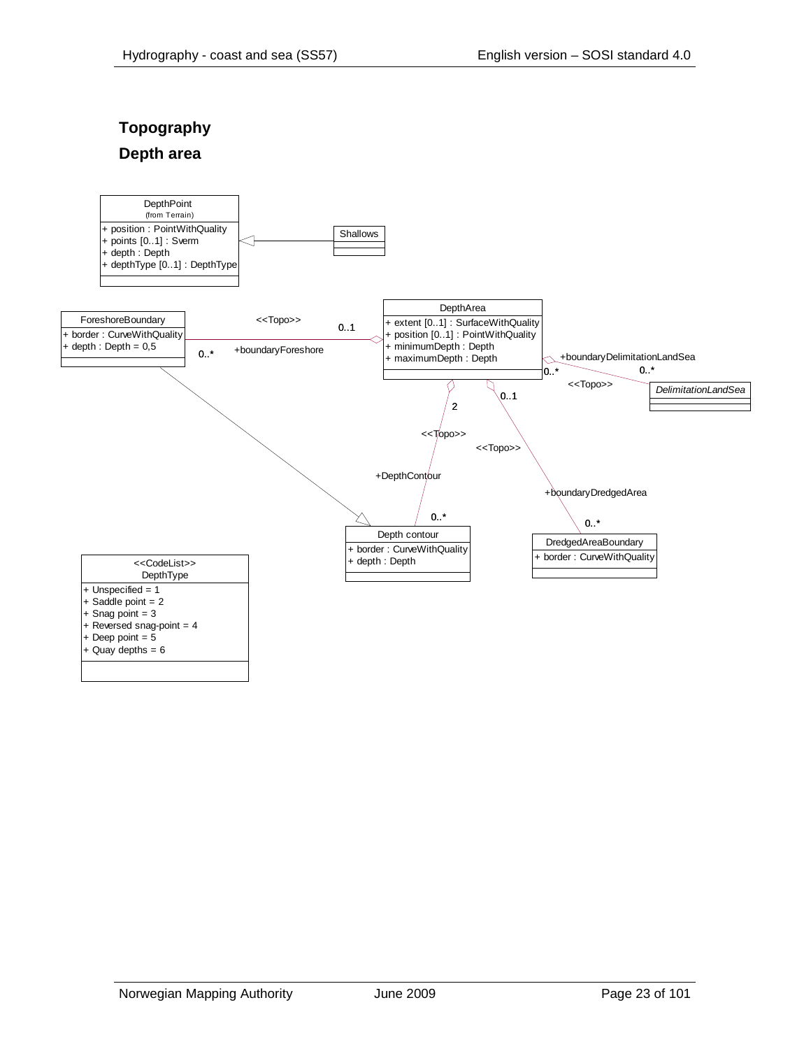## Topography

### Depth area

DepthPoint
(from Terrain)
+ position : PointWithQuality
+ points [0..1] : Sverm
+ depth : Depth
+ depthType [0..1] : DepthType

Shallows

ForeshoreBoundary
+ border : CurveWithQuality
+ depth : Depth = 0,5

<<Topo>>
0..1
0..*
+boundaryForeshore

DepthArea
+ extent [0..1] : SurfaceWithQuality
+ position [0..1] : PointWithQuality
+ minimumDepth : Depth
+ maximumDepth : Depth

+boundaryDelimitationLandSea
0..*
0..*
<<Topo>>

*DelimitationLandSea*

2
0..1
<<Topo>>
<<Topo>>
+DepthContour
+boundaryDredgedArea
0..*
0..*

Depth contour
+ border : CurveWithQuality
+ depth : Depth

DredgedAreaBoundary
+ border : CurveWithQuality

<<CodeList>>
DepthType
+ Unspecified = 1
+ Saddle point = 2
+ Snag point = 3
+ Reversed snag-point = 4
+ Deep point = 5
+ Quay depths = 6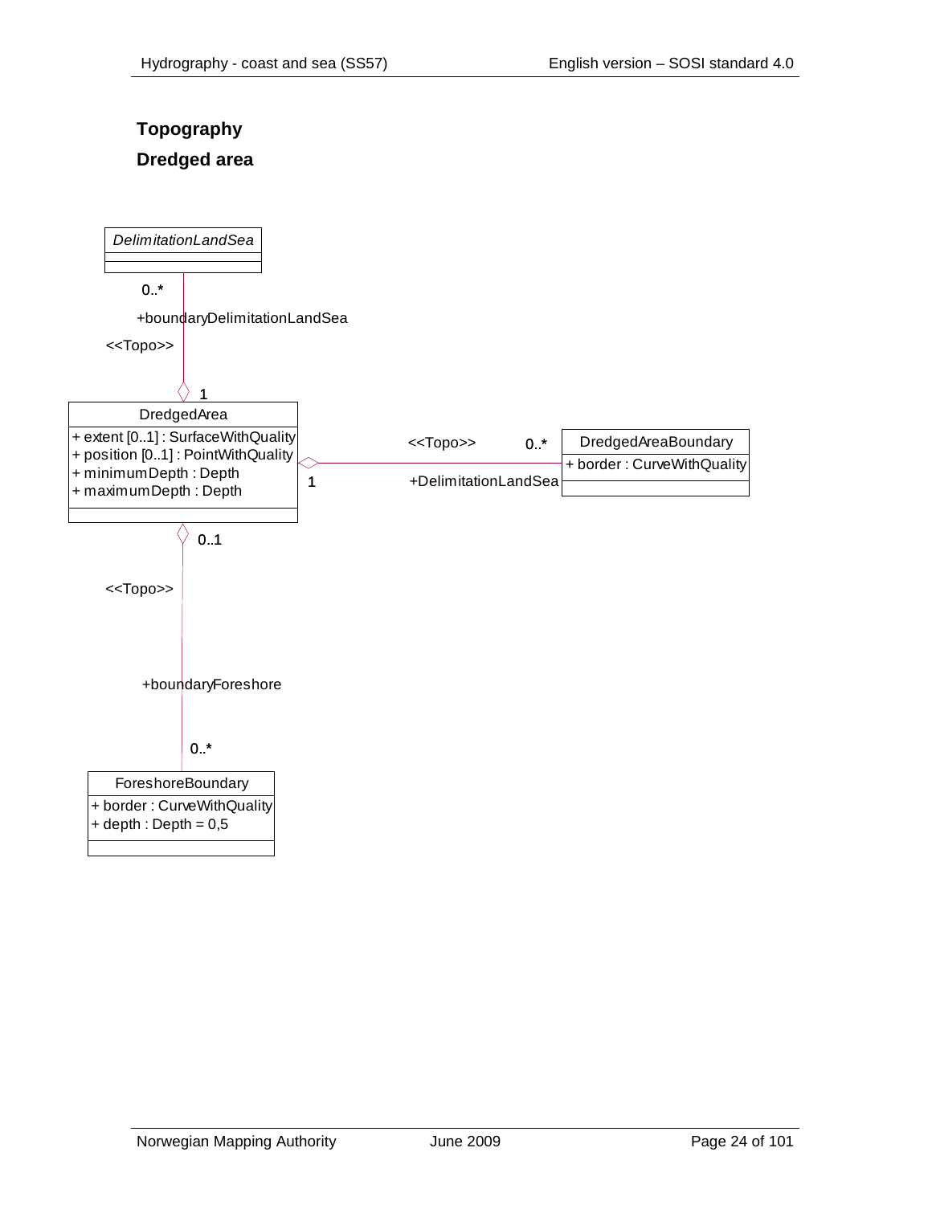## Topography

### Dredged area

DelimitationLandSea

0..*

+boundaryDelimitationLandSea

<<Topo>>

1

DredgedArea
+ extent [0..1] : SurfaceWithQuality
+ position [0..1] : PointWithQuality
+ minimumDepth : Depth
+ maximumDepth : Depth

<<Topo>>

0..*

1

+DelimitationLandSea

DredgedAreaBoundary
+ border : CurveWithQuality

0..1

<<Topo>>

+boundaryForeshore

0..*

ForeshoreBoundary
+ border : CurveWithQuality
+ depth : Depth = 0,5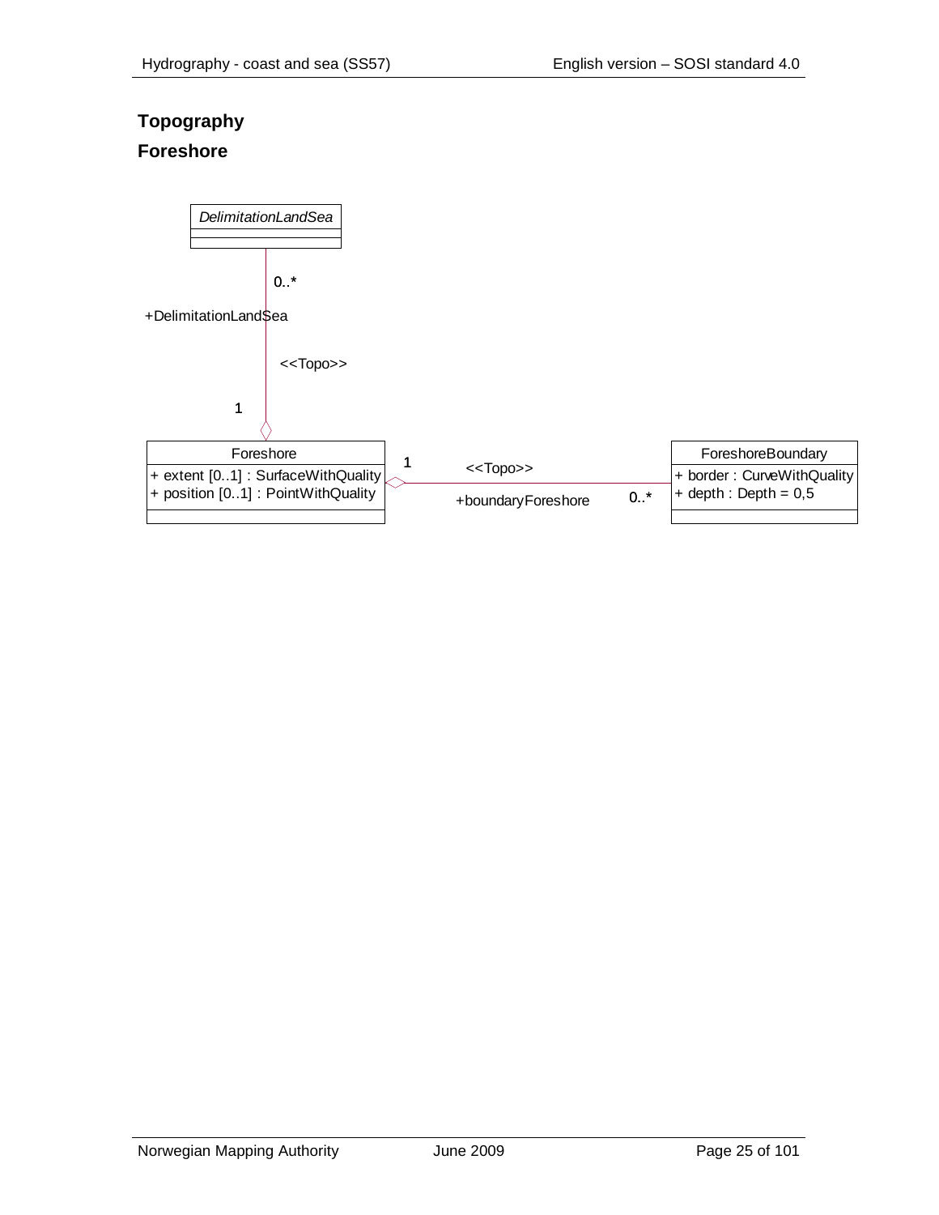## Topography

### Foreshore

DelimitationLandSea

0..*

+DelimitationLandSea

<<Topo>>

1

Foreshore

+ extent [0..1] : SurfaceWithQuality
+ position [0..1] : PointWithQuality

1

<<Topo>>

+boundaryForeshore

0..*

ForeshoreBoundary

+ border : CurveWithQuality
+ depth : Depth = 0,5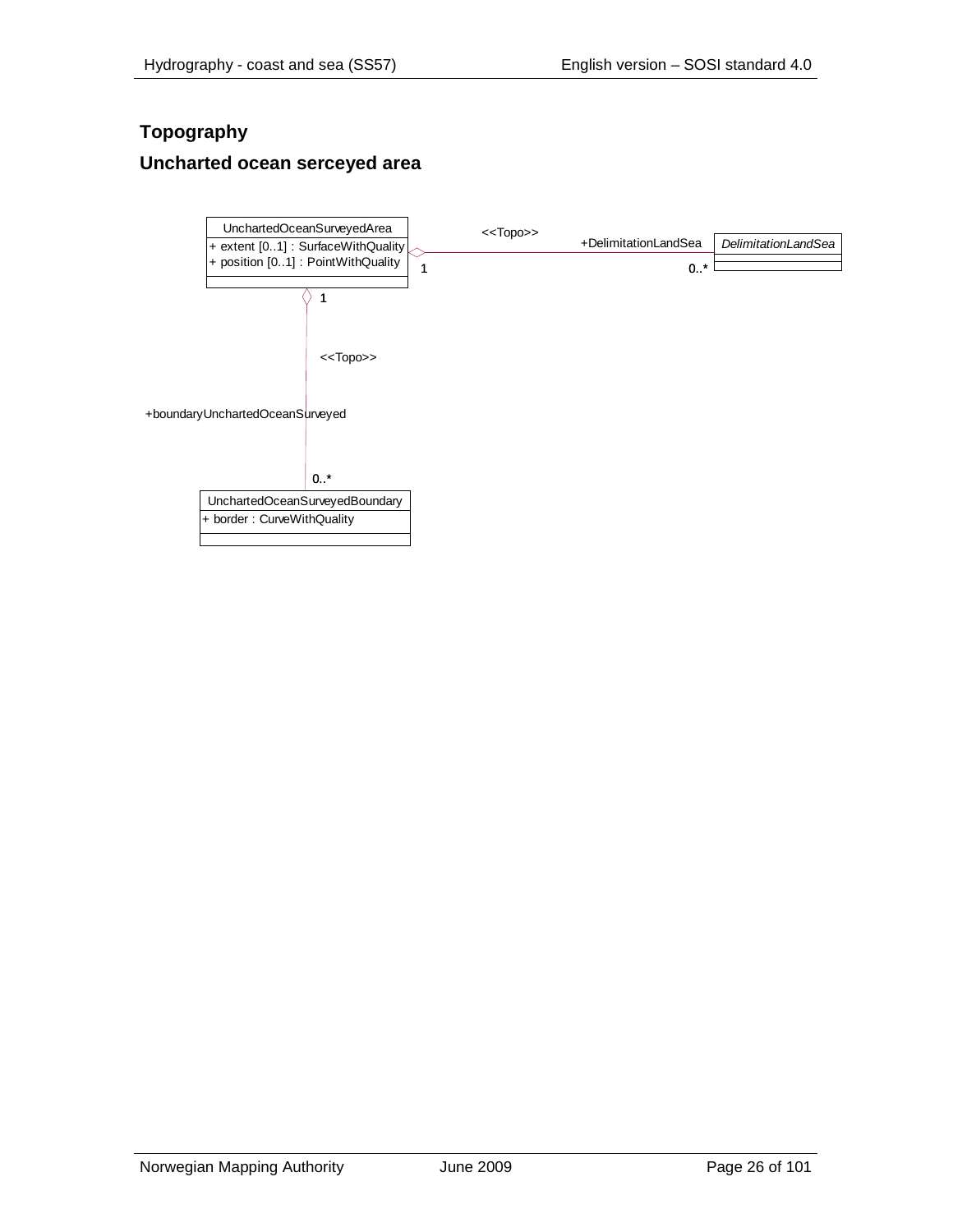## Topography

### Uncharted ocean serceyed area

UnchartedOceanSurveyedArea
+ extent [0..1] : SurfaceWithQuality
+ position [0..1] : PointWithQuality

<<Topo>>
+DelimitationLandSea
1
0..*
*DelimitationLandSea*

1
<<Topo>>
+boundaryUnchartedOceanSurveyed
0..*

UnchartedOceanSurveyedBoundary
+ border : CurveWithQuality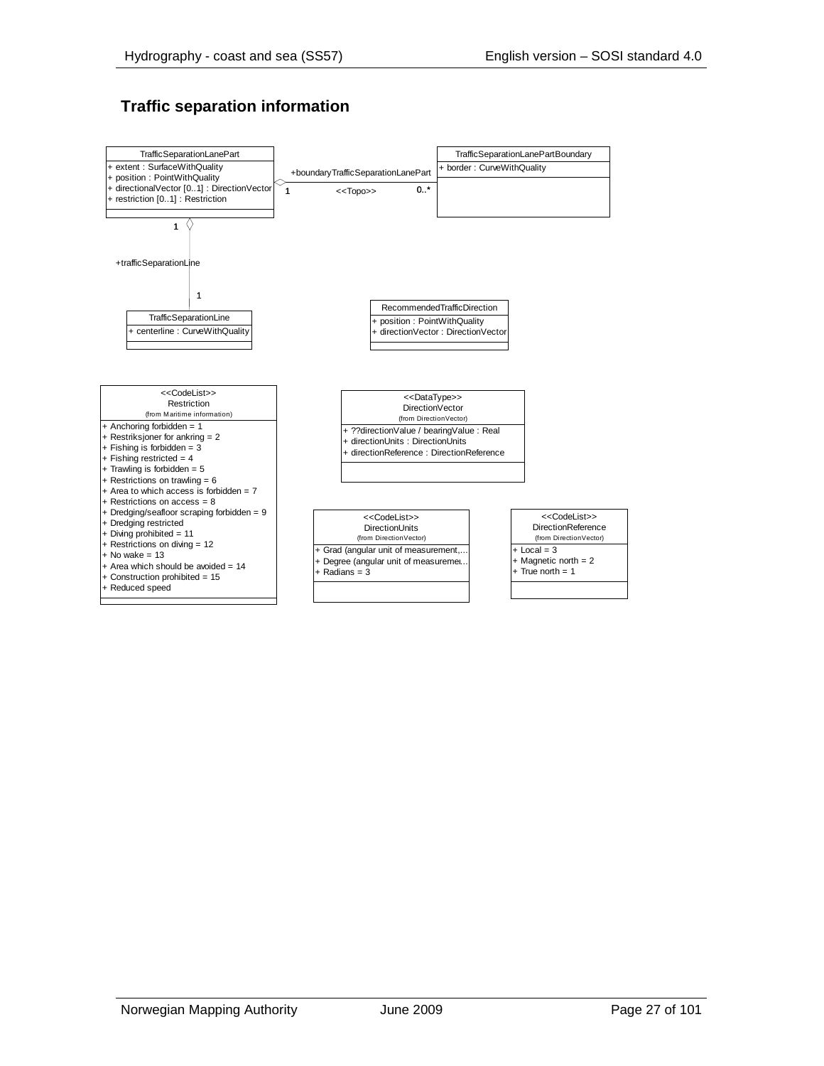## Traffic separation information

TrafficSeparationLanePart

+ extent : SurfaceWithQuality
+ position : PointWithQuality
+ directionalVector [0..1] : DirectionVector
+ restriction [0..1] : Restriction

+boundaryTrafficSeparationLanePart

1

<<Topo>>

0..*

TrafficSeparationLanePartBoundary

+ border : CurveWithQuality

1

+trafficSeparationLine

1

TrafficSeparationLine

+ centerline : CurveWithQuality

RecommendedTrafficDirection

+ position : PointWithQuality
+ directionVector : DirectionVector

<<CodeList>>
Restriction
(from Maritime information)

+ Anchoring forbidden = 1
+ Restriksjoner for ankring = 2
+ Fishing is forbidden = 3
+ Fishing restricted = 4
+ Trawling is forbidden = 5
+ Restrictions on trawling = 6
+ Area to which access is forbidden = 7
+ Restrictions on access = 8
+ Dredging/seafloor scraping forbidden = 9
+ Dredging restricted
+ Diving prohibited = 11
+ Restrictions on diving = 12
+ No wake = 13
+ Area which should be avoided = 14
+ Construction prohibited = 15
+ Reduced speed

<<DataType>>
DirectionVector
(from DirectionVector)

+ ??directionValue / bearingValue : Real
+ directionUnits : DirectionUnits
+ directionReference : DirectionReference

<<CodeList>>
DirectionUnits
(from DirectionVector)

+ Grad (angular unit of measurement,...
+ Degree (angular unit of measureme...
+ Radians = 3

<<CodeList>>
DirectionReference
(from DirectionVector)

+ Local = 3
+ Magnetic north = 2
+ True north = 1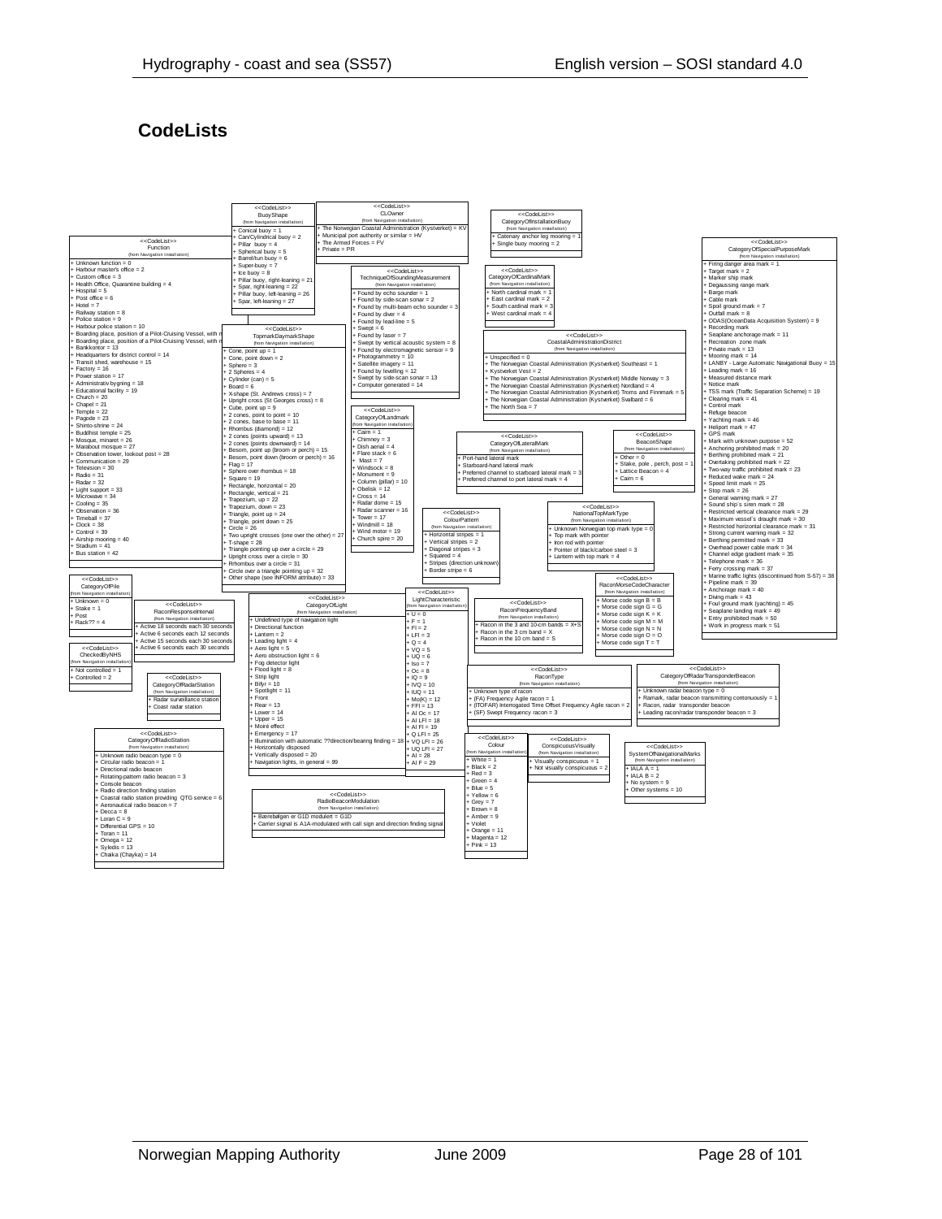## CodeLists

<<CodeList>>
BuoyShape
(from Navigation installation)
+ Conical buoy = 1
+ Can/Cylindrical buoy = 2
+ Pillar buoy = 4
+ Spherical buoy = 5
+ Barrel/tun buoy = 6
+ Super-buoy = 7
+ Ice buoy = 8
+ Pillar buoy, right-leaning = 21
+ Spar, right-leaning = 22
+ Pillar buoy, left-leaning = 26
+ Spar, left-leaning = 27

<<CodeList>>
CLOwner
(from Navigation installation)
+ The Norwegian Coastal Administration (Kystverket) = KV
+ Municipal port authority or similar = HV
+ The Armed Forces = FV
+ Private = PR

<<CodeList>>
CategoryOfInstallationBuoy
(from Navigation installation)
+ Catenary anchor leg mooring = 1
+ Single buoy mooring = 2

<<CodeList>>
Function
(from Navigation installation)
+ Unknown function = 0
+ Harbour master's office = 2
+ Custom office = 3
+ Health Office, Quarantine building = 4
+ Hospital = 5
+ Post office = 6
+ Hotel = 7
+ Railway station = 8
+ Police station = 9
+ Harbour police station = 10
+ Boarding place, position of a Pilot-Cruising Vessel, with n
+ Boarding place, position of a Pilot-Cruising Vessel, with n
+ Bankkontor = 13
+ Headquarters for district control = 14
+ Transit shed, warehouse = 15
+ Factory = 16
+ Power station = 17
+ Administrativ bygning = 18
+ Educational facility = 19
+ Church = 20
+ Chapel = 21
+ Temple = 22
+ Pagode = 23
+ Shinto-shrine = 24
+ Buddhist temple = 25
+ Mosque, minaret = 26
+ Marabout mosque = 27
+ Observation tower, lookout post = 28
+ Communication = 29
+ Television = 30
+ Radio = 31
+ Radar = 32
+ Light support = 33
+ Microwave = 34
+ Cooling = 35
+ Observation = 36
+ Timeball = 37
+ Clock = 38
+ Control = 39
+ Airship mooring = 40
+ Stadium = 41
+ Bus station = 42

<<CodeList>>
TechniqueOfSoundingMeasurement
(from Navigation installation)
+ Found by echo sounder = 1
+ Found by side-scan sonar = 2
+ Found by multi-beam echo sounder = 3
+ Found by diver = 4
+ Found by lead-line = 5
+ Swept = 6
+ Found by laser = 7
+ Swept by vertical acoustic system = 8
+ Found by electromagnetic sensor = 9
+ Photogrammetry = 10
+ Satellite imagery = 11
+ Found by levelling = 12
+ Swept by side-scan sonar = 13
+ Computer generated = 14

<<CodeList>>
CategoryOfCardinalMark
(from Navigation installation)
+ North cardinal mark = 1
+ East cardinal mark = 2
+ South cardinal mark = 3
+ West cardinal mark = 4

<<CodeList>>
CategoryOfSpecialPurposeMark
(from Navigation installation)
+ Firing danger area mark = 1
+ Target mark = 2
+ Marker ship mark
+ Degaussing range mark
+ Barge mark
+ Cable mark
+ Spoil ground mark = 7
+ Outfall mark = 8
+ ODAS(OceanData Acquisition System) = 9
+ Recording mark
+ Seaplane anchorage mark = 11
+ Recreation zone mark
+ Private mark = 13
+ Mooring mark = 14
+ LANBY - Large Automatic Navigational Buoy = 15
+ Leading mark = 16
+ Measured distance mark
+ Notice mark
+ TSS mark (Traffic Separation Scheme) = 19
+ Clearing mark = 41
+ Control mark
+ Refuge beacon
+ Yachting mark = 46
+ Heliport mark = 47
+ GPS mark
+ Mark with unknown purpose = 52
+ Anchoring prohibited mark = 20
+ Berthing prohibited mark = 21
+ Overtaking prohibited mark = 22
+ Two-way traffic prohibited mark = 23
+ Reduced wake mark = 24
+ Speed limit mark = 25
+ Stop mark = 26
+ General warning mark = 27
+ Sound ship's siren mark = 28
+ Restricted vertical clearance mark = 29
+ Maximum vessel's draught mark = 30
+ Restricted horizontal clearance mark = 31
+ Strong current warning mark = 32
+ Berthing permitted mark = 33
+ Overhead power cable mark = 34
+ Channel edge gradient mark = 35
+ Telephone mark = 36
+ Ferry crossing mark = 37
+ Marine traffic lights (discontinued from S-57) = 38
+ Pipeline mark = 39
+ Anchorage mark = 40
+ Diving mark = 43
+ Foul ground mark (yachting) = 45
+ Seaplane landing mark = 49
+ Entry prohibited mark = 50
+ Work in progress mark = 51

<<CodeList>>
TopmarkDaymarkShape
(from Navigation installation)
+ Cone, point up = 1
+ Cone, point down = 2
+ Sphere = 3
+ 2 Spheres = 4
+ Cylinder (can) = 5
+ Board = 6
+ X-shape (St. Andrews cross) = 7
+ Upright cross (St Georges cross) = 8
+ Cube, point up = 9
+ 2 cones, point to point = 10
+ 2 cones, base to base = 11
+ Rhombus (diamond) = 12
+ 2 cones (points upward) = 13
+ 2 cones (points downward) = 14
+ Besom, point up (broom or perch) = 15
+ Besom, point down (broom or perch) = 16
+ Flag = 17
+ Sphere over rhombus = 18
+ Square = 19
+ Rectangle, horizontal = 20
+ Rectangle, vertical = 21
+ Trapezium, up = 22
+ Trapezium, down = 23
+ Triangle, point up = 24
+ Triangle, point down = 25
+ Circle = 26
+ Two upright crosses (one over the other) = 27
+ T-shape = 28
+ Triangle pointing up over a circle = 29
+ Upright cross over a circle = 30
+ Rhombus over a circle = 31
+ Circle over a triangle pointing up = 32
+ Other shape (see INFORM attribute) = 33

<<CodeList>>
CoastalAdministrationDistrict
(from Navigation installation)
+ Unspecified = 0
+ The Norwegian Coastal Administration (Kystverket) Southeast = 1
+ Kystverket Vest = 2
+ The Norwegian Coastal Administration (Kystverket) Middle Norway = 3
+ The Norwegian Coastal Administration (Kystverket) Nordland = 4
+ The Norwegian Coastal Administration (Kystverket) Troms and Finnmark = 5
+ The Norwegian Coastal Administration (Kystverket) Svalbard = 6
+ The North Sea = 7

<<CodeList>>
CategoryOfLandmark
(from Navigation installation)
+ Cairn = 1
+ Chimney = 3
+ Dish aerial = 4
+ Flare stack = 6
+ Mast = 7
+ Windsock = 8
+ Monument = 9
+ Column (pillar) = 10
+ Obelisk = 12
+ Cross = 14
+ Radar dome = 15
+ Radar scanner = 16
+ Tower = 17
+ Windmill = 18
+ Wind motor = 19
+ Church spire = 20

<<CodeList>>
CategoryOfLateralMark
(from Navigation installation)
+ Port-hand lateral mark
+ Starboard-hand lateral mark
+ Preferred channel to starboard lateral mark = 3
+ Preferred channel to port lateral mark = 4

<<CodeList>>
BeaconShape
(from Navigation installation)
+ Other = 0
+ Stake, pole , perch, post = 1
+ Lattice Beacon = 4
+ Cairn = 6

<<CodeList>>
ColourPattern
(from Navigation installation)
+ Horizontal stripes = 1
+ Vertical stripes = 2
+ Diagonal stripes = 3
+ Squared = 4
+ Stripes (direction unknown)
+ Border stripe = 6

<<CodeList>>
NationalTopMarkType
(from Navigation installation)
+ Unknown Norwegian top mark type = 0
+ Top mark with pointer
+ Iron rod with pointer
+ Pointer of black/carbon steel = 3
+ Lantern with top mark = 4

<<CodeList>>
CategoryOfPile
(from Navigation installation)
+ Unknown = 0
+ Stake = 1
+ Post
+ Rack?? = 4

<<CodeList>>
RaconResponseInterval
(from Navigation installation)
+ Active 18 seconds each 30 seconds
+ Active 6 seconds each 12 seconds
+ Active 15 seconds each 30 seconds
+ Active 6 seconds each 30 seconds

<<CodeList>>
CheckedByNHS
(from Navigation installation)
+ Not controlled = 1
+ Controlled = 2

<<CodeList>>
CategoryOfRadarStation
(from Navigation installation)
+ Radar surveillance station
+ Coast radar station

<<CodeList>>
CategoryOfLight
(from Navigation installation)
+ Undefined type of navigation light
+ Directional function
+ Lantern = 2
+ Leading light = 4
+ Aero light = 5
+ Aero obstruction light = 6
+ Fog detector light
+ Flood light = 8
+ Strip light
+ Bifyr = 10
+ Spotlight = 11
+ Front
+ Rear = 13
+ Lower = 14
+ Upper = 15
+ Moiré effect
+ Emergency = 17
+ Illumination with automatic ??direction/bearing finding = 18
+ Horizontally disposed
+ Vertically disposed = 20
+ Navigation lights, in general = 99

<<CodeList>>
LightCharacteristic
(from Navigation installation)
+ U = 0
+ F = 1
+ Fl = 2
+ LFl = 3
+ Q = 4
+ VQ = 5
+ UQ = 6
+ Iso = 7
+ Oc = 8
+ IQ = 9
+ IVQ = 10
+ IUQ = 11
+ Mo(K) = 12
+ FFl = 13
+ Al Oc = 17
+ Al LFl = 18
+ Al Fl = 19
+ Q LFl = 25
+ VQ LFl = 26
+ UQ LFl = 27
+ Al = 28
+ Al F = 29

<<CodeList>>
RaconFrequencyBand
(from Navigation installation)
+ Racon in the 3 and 10-cm bands = X+S
+ Racon in the 3 cm band = X
+ Racon in the 10 cm band = S

<<CodeList>>
RaconMorseCodeCharacter
(from Navigation installation)
+ Morse code sign B = B
+ Morse code sign G = G
+ Morse code sign K = K
+ Morse code sign M = M
+ Morse code sign N = N
+ Morse code sign O = O
+ Morse code sign T = T

<<CodeList>>
RaconType
(from Navigation installation)
+ Unknown type of racon
+ (FA) Frequency Agile racon = 1
+ (ITOFAR) Interrogated Time Offset Frequency Agile racon = 2
+ (SF) Swept Frequency racon = 3

<<CodeList>>
CategoryOfRadarTransponderBeacon
(from Navigation installation)
+ Unknown radar beacon type = 0
+ Ramark, radar beacon transmitting continuously = 1
+ Racon, radar transponder beacon
+ Leading racon/radar transponder beacon = 3

<<CodeList>>
CategoryOfRadioStation
(from Navigation installation)
+ Unknown radio beacon type = 0
+ Circular radio beacon = 1
+ Directional radio beacon
+ Rotating-pattern radio beacon = 3
+ Console beacon
+ Radio direction finding station
+ Coastal radio station providing QTG service = 6
+ Aeronautical radio beacon = 7
+ Decca = 8
+ Loran C = 9
+ Differential GPS = 10
+ Toran = 11
+ Omega = 12
+ Syledis = 13
+ Chaika (Chayka) = 14

<<CodeList>>
RadioBeaconModulation
(from Navigation installation)
+ Bærebølgen er G1D modulert = G1D
+ Carrier signal is A1A-modulated with call sign and direction finding signal

<<CodeList>>
Colour
(from Navigation installation)
+ White = 1
+ Black = 2
+ Red = 3
+ Green = 4
+ Blue = 5
+ Yellow = 6
+ Grey = 7
+ Brown = 8
+ Amber = 9
+ Violet
+ Orange = 11
+ Magenta = 12
+ Pink = 13

<<CodeList>>
ConspicuousVisually
(from Navigation installation)
+ Visually conspicuous = 1
+ Not visually conspicuous = 2

<<CodeList>>
SystemOfNavigationalMarks
(from Navigation installation)
+ IALA A = 1
+ IALA B = 2
+ No system = 9
+ Other systems = 10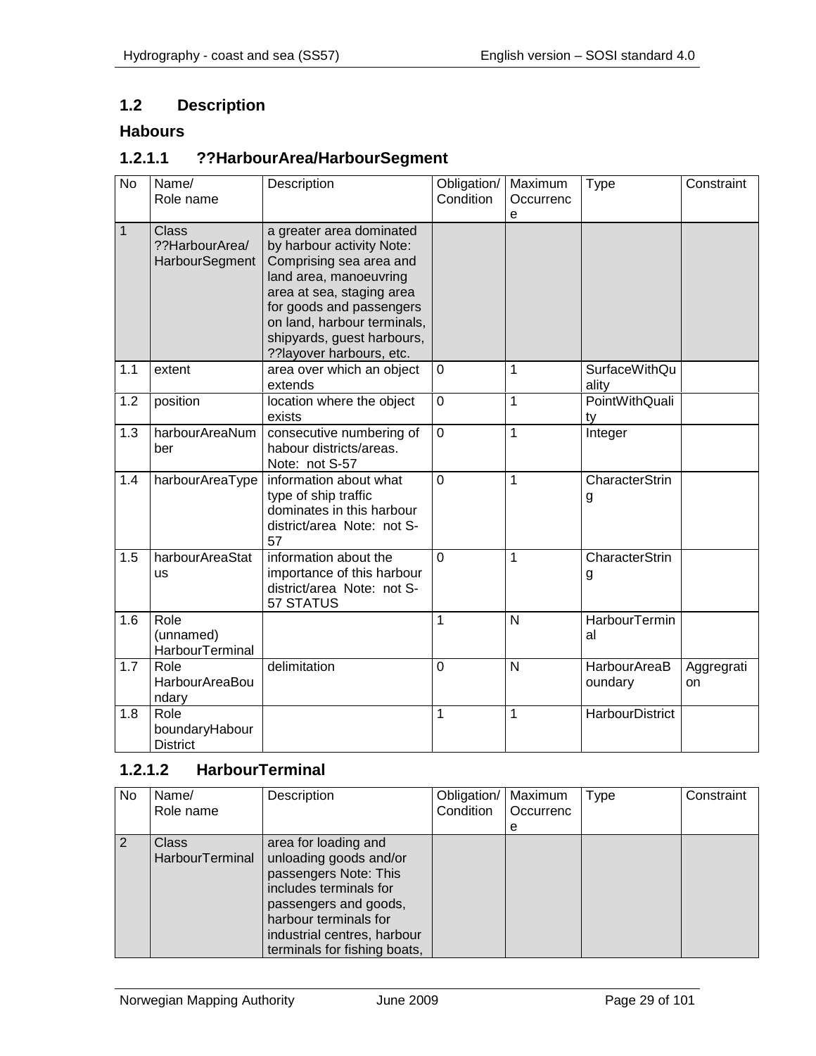## 1.2 Description

### Habours

### 1.2.1.1 ??HarbourArea/HarbourSegment

| No | Name/ Role name | Description | Obligation/ Condition | Maximum Occurrence | Type | Constraint |
|---|---|---|---|---|---|---|
| 1 | Class ??HarbourArea/ HarbourSegment | a greater area dominated by harbour activity Note: Comprising sea area and land area, manoeuvring area at sea, staging area for goods and passengers on land, harbour terminals, shipyards, guest harbours, ??layover harbours, etc. | | | | |
| 1.1 | extent | area over which an object extends | 0 | 1 | SurfaceWithQuality | |
| 1.2 | position | location where the object exists | 0 | 1 | PointWithQuality | |
| 1.3 | harbourAreaNumber | consecutive numbering of habour districts/areas. Note: not S-57 | 0 | 1 | Integer | |
| 1.4 | harbourAreaType | information about what type of ship traffic dominates in this harbour district/area Note: not S-57 | 0 | 1 | CharacterString | |
| 1.5 | harbourAreaStatus | information about the importance of this harbour district/area Note: not S-57 STATUS | 0 | 1 | CharacterString | |
| 1.6 | Role (unnamed) HarbourTerminal | | 1 | N | HarbourTerminal | |
| 1.7 | Role HarbourAreaBoundary | delimitation | 0 | N | HarbourAreaBoundary | Aggregration |
| 1.8 | Role boundaryHabourDistrict | | 1 | 1 | HarbourDistrict | |

### 1.2.1.2 HarbourTerminal

| No | Name/ Role name | Description | Obligation/ Condition | Maximum Occurrence | Type | Constraint |
|---|---|---|---|---|---|---|
| 2 | Class HarbourTerminal | area for loading and unloading goods and/or passengers Note: This includes terminals for passengers and goods, harbour terminals for industrial centres, harbour terminals for fishing boats, | | | | |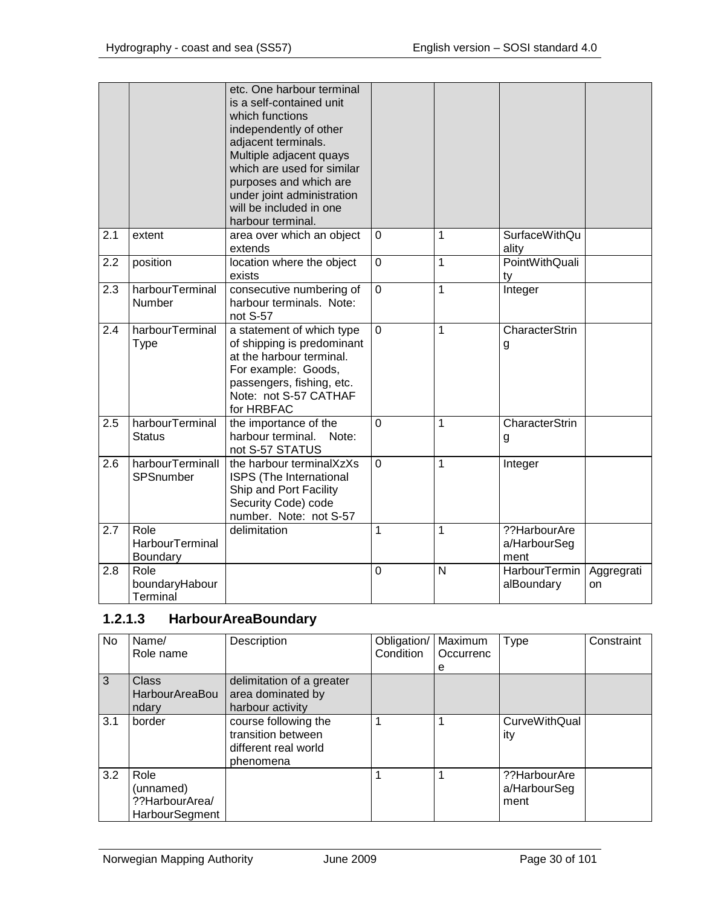| | | | | | | |
|---|---|---|---|---|---|---|
| | | etc. One harbour terminal is a self-contained unit which functions independently of other adjacent terminals. Multiple adjacent quays which are used for similar purposes and which are under joint administration will be included in one harbour terminal. | | | | |
| 2.1 | extent | area over which an object extends | 0 | 1 | SurfaceWithQuality | |
| 2.2 | position | location where the object exists | 0 | 1 | PointWithQuality | |
| 2.3 | harbourTerminal Number | consecutive numbering of harbour terminals. Note: not S-57 | 0 | 1 | Integer | |
| 2.4 | harbourTerminal Type | a statement of which type of shipping is predominant at the harbour terminal. For example: Goods, passengers, fishing, etc. Note: not S-57 CATHAF for HRBFAC | 0 | 1 | CharacterString | |
| 2.5 | harbourTerminal Status | the importance of the harbour terminal. Note: not S-57 STATUS | 0 | 1 | CharacterString | |
| 2.6 | harbourTerminalI SPSnumber | the harbour terminalXzXs ISPS (The International Ship and Port Facility Security Code) code number. Note: not S-57 | 0 | 1 | Integer | |
| 2.7 | Role HarbourTerminal Boundary | delimitation | 1 | 1 | ??HarbourArea/HarbourSegment | |
| 2.8 | Role boundaryHabour Terminal | | 0 | N | HarbourTerminalBoundary | Aggregration |

### 1.2.1.3 HarbourAreaBoundary

| No | Name/ Role name | Description | Obligation/ Condition | Maximum Occurrence | Type | Constraint |
|---|---|---|---|---|---|---|
| 3 | Class HarbourAreaBoundary | delimitation of a greater area dominated by harbour activity | | | | |
| 3.1 | border | course following the transition between different real world phenomena | 1 | 1 | CurveWithQuality | |
| 3.2 | Role (unnamed) ??HarbourArea/ HarbourSegment | | 1 | 1 | ??HarbourArea/HarbourSegment | |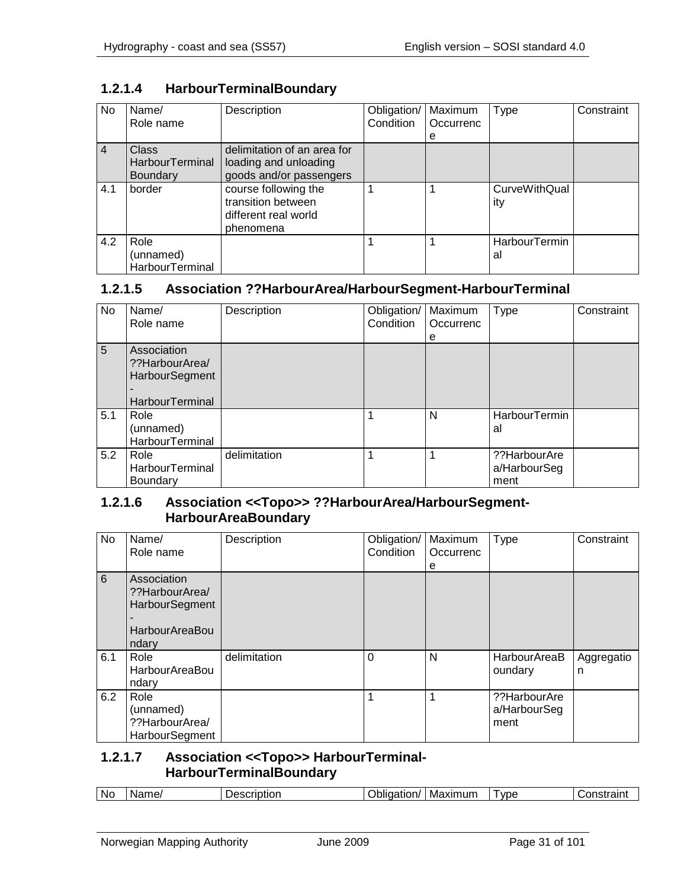### 1.2.1.4 HarbourTerminalBoundary

| No | Name/ Role name | Description | Obligation/ Condition | Maximum Occurrence | Type | Constraint |
|---|---|---|---|---|---|---|
| 4 | Class HarbourTerminal Boundary | delimitation of an area for loading and unloading goods and/or passengers | | | | |
| 4.1 | border | course following the transition between different real world phenomena | 1 | 1 | CurveWithQuality | |
| 4.2 | Role (unnamed) HarbourTerminal | | 1 | 1 | HarbourTerminal | |

### 1.2.1.5 Association ??HarbourArea/HarbourSegment-HarbourTerminal

| No | Name/ Role name | Description | Obligation/ Condition | Maximum Occurrence | Type | Constraint |
|---|---|---|---|---|---|---|
| 5 | Association ??HarbourArea/ HarbourSegment - HarbourTerminal | | | | | |
| 5.1 | Role (unnamed) HarbourTerminal | | 1 | N | HarbourTerminal | |
| 5.2 | Role HarbourTerminal Boundary | delimitation | 1 | 1 | ??HarbourArea/HarbourSegment | |

### 1.2.1.6 Association <<Topo>> ??HarbourArea/HarbourSegment-HarbourAreaBoundary

| No | Name/ Role name | Description | Obligation/ Condition | Maximum Occurrence | Type | Constraint |
|---|---|---|---|---|---|---|
| 6 | Association ??HarbourArea/ HarbourSegment - HarbourAreaBoundary | | | | | |
| 6.1 | Role HarbourAreaBoundary | delimitation | 0 | N | HarbourAreaBoundary | Aggregation |
| 6.2 | Role (unnamed) ??HarbourArea/ HarbourSegment | | 1 | 1 | ??HarbourArea/HarbourSegment | |

### 1.2.1.7 Association <<Topo>> HarbourTerminal-HarbourTerminalBoundary

| No | Name/ | Description | Obligation/ | Maximum | Type | Constraint |
|---|---|---|---|---|---|---|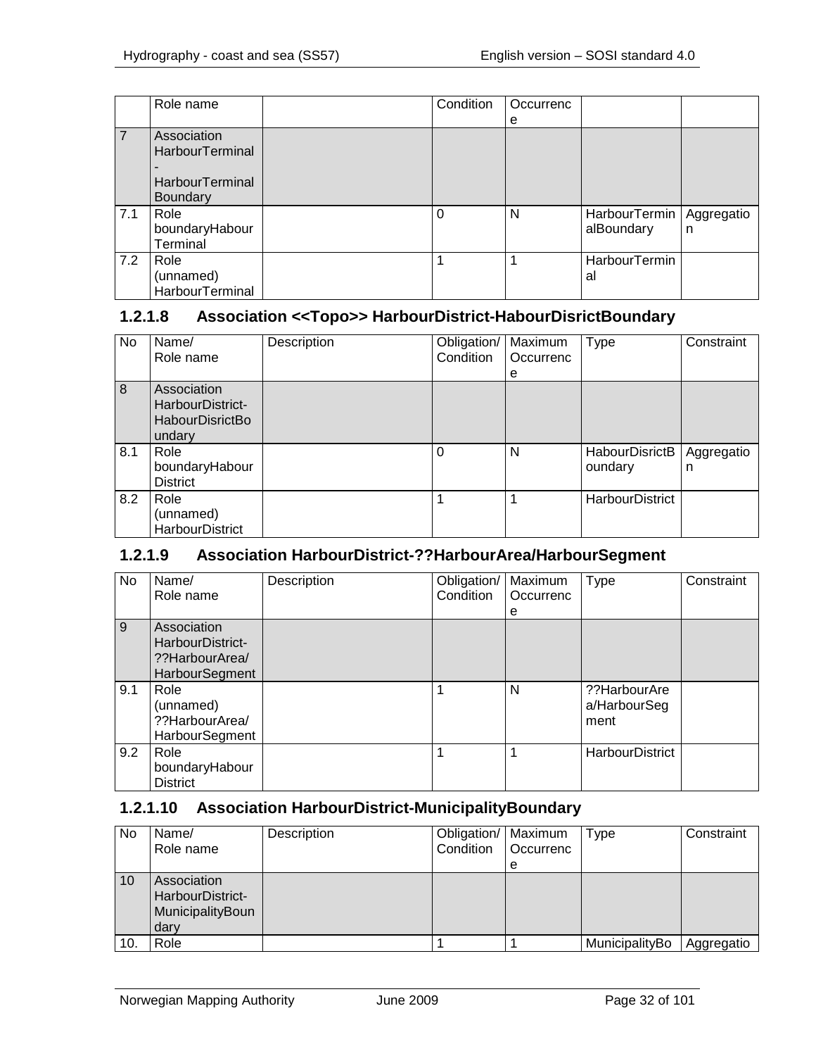| | Role name | | Condition | Occurrence | | |
|---|---|---|---|---|---|---|
| 7 | Association HarbourTerminal - HarbourTerminal Boundary | | | | | |
| 7.1 | Role boundaryHabour Terminal | | 0 | N | HarbourTerminalBoundary | Aggregation |
| 7.2 | Role (unnamed) HarbourTerminal | | 1 | 1 | HarbourTerminal | |

#### 1.2.1.8 Association <<Topo>> HarbourDistrict-HabourDisrictBoundary

| No | Name/ Role name | Description | Obligation/ Condition | Maximum Occurrence | Type | Constraint |
|---|---|---|---|---|---|---|
| 8 | Association HarbourDistrict-HabourDisrictBoundary | | | | | |
| 8.1 | Role boundaryHabour District | | 0 | N | HabourDisrictBoundary | Aggregation |
| 8.2 | Role (unnamed) HarbourDistrict | | 1 | 1 | HarbourDistrict | |

#### 1.2.1.9 Association HarbourDistrict-??HarbourArea/HarbourSegment

| No | Name/ Role name | Description | Obligation/ Condition | Maximum Occurrence | Type | Constraint |
|---|---|---|---|---|---|---|
| 9 | Association HarbourDistrict-??HarbourArea/ HarbourSegment | | | | | |
| 9.1 | Role (unnamed) ??HarbourArea/ HarbourSegment | | 1 | N | ??HarbourArea/HarbourSegment | |
| 9.2 | Role boundaryHabour District | | 1 | 1 | HarbourDistrict | |

#### 1.2.1.10 Association HarbourDistrict-MunicipalityBoundary

| No | Name/ Role name | Description | Obligation/ Condition | Maximum Occurrence | Type | Constraint |
|---|---|---|---|---|---|---|
| 10 | Association HarbourDistrict-MunicipalityBoundary | | | | | |
| 10. | Role | | 1 | 1 | MunicipalityBo | Aggregatio |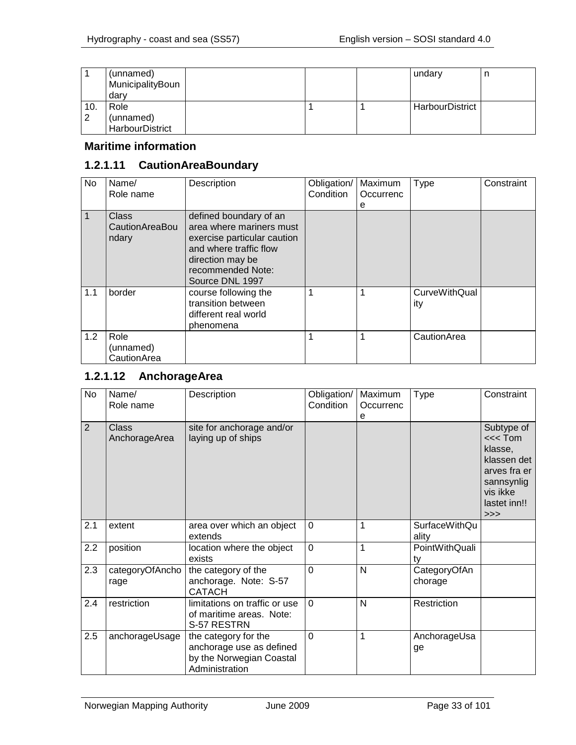| | | | | | | |
|---|---|---|---|---|---|---|
| 1 | (unnamed) MunicipalityBoundary | | | | undary | n |
| 10.2 | Role (unnamed) HarbourDistrict | | 1 | 1 | HarbourDistrict | |

## Maritime information

### 1.2.1.11 CautionAreaBoundary

| No | Name/ Role name | Description | Obligation/ Condition | Maximum Occurrence | Type | Constraint |
|---|---|---|---|---|---|---|
| 1 | Class CautionAreaBoundary | defined boundary of an area where mariners must exercise particular caution and where traffic flow direction may be recommended Note: Source DNL 1997 | | | | |
| 1.1 | border | course following the transition between different real world phenomena | 1 | 1 | CurveWithQuality | |
| 1.2 | Role (unnamed) CautionArea | | 1 | 1 | CautionArea | |

### 1.2.1.12 AnchorageArea

| No | Name/ Role name | Description | Obligation/ Condition | Maximum Occurrence | Type | Constraint |
|---|---|---|---|---|---|---|
| 2 | Class AnchorageArea | site for anchorage and/or laying up of ships | | | | Subtype of <<< Tom klasse, klassen det arves fra er sannsynlig vis ikke lastet inn!! >>> |
| 2.1 | extent | area over which an object extends | 0 | 1 | SurfaceWithQuality | |
| 2.2 | position | location where the object exists | 0 | 1 | PointWithQuality | |
| 2.3 | categoryOfAnchorage | the category of the anchorage. Note: S-57 CATACH | 0 | N | CategoryOfAnchorage | |
| 2.4 | restriction | limitations on traffic or use of maritime areas. Note: S-57 RESTRN | 0 | N | Restriction | |
| 2.5 | anchorageUsage | the category for the anchorage use as defined by the Norwegian Coastal Administration | 0 | 1 | AnchorageUsage | |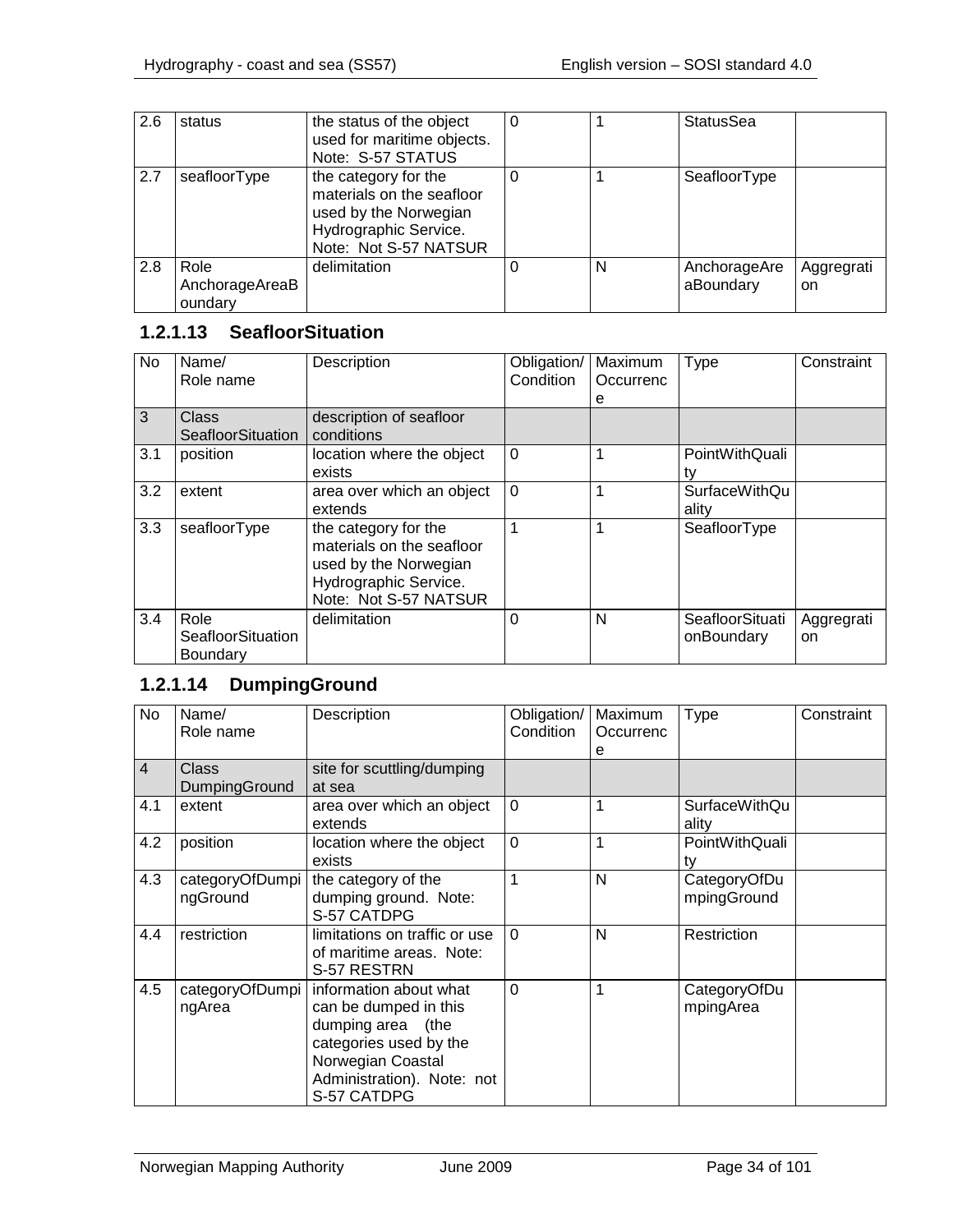| | | | | | | |
|---|---|---|---|---|---|---|
| 2.6 | status | the status of the object used for maritime objects. Note: S-57 STATUS | 0 | 1 | StatusSea | |
| 2.7 | seafloorType | the category for the materials on the seafloor used by the Norwegian Hydrographic Service. Note: Not S-57 NATSUR | 0 | 1 | SeafloorType | |
| 2.8 | Role AnchorageAreaBoundary | delimitation | 0 | N | AnchorageAreaBoundary | Aggregration |

### 1.2.1.13 SeafloorSituation

| No | Name/ Role name | Description | Obligation/ Condition | Maximum Occurrence | Type | Constraint |
|---|---|---|---|---|---|---|
| 3 | Class SeafloorSituation | description of seafloor conditions | | | | |
| 3.1 | position | location where the object exists | 0 | 1 | PointWithQuality | |
| 3.2 | extent | area over which an object extends | 0 | 1 | SurfaceWithQuality | |
| 3.3 | seafloorType | the category for the materials on the seafloor used by the Norwegian Hydrographic Service. Note: Not S-57 NATSUR | 1 | 1 | SeafloorType | |
| 3.4 | Role SeafloorSituation Boundary | delimitation | 0 | N | SeafloorSituationBoundary | Aggregration |

### 1.2.1.14 DumpingGround

| No | Name/ Role name | Description | Obligation/ Condition | Maximum Occurrence | Type | Constraint |
|---|---|---|---|---|---|---|
| 4 | Class DumpingGround | site for scuttling/dumping at sea | | | | |
| 4.1 | extent | area over which an object extends | 0 | 1 | SurfaceWithQuality | |
| 4.2 | position | location where the object exists | 0 | 1 | PointWithQuality | |
| 4.3 | categoryOfDumpingGround | the category of the dumping ground. Note: S-57 CATDPG | 1 | N | CategoryOfDumpingGround | |
| 4.4 | restriction | limitations on traffic or use of maritime areas. Note: S-57 RESTRN | 0 | N | Restriction | |
| 4.5 | categoryOfDumpingArea | information about what can be dumped in this dumping area (the categories used by the Norwegian Coastal Administration). Note: not S-57 CATDPG | 0 | 1 | CategoryOfDumpingArea | |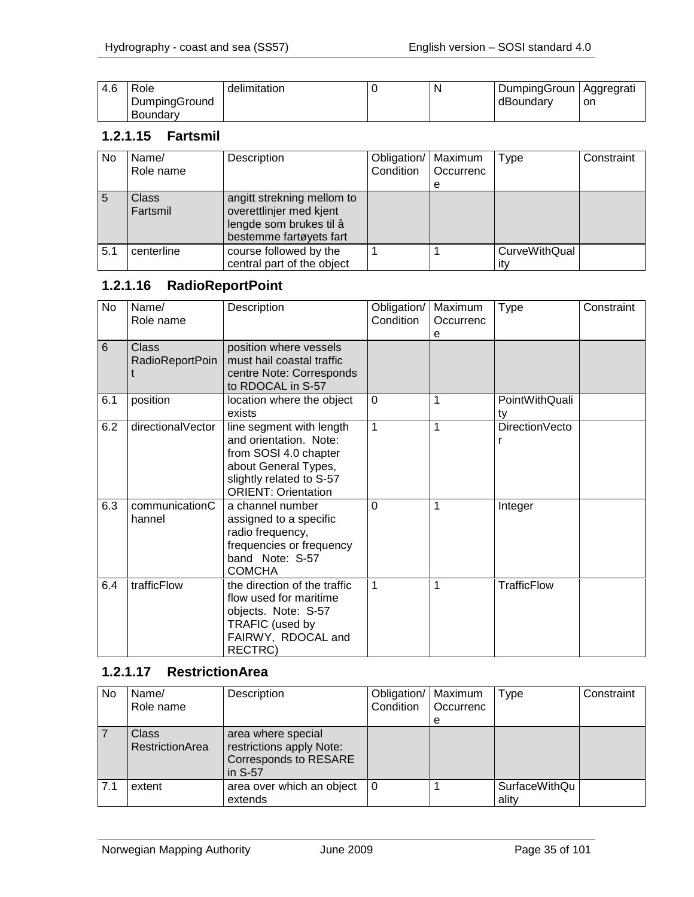| 4.6 | Role DumpingGround Boundary | delimitation | 0 | N | DumpingGroundBoundary | Aggregration |
|---|---|---|---|---|---|---|

### 1.2.1.15 Fartsmil

| No | Name/ Role name | Description | Obligation/ Condition | Maximum Occurrence | Type | Constraint |
|---|---|---|---|---|---|---|
| 5 | Class Fartsmil | angitt strekning mellom to overettlinjer med kjent lengde som brukes til å bestemme fartøyets fart | | | | |
| 5.1 | centerline | course followed by the central part of the object | 1 | 1 | CurveWithQuality | |

### 1.2.1.16 RadioReportPoint

| No | Name/ Role name | Description | Obligation/ Condition | Maximum Occurrence | Type | Constraint |
|---|---|---|---|---|---|---|
| 6 | Class RadioReportPoint | position where vessels must hail coastal traffic centre Note: Corresponds to RDOCAL in S-57 | | | | |
| 6.1 | position | location where the object exists | 0 | 1 | PointWithQuality | |
| 6.2 | directionalVector | line segment with length and orientation. Note: from SOSI 4.0 chapter about General Types, slightly related to S-57 ORIENT: Orientation | 1 | 1 | DirectionVector | |
| 6.3 | communicationChannel | a channel number assigned to a specific radio frequency, frequencies or frequency band Note: S-57 COMCHA | 0 | 1 | Integer | |
| 6.4 | trafficFlow | the direction of the traffic flow used for maritime objects. Note: S-57 TRAFIC (used by FAIRWY, RDOCAL and RECTRC) | 1 | 1 | TrafficFlow | |

### 1.2.1.17 RestrictionArea

| No | Name/ Role name | Description | Obligation/ Condition | Maximum Occurrence | Type | Constraint |
|---|---|---|---|---|---|---|
| 7 | Class RestrictionArea | area where special restrictions apply Note: Corresponds to RESARE in S-57 | | | | |
| 7.1 | extent | area over which an object extends | 0 | 1 | SurfaceWithQuality | |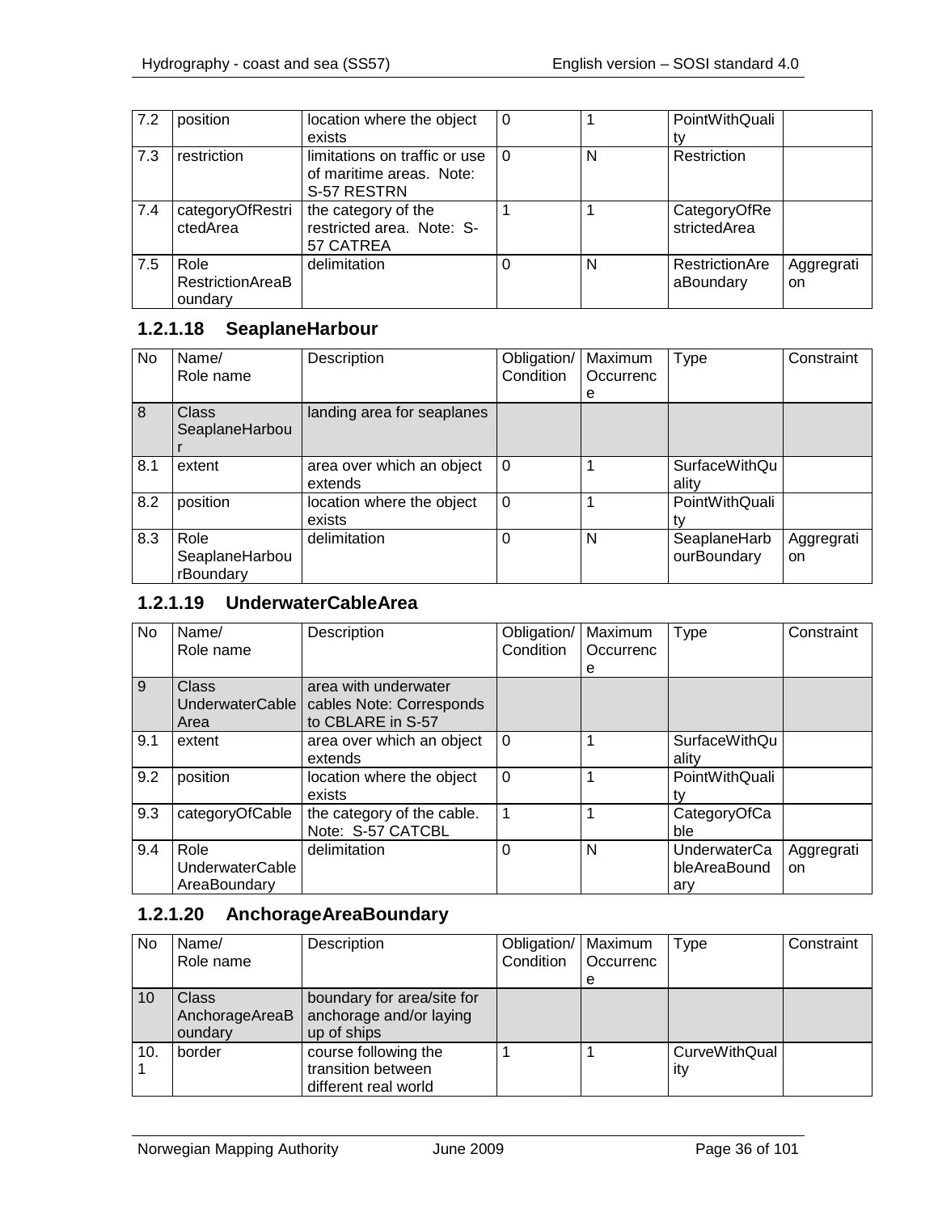| | | | | | | |
|---|---|---|---|---|---|---|
| 7.2 | position | location where the object exists | 0 | 1 | PointWithQuality | |
| 7.3 | restriction | limitations on traffic or use of maritime areas. Note: S-57 RESTRN | 0 | N | Restriction | |
| 7.4 | categoryOfRestrictedArea | the category of the restricted area. Note: S-57 CATREA | 1 | 1 | CategoryOfRestrictedArea | |
| 7.5 | Role RestrictionAreaBoundary | delimitation | 0 | N | RestrictionAreaBoundary | Aggregration |

### 1.2.1.18 SeaplaneHarbour

| No | Name/ Role name | Description | Obligation/ Condition | Maximum Occurrence | Type | Constraint |
|---|---|---|---|---|---|---|
| 8 | Class SeaplaneHarbour | landing area for seaplanes | | | | |
| 8.1 | extent | area over which an object extends | 0 | 1 | SurfaceWithQuality | |
| 8.2 | position | location where the object exists | 0 | 1 | PointWithQuality | |
| 8.3 | Role SeaplaneHarbourBoundary | delimitation | 0 | N | SeaplaneHarbourBoundary | Aggregration |

### 1.2.1.19 UnderwaterCableArea

| No | Name/ Role name | Description | Obligation/ Condition | Maximum Occurrence | Type | Constraint |
|---|---|---|---|---|---|---|
| 9 | Class UnderwaterCableArea | area with underwater cables Note: Corresponds to CBLARE in S-57 | | | | |
| 9.1 | extent | area over which an object extends | 0 | 1 | SurfaceWithQuality | |
| 9.2 | position | location where the object exists | 0 | 1 | PointWithQuality | |
| 9.3 | categoryOfCable | the category of the cable. Note: S-57 CATCBL | 1 | 1 | CategoryOfCable | |
| 9.4 | Role UnderwaterCableAreaBoundary | delimitation | 0 | N | UnderwaterCableAreaBoundary | Aggregration |

### 1.2.1.20 AnchorageAreaBoundary

| No | Name/ Role name | Description | Obligation/ Condition | Maximum Occurrence | Type | Constraint |
|---|---|---|---|---|---|---|
| 10 | Class AnchorageAreaBoundary | boundary for area/site for anchorage and/or laying up of ships | | | | |
| 10.1 | border | course following the transition between different real world | 1 | 1 | CurveWithQuality | |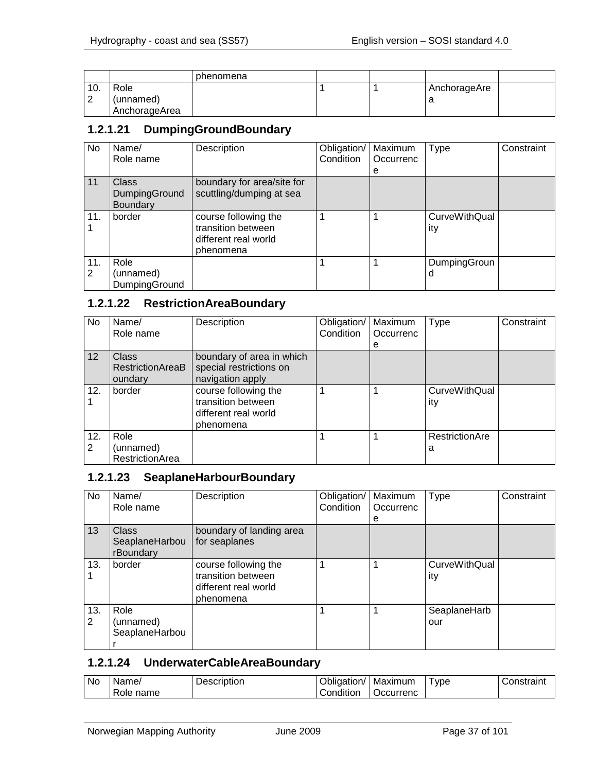| | | | | | | |
|---|---|---|---|---|---|---|
| | | phenomena | | | | |
| 10.2 | Role (unnamed) AnchorageArea | | 1 | 1 | AnchorageArea | |

### 1.2.1.21 DumpingGroundBoundary

| No | Name/ Role name | Description | Obligation/ Condition | Maximum Occurrence | Type | Constraint |
|---|---|---|---|---|---|---|
| 11 | Class DumpingGroundBoundary | boundary for area/site for scuttling/dumping at sea | | | | |
| 11.1 | border | course following the transition between different real world phenomena | 1 | 1 | CurveWithQuality | |
| 11.2 | Role (unnamed) DumpingGround | | 1 | 1 | DumpingGround | |

### 1.2.1.22 RestrictionAreaBoundary

| No | Name/ Role name | Description | Obligation/ Condition | Maximum Occurrence | Type | Constraint |
|---|---|---|---|---|---|---|
| 12 | Class RestrictionAreaBoundary | boundary of area in which special restrictions on navigation apply | | | | |
| 12.1 | border | course following the transition between different real world phenomena | 1 | 1 | CurveWithQuality | |
| 12.2 | Role (unnamed) RestrictionArea | | 1 | 1 | RestrictionArea | |

### 1.2.1.23 SeaplaneHarbourBoundary

| No | Name/ Role name | Description | Obligation/ Condition | Maximum Occurrence | Type | Constraint |
|---|---|---|---|---|---|---|
| 13 | Class SeaplaneHarbourBoundary | boundary of landing area for seaplanes | | | | |
| 13.1 | border | course following the transition between different real world phenomena | 1 | 1 | CurveWithQuality | |
| 13.2 | Role (unnamed) SeaplaneHarbour | | 1 | 1 | SeaplaneHarbour | |

### 1.2.1.24 UnderwaterCableAreaBoundary

| No | Name/ Role name | Description | Obligation/ Condition | Maximum Occurrenc | Type | Constraint |
|---|---|---|---|---|---|---|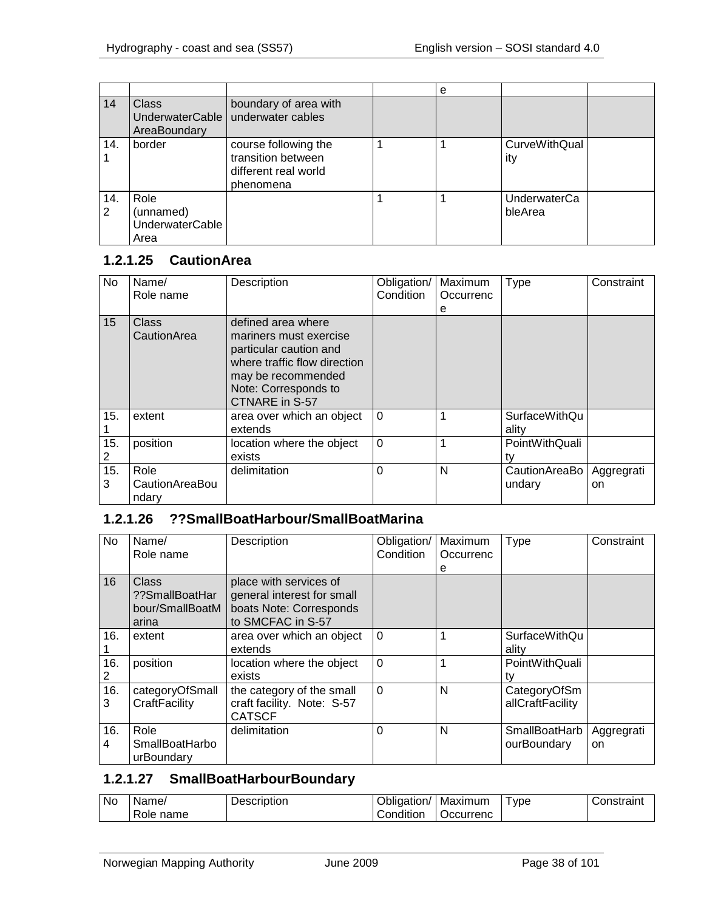| | | | | | | |
|---|---|---|---|---|---|---|
| | | | | e | | |
| 14 | Class UnderwaterCableAreaBoundary | boundary of area with underwater cables | | | | |
| 14.1 | border | course following the transition between different real world phenomena | 1 | 1 | CurveWithQuality | |
| 14.2 | Role (unnamed) UnderwaterCableArea | | 1 | 1 | UnderwaterCableArea | |

### 1.2.1.25 CautionArea

| No | Name/ Role name | Description | Obligation/ Condition | Maximum Occurrence | Type | Constraint |
|---|---|---|---|---|---|---|
| 15 | Class CautionArea | defined area where mariners must exercise particular caution and where traffic flow direction may be recommended Note: Corresponds to CTNARE in S-57 | | | | |
| 15.1 | extent | area over which an object extends | 0 | 1 | SurfaceWithQuality | |
| 15.2 | position | location where the object exists | 0 | 1 | PointWithQuality | |
| 15.3 | Role CautionAreaBoundary | delimitation | 0 | N | CautionAreaBoundary | Aggregation |

### 1.2.1.26 ??SmallBoatHarbour/SmallBoatMarina

| No | Name/ Role name | Description | Obligation/ Condition | Maximum Occurrence | Type | Constraint |
|---|---|---|---|---|---|---|
| 16 | Class ??SmallBoatHarbour/SmallBoatMarina | place with services of general interest for small boats Note: Corresponds to SMCFAC in S-57 | | | | |
| 16.1 | extent | area over which an object extends | 0 | 1 | SurfaceWithQuality | |
| 16.2 | position | location where the object exists | 0 | 1 | PointWithQuality | |
| 16.3 | categoryOfSmallCraftFacility | the category of the small craft facility. Note: S-57 CATSCF | 0 | N | CategoryOfSmallCraftFacility | |
| 16.4 | Role SmallBoatHarbourBoundary | delimitation | 0 | N | SmallBoatHarbourBoundary | Aggregation |

### 1.2.1.27 SmallBoatHarbourBoundary

| No | Name/ Role name | Description | Obligation/ Condition | Maximum Occurrenc | Type | Constraint |
|---|---|---|---|---|---|---|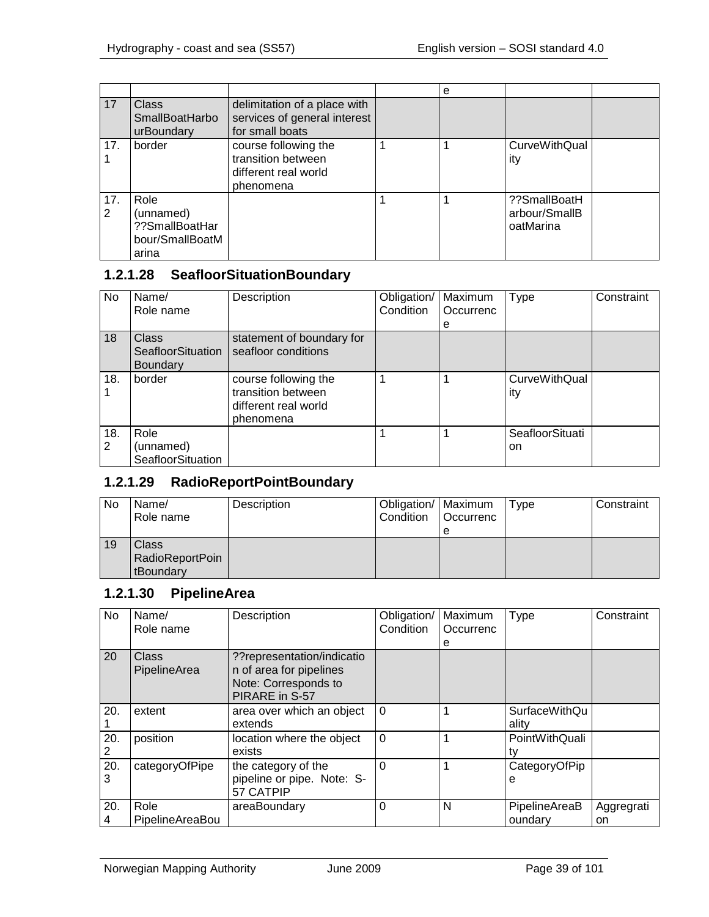| No | Name/ Role name | Description | Obligation/ Condition | Maximum Occurrence | Type | Constraint |
|---|---|---|---|---|---|---|
| 17 | Class SmallBoatHarbourBoundary | delimitation of a place with services of general interest for small boats | | | | |
| 17.1 | border | course following the transition between different real world phenomena | 1 | 1 | CurveWithQuality | |
| 17.2 | Role (unnamed) ??SmallBoatHarbour/SmallBoatMarina | | 1 | 1 | ??SmallBoatHarbour/SmallBoatMarina | |

### 1.2.1.28 SeafloorSituationBoundary

| No | Name/ Role name | Description | Obligation/ Condition | Maximum Occurrence | Type | Constraint |
|---|---|---|---|---|---|---|
| 18 | Class SeafloorSituationBoundary | statement of boundary for seafloor conditions | | | | |
| 18.1 | border | course following the transition between different real world phenomena | 1 | 1 | CurveWithQuality | |
| 18.2 | Role (unnamed) SeafloorSituation | | 1 | 1 | SeafloorSituation | |

### 1.2.1.29 RadioReportPointBoundary

| No | Name/ Role name | Description | Obligation/ Condition | Maximum Occurrence | Type | Constraint |
|---|---|---|---|---|---|---|
| 19 | Class RadioReportPointBoundary | | | | | |

### 1.2.1.30 PipelineArea

| No | Name/ Role name | Description | Obligation/ Condition | Maximum Occurrence | Type | Constraint |
|---|---|---|---|---|---|---|
| 20 | Class PipelineArea | ??representation/indication of area for pipelines Note: Corresponds to PIRARE in S-57 | | | | |
| 20.1 | extent | area over which an object extends | 0 | 1 | SurfaceWithQuality | |
| 20.2 | position | location where the object exists | 0 | 1 | PointWithQuality | |
| 20.3 | categoryOfPipe | the category of the pipeline or pipe. Note: S-57 CATPIP | 0 | 1 | CategoryOfPipe | |
| 20.4 | Role PipelineAreaBou | areaBoundary | 0 | N | PipelineAreaBoundary | Aggregration |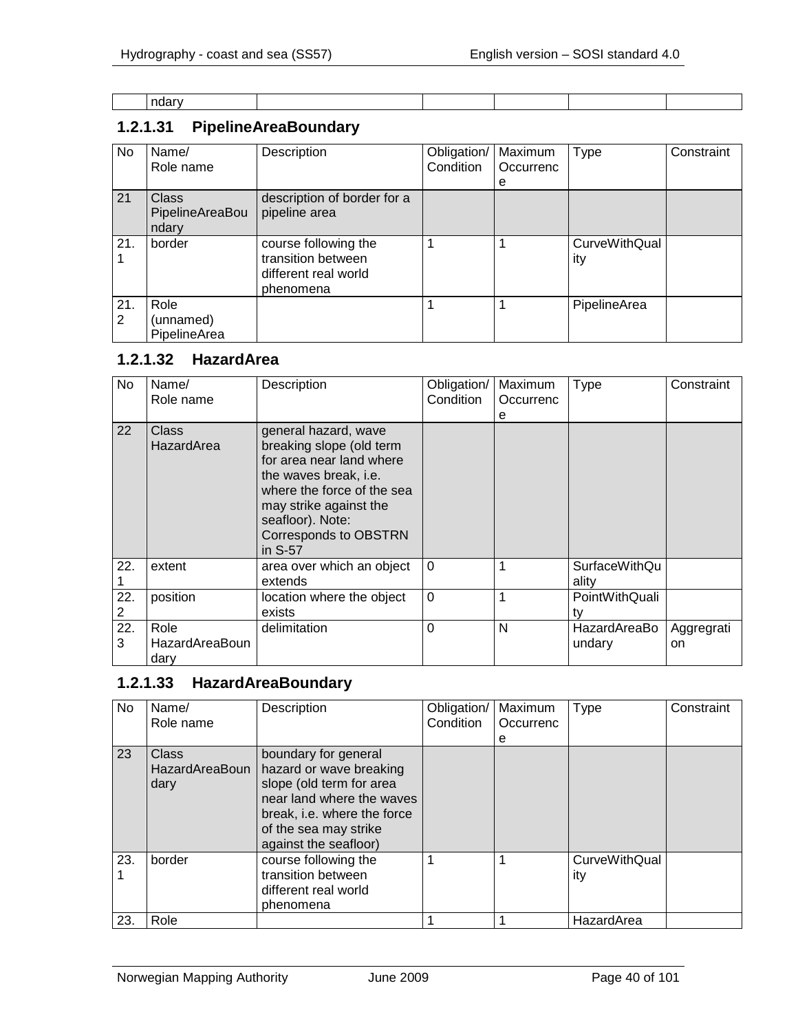| | | | | | | |
|---|---|---|---|---|---|---|
| | ndary | | | | | |

### 1.2.1.31 PipelineAreaBoundary

| No | Name/ Role name | Description | Obligation/ Condition | Maximum Occurrence | Type | Constraint |
|---|---|---|---|---|---|---|
| 21 | Class PipelineAreaBoundary | description of border for a pipeline area | | | | |
| 21.1 | border | course following the transition between different real world phenomena | 1 | 1 | CurveWithQuality | |
| 21.2 | Role (unnamed) PipelineArea | | 1 | 1 | PipelineArea | |

### 1.2.1.32 HazardArea

| No | Name/ Role name | Description | Obligation/ Condition | Maximum Occurrence | Type | Constraint |
|---|---|---|---|---|---|---|
| 22 | Class HazardArea | general hazard, wave breaking slope (old term for area near land where the waves break, i.e. where the force of the sea may strike against the seafloor). Note: Corresponds to OBSTRN in S-57 | | | | |
| 22.1 | extent | area over which an object extends | 0 | 1 | SurfaceWithQuality | |
| 22.2 | position | location where the object exists | 0 | 1 | PointWithQuality | |
| 22.3 | Role HazardAreaBoundary | delimitation | 0 | N | HazardAreaBoundary | Aggregration |

### 1.2.1.33 HazardAreaBoundary

| No | Name/ Role name | Description | Obligation/ Condition | Maximum Occurrence | Type | Constraint |
|---|---|---|---|---|---|---|
| 23 | Class HazardAreaBoundary | boundary for general hazard or wave breaking slope (old term for area near land where the waves break, i.e. where the force of the sea may strike against the seafloor) | | | | |
| 23.1 | border | course following the transition between different real world phenomena | 1 | 1 | CurveWithQuality | |
| 23. | Role | | 1 | 1 | HazardArea | |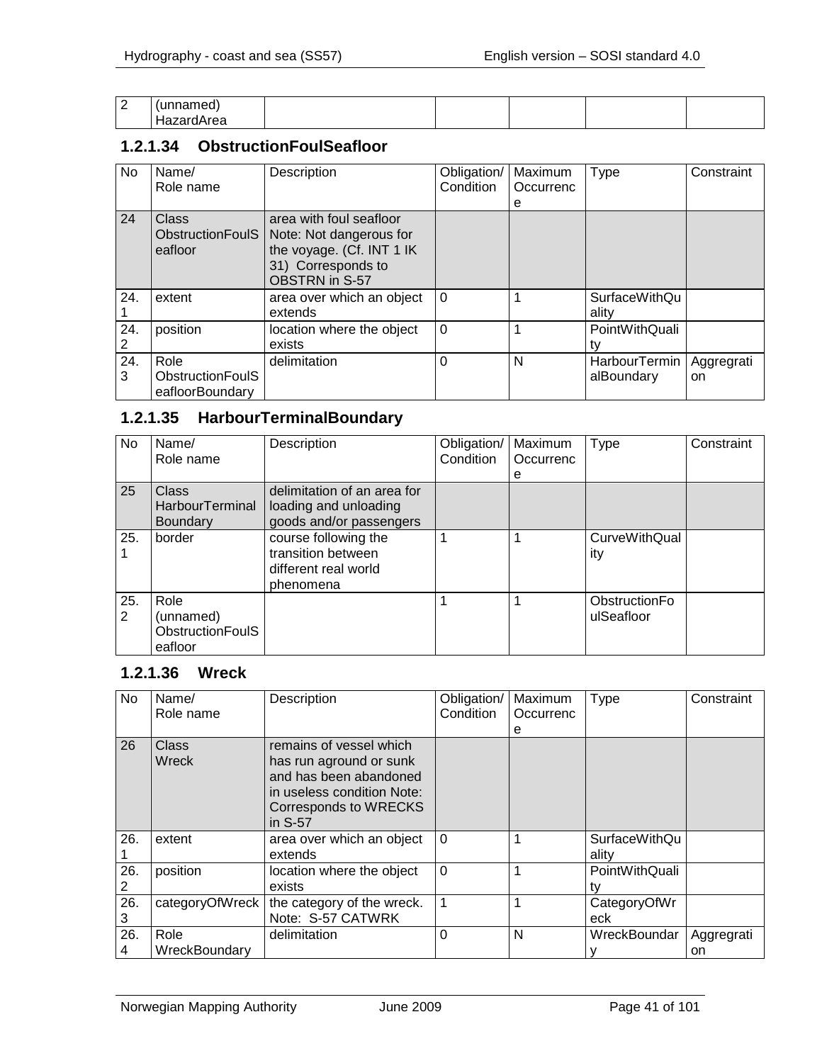| | | | | | | |
|---|---|---|---|---|---|---|
| 2 | (unnamed) HazardArea | | | | | |

### 1.2.1.34 ObstructionFoulSeafloor

| No | Name/ Role name | Description | Obligation/ Condition | Maximum Occurrence | Type | Constraint |
|---|---|---|---|---|---|---|
| 24 | Class ObstructionFoulSeafloor | area with foul seafloor Note: Not dangerous for the voyage. (Cf. INT 1 IK 31) Corresponds to OBSTRN in S-57 | | | | |
| 24.1 | extent | area over which an object extends | 0 | 1 | SurfaceWithQuality | |
| 24.2 | position | location where the object exists | 0 | 1 | PointWithQuality | |
| 24.3 | Role ObstructionFoulSeafloorBoundary | delimitation | 0 | N | HarbourTerminalBoundary | Aggregration |

### 1.2.1.35 HarbourTerminalBoundary

| No | Name/ Role name | Description | Obligation/ Condition | Maximum Occurrence | Type | Constraint |
|---|---|---|---|---|---|---|
| 25 | Class HarbourTerminalBoundary | delimitation of an area for loading and unloading goods and/or passengers | | | | |
| 25.1 | border | course following the transition between different real world phenomena | 1 | 1 | CurveWithQuality | |
| 25.2 | Role (unnamed) ObstructionFoulSeafloor | | 1 | 1 | ObstructionFoulSeafloor | |

### 1.2.1.36 Wreck

| No | Name/ Role name | Description | Obligation/ Condition | Maximum Occurrence | Type | Constraint |
|---|---|---|---|---|---|---|
| 26 | Class Wreck | remains of vessel which has run aground or sunk and has been abandoned in useless condition Note: Corresponds to WRECKS in S-57 | | | | |
| 26.1 | extent | area over which an object extends | 0 | 1 | SurfaceWithQuality | |
| 26.2 | position | location where the object exists | 0 | 1 | PointWithQuality | |
| 26.3 | categoryOfWreck | the category of the wreck. Note: S-57 CATWRK | 1 | 1 | CategoryOfWreck | |
| 26.4 | Role WreckBoundary | delimitation | 0 | N | WreckBoundary | Aggregration |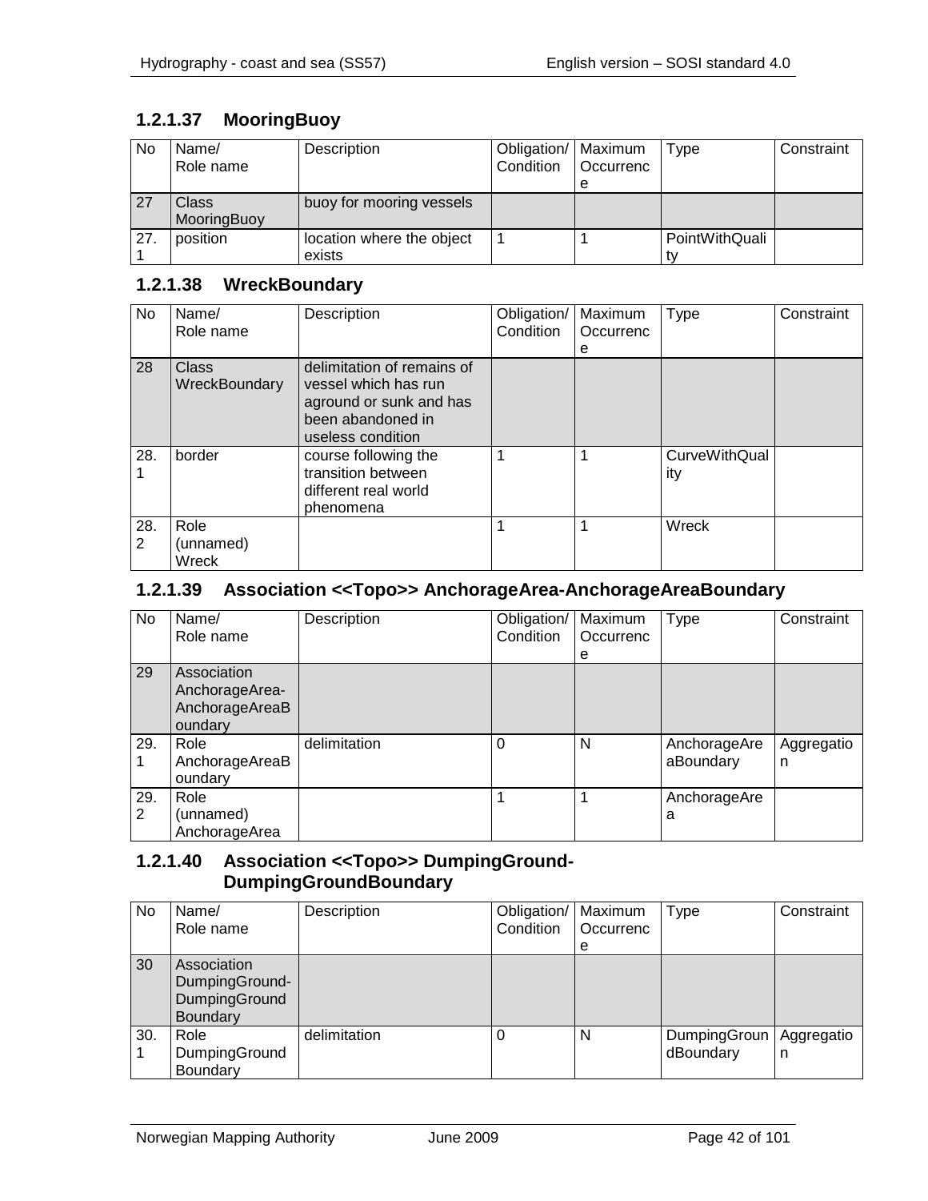### 1.2.1.37 MooringBuoy

| No | Name/ Role name | Description | Obligation/ Condition | Maximum Occurrence | Type | Constraint |
|---|---|---|---|---|---|---|
| 27 | Class MooringBuoy | buoy for mooring vessels | | | | |
| 27.1 | position | location where the object exists | 1 | 1 | PointWithQuality | |

### 1.2.1.38 WreckBoundary

| No | Name/ Role name | Description | Obligation/ Condition | Maximum Occurrence | Type | Constraint |
|---|---|---|---|---|---|---|
| 28 | Class WreckBoundary | delimitation of remains of vessel which has run aground or sunk and has been abandoned in useless condition | | | | |
| 28.1 | border | course following the transition between different real world phenomena | 1 | 1 | CurveWithQuality | |
| 28.2 | Role (unnamed) Wreck | | 1 | 1 | Wreck | |

### 1.2.1.39 Association <<Topo>> AnchorageArea-AnchorageAreaBoundary

| No | Name/ Role name | Description | Obligation/ Condition | Maximum Occurrence | Type | Constraint |
|---|---|---|---|---|---|---|
| 29 | Association AnchorageArea-AnchorageAreaBoundary | | | | | |
| 29.1 | Role AnchorageAreaBoundary | delimitation | 0 | N | AnchorageAreaBoundary | Aggregation |
| 29.2 | Role (unnamed) AnchorageArea | | 1 | 1 | AnchorageArea | |

### 1.2.1.40 Association <<Topo>> DumpingGround-DumpingGroundBoundary

| No | Name/ Role name | Description | Obligation/ Condition | Maximum Occurrence | Type | Constraint |
|---|---|---|---|---|---|---|
| 30 | Association DumpingGround-DumpingGroundBoundary | | | | | |
| 30.1 | Role DumpingGroundBoundary | delimitation | 0 | N | DumpingGroundBoundary | Aggregation |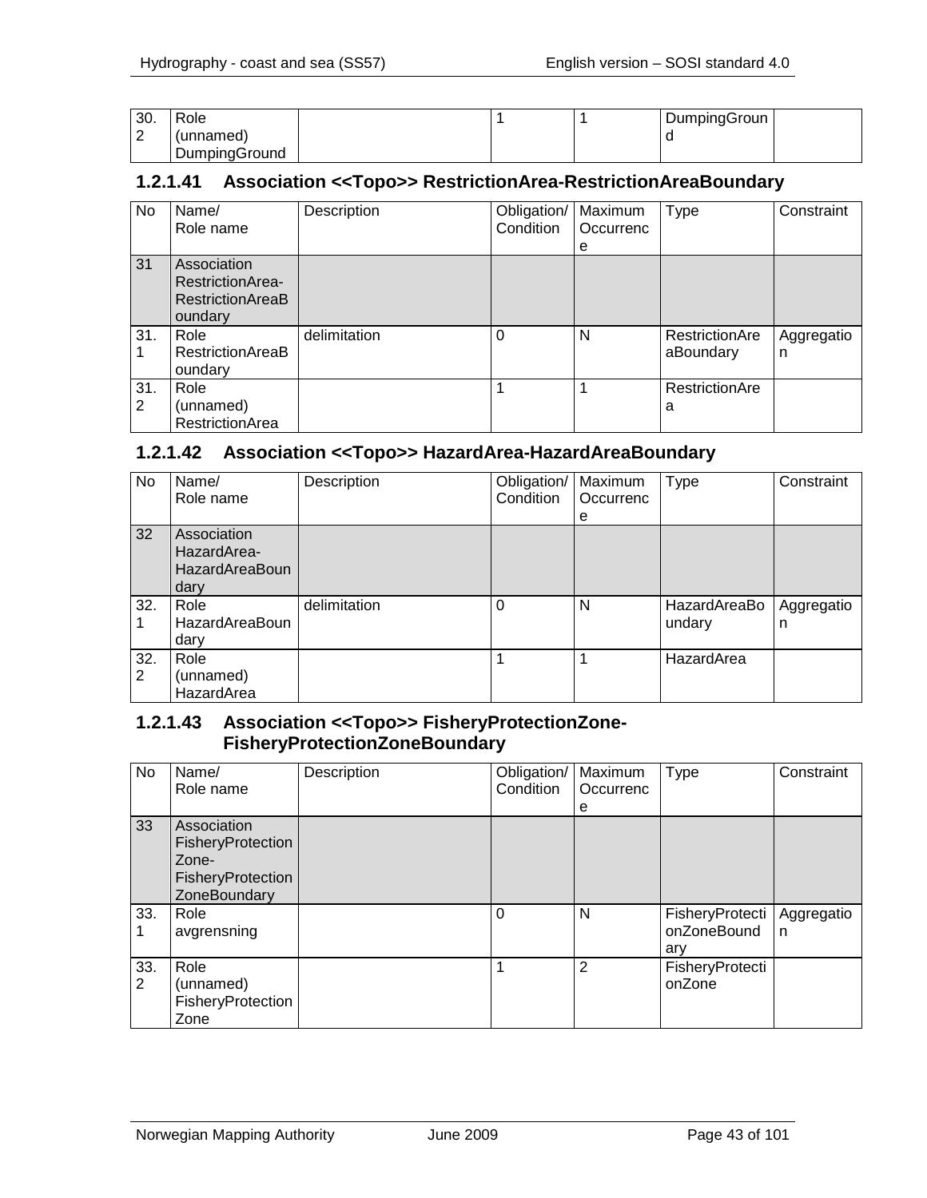| | | | | | | |
|---|---|---|---|---|---|---|
| 30.2 | Role (unnamed) DumpingGround | | 1 | 1 | DumpingGround | |

### 1.2.1.41 Association <<Topo>> RestrictionArea-RestrictionAreaBoundary

| No | Name/ Role name | Description | Obligation/ Condition | Maximum Occurrence | Type | Constraint |
|---|---|---|---|---|---|---|
| 31 | Association RestrictionArea-RestrictionAreaBoundary | | | | | |
| 31.1 | Role RestrictionAreaBoundary | delimitation | 0 | N | RestrictionAreaBoundary | Aggregation |
| 31.2 | Role (unnamed) RestrictionArea | | 1 | 1 | RestrictionArea | |

### 1.2.1.42 Association <<Topo>> HazardArea-HazardAreaBoundary

| No | Name/ Role name | Description | Obligation/ Condition | Maximum Occurrence | Type | Constraint |
|---|---|---|---|---|---|---|
| 32 | Association HazardArea-HazardAreaBoundary | | | | | |
| 32.1 | Role HazardAreaBoundary | delimitation | 0 | N | HazardAreaBoundary | Aggregation |
| 32.2 | Role (unnamed) HazardArea | | 1 | 1 | HazardArea | |

### 1.2.1.43 Association <<Topo>> FisheryProtectionZone-FisheryProtectionZoneBoundary

| No | Name/ Role name | Description | Obligation/ Condition | Maximum Occurrence | Type | Constraint |
|---|---|---|---|---|---|---|
| 33 | Association FisheryProtectionZone-FisheryProtectionZoneBoundary | | | | | |
| 33.1 | Role avgrensning | | 0 | N | FisheryProtectionZoneBoundary | Aggregation |
| 33.2 | Role (unnamed) FisheryProtectionZone | | 1 | 2 | FisheryProtectionZone | |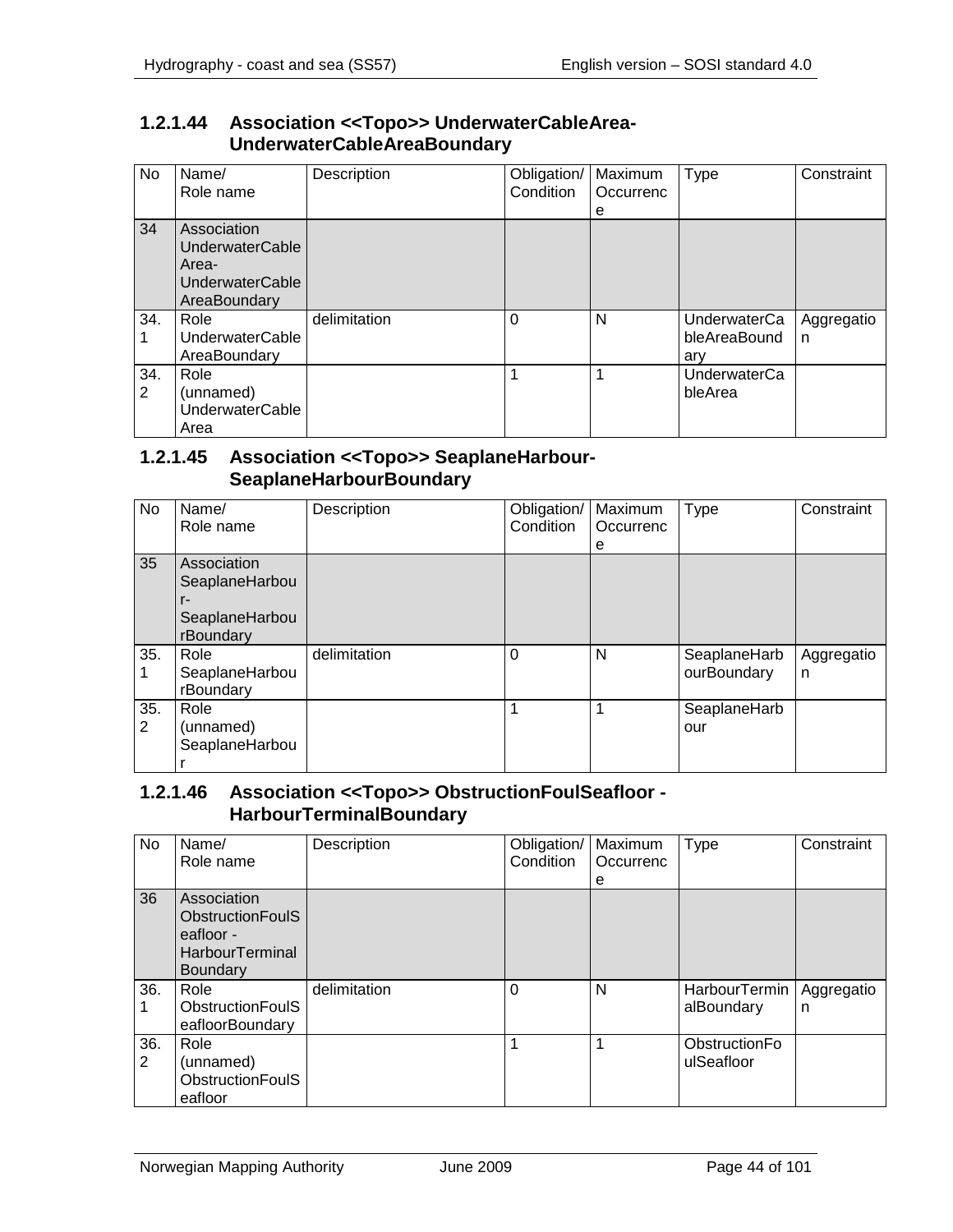### 1.2.1.44 Association <<Topo>> UnderwaterCableArea-UnderwaterCableAreaBoundary

| No | Name/ Role name | Description | Obligation/ Condition | Maximum Occurrence | Type | Constraint |
|---|---|---|---|---|---|---|
| 34 | Association UnderwaterCableArea-UnderwaterCableAreaBoundary | | | | | |
| 34.1 | Role UnderwaterCableAreaBoundary | delimitation | 0 | N | UnderwaterCableAreaBoundary | Aggregation |
| 34.2 | Role (unnamed) UnderwaterCableArea | | 1 | 1 | UnderwaterCableArea | |

### 1.2.1.45 Association <<Topo>> SeaplaneHarbour-SeaplaneHarbourBoundary

| No | Name/ Role name | Description | Obligation/ Condition | Maximum Occurrence | Type | Constraint |
|---|---|---|---|---|---|---|
| 35 | Association SeaplaneHarbour-SeaplaneHarbourBoundary | | | | | |
| 35.1 | Role SeaplaneHarbourBoundary | delimitation | 0 | N | SeaplaneHarbourBoundary | Aggregation |
| 35.2 | Role (unnamed) SeaplaneHarbour | | 1 | 1 | SeaplaneHarbour | |

### 1.2.1.46 Association <<Topo>> ObstructionFoulSeafloor - HarbourTerminalBoundary

| No | Name/ Role name | Description | Obligation/ Condition | Maximum Occurrence | Type | Constraint |
|---|---|---|---|---|---|---|
| 36 | Association ObstructionFoulSeafloor - HarbourTerminalBoundary | | | | | |
| 36.1 | Role ObstructionFoulSeafloorBoundary | delimitation | 0 | N | HarbourTerminalBoundary | Aggregation |
| 36.2 | Role (unnamed) ObstructionFoulSeafloor | | 1 | 1 | ObstructionFoulSeafloor | |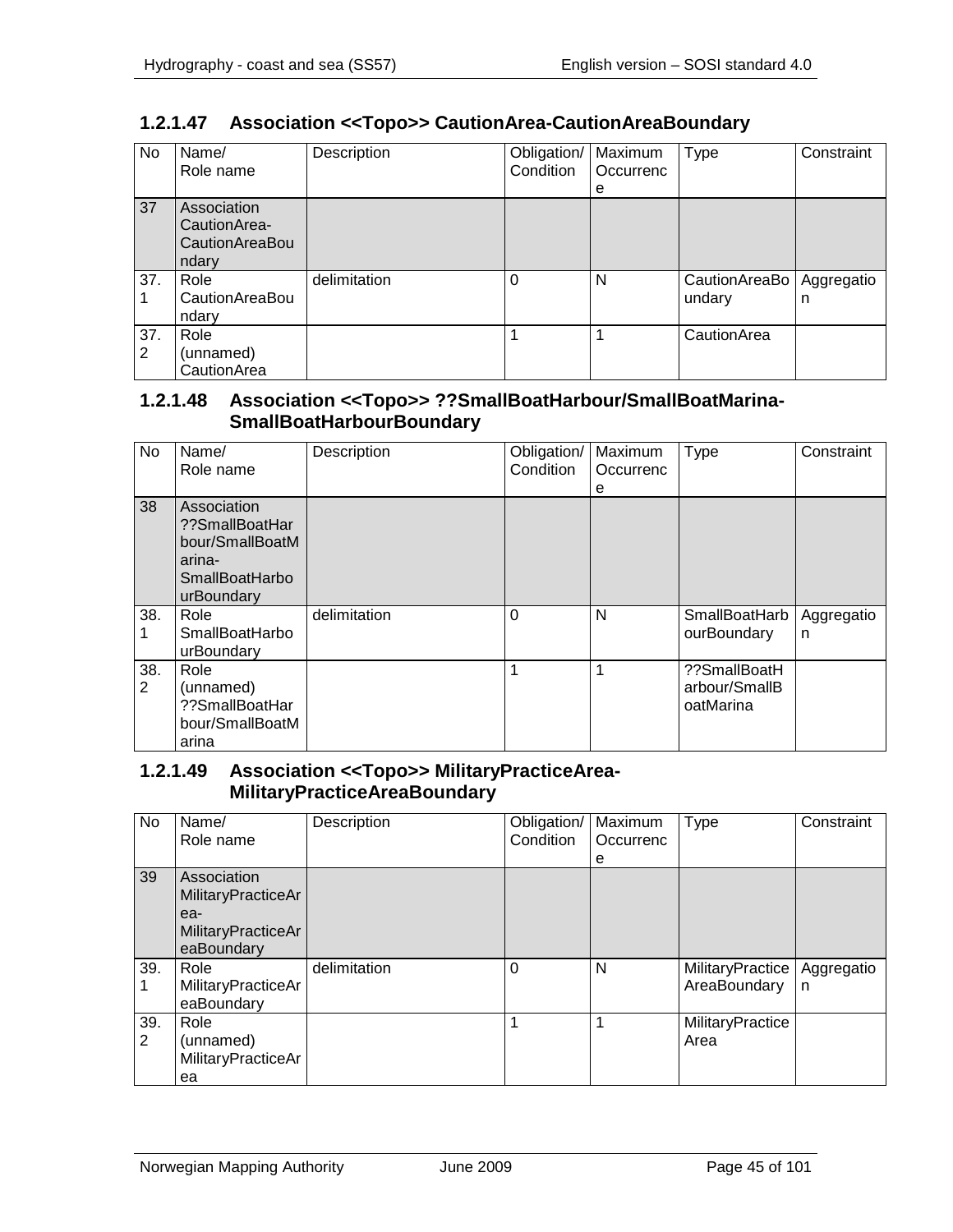### 1.2.1.47 Association <<Topo>> CautionArea-CautionAreaBoundary

| No | Name/ Role name | Description | Obligation/ Condition | Maximum Occurrence | Type | Constraint |
|---|---|---|---|---|---|---|
| 37 | Association CautionArea-CautionAreaBoundary | | | | | |
| 37.1 | Role CautionAreaBoundary | delimitation | 0 | N | CautionAreaBoundary | Aggregation |
| 37.2 | Role (unnamed) CautionArea | | 1 | 1 | CautionArea | |

### 1.2.1.48 Association <<Topo>> ??SmallBoatHarbour/SmallBoatMarina-SmallBoatHarbourBoundary

| No | Name/ Role name | Description | Obligation/ Condition | Maximum Occurrence | Type | Constraint |
|---|---|---|---|---|---|---|
| 38 | Association ??SmallBoatHarbour/SmallBoatMarina-SmallBoatHarbourBoundary | | | | | |
| 38.1 | Role SmallBoatHarbourBoundary | delimitation | 0 | N | SmallBoatHarbourBoundary | Aggregation |
| 38.2 | Role (unnamed) ??SmallBoatHarbour/SmallBoatMarina | | 1 | 1 | ??SmallBoatHarbour/SmallBoatMarina | |

### 1.2.1.49 Association <<Topo>> MilitaryPracticeArea-MilitaryPracticeAreaBoundary

| No | Name/ Role name | Description | Obligation/ Condition | Maximum Occurrence | Type | Constraint |
|---|---|---|---|---|---|---|
| 39 | Association MilitaryPracticeArea-MilitaryPracticeAreaBoundary | | | | | |
| 39.1 | Role MilitaryPracticeAreaBoundary | delimitation | 0 | N | MilitaryPracticeAreaBoundary | Aggregation |
| 39.2 | Role (unnamed) MilitaryPracticeArea | | 1 | 1 | MilitaryPracticeArea | |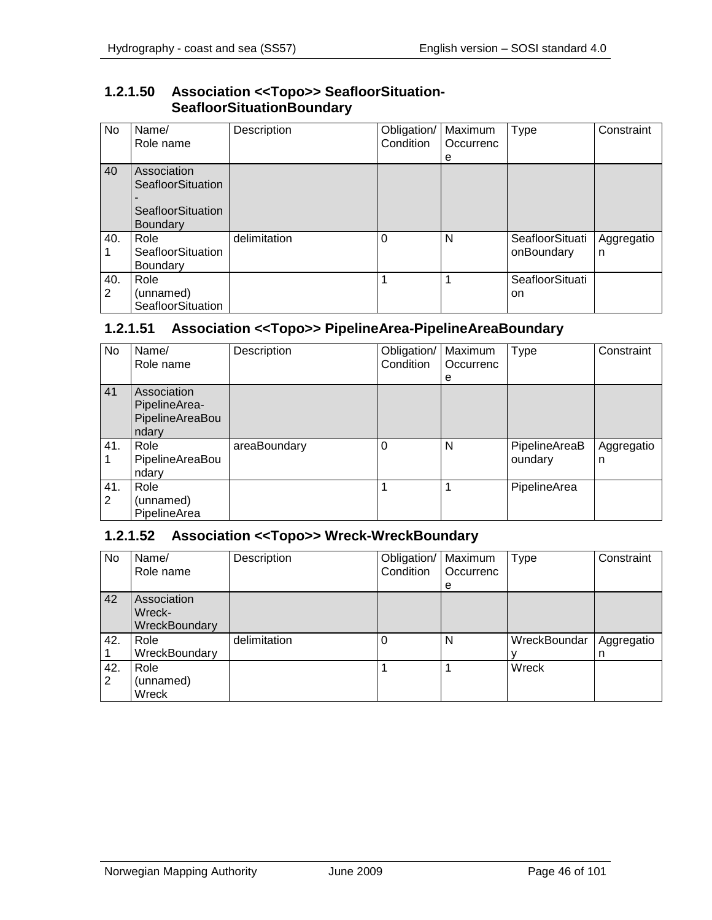#### 1.2.1.50 Association <<Topo>> SeafloorSituation-SeafloorSituationBoundary

| No | Name/ Role name | Description | Obligation/ Condition | Maximum Occurrence | Type | Constraint |
|---|---|---|---|---|---|---|
| 40 | Association SeafloorSituation-SeafloorSituationBoundary | | | | | |
| 40.1 | Role SeafloorSituationBoundary | delimitation | 0 | N | SeafloorSituationBoundary | Aggregation |
| 40.2 | Role (unnamed) SeafloorSituation | | 1 | 1 | SeafloorSituation | |

#### 1.2.1.51 Association <<Topo>> PipelineArea-PipelineAreaBoundary

| No | Name/ Role name | Description | Obligation/ Condition | Maximum Occurrence | Type | Constraint |
|---|---|---|---|---|---|---|
| 41 | Association PipelineArea-PipelineAreaBoundary | | | | | |
| 41.1 | Role PipelineAreaBoundary | areaBoundary | 0 | N | PipelineAreaBoundary | Aggregation |
| 41.2 | Role (unnamed) PipelineArea | | 1 | 1 | PipelineArea | |

#### 1.2.1.52 Association <<Topo>> Wreck-WreckBoundary

| No | Name/ Role name | Description | Obligation/ Condition | Maximum Occurrence | Type | Constraint |
|---|---|---|---|---|---|---|
| 42 | Association Wreck-WreckBoundary | | | | | |
| 42.1 | Role WreckBoundary | delimitation | 0 | N | WreckBoundary | Aggregation |
| 42.2 | Role (unnamed) Wreck | | 1 | 1 | Wreck | |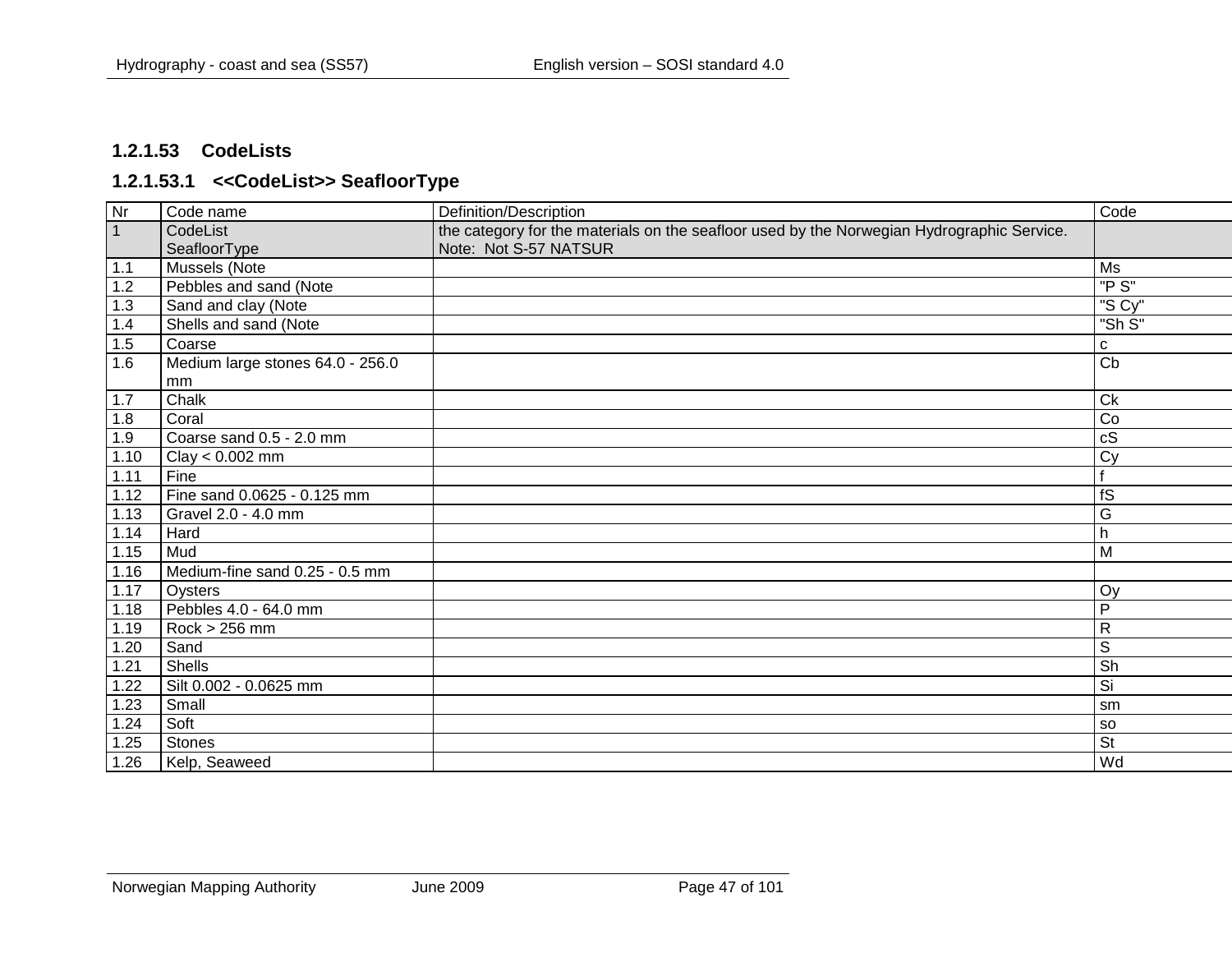### 1.2.1.53 CodeLists

#### 1.2.1.53.1 <<CodeList>> SeafloorType

| Nr | Code name | Definition/Description | Code |
|---|---|---|---|
| 1 | CodeList SeafloorType | the category for the materials on the seafloor used by the Norwegian Hydrographic Service. Note: Not S-57 NATSUR | |
| 1.1 | Mussels (Note | | Ms |
| 1.2 | Pebbles and sand (Note | | "P S" |
| 1.3 | Sand and clay (Note | | "S Cy" |
| 1.4 | Shells and sand (Note | | "Sh S" |
| 1.5 | Coarse | | c |
| 1.6 | Medium large stones 64.0 - 256.0 mm | | Cb |
| 1.7 | Chalk | | Ck |
| 1.8 | Coral | | Co |
| 1.9 | Coarse sand 0.5 - 2.0 mm | | cS |
| 1.10 | Clay < 0.002 mm | | Cy |
| 1.11 | Fine | | f |
| 1.12 | Fine sand 0.0625 - 0.125 mm | | fS |
| 1.13 | Gravel 2.0 - 4.0 mm | | G |
| 1.14 | Hard | | h |
| 1.15 | Mud | | M |
| 1.16 | Medium-fine sand 0.25 - 0.5 mm | | |
| 1.17 | Oysters | | Oy |
| 1.18 | Pebbles 4.0 - 64.0 mm | | P |
| 1.19 | Rock > 256 mm | | R |
| 1.20 | Sand | | S |
| 1.21 | Shells | | Sh |
| 1.22 | Silt 0.002 - 0.0625 mm | | Si |
| 1.23 | Small | | sm |
| 1.24 | Soft | | so |
| 1.25 | Stones | | St |
| 1.26 | Kelp, Seaweed | | Wd |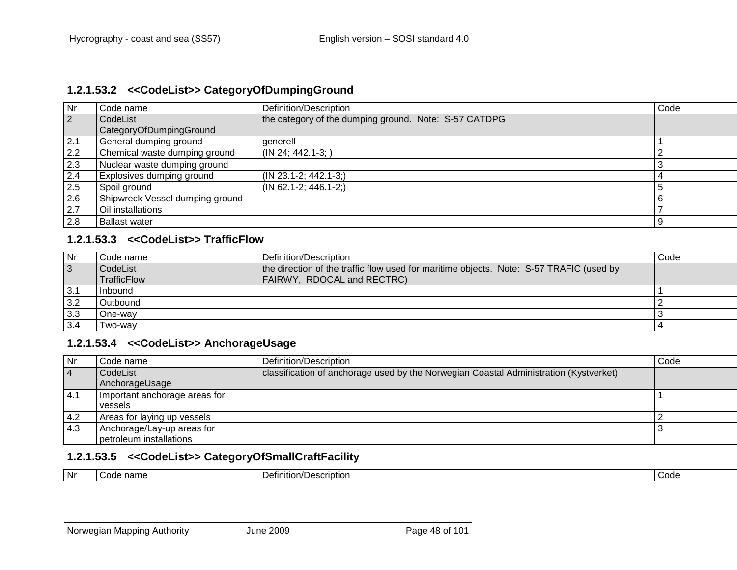#### 1.2.1.53.2 <<CodeList>> CategoryOfDumpingGround

| Nr | Code name | Definition/Description | Code |
|---|---|---|---|
| 2 | CodeList CategoryOfDumpingGround | the category of the dumping ground. Note: S-57 CATDPG | |
| 2.1 | General dumping ground | generell | 1 |
| 2.2 | Chemical waste dumping ground | (IN 24; 442.1-3; ) | 2 |
| 2.3 | Nuclear waste dumping ground | | 3 |
| 2.4 | Explosives dumping ground | (IN 23.1-2; 442.1-3;) | 4 |
| 2.5 | Spoil ground | (IN 62.1-2; 446.1-2;) | 5 |
| 2.6 | Shipwreck Vessel dumping ground | | 6 |
| 2.7 | Oil installations | | 7 |
| 2.8 | Ballast water | | 9 |

#### 1.2.1.53.3 <<CodeList>> TrafficFlow

| Nr | Code name | Definition/Description | Code |
|---|---|---|---|
| 3 | CodeList TrafficFlow | the direction of the traffic flow used for maritime objects. Note: S-57 TRAFIC (used by FAIRWY, RDOCAL and RECTRC) | |
| 3.1 | Inbound | | 1 |
| 3.2 | Outbound | | 2 |
| 3.3 | One-way | | 3 |
| 3.4 | Two-way | | 4 |

#### 1.2.1.53.4 <<CodeList>> AnchorageUsage

| Nr | Code name | Definition/Description | Code |
|---|---|---|---|
| 4 | CodeList AnchorageUsage | classification of anchorage used by the Norwegian Coastal Administration (Kystverket) | |
| 4.1 | Important anchorage areas for vessels | | 1 |
| 4.2 | Areas for laying up vessels | | 2 |
| 4.3 | Anchorage/Lay-up areas for petroleum installations | | 3 |

#### 1.2.1.53.5 <<CodeList>> CategoryOfSmallCraftFacility

| Nr | Code name | Definition/Description | Code |
|---|---|---|---|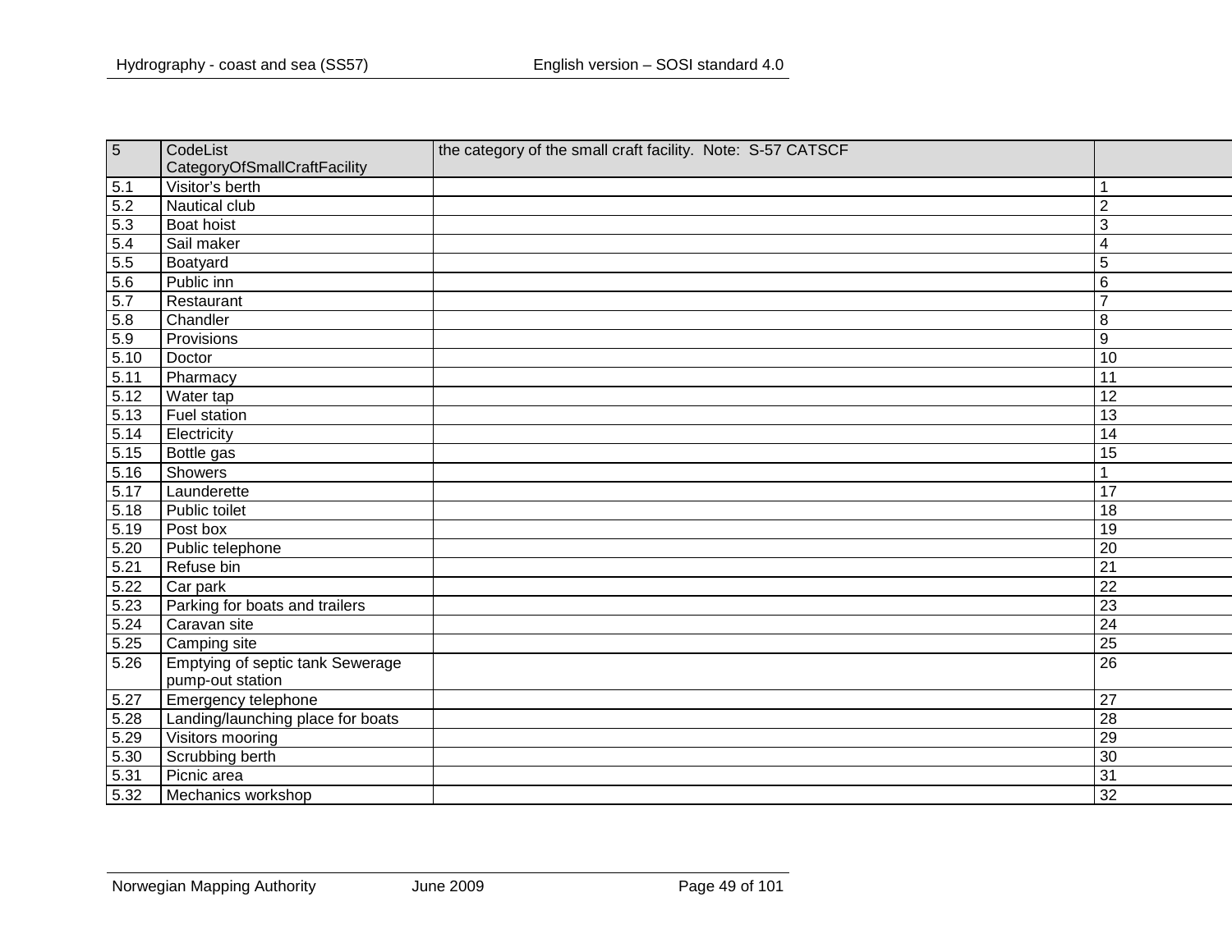| | | | |
|---|---|---|---|
| 5 | CodeList CategoryOfSmallCraftFacility | the category of the small craft facility. Note: S-57 CATSCF | |
| 5.1 | Visitor's berth | | 1 |
| 5.2 | Nautical club | | 2 |
| 5.3 | Boat hoist | | 3 |
| 5.4 | Sail maker | | 4 |
| 5.5 | Boatyard | | 5 |
| 5.6 | Public inn | | 6 |
| 5.7 | Restaurant | | 7 |
| 5.8 | Chandler | | 8 |
| 5.9 | Provisions | | 9 |
| 5.10 | Doctor | | 10 |
| 5.11 | Pharmacy | | 11 |
| 5.12 | Water tap | | 12 |
| 5.13 | Fuel station | | 13 |
| 5.14 | Electricity | | 14 |
| 5.15 | Bottle gas | | 15 |
| 5.16 | Showers | | 1 |
| 5.17 | Launderette | | 17 |
| 5.18 | Public toilet | | 18 |
| 5.19 | Post box | | 19 |
| 5.20 | Public telephone | | 20 |
| 5.21 | Refuse bin | | 21 |
| 5.22 | Car park | | 22 |
| 5.23 | Parking for boats and trailers | | 23 |
| 5.24 | Caravan site | | 24 |
| 5.25 | Camping site | | 25 |
| 5.26 | Emptying of septic tank Sewerage pump-out station | | 26 |
| 5.27 | Emergency telephone | | 27 |
| 5.28 | Landing/launching place for boats | | 28 |
| 5.29 | Visitors mooring | | 29 |
| 5.30 | Scrubbing berth | | 30 |
| 5.31 | Picnic area | | 31 |
| 5.32 | Mechanics workshop | | 32 |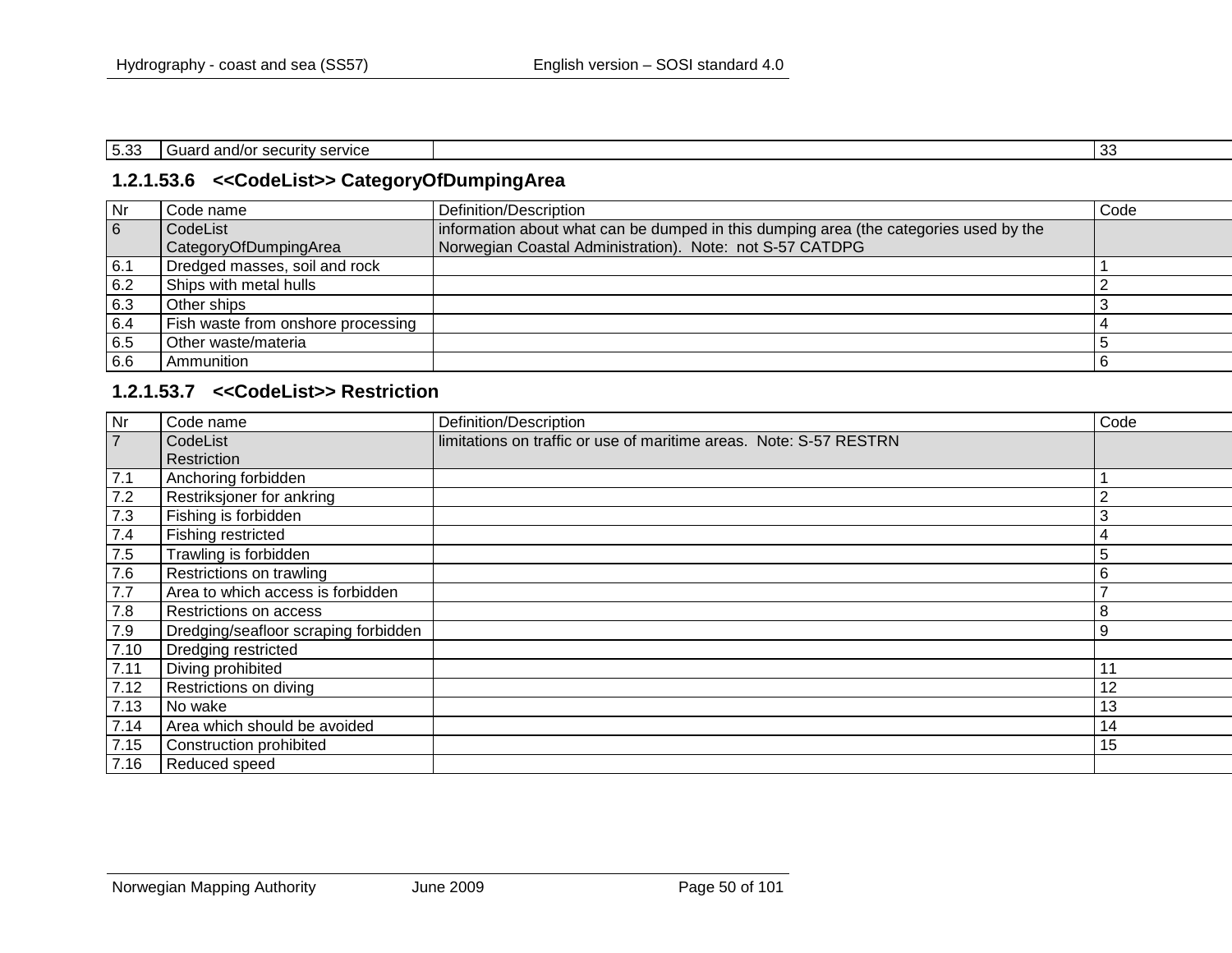| | | | |
|---|---|---|---|
| 5.33 | Guard and/or security service | | 33 |

### 1.2.1.53.6 <<CodeList>> CategoryOfDumpingArea

| Nr | Code name | Definition/Description | Code |
|---|---|---|---|
| 6 | CodeList CategoryOfDumpingArea | information about what can be dumped in this dumping area (the categories used by the Norwegian Coastal Administration). Note: not S-57 CATDPG | |
| 6.1 | Dredged masses, soil and rock | | 1 |
| 6.2 | Ships with metal hulls | | 2 |
| 6.3 | Other ships | | 3 |
| 6.4 | Fish waste from onshore processing | | 4 |
| 6.5 | Other waste/materia | | 5 |
| 6.6 | Ammunition | | 6 |

### 1.2.1.53.7 <<CodeList>> Restriction

| Nr | Code name | Definition/Description | Code |
|---|---|---|---|
| 7 | CodeList Restriction | limitations on traffic or use of maritime areas. Note: S-57 RESTRN | |
| 7.1 | Anchoring forbidden | | 1 |
| 7.2 | Restriksjoner for ankring | | 2 |
| 7.3 | Fishing is forbidden | | 3 |
| 7.4 | Fishing restricted | | 4 |
| 7.5 | Trawling is forbidden | | 5 |
| 7.6 | Restrictions on trawling | | 6 |
| 7.7 | Area to which access is forbidden | | 7 |
| 7.8 | Restrictions on access | | 8 |
| 7.9 | Dredging/seafloor scraping forbidden | | 9 |
| 7.10 | Dredging restricted | | |
| 7.11 | Diving prohibited | | 11 |
| 7.12 | Restrictions on diving | | 12 |
| 7.13 | No wake | | 13 |
| 7.14 | Area which should be avoided | | 14 |
| 7.15 | Construction prohibited | | 15 |
| 7.16 | Reduced speed | | |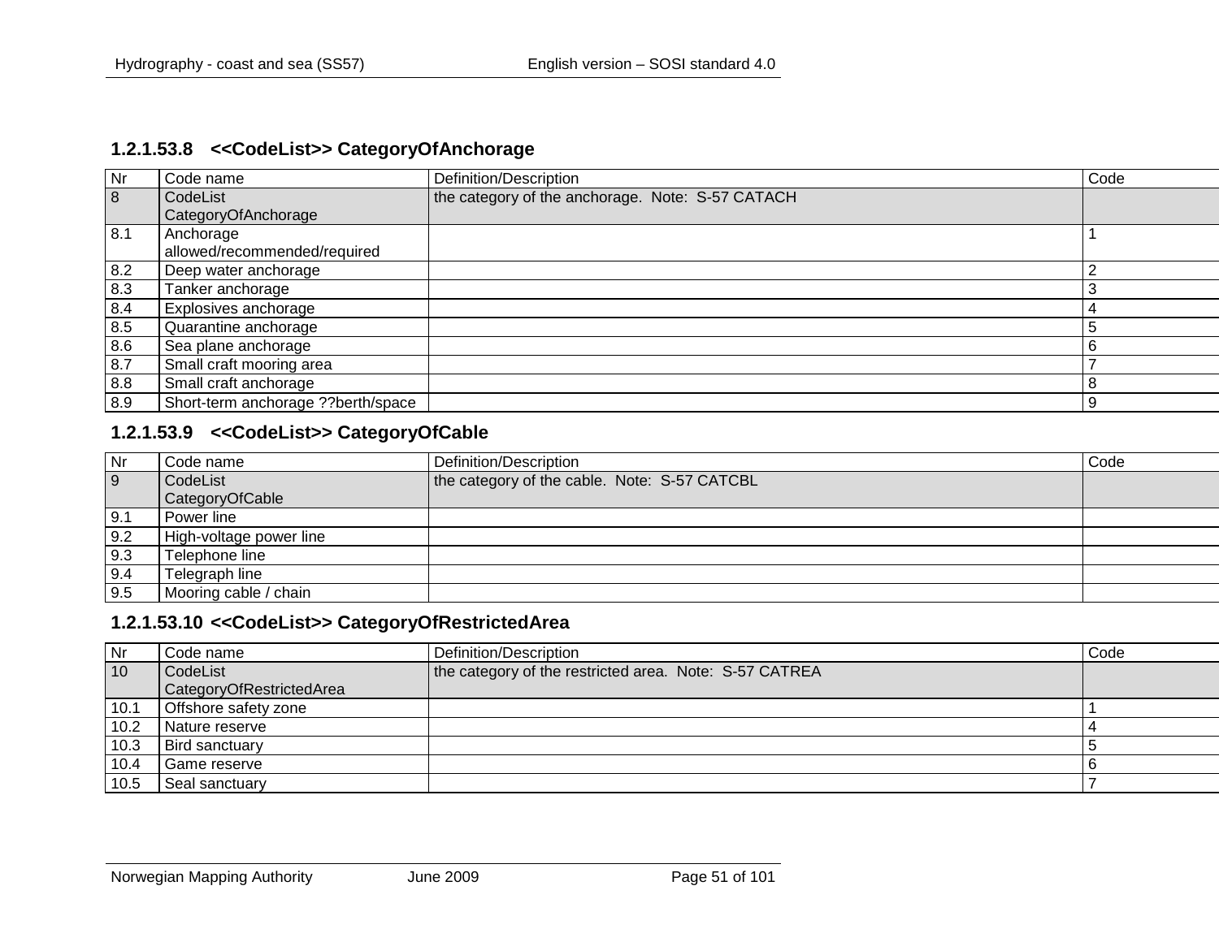### 1.2.1.53.8 <<CodeList>> CategoryOfAnchorage

| Nr | Code name | Definition/Description | Code |
|---|---|---|---|
| 8 | CodeList CategoryOfAnchorage | the category of the anchorage. Note: S-57 CATACH | |
| 8.1 | Anchorage allowed/recommended/required | | 1 |
| 8.2 | Deep water anchorage | | 2 |
| 8.3 | Tanker anchorage | | 3 |
| 8.4 | Explosives anchorage | | 4 |
| 8.5 | Quarantine anchorage | | 5 |
| 8.6 | Sea plane anchorage | | 6 |
| 8.7 | Small craft mooring area | | 7 |
| 8.8 | Small craft anchorage | | 8 |
| 8.9 | Short-term anchorage ??berth/space | | 9 |

### 1.2.1.53.9 <<CodeList>> CategoryOfCable

| Nr | Code name | Definition/Description | Code |
|---|---|---|---|
| 9 | CodeList CategoryOfCable | the category of the cable. Note: S-57 CATCBL | |
| 9.1 | Power line | | |
| 9.2 | High-voltage power line | | |
| 9.3 | Telephone line | | |
| 9.4 | Telegraph line | | |
| 9.5 | Mooring cable / chain | | |

### 1.2.1.53.10 <<CodeList>> CategoryOfRestrictedArea

| Nr | Code name | Definition/Description | Code |
|---|---|---|---|
| 10 | CodeList CategoryOfRestrictedArea | the category of the restricted area. Note: S-57 CATREA | |
| 10.1 | Offshore safety zone | | 1 |
| 10.2 | Nature reserve | | 4 |
| 10.3 | Bird sanctuary | | 5 |
| 10.4 | Game reserve | | 6 |
| 10.5 | Seal sanctuary | | 7 |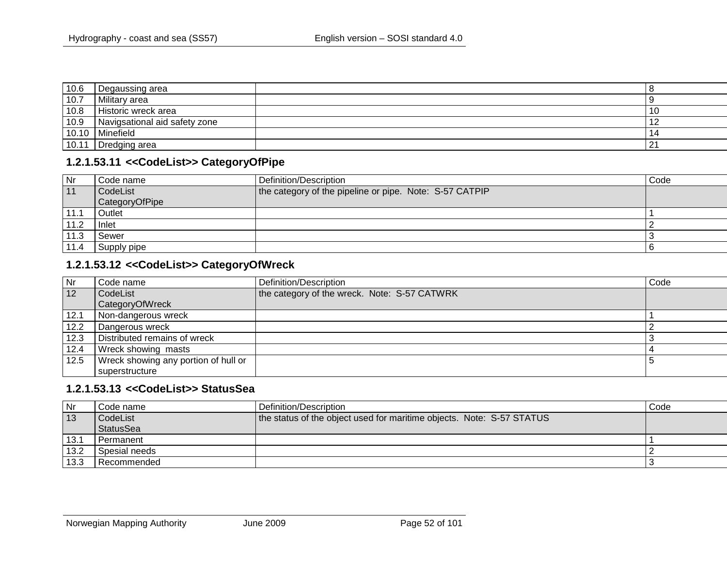| | | | |
|---|---|---|---|
| 10.6 | Degaussing area | | 8 |
| 10.7 | Military area | | 9 |
| 10.8 | Historic wreck area | | 10 |
| 10.9 | Navigsational aid safety zone | | 12 |
| 10.10 | Minefield | | 14 |
| 10.11 | Dredging area | | 21 |

### 1.2.1.53.11 <<CodeList>> CategoryOfPipe

| Nr | Code name | Definition/Description | Code |
|---|---|---|---|
| 11 | CodeList CategoryOfPipe | the category of the pipeline or pipe. Note: S-57 CATPIP | |
| 11.1 | Outlet | | 1 |
| 11.2 | Inlet | | 2 |
| 11.3 | Sewer | | 3 |
| 11.4 | Supply pipe | | 6 |

### 1.2.1.53.12 <<CodeList>> CategoryOfWreck

| Nr | Code name | Definition/Description | Code |
|---|---|---|---|
| 12 | CodeList CategoryOfWreck | the category of the wreck. Note: S-57 CATWRK | |
| 12.1 | Non-dangerous wreck | | 1 |
| 12.2 | Dangerous wreck | | 2 |
| 12.3 | Distributed remains of wreck | | 3 |
| 12.4 | Wreck showing masts | | 4 |
| 12.5 | Wreck showing any portion of hull or superstructure | | 5 |

### 1.2.1.53.13 <<CodeList>> StatusSea

| Nr | Code name | Definition/Description | Code |
|---|---|---|---|
| 13 | CodeList StatusSea | the status of the object used for maritime objects. Note: S-57 STATUS | |
| 13.1 | Permanent | | 1 |
| 13.2 | Spesial needs | | 2 |
| 13.3 | Recommended | | 3 |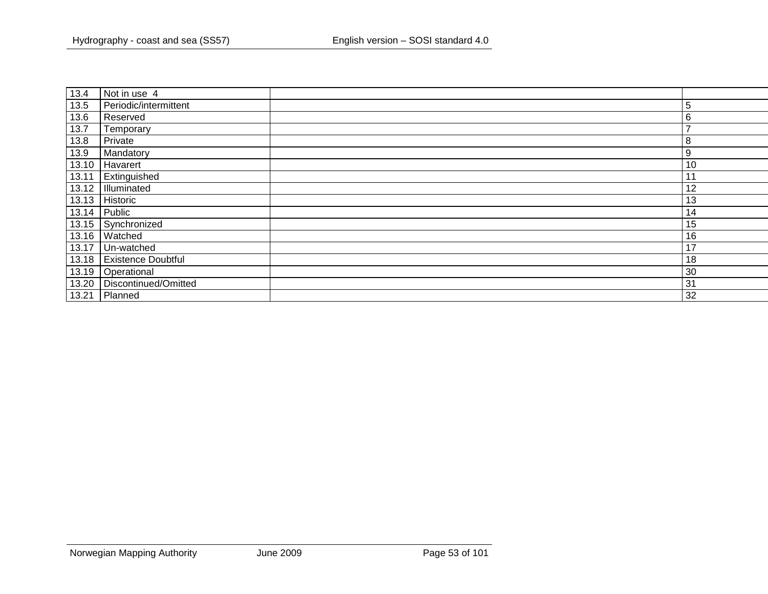| | | | |
|---|---|---|---|
| 13.4 | Not in use 4 | | |
| 13.5 | Periodic/intermittent | | 5 |
| 13.6 | Reserved | | 6 |
| 13.7 | Temporary | | 7 |
| 13.8 | Private | | 8 |
| 13.9 | Mandatory | | 9 |
| 13.10 | Havarert | | 10 |
| 13.11 | Extinguished | | 11 |
| 13.12 | Illuminated | | 12 |
| 13.13 | Historic | | 13 |
| 13.14 | Public | | 14 |
| 13.15 | Synchronized | | 15 |
| 13.16 | Watched | | 16 |
| 13.17 | Un-watched | | 17 |
| 13.18 | Existence Doubtful | | 18 |
| 13.19 | Operational | | 30 |
| 13.20 | Discontinued/Omitted | | 31 |
| 13.21 | Planned | | 32 |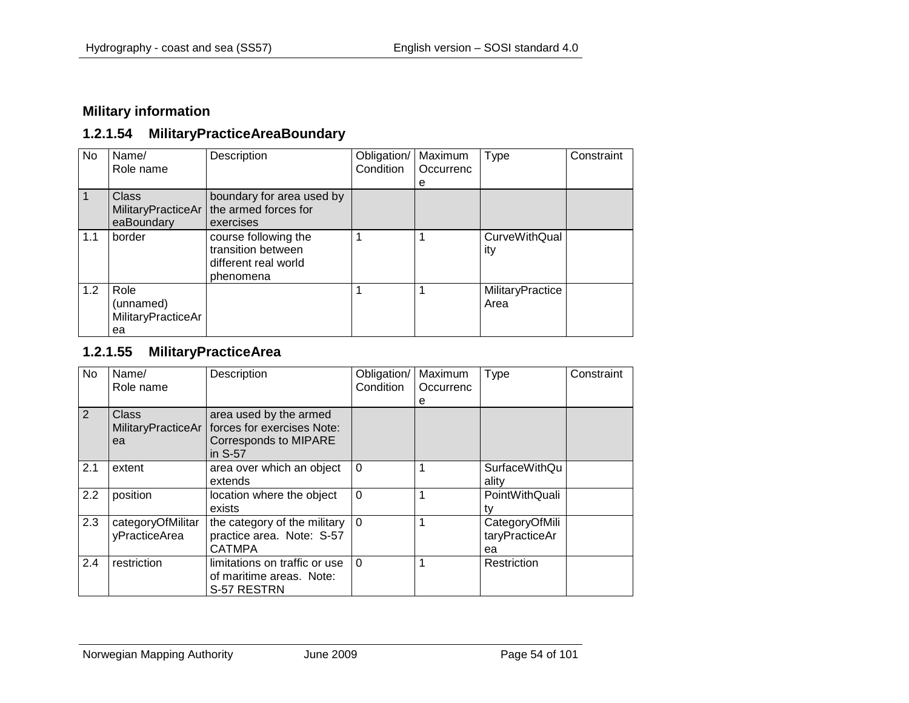### Military information

### 1.2.1.54 MilitaryPracticeAreaBoundary

| No | Name/ Role name | Description | Obligation/ Condition | Maximum Occurrence | Type | Constraint |
|---|---|---|---|---|---|---|
| 1 | Class MilitaryPracticeAreaBoundary | boundary for area used by the armed forces for exercises | | | | |
| 1.1 | border | course following the transition between different real world phenomena | 1 | 1 | CurveWithQuality | |
| 1.2 | Role (unnamed) MilitaryPracticeArea | | 1 | 1 | MilitaryPracticeArea | |

### 1.2.1.55 MilitaryPracticeArea

| No | Name/ Role name | Description | Obligation/ Condition | Maximum Occurrence | Type | Constraint |
|---|---|---|---|---|---|---|
| 2 | Class MilitaryPracticeArea | area used by the armed forces for exercises Note: Corresponds to MIPARE in S-57 | | | | |
| 2.1 | extent | area over which an object extends | 0 | 1 | SurfaceWithQuality | |
| 2.2 | position | location where the object exists | 0 | 1 | PointWithQuality | |
| 2.3 | categoryOfMilitaryPracticeArea | the category of the military practice area. Note: S-57 CATMPA | 0 | 1 | CategoryOfMilitaryPracticeArea | |
| 2.4 | restriction | limitations on traffic or use of maritime areas. Note: S-57 RESTRN | 0 | 1 | Restriction | |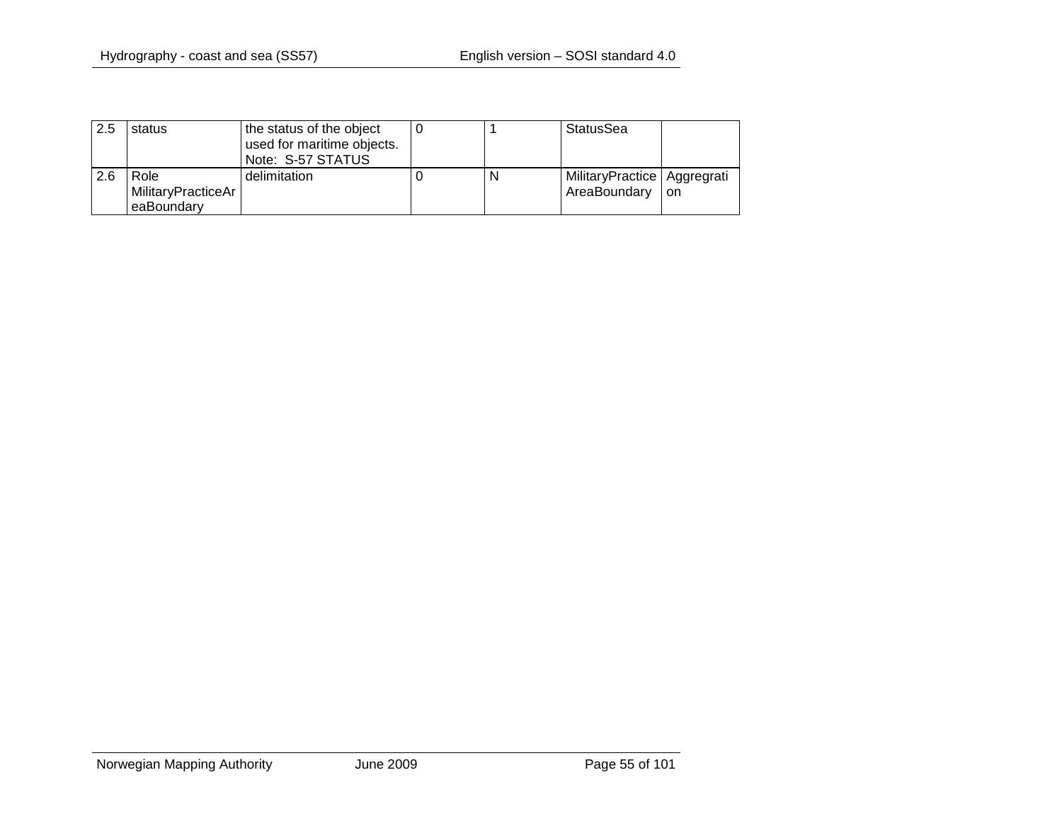| | | | | | | |
|---|---|---|---|---|---|---|
| 2.5 | status | the status of the object used for maritime objects. Note: S-57 STATUS | 0 | 1 | StatusSea | |
| 2.6 | Role MilitaryPracticeAreaBoundary | delimitation | 0 | N | MilitaryPracticeAreaBoundary | Aggregration |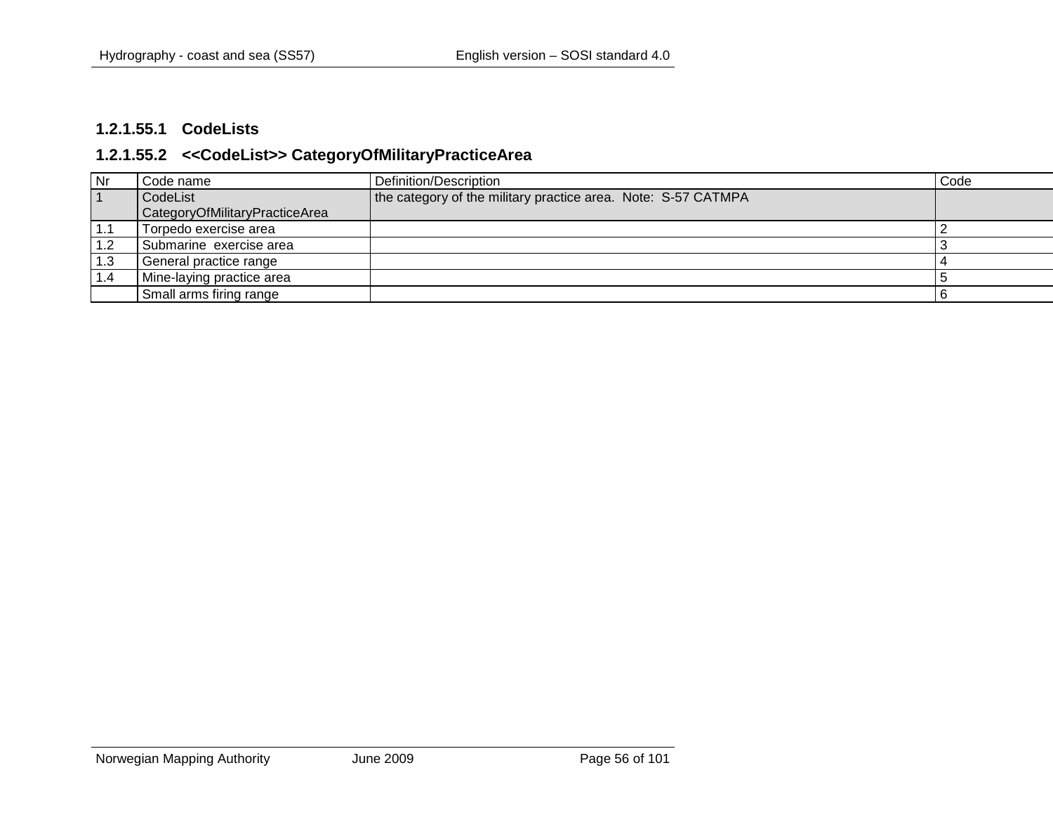#### 1.2.1.55.1 CodeLists

#### 1.2.1.55.2 <<CodeList>> CategoryOfMilitaryPracticeArea

| Nr | Code name | Definition/Description | Code |
|---|---|---|---|
| 1 | CodeList CategoryOfMilitaryPracticeArea | the category of the military practice area. Note: S-57 CATMPA | |
| 1.1 | Torpedo exercise area | | 2 |
| 1.2 | Submarine exercise area | | 3 |
| 1.3 | General practice range | | 4 |
| 1.4 | Mine-laying practice area | | 5 |
| | Small arms firing range | | 6 |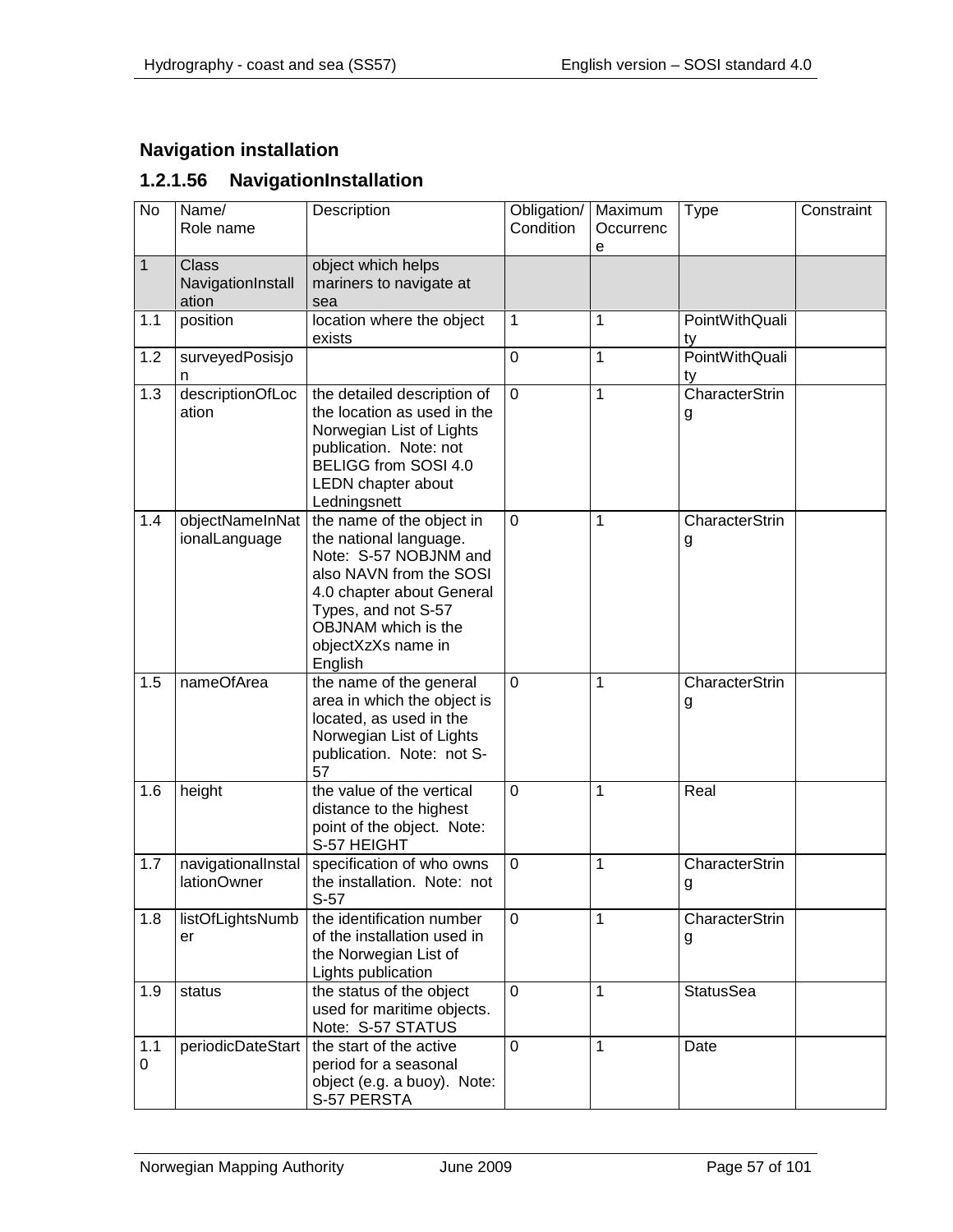**Navigation installation**

### 1.2.1.56 NavigationInstallation

| No | Name/ Role name | Description | Obligation/ Condition | Maximum Occurrence | Type | Constraint |
|---|---|---|---|---|---|---|
| 1 | Class NavigationInstallation | object which helps mariners to navigate at sea | | | | |
| 1.1 | position | location where the object exists | 1 | 1 | PointWithQuality | |
| 1.2 | surveyedPosisjon | | 0 | 1 | PointWithQuality | |
| 1.3 | descriptionOfLocation | the detailed description of the location as used in the Norwegian List of Lights publication. Note: not BELIGG from SOSI 4.0 LEDN chapter about Ledningsnett | 0 | 1 | CharacterString | |
| 1.4 | objectNameInNationalLanguage | the name of the object in the national language. Note: S-57 NOBJNM and also NAVN from the SOSI 4.0 chapter about General Types, and not S-57 OBJNAM which is the objectXzXs name in English | 0 | 1 | CharacterString | |
| 1.5 | nameOfArea | the name of the general area in which the object is located, as used in the Norwegian List of Lights publication. Note: not S-57 | 0 | 1 | CharacterString | |
| 1.6 | height | the value of the vertical distance to the highest point of the object. Note: S-57 HEIGHT | 0 | 1 | Real | |
| 1.7 | navigationalInstallationOwner | specification of who owns the installation. Note: not S-57 | 0 | 1 | CharacterString | |
| 1.8 | listOfLightsNumber | the identification number of the installation used in the Norwegian List of Lights publication | 0 | 1 | CharacterString | |
| 1.9 | status | the status of the object used for maritime objects. Note: S-57 STATUS | 0 | 1 | StatusSea | |
| 1.10 | periodicDateStart | the start of the active period for a seasonal object (e.g. a buoy). Note: S-57 PERSTA | 0 | 1 | Date | |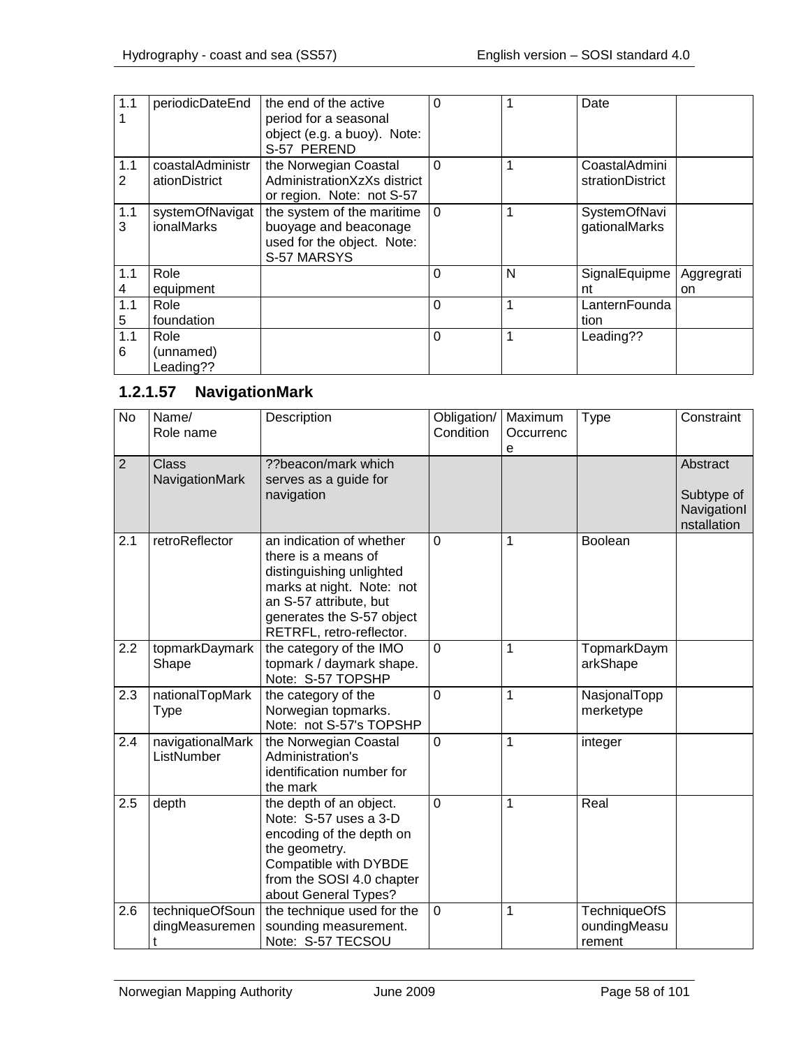| | | | | | | |
|---|---|---|---|---|---|---|
| 1.11 | periodicDateEnd | the end of the active period for a seasonal object (e.g. a buoy). Note: S-57 PEREND | 0 | 1 | Date | |
| 1.12 | coastalAdministrationDistrict | the Norwegian Coastal AdministrationXzXs district or region. Note: not S-57 | 0 | 1 | CoastalAdministrationDistrict | |
| 1.13 | systemOfNavigationalMarks | the system of the maritime buoyage and beaconage used for the object. Note: S-57 MARSYS | 0 | 1 | SystemOfNavigationalMarks | |
| 1.14 | Role equipment | | 0 | N | SignalEquipment | Aggregration |
| 1.15 | Role foundation | | 0 | 1 | LanternFoundation | |
| 1.16 | Role (unnamed) Leading?? | | 0 | 1 | Leading?? | |

### 1.2.1.57 NavigationMark

| No | Name/ Role name | Description | Obligation/ Condition | Maximum Occurrence | Type | Constraint |
|---|---|---|---|---|---|---|
| 2 | Class NavigationMark | ??beacon/mark which serves as a guide for navigation | | | | Abstract Subtype of NavigationInstallation |
| 2.1 | retroReflector | an indication of whether there is a means of distinguishing unlighted marks at night. Note: not an S-57 attribute, but generates the S-57 object RETRFL, retro-reflector. | 0 | 1 | Boolean | |
| 2.2 | topmarkDaymarkShape | the category of the IMO topmark / daymark shape. Note: S-57 TOPSHP | 0 | 1 | TopmarkDaymarkShape | |
| 2.3 | nationalTopMarkType | the category of the Norwegian topmarks. Note: not S-57's TOPSHP | 0 | 1 | NasjonalToppmerketype | |
| 2.4 | navigationalMarkListNumber | the Norwegian Coastal Administration's identification number for the mark | 0 | 1 | integer | |
| 2.5 | depth | the depth of an object. Note: S-57 uses a 3-D encoding of the depth on the geometry. Compatible with DYBDE from the SOSI 4.0 chapter about General Types? | 0 | 1 | Real | |
| 2.6 | techniqueOfSoundingMeasurement | the technique used for the sounding measurement. Note: S-57 TECSOU | 0 | 1 | TechniqueOfSoundingMeasurement | |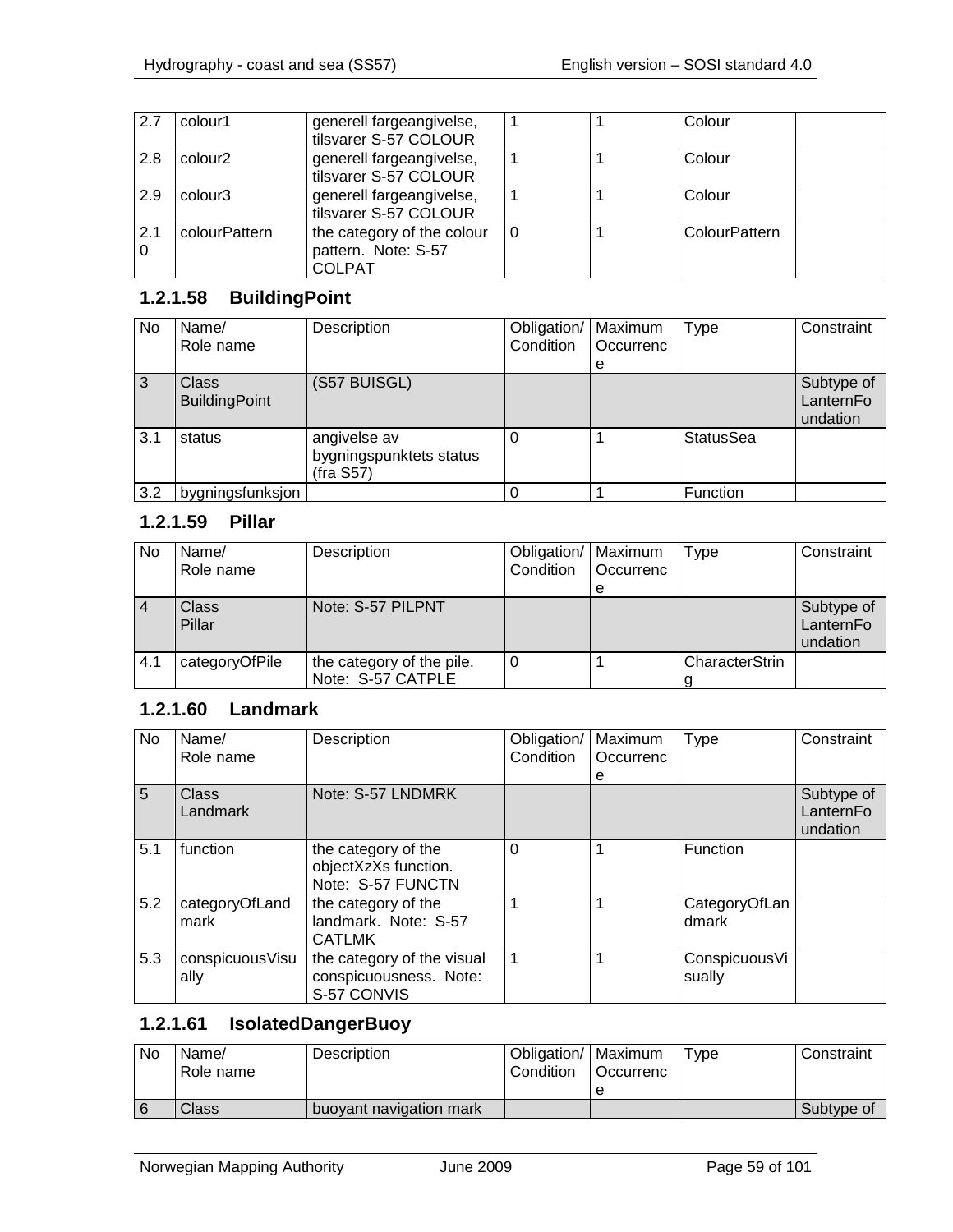| | | | | | | |
|---|---|---|---|---|---|---|
| 2.7 | colour1 | generell fargeangivelse, tilsvarer S-57 COLOUR | 1 | 1 | Colour | |
| 2.8 | colour2 | generell fargeangivelse, tilsvarer S-57 COLOUR | 1 | 1 | Colour | |
| 2.9 | colour3 | generell fargeangivelse, tilsvarer S-57 COLOUR | 1 | 1 | Colour | |
| 2.10 | colourPattern | the category of the colour pattern. Note: S-57 COLPAT | 0 | 1 | ColourPattern | |

### 1.2.1.58 BuildingPoint

| No | Name/ Role name | Description | Obligation/ Condition | Maximum Occurrence | Type | Constraint |
|---|---|---|---|---|---|---|
| 3 | Class BuildingPoint | (S57 BUISGL) | | | | Subtype of LanternFoundation |
| 3.1 | status | angivelse av bygningspunktets status (fra S57) | 0 | 1 | StatusSea | |
| 3.2 | bygningsfunksjon | | 0 | 1 | Function | |

### 1.2.1.59 Pillar

| No | Name/ Role name | Description | Obligation/ Condition | Maximum Occurrence | Type | Constraint |
|---|---|---|---|---|---|---|
| 4 | Class Pillar | Note: S-57 PILPNT | | | | Subtype of LanternFoundation |
| 4.1 | categoryOfPile | the category of the pile. Note: S-57 CATPLE | 0 | 1 | CharacterString | |

### 1.2.1.60 Landmark

| No | Name/ Role name | Description | Obligation/ Condition | Maximum Occurrence | Type | Constraint |
|---|---|---|---|---|---|---|
| 5 | Class Landmark | Note: S-57 LNDMRK | | | | Subtype of LanternFoundation |
| 5.1 | function | the category of the objectXzXs function. Note: S-57 FUNCTN | 0 | 1 | Function | |
| 5.2 | categoryOfLandmark | the category of the landmark. Note: S-57 CATLMK | 1 | 1 | CategoryOfLandmark | |
| 5.3 | conspicuousVisually | the category of the visual conspicuousness. Note: S-57 CONVIS | 1 | 1 | ConspicuousVisually | |

### 1.2.1.61 IsolatedDangerBuoy

| No | Name/ Role name | Description | Obligation/ Condition | Maximum Occurrence | Type | Constraint |
|---|---|---|---|---|---|---|
| 6 | Class | buoyant navigation mark | | | | Subtype of |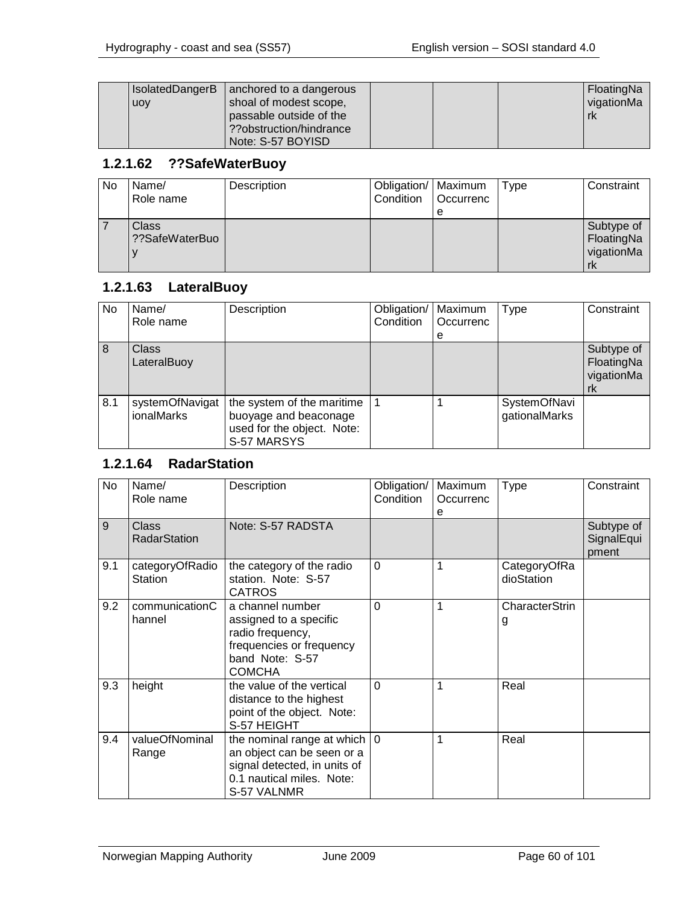| | | | | | | |
|---|---|---|---|---|---|---|
| | IsolatedDangerBuoy | anchored to a dangerous shoal of modest scope, passable outside of the ??obstruction/hindrance Note: S-57 BOYISD | | | | FloatingNavigationMark |

### 1.2.1.62 ??SafeWaterBuoy

| No | Name/ Role name | Description | Obligation/ Condition | Maximum Occurrence | Type | Constraint |
|---|---|---|---|---|---|---|
| 7 | Class ??SafeWaterBuoy | | | | | Subtype of FloatingNavigationMark |

### 1.2.1.63 LateralBuoy

| No | Name/ Role name | Description | Obligation/ Condition | Maximum Occurrence | Type | Constraint |
|---|---|---|---|---|---|---|
| 8 | Class LateralBuoy | | | | | Subtype of FloatingNavigationMark |
| 8.1 | systemOfNavigationalMarks | the system of the maritime buoyage and beaconage used for the object. Note: S-57 MARSYS | 1 | 1 | SystemOfNavigationalMarks | |

### 1.2.1.64 RadarStation

| No | Name/ Role name | Description | Obligation/ Condition | Maximum Occurrence | Type | Constraint |
|---|---|---|---|---|---|---|
| 9 | Class RadarStation | Note: S-57 RADSTA | | | | Subtype of SignalEquipment |
| 9.1 | categoryOfRadioStation | the category of the radio station. Note: S-57 CATROS | 0 | 1 | CategoryOfRadioStation | |
| 9.2 | communicationChannel | a channel number assigned to a specific radio frequency, frequencies or frequency band Note: S-57 COMCHA | 0 | 1 | CharacterString | |
| 9.3 | height | the value of the vertical distance to the highest point of the object. Note: S-57 HEIGHT | 0 | 1 | Real | |
| 9.4 | valueOfNominalRange | the nominal range at which an object can be seen or a signal detected, in units of 0.1 nautical miles. Note: S-57 VALNMR | 0 | 1 | Real | |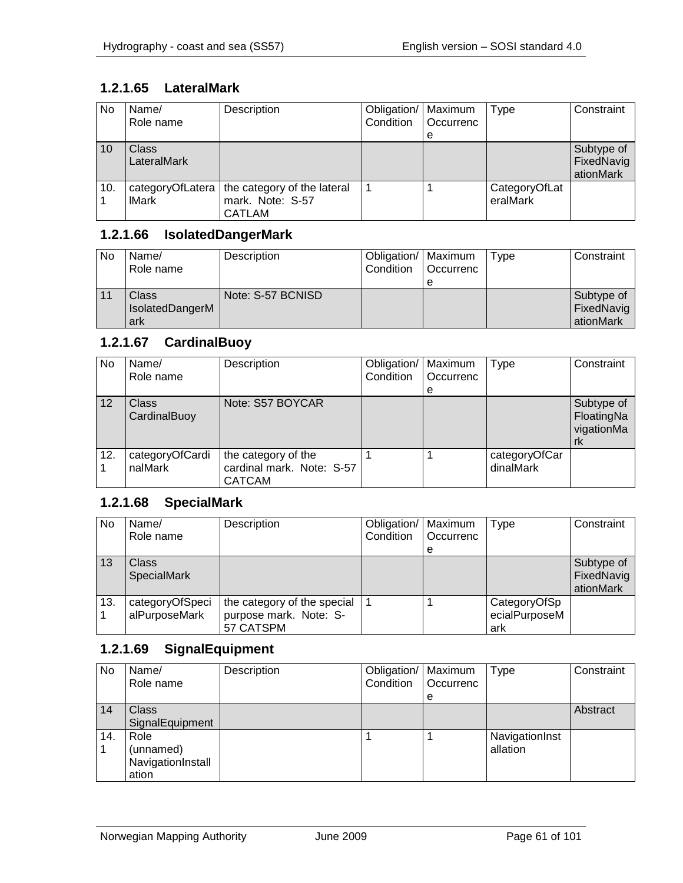### 1.2.1.65 LateralMark

| No | Name/ Role name | Description | Obligation/ Condition | Maximum Occurrence | Type | Constraint |
|---|---|---|---|---|---|---|
| 10 | Class LateralMark | | | | | Subtype of FixedNavigationMark |
| 10.1 | categoryOfLateralMark | the category of the lateral mark. Note: S-57 CATLAM | 1 | 1 | CategoryOfLateralMark | |

### 1.2.1.66 IsolatedDangerMark

| No | Name/ Role name | Description | Obligation/ Condition | Maximum Occurrence | Type | Constraint |
|---|---|---|---|---|---|---|
| 11 | Class IsolatedDangerMark | Note: S-57 BCNISD | | | | Subtype of FixedNavigationMark |

### 1.2.1.67 CardinalBuoy

| No | Name/ Role name | Description | Obligation/ Condition | Maximum Occurrence | Type | Constraint |
|---|---|---|---|---|---|---|
| 12 | Class CardinalBuoy | Note: S57 BOYCAR | | | | Subtype of FloatingNavigationMark |
| 12.1 | categoryOfCardinalMark | the category of the cardinal mark. Note: S-57 CATCAM | 1 | 1 | categoryOfCardinalMark | |

### 1.2.1.68 SpecialMark

| No | Name/ Role name | Description | Obligation/ Condition | Maximum Occurrence | Type | Constraint |
|---|---|---|---|---|---|---|
| 13 | Class SpecialMark | | | | | Subtype of FixedNavigationMark |
| 13.1 | categoryOfSpecialPurposeMark | the category of the special purpose mark. Note: S-57 CATSPM | 1 | 1 | CategoryOfSpecialPurposeMark | |

### 1.2.1.69 SignalEquipment

| No | Name/ Role name | Description | Obligation/ Condition | Maximum Occurrence | Type | Constraint |
|---|---|---|---|---|---|---|
| 14 | Class SignalEquipment | | | | | Abstract |
| 14.1 | Role (unnamed) NavigationInstallation | | 1 | 1 | NavigationInstallation | |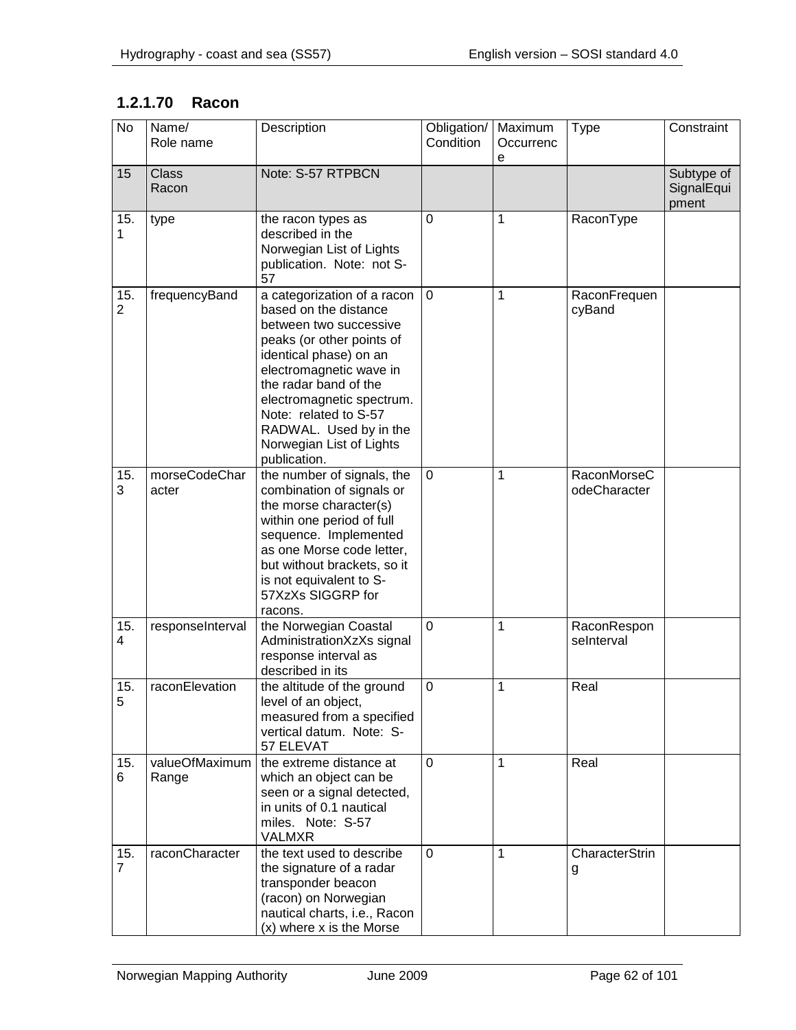### 1.2.1.70 Racon

| No | Name/ Role name | Description | Obligation/ Condition | Maximum Occurrence | Type | Constraint |
|---|---|---|---|---|---|---|
| 15 | Class Racon | Note: S-57 RTPBCN | | | | Subtype of SignalEquipment |
| 15.1 | type | the racon types as described in the Norwegian List of Lights publication. Note: not S-57 | 0 | 1 | RaconType | |
| 15.2 | frequencyBand | a categorization of a racon based on the distance between two successive peaks (or other points of identical phase) on an electromagnetic wave in the radar band of the electromagnetic spectrum. Note: related to S-57 RADWAL. Used by in the Norwegian List of Lights publication. | 0 | 1 | RaconFrequencyBand | |
| 15.3 | morseCodeCharacter | the number of signals, the combination of signals or the morse character(s) within one period of full sequence. Implemented as one Morse code letter, but without brackets, so it is not equivalent to S-57XzXs SIGGRP for racons. | 0 | 1 | RaconMorseCodeCharacter | |
| 15.4 | responseInterval | the Norwegian Coastal AdministrationXzXs signal response interval as described in its | 0 | 1 | RaconResponseInterval | |
| 15.5 | raconElevation | the altitude of the ground level of an object, measured from a specified vertical datum. Note: S-57 ELEVAT | 0 | 1 | Real | |
| 15.6 | valueOfMaximumRange | the extreme distance at which an object can be seen or a signal detected, in units of 0.1 nautical miles. Note: S-57 VALMXR | 0 | 1 | Real | |
| 15.7 | raconCharacter | the text used to describe the signature of a radar transponder beacon (racon) on Norwegian nautical charts, i.e., Racon (x) where x is the Morse | 0 | 1 | CharacterString | |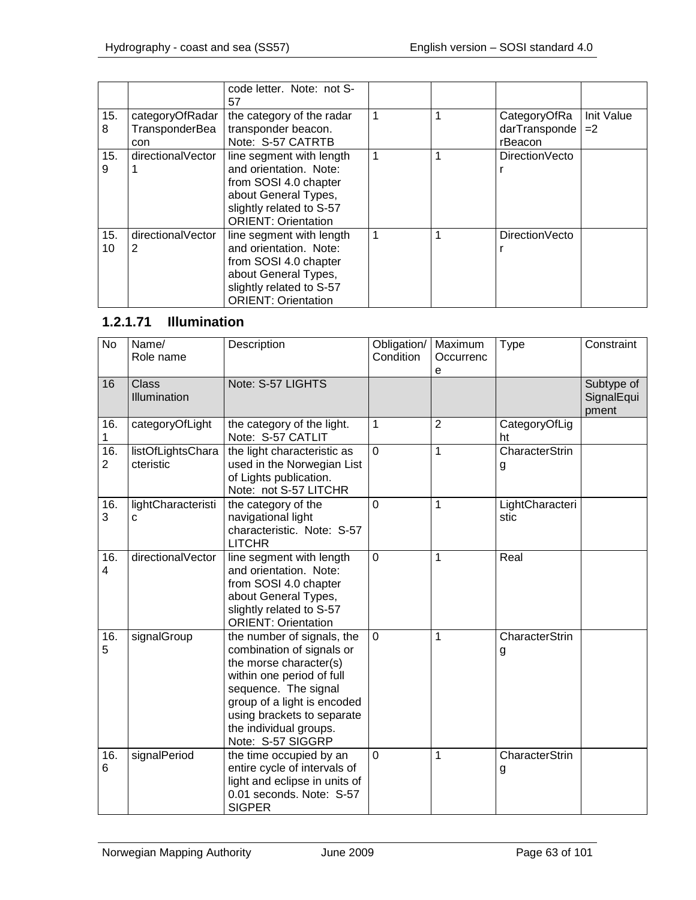| | | | | | | |
|---|---|---|---|---|---|---|
| | | code letter. Note: not S-57 | | | | |
| 15.8 | categoryOfRadarTransponderBeacon | the category of the radar transponder beacon. Note: S-57 CATRTB | 1 | 1 | CategoryOfRadarTransponderBeacon | Init Value =2 |
| 15.9 | directionalVector1 | line segment with length and orientation. Note: from SOSI 4.0 chapter about General Types, slightly related to S-57 ORIENT: Orientation | 1 | 1 | DirectionVector | |
| 15.10 | directionalVector2 | line segment with length and orientation. Note: from SOSI 4.0 chapter about General Types, slightly related to S-57 ORIENT: Orientation | 1 | 1 | DirectionVector | |

### 1.2.1.71 Illumination

| No | Name/ Role name | Description | Obligation/ Condition | Maximum Occurrence | Type | Constraint |
|---|---|---|---|---|---|---|
| 16 | Class Illumination | Note: S-57 LIGHTS | | | | Subtype of SignalEquipment |
| 16.1 | categoryOfLight | the category of the light. Note: S-57 CATLIT | 1 | 2 | CategoryOfLight | |
| 16.2 | listOfLightsCharacteristic | the light characteristic as used in the Norwegian List of Lights publication. Note: not S-57 LITCHR | 0 | 1 | CharacterString | |
| 16.3 | lightCharacteristic | the category of the navigational light characteristic. Note: S-57 LITCHR | 0 | 1 | LightCharacteristic | |
| 16.4 | directionalVector | line segment with length and orientation. Note: from SOSI 4.0 chapter about General Types, slightly related to S-57 ORIENT: Orientation | 0 | 1 | Real | |
| 16.5 | signalGroup | the number of signals, the combination of signals or the morse character(s) within one period of full sequence. The signal group of a light is encoded using brackets to separate the individual groups. Note: S-57 SIGGRP | 0 | 1 | CharacterString | |
| 16.6 | signalPeriod | the time occupied by an entire cycle of intervals of light and eclipse in units of 0.01 seconds. Note: S-57 SIGPER | 0 | 1 | CharacterString | |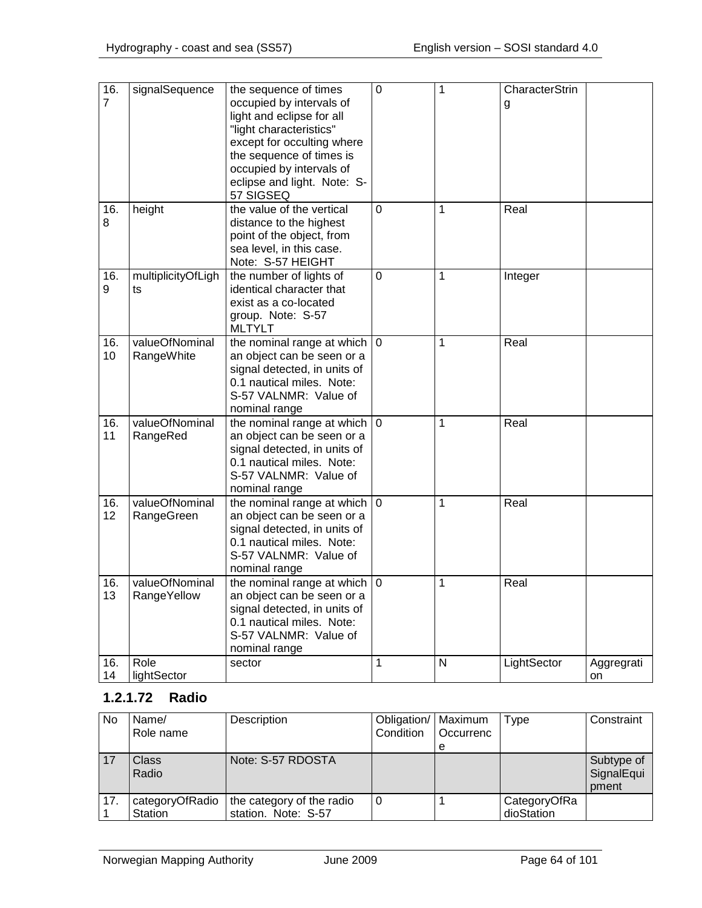| | | | | | | |
|---|---|---|---|---|---|---|
| 16.7 | signalSequence | the sequence of times occupied by intervals of light and eclipse for all "light characteristics" except for occulting where the sequence of times is occupied by intervals of eclipse and light. Note: S-57 SIGSEQ | 0 | 1 | CharacterString | |
| 16.8 | height | the value of the vertical distance to the highest point of the object, from sea level, in this case. Note: S-57 HEIGHT | 0 | 1 | Real | |
| 16.9 | multiplicityOfLights | the number of lights of identical character that exist as a co-located group. Note: S-57 MLTYLT | 0 | 1 | Integer | |
| 16.10 | valueOfNominal RangeWhite | the nominal range at which an object can be seen or a signal detected, in units of 0.1 nautical miles. Note: S-57 VALNMR: Value of nominal range | 0 | 1 | Real | |
| 16.11 | valueOfNominal RangeRed | the nominal range at which an object can be seen or a signal detected, in units of 0.1 nautical miles. Note: S-57 VALNMR: Value of nominal range | 0 | 1 | Real | |
| 16.12 | valueOfNominal RangeGreen | the nominal range at which an object can be seen or a signal detected, in units of 0.1 nautical miles. Note: S-57 VALNMR: Value of nominal range | 0 | 1 | Real | |
| 16.13 | valueOfNominal RangeYellow | the nominal range at which an object can be seen or a signal detected, in units of 0.1 nautical miles. Note: S-57 VALNMR: Value of nominal range | 0 | 1 | Real | |
| 16.14 | Role lightSector | sector | 1 | N | LightSector | Aggregration |

### 1.2.1.72 Radio

| No | Name/ Role name | Description | Obligation/ Condition | Maximum Occurrence | Type | Constraint |
|---|---|---|---|---|---|---|
| 17 | Class Radio | Note: S-57 RDOSTA | | | | Subtype of SignalEquipment |
| 17.1 | categoryOfRadio Station | the category of the radio station. Note: S-57 | 0 | 1 | CategoryOfRadioStation | |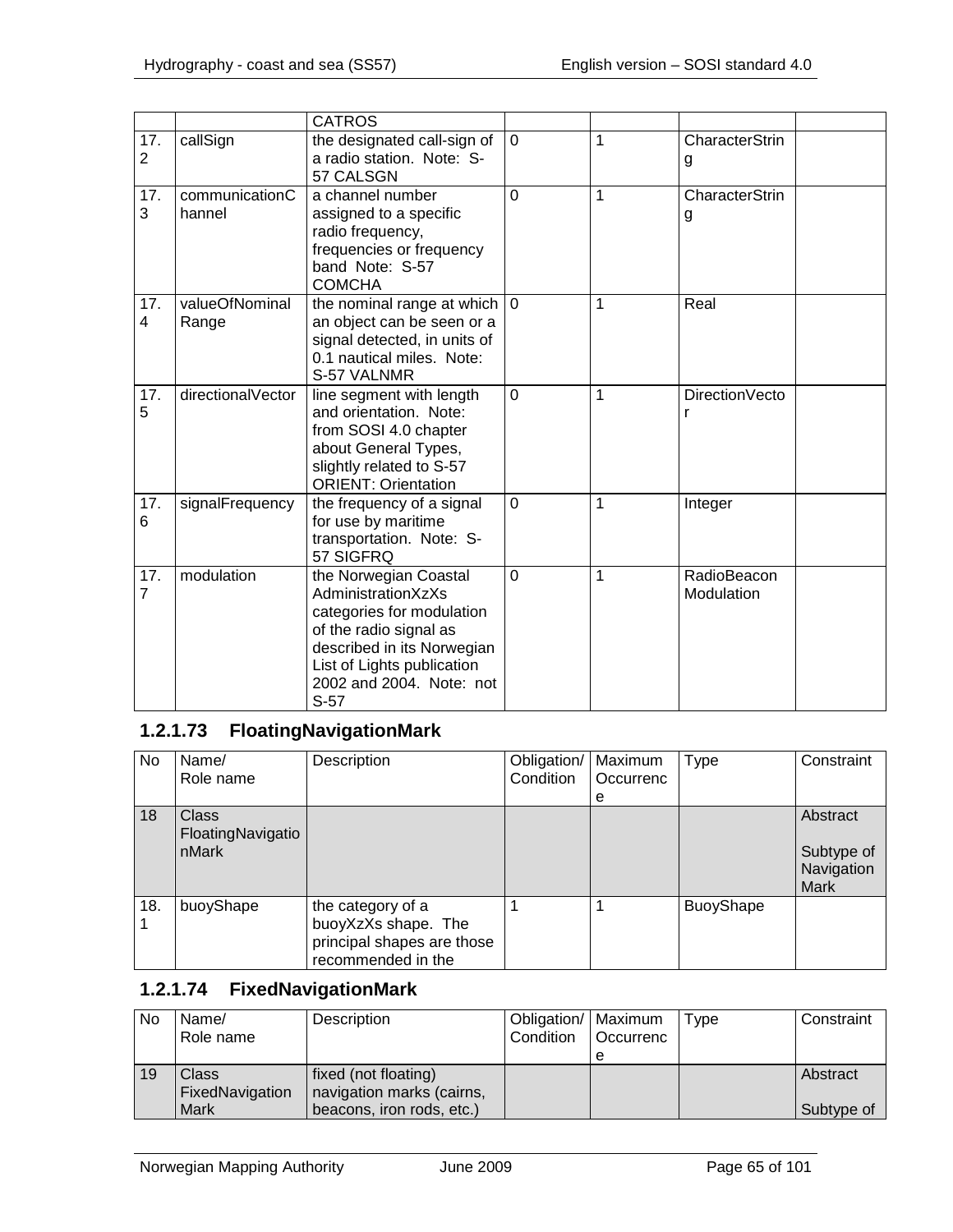| | | | | | | |
|---|---|---|---|---|---|---|
| | | CATROS | | | | |
| 17.2 | callSign | the designated call-sign of a radio station. Note: S-57 CALSGN | 0 | 1 | CharacterString | |
| 17.3 | communicationChannel | a channel number assigned to a specific radio frequency, frequencies or frequency band Note: S-57 COMCHA | 0 | 1 | CharacterString | |
| 17.4 | valueOfNominalRange | the nominal range at which an object can be seen or a signal detected, in units of 0.1 nautical miles. Note: S-57 VALNMR | 0 | 1 | Real | |
| 17.5 | directionalVector | line segment with length and orientation. Note: from SOSI 4.0 chapter about General Types, slightly related to S-57 ORIENT: Orientation | 0 | 1 | DirectionVector | |
| 17.6 | signalFrequency | the frequency of a signal for use by maritime transportation. Note: S-57 SIGFRQ | 0 | 1 | Integer | |
| 17.7 | modulation | the Norwegian Coastal AdministrationXzXs categories for modulation of the radio signal as described in its Norwegian List of Lights publication 2002 and 2004. Note: not S-57 | 0 | 1 | RadioBeaconModulation | |

### 1.2.1.73 FloatingNavigationMark

| No | Name/ Role name | Description | Obligation/ Condition | Maximum Occurrence | Type | Constraint |
|---|---|---|---|---|---|---|
| 18 | Class FloatingNavigationMark | | | | | Abstract<br><br>Subtype of NavigationMark |
| 18.1 | buoyShape | the category of a buoyXzXs shape. The principal shapes are those recommended in the | 1 | 1 | BuoyShape | |

### 1.2.1.74 FixedNavigationMark

| No | Name/ Role name | Description | Obligation/ Condition | Maximum Occurrence | Type | Constraint |
|---|---|---|---|---|---|---|
| 19 | Class FixedNavigationMark | fixed (not floating) navigation marks (cairns, beacons, iron rods, etc.) | | | | Abstract<br><br>Subtype of |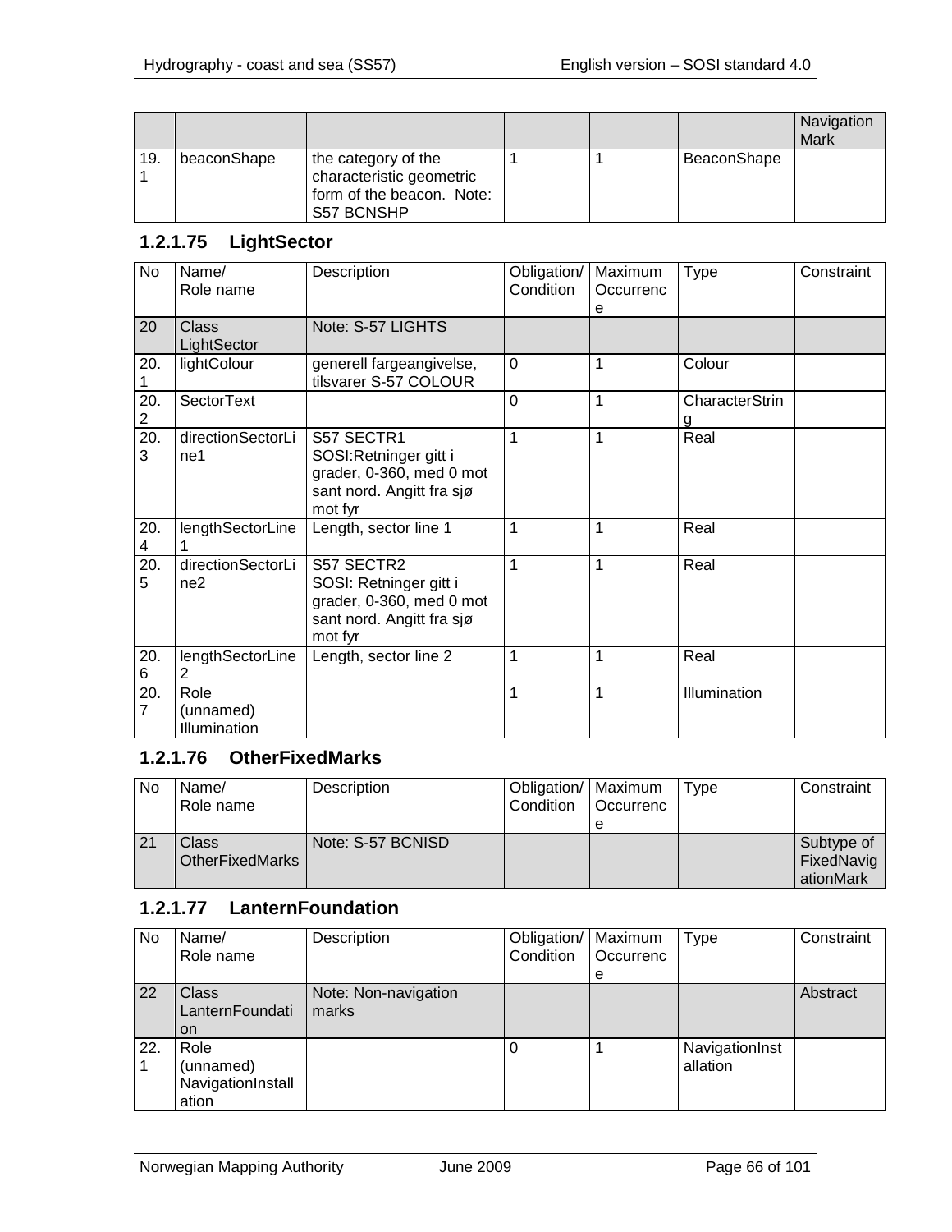| | | | | | | |
|---|---|---|---|---|---|---|
| | | | | | | Navigation Mark |
| 19.1 | beaconShape | the category of the characteristic geometric form of the beacon. Note: S57 BCNSHP | 1 | 1 | BeaconShape | |

### 1.2.1.75 LightSector

| No | Name/ Role name | Description | Obligation/ Condition | Maximum Occurrence | Type | Constraint |
|---|---|---|---|---|---|---|
| 20 | Class LightSector | Note: S-57 LIGHTS | | | | |
| 20.1 | lightColour | generell fargeangivelse, tilsvarer S-57 COLOUR | 0 | 1 | Colour | |
| 20.2 | SectorText | | 0 | 1 | CharacterString | |
| 20.3 | directionSectorLine1 | S57 SECTR1 SOSI:Retninger gitt i grader, 0-360, med 0 mot sant nord. Angitt fra sjø mot fyr | 1 | 1 | Real | |
| 20.4 | lengthSectorLine1 | Length, sector line 1 | 1 | 1 | Real | |
| 20.5 | directionSectorLine2 | S57 SECTR2 SOSI: Retninger gitt i grader, 0-360, med 0 mot sant nord. Angitt fra sjø mot fyr | 1 | 1 | Real | |
| 20.6 | lengthSectorLine2 | Length, sector line 2 | 1 | 1 | Real | |
| 20.7 | Role (unnamed) Illumination | | 1 | 1 | Illumination | |

### 1.2.1.76 OtherFixedMarks

| No | Name/ Role name | Description | Obligation/ Condition | Maximum Occurrence | Type | Constraint |
|---|---|---|---|---|---|---|
| 21 | Class OtherFixedMarks | Note: S-57 BCNISD | | | | Subtype of FixedNavigationMark |

### 1.2.1.77 LanternFoundation

| No | Name/ Role name | Description | Obligation/ Condition | Maximum Occurrence | Type | Constraint |
|---|---|---|---|---|---|---|
| 22 | Class LanternFoundation | Note: Non-navigation marks | | | | Abstract |
| 22.1 | Role (unnamed) NavigationInstallation | | 0 | 1 | NavigationInstallation | |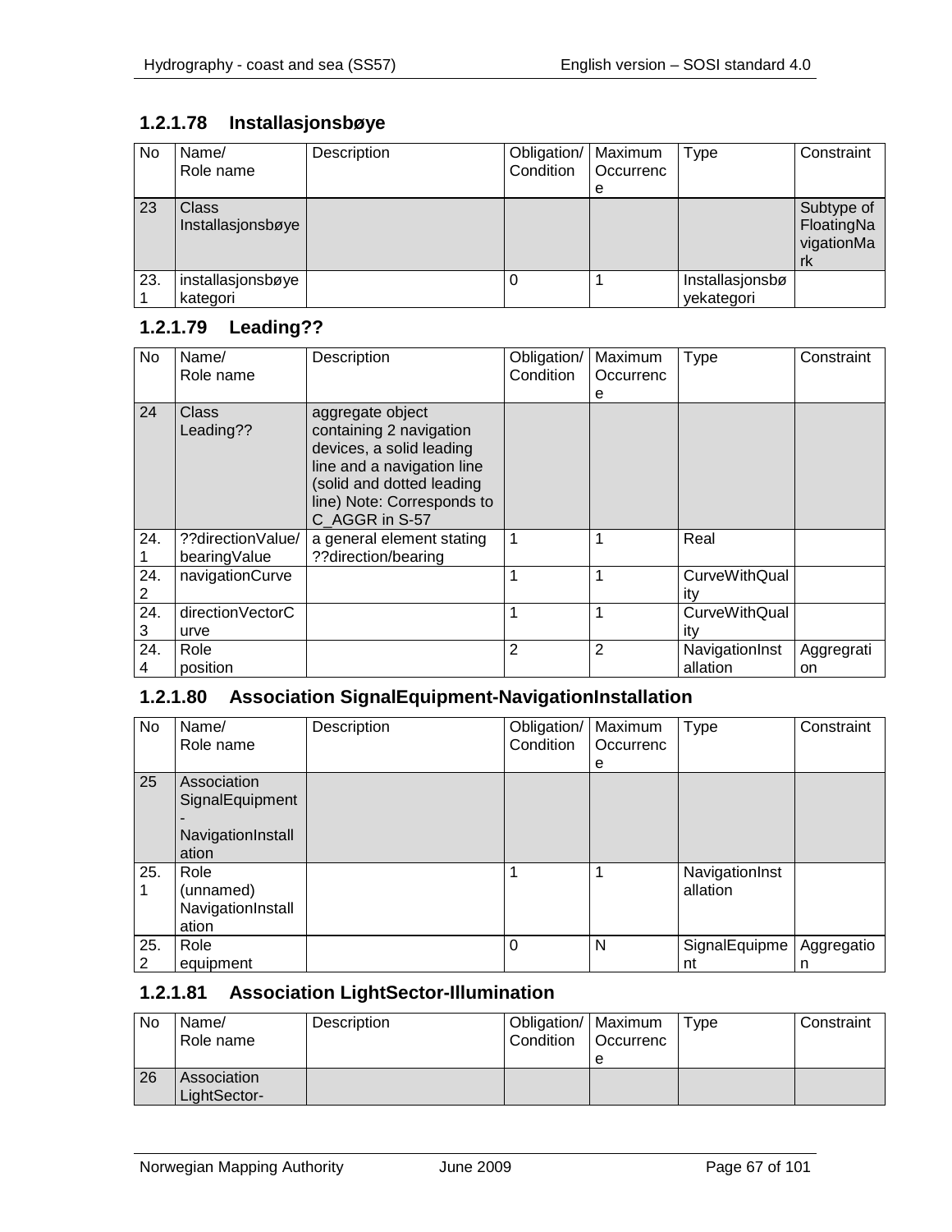### 1.2.1.78 Installasjonsbøye

| No | Name/ Role name | Description | Obligation/ Condition | Maximum Occurrence | Type | Constraint |
|---|---|---|---|---|---|---|
| 23 | Class Installasjonsbøye | | | | | Subtype of FloatingNavigationMark |
| 23.1 | installasjonsbøyekategori | | 0 | 1 | Installasjonsbøyekategori | |

### 1.2.1.79 Leading??

| No | Name/ Role name | Description | Obligation/ Condition | Maximum Occurrence | Type | Constraint |
|---|---|---|---|---|---|---|
| 24 | Class Leading?? | aggregate object containing 2 navigation devices, a solid leading line and a navigation line (solid and dotted leading line) Note: Corresponds to C_AGGR in S-57 | | | | |
| 24.1 | ??directionValue/ bearingValue | a general element stating ??direction/bearing | 1 | 1 | Real | |
| 24.2 | navigationCurve | | 1 | 1 | CurveWithQuality | |
| 24.3 | directionVectorCurve | | 1 | 1 | CurveWithQuality | |
| 24.4 | Role position | | 2 | 2 | NavigationInstallation | Aggregration |

### 1.2.1.80 Association SignalEquipment-NavigationInstallation

| No | Name/ Role name | Description | Obligation/ Condition | Maximum Occurrence | Type | Constraint |
|---|---|---|---|---|---|---|
| 25 | Association SignalEquipment-NavigationInstallation | | | | | |
| 25.1 | Role (unnamed) NavigationInstallation | | 1 | 1 | NavigationInstallation | |
| 25.2 | Role equipment | | 0 | N | SignalEquipment | Aggregation |

### 1.2.1.81 Association LightSector-Illumination

| No | Name/ Role name | Description | Obligation/ Condition | Maximum Occurrence | Type | Constraint |
|---|---|---|---|---|---|---|
| 26 | Association LightSector- | | | | | |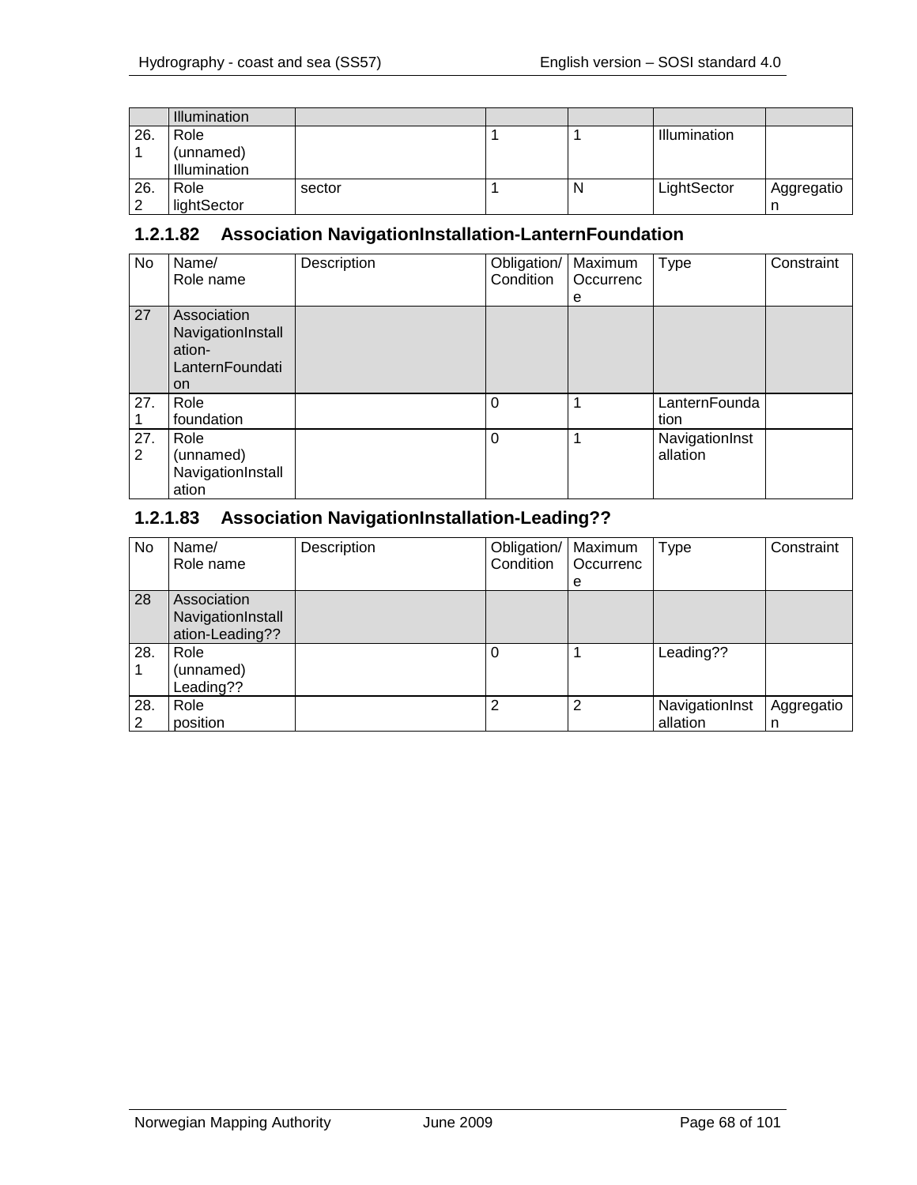| | | | | | | |
|---|---|---|---|---|---|---|
| | Illumination | | | | | |
| 26.1 | Role (unnamed) Illumination | | 1 | 1 | Illumination | |
| 26.2 | Role lightSector | sector | 1 | N | LightSector | Aggregation |

### 1.2.1.82 Association NavigationInstallation-LanternFoundation

| No | Name/ Role name | Description | Obligation/ Condition | Maximum Occurrence | Type | Constraint |
|---|---|---|---|---|---|---|
| 27 | Association NavigationInstallation-LanternFoundation | | | | | |
| 27.1 | Role foundation | | 0 | 1 | LanternFoundation | |
| 27.2 | Role (unnamed) NavigationInstallation | | 0 | 1 | NavigationInstallation | |

### 1.2.1.83 Association NavigationInstallation-Leading??

| No | Name/ Role name | Description | Obligation/ Condition | Maximum Occurrence | Type | Constraint |
|---|---|---|---|---|---|---|
| 28 | Association NavigationInstallation-Leading?? | | | | | |
| 28.1 | Role (unnamed) Leading?? | | 0 | 1 | Leading?? | |
| 28.2 | Role position | | 2 | 2 | NavigationInstallation | Aggregation |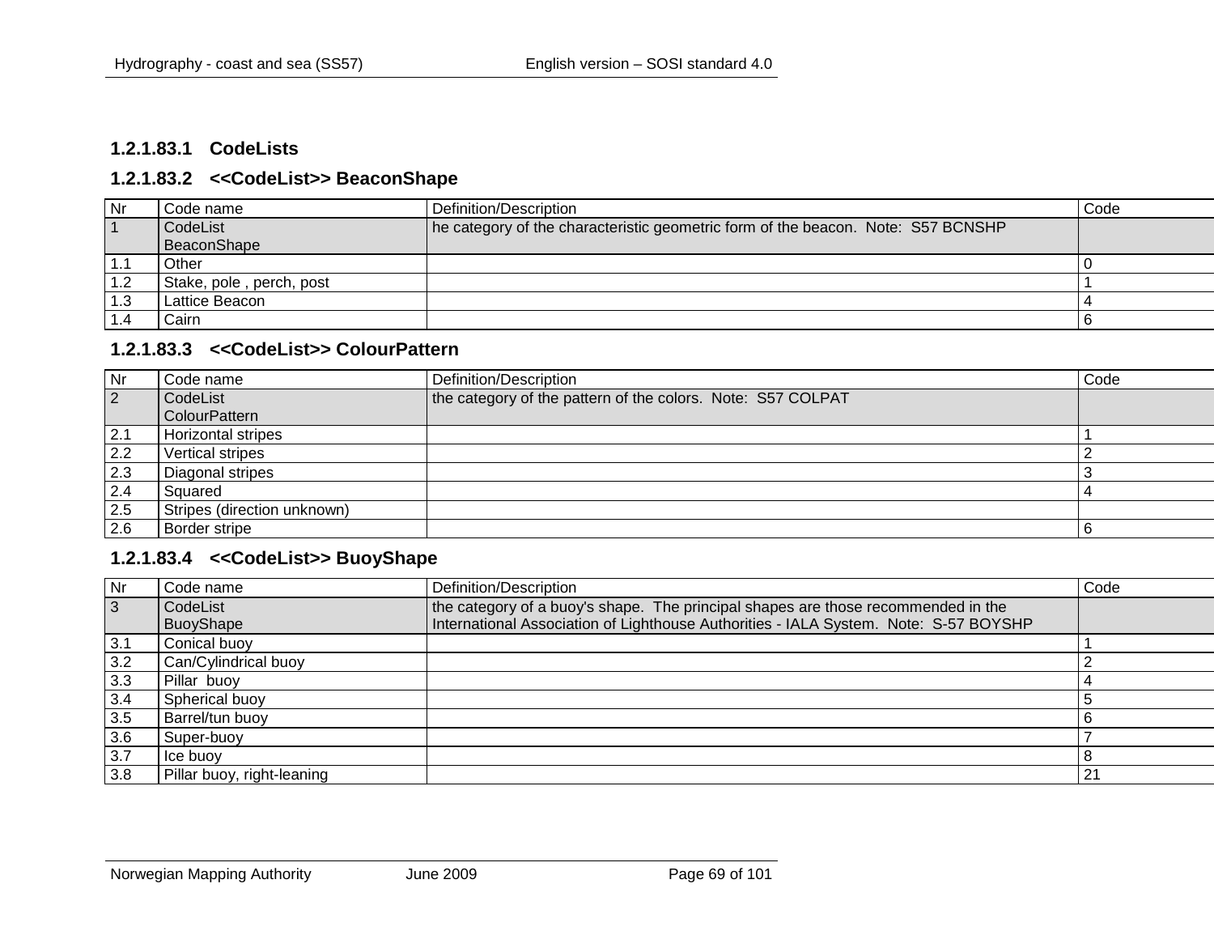### 1.2.1.83.1 CodeLists

### 1.2.1.83.2 <<CodeList>> BeaconShape

| Nr | Code name | Definition/Description | Code |
|---|---|---|---|
| 1 | CodeList BeaconShape | he category of the characteristic geometric form of the beacon. Note: S57 BCNSHP | |
| 1.1 | Other | | 0 |
| 1.2 | Stake, pole , perch, post | | 1 |
| 1.3 | Lattice Beacon | | 4 |
| 1.4 | Cairn | | 6 |

### 1.2.1.83.3 <<CodeList>> ColourPattern

| Nr | Code name | Definition/Description | Code |
|---|---|---|---|
| 2 | CodeList ColourPattern | the category of the pattern of the colors. Note: S57 COLPAT | |
| 2.1 | Horizontal stripes | | 1 |
| 2.2 | Vertical stripes | | 2 |
| 2.3 | Diagonal stripes | | 3 |
| 2.4 | Squared | | 4 |
| 2.5 | Stripes (direction unknown) | | |
| 2.6 | Border stripe | | 6 |

### 1.2.1.83.4 <<CodeList>> BuoyShape

| Nr | Code name | Definition/Description | Code |
|---|---|---|---|
| 3 | CodeList BuoyShape | the category of a buoy's shape. The principal shapes are those recommended in the International Association of Lighthouse Authorities - IALA System. Note: S-57 BOYSHP | |
| 3.1 | Conical buoy | | 1 |
| 3.2 | Can/Cylindrical buoy | | 2 |
| 3.3 | Pillar buoy | | 4 |
| 3.4 | Spherical buoy | | 5 |
| 3.5 | Barrel/tun buoy | | 6 |
| 3.6 | Super-buoy | | 7 |
| 3.7 | Ice buoy | | 8 |
| 3.8 | Pillar buoy, right-leaning | | 21 |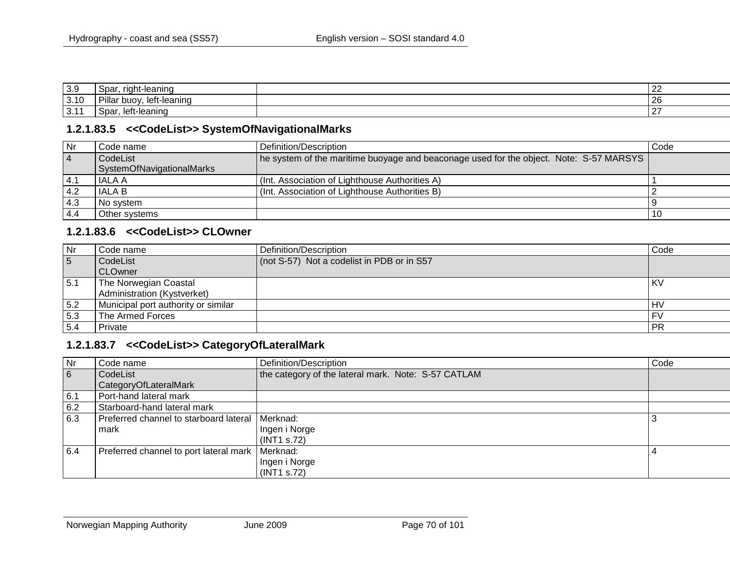| | | | |
|---|---|---|---|
| 3.9 | Spar, right-leaning | | 22 |
| 3.10 | Pillar buoy, left-leaning | | 26 |
| 3.11 | Spar, left-leaning | | 27 |

### 1.2.1.83.5 <<CodeList>> SystemOfNavigationalMarks

| Nr | Code name | Definition/Description | Code |
|---|---|---|---|
| 4 | CodeList SystemOfNavigationalMarks | he system of the maritime buoyage and beaconage used for the object. Note: S-57 MARSYS | |
| 4.1 | IALA A | (Int. Association of Lighthouse Authorities A) | 1 |
| 4.2 | IALA B | (Int. Association of Lighthouse Authorities B) | 2 |
| 4.3 | No system | | 9 |
| 4.4 | Other systems | | 10 |

### 1.2.1.83.6 <<CodeList>> CLOwner

| Nr | Code name | Definition/Description | Code |
|---|---|---|---|
| 5 | CodeList CLOwner | (not S-57) Not a codelist in PDB or in S57 | |
| 5.1 | The Norwegian Coastal Administration (Kystverket) | | KV |
| 5.2 | Municipal port authority or similar | | HV |
| 5.3 | The Armed Forces | | FV |
| 5.4 | Private | | PR |

### 1.2.1.83.7 <<CodeList>> CategoryOfLateralMark

| Nr | Code name | Definition/Description | Code |
|---|---|---|---|
| 6 | CodeList CategoryOfLateralMark | the category of the lateral mark. Note: S-57 CATLAM | |
| 6.1 | Port-hand lateral mark | | |
| 6.2 | Starboard-hand lateral mark | | |
| 6.3 | Preferred channel to starboard lateral mark | Merknad: Ingen i Norge (INT1 s.72) | 3 |
| 6.4 | Preferred channel to port lateral mark | Merknad: Ingen i Norge (INT1 s.72) | 4 |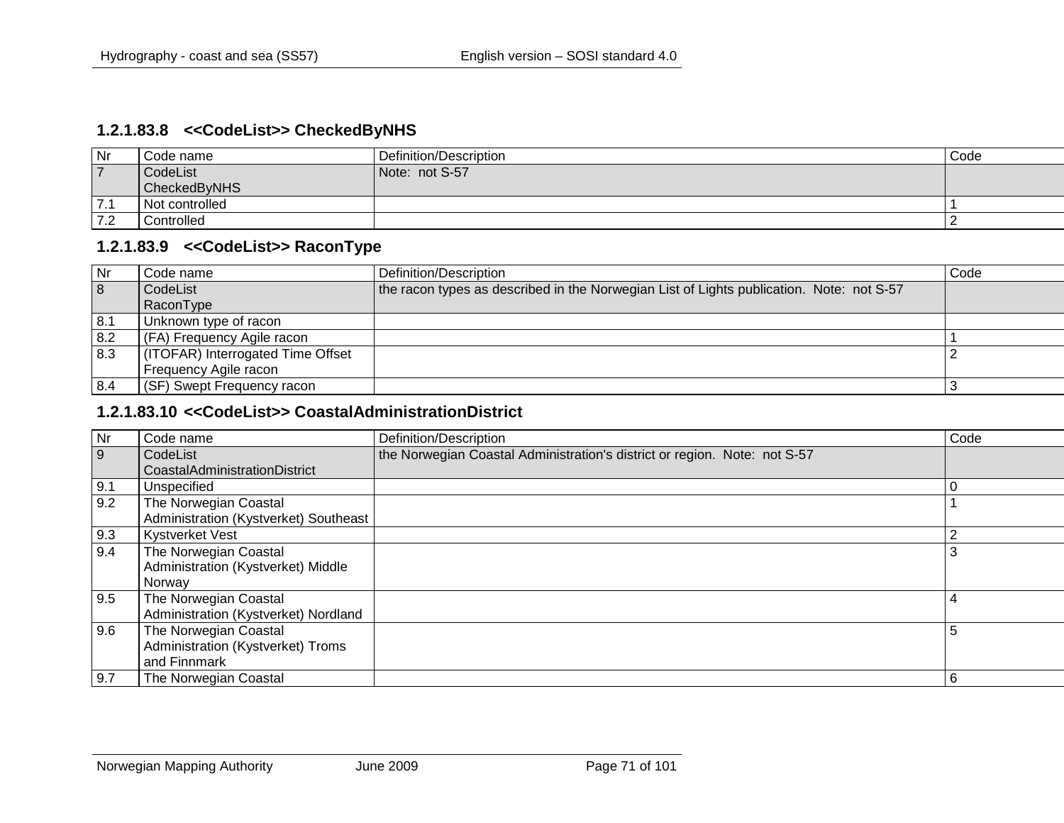### 1.2.1.83.8 <<CodeList>> CheckedByNHS

| Nr | Code name | Definition/Description | Code |
|---|---|---|---|
| 7 | CodeList CheckedByNHS | Note: not S-57 | |
| 7.1 | Not controlled | | 1 |
| 7.2 | Controlled | | 2 |

### 1.2.1.83.9 <<CodeList>> RaconType

| Nr | Code name | Definition/Description | Code |
|---|---|---|---|
| 8 | CodeList RaconType | the racon types as described in the Norwegian List of Lights publication. Note: not S-57 | |
| 8.1 | Unknown type of racon | | |
| 8.2 | (FA) Frequency Agile racon | | 1 |
| 8.3 | (ITOFAR) Interrogated Time Offset Frequency Agile racon | | 2 |
| 8.4 | (SF) Swept Frequency racon | | 3 |

### 1.2.1.83.10 <<CodeList>> CoastalAdministrationDistrict

| Nr | Code name | Definition/Description | Code |
|---|---|---|---|
| 9 | CodeList CoastalAdministrationDistrict | the Norwegian Coastal Administration's district or region. Note: not S-57 | |
| 9.1 | Unspecified | | 0 |
| 9.2 | The Norwegian Coastal Administration (Kystverket) Southeast | | 1 |
| 9.3 | Kystverket Vest | | 2 |
| 9.4 | The Norwegian Coastal Administration (Kystverket) Middle Norway | | 3 |
| 9.5 | The Norwegian Coastal Administration (Kystverket) Nordland | | 4 |
| 9.6 | The Norwegian Coastal Administration (Kystverket) Troms and Finnmark | | 5 |
| 9.7 | The Norwegian Coastal | | 6 |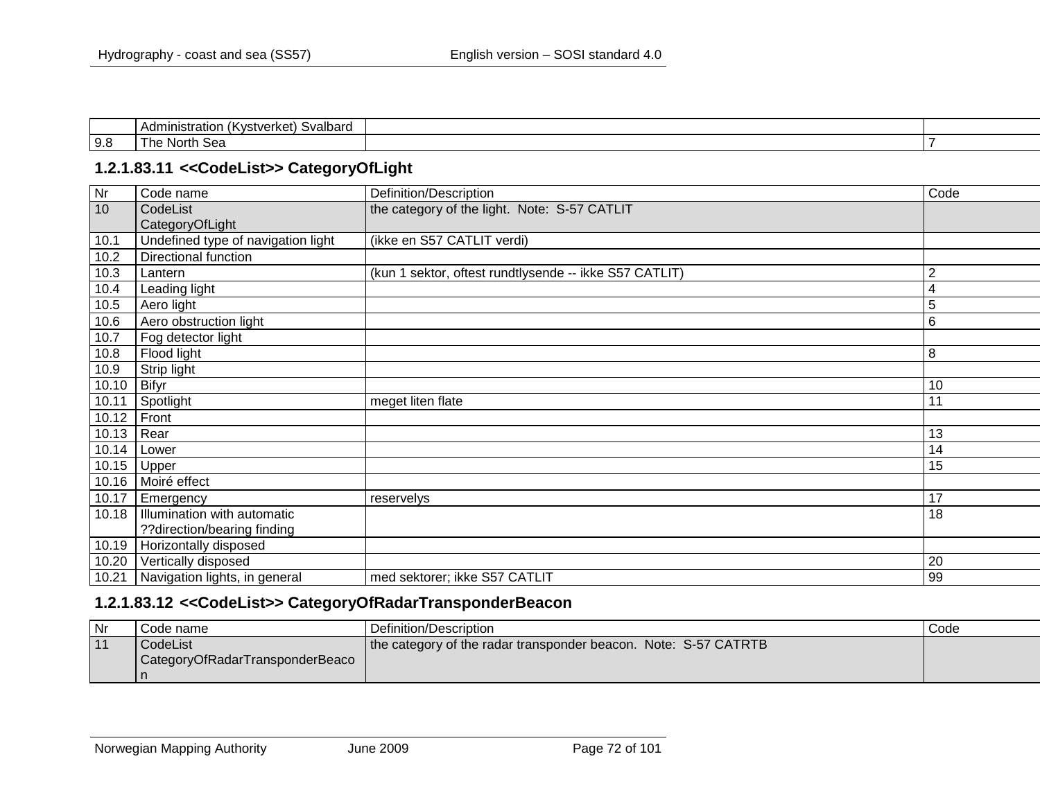|  | Administration (Kystverket) Svalbard |  |  |
| --- | --- | --- | --- |
| 9.8 | The North Sea |  | 7 |

### 1.2.1.83.11 <<CodeList>> CategoryOfLight

| Nr | Code name | Definition/Description | Code |
| --- | --- | --- | --- |
| 10 | CodeList CategoryOfLight | the category of the light. Note: S-57 CATLIT |  |
| 10.1 | Undefined type of navigation light | (ikke en S57 CATLIT verdi) |  |
| 10.2 | Directional function |  |  |
| 10.3 | Lantern | (kun 1 sektor, oftest rundtlysende -- ikke S57 CATLIT) | 2 |
| 10.4 | Leading light |  | 4 |
| 10.5 | Aero light |  | 5 |
| 10.6 | Aero obstruction light |  | 6 |
| 10.7 | Fog detector light |  |  |
| 10.8 | Flood light |  | 8 |
| 10.9 | Strip light |  |  |
| 10.10 | Bifyr |  | 10 |
| 10.11 | Spotlight | meget liten flate | 11 |
| 10.12 | Front |  |  |
| 10.13 | Rear |  | 13 |
| 10.14 | Lower |  | 14 |
| 10.15 | Upper |  | 15 |
| 10.16 | Moiré effect |  |  |
| 10.17 | Emergency | reservelys | 17 |
| 10.18 | Illumination with automatic ??direction/bearing finding |  | 18 |
| 10.19 | Horizontally disposed |  |  |
| 10.20 | Vertically disposed |  | 20 |
| 10.21 | Navigation lights, in general | med sektorer; ikke S57 CATLIT | 99 |

### 1.2.1.83.12 <<CodeList>> CategoryOfRadarTransponderBeacon

| Nr | Code name | Definition/Description | Code |
| --- | --- | --- | --- |
| 11 | CodeList CategoryOfRadarTransponderBeacon | the category of the radar transponder beacon. Note: S-57 CATRTB |  |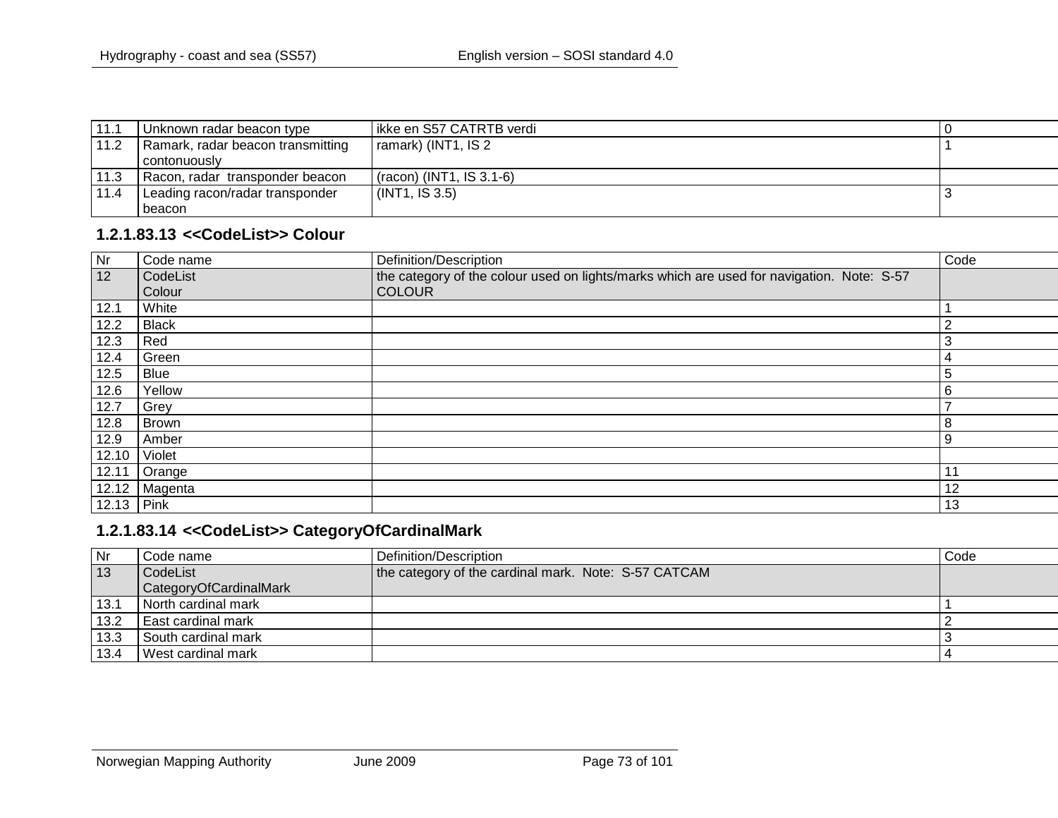| | | | |
|---|---|---|---|
| 11.1 | Unknown radar beacon type | ikke en S57 CATRTB verdi | 0 |
| 11.2 | Ramark, radar beacon transmitting contonuously | ramark) (INT1, IS 2 | 1 |
| 11.3 | Racon, radar transponder beacon | (racon) (INT1, IS 3.1-6) | |
| 11.4 | Leading racon/radar transponder beacon | (INT1, IS 3.5) | 3 |

### 1.2.1.83.13 <<CodeList>> Colour

| Nr | Code name | Definition/Description | Code |
|---|---|---|---|
| 12 | CodeList Colour | the category of the colour used on lights/marks which are used for navigation. Note: S-57 COLOUR | |
| 12.1 | White | | 1 |
| 12.2 | Black | | 2 |
| 12.3 | Red | | 3 |
| 12.4 | Green | | 4 |
| 12.5 | Blue | | 5 |
| 12.6 | Yellow | | 6 |
| 12.7 | Grey | | 7 |
| 12.8 | Brown | | 8 |
| 12.9 | Amber | | 9 |
| 12.10 | Violet | | |
| 12.11 | Orange | | 11 |
| 12.12 | Magenta | | 12 |
| 12.13 | Pink | | 13 |

### 1.2.1.83.14 <<CodeList>> CategoryOfCardinalMark

| Nr | Code name | Definition/Description | Code |
|---|---|---|---|
| 13 | CodeList CategoryOfCardinalMark | the category of the cardinal mark. Note: S-57 CATCAM | |
| 13.1 | North cardinal mark | | 1 |
| 13.2 | East cardinal mark | | 2 |
| 13.3 | South cardinal mark | | 3 |
| 13.4 | West cardinal mark | | 4 |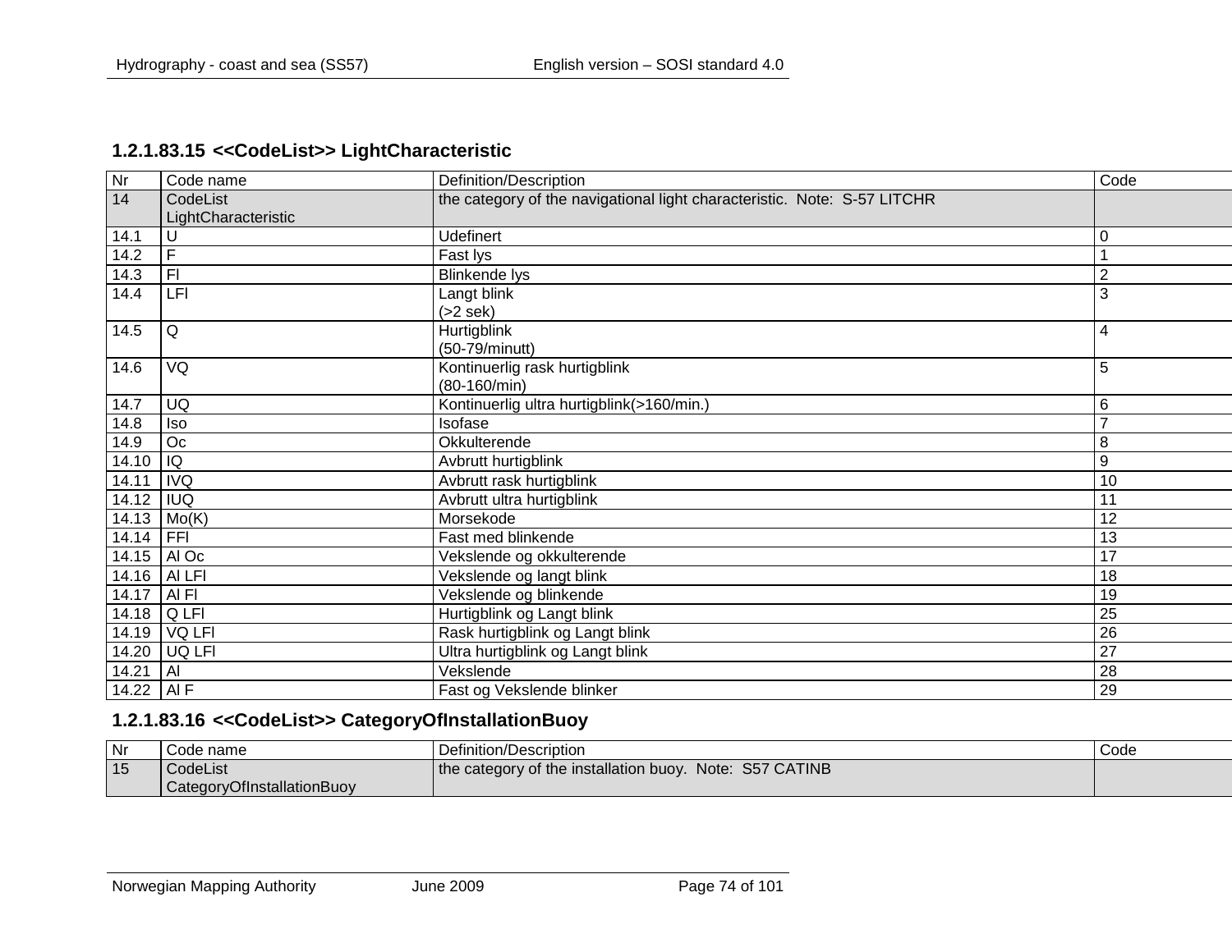### 1.2.1.83.15 <<CodeList>> LightCharacteristic

| Nr | Code name | Definition/Description | Code |
|---|---|---|---|
| 14 | CodeList LightCharacteristic | the category of the navigational light characteristic. Note: S-57 LITCHR | |
| 14.1 | U | Udefinert | 0 |
| 14.2 | F | Fast lys | 1 |
| 14.3 | Fl | Blinkende lys | 2 |
| 14.4 | LFl | Langt blink (>2 sek) | 3 |
| 14.5 | Q | Hurtigblink (50-79/minutt) | 4 |
| 14.6 | VQ | Kontinuerlig rask hurtigblink (80-160/min) | 5 |
| 14.7 | UQ | Kontinuerlig ultra hurtigblink(>160/min.) | 6 |
| 14.8 | Iso | Isofase | 7 |
| 14.9 | Oc | Okkulterende | 8 |
| 14.10 | IQ | Avbrutt hurtigblink | 9 |
| 14.11 | IVQ | Avbrutt rask hurtigblink | 10 |
| 14.12 | IUQ | Avbrutt ultra hurtigblink | 11 |
| 14.13 | Mo(K) | Morsekode | 12 |
| 14.14 | FFl | Fast med blinkende | 13 |
| 14.15 | Al Oc | Vekslende og okkulterende | 17 |
| 14.16 | Al LFl | Vekslende og langt blink | 18 |
| 14.17 | Al Fl | Vekslende og blinkende | 19 |
| 14.18 | Q LFl | Hurtigblink og Langt blink | 25 |
| 14.19 | VQ LFl | Rask hurtigblink og Langt blink | 26 |
| 14.20 | UQ LFl | Ultra hurtigblink og Langt blink | 27 |
| 14.21 | Al | Vekslende | 28 |
| 14.22 | Al F | Fast og Vekslende blinker | 29 |

### 1.2.1.83.16 <<CodeList>> CategoryOfInstallationBuoy

| Nr | Code name | Definition/Description | Code |
|---|---|---|---|
| 15 | CodeList CategoryOfInstallationBuoy | the category of the installation buoy. Note: S57 CATINB | |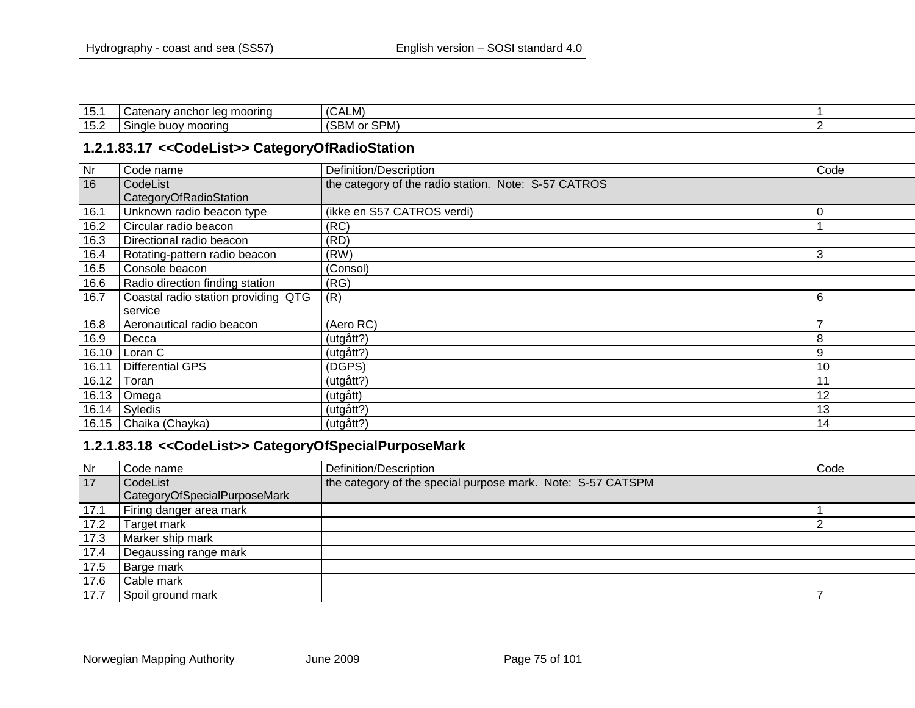| | | | |
|---|---|---|---|
| 15.1 | Catenary anchor leg mooring | (CALM) | 1 |
| 15.2 | Single buoy mooring | (SBM or SPM) | 2 |

### 1.2.1.83.17 <<CodeList>> CategoryOfRadioStation

| Nr | Code name | Definition/Description | Code |
|---|---|---|---|
| 16 | CodeList CategoryOfRadioStation | the category of the radio station. Note: S-57 CATROS | |
| 16.1 | Unknown radio beacon type | (ikke en S57 CATROS verdi) | 0 |
| 16.2 | Circular radio beacon | (RC) | 1 |
| 16.3 | Directional radio beacon | (RD) | |
| 16.4 | Rotating-pattern radio beacon | (RW) | 3 |
| 16.5 | Console beacon | (Consol) | |
| 16.6 | Radio direction finding station | (RG) | |
| 16.7 | Coastal radio station providing QTG service | (R) | 6 |
| 16.8 | Aeronautical radio beacon | (Aero RC) | 7 |
| 16.9 | Decca | (utgått?) | 8 |
| 16.10 | Loran C | (utgått?) | 9 |
| 16.11 | Differential GPS | (DGPS) | 10 |
| 16.12 | Toran | (utgått?) | 11 |
| 16.13 | Omega | (utgått) | 12 |
| 16.14 | Syledis | (utgått?) | 13 |
| 16.15 | Chaika (Chayka) | (utgått?) | 14 |

### 1.2.1.83.18 <<CodeList>> CategoryOfSpecialPurposeMark

| Nr | Code name | Definition/Description | Code |
|---|---|---|---|
| 17 | CodeList CategoryOfSpecialPurposeMark | the category of the special purpose mark. Note: S-57 CATSPM | |
| 17.1 | Firing danger area mark | | 1 |
| 17.2 | Target mark | | 2 |
| 17.3 | Marker ship mark | | |
| 17.4 | Degaussing range mark | | |
| 17.5 | Barge mark | | |
| 17.6 | Cable mark | | |
| 17.7 | Spoil ground mark | | 7 |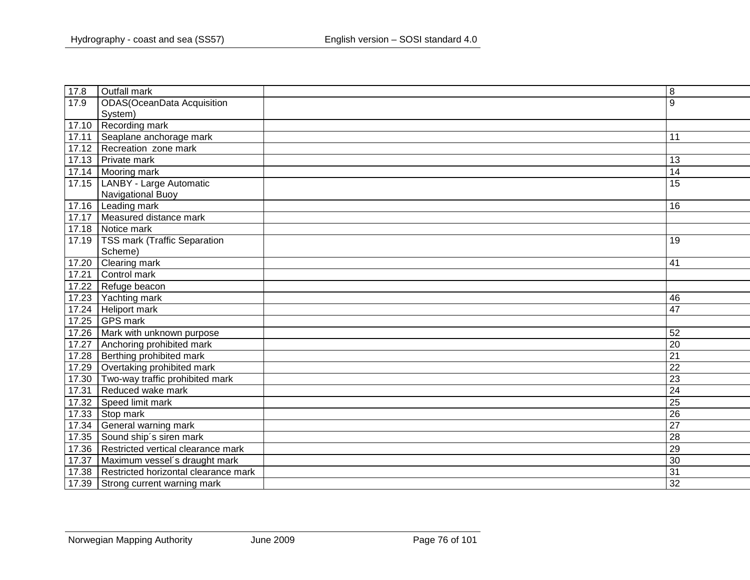| | | | |
|---|---|---|---|
| 17.8 | Outfall mark | | 8 |
| 17.9 | ODAS(OceanData Acquisition System) | | 9 |
| 17.10 | Recording mark | | |
| 17.11 | Seaplane anchorage mark | | 11 |
| 17.12 | Recreation zone mark | | |
| 17.13 | Private mark | | 13 |
| 17.14 | Mooring mark | | 14 |
| 17.15 | LANBY - Large Automatic Navigational Buoy | | 15 |
| 17.16 | Leading mark | | 16 |
| 17.17 | Measured distance mark | | |
| 17.18 | Notice mark | | |
| 17.19 | TSS mark (Traffic Separation Scheme) | | 19 |
| 17.20 | Clearing mark | | 41 |
| 17.21 | Control mark | | |
| 17.22 | Refuge beacon | | |
| 17.23 | Yachting mark | | 46 |
| 17.24 | Heliport mark | | 47 |
| 17.25 | GPS mark | | |
| 17.26 | Mark with unknown purpose | | 52 |
| 17.27 | Anchoring prohibited mark | | 20 |
| 17.28 | Berthing prohibited mark | | 21 |
| 17.29 | Overtaking prohibited mark | | 22 |
| 17.30 | Two-way traffic prohibited mark | | 23 |
| 17.31 | Reduced wake mark | | 24 |
| 17.32 | Speed limit mark | | 25 |
| 17.33 | Stop mark | | 26 |
| 17.34 | General warning mark | | 27 |
| 17.35 | Sound ship´s siren mark | | 28 |
| 17.36 | Restricted vertical clearance mark | | 29 |
| 17.37 | Maximum vessel´s draught mark | | 30 |
| 17.38 | Restricted horizontal clearance mark | | 31 |
| 17.39 | Strong current warning mark | | 32 |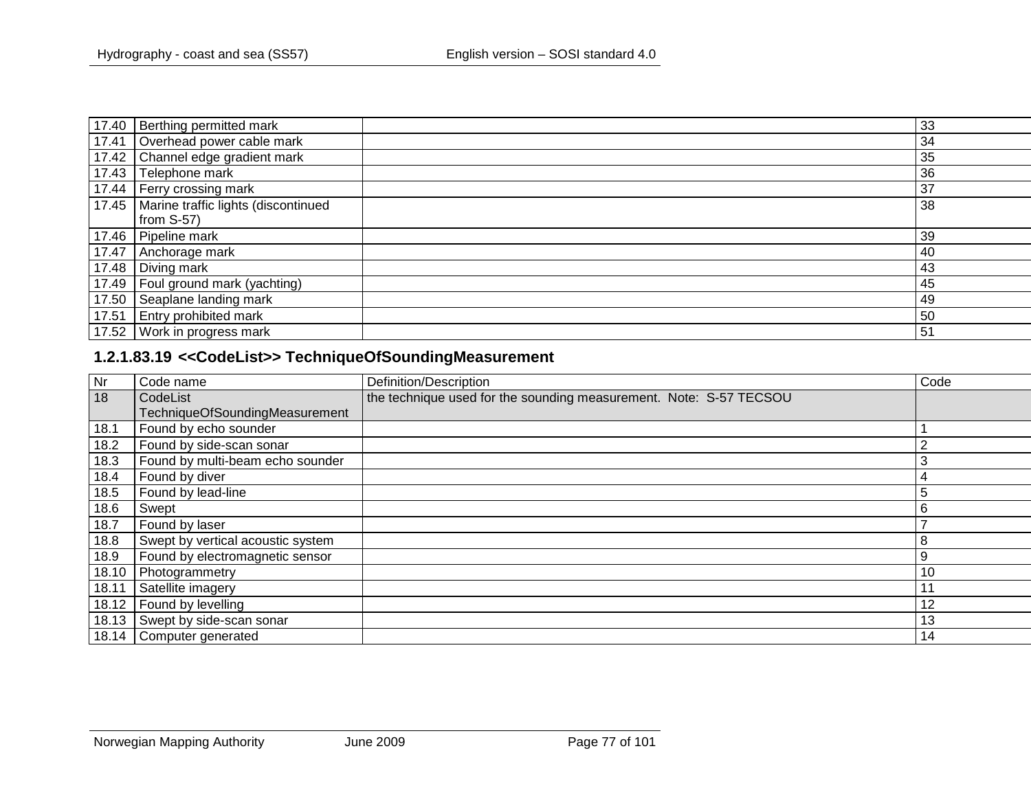| | | | |
|---|---|---|---|
| 17.40 | Berthing permitted mark | | 33 |
| 17.41 | Overhead power cable mark | | 34 |
| 17.42 | Channel edge gradient mark | | 35 |
| 17.43 | Telephone mark | | 36 |
| 17.44 | Ferry crossing mark | | 37 |
| 17.45 | Marine traffic lights (discontinued from S-57) | | 38 |
| 17.46 | Pipeline mark | | 39 |
| 17.47 | Anchorage mark | | 40 |
| 17.48 | Diving mark | | 43 |
| 17.49 | Foul ground mark (yachting) | | 45 |
| 17.50 | Seaplane landing mark | | 49 |
| 17.51 | Entry prohibited mark | | 50 |
| 17.52 | Work in progress mark | | 51 |

### 1.2.1.83.19 <<CodeList>> TechniqueOfSoundingMeasurement

| Nr | Code name | Definition/Description | Code |
|---|---|---|---|
| 18 | CodeList TechniqueOfSoundingMeasurement | the technique used for the sounding measurement. Note: S-57 TECSOU | |
| 18.1 | Found by echo sounder | | 1 |
| 18.2 | Found by side-scan sonar | | 2 |
| 18.3 | Found by multi-beam echo sounder | | 3 |
| 18.4 | Found by diver | | 4 |
| 18.5 | Found by lead-line | | 5 |
| 18.6 | Swept | | 6 |
| 18.7 | Found by laser | | 7 |
| 18.8 | Swept by vertical acoustic system | | 8 |
| 18.9 | Found by electromagnetic sensor | | 9 |
| 18.10 | Photogrammetry | | 10 |
| 18.11 | Satellite imagery | | 11 |
| 18.12 | Found by levelling | | 12 |
| 18.13 | Swept by side-scan sonar | | 13 |
| 18.14 | Computer generated | | 14 |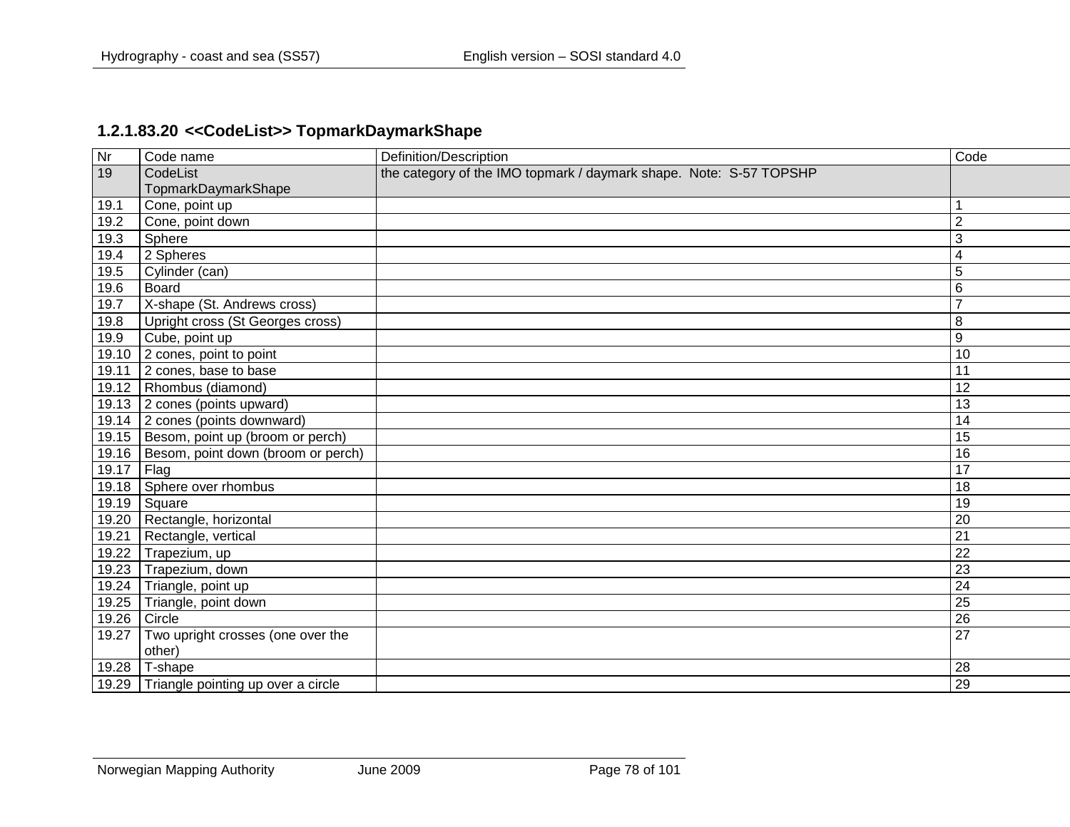### 1.2.1.83.20 <<CodeList>> TopmarkDaymarkShape

| Nr | Code name | Definition/Description | Code |
|---|---|---|---|
| 19 | CodeList TopmarkDaymarkShape | the category of the IMO topmark / daymark shape. Note: S-57 TOPSHP | |
| 19.1 | Cone, point up | | 1 |
| 19.2 | Cone, point down | | 2 |
| 19.3 | Sphere | | 3 |
| 19.4 | 2 Spheres | | 4 |
| 19.5 | Cylinder (can) | | 5 |
| 19.6 | Board | | 6 |
| 19.7 | X-shape (St. Andrews cross) | | 7 |
| 19.8 | Upright cross (St Georges cross) | | 8 |
| 19.9 | Cube, point up | | 9 |
| 19.10 | 2 cones, point to point | | 10 |
| 19.11 | 2 cones, base to base | | 11 |
| 19.12 | Rhombus (diamond) | | 12 |
| 19.13 | 2 cones (points upward) | | 13 |
| 19.14 | 2 cones (points downward) | | 14 |
| 19.15 | Besom, point up (broom or perch) | | 15 |
| 19.16 | Besom, point down (broom or perch) | | 16 |
| 19.17 | Flag | | 17 |
| 19.18 | Sphere over rhombus | | 18 |
| 19.19 | Square | | 19 |
| 19.20 | Rectangle, horizontal | | 20 |
| 19.21 | Rectangle, vertical | | 21 |
| 19.22 | Trapezium, up | | 22 |
| 19.23 | Trapezium, down | | 23 |
| 19.24 | Triangle, point up | | 24 |
| 19.25 | Triangle, point down | | 25 |
| 19.26 | Circle | | 26 |
| 19.27 | Two upright crosses (one over the other) | | 27 |
| 19.28 | T-shape | | 28 |
| 19.29 | Triangle pointing up over a circle | | 29 |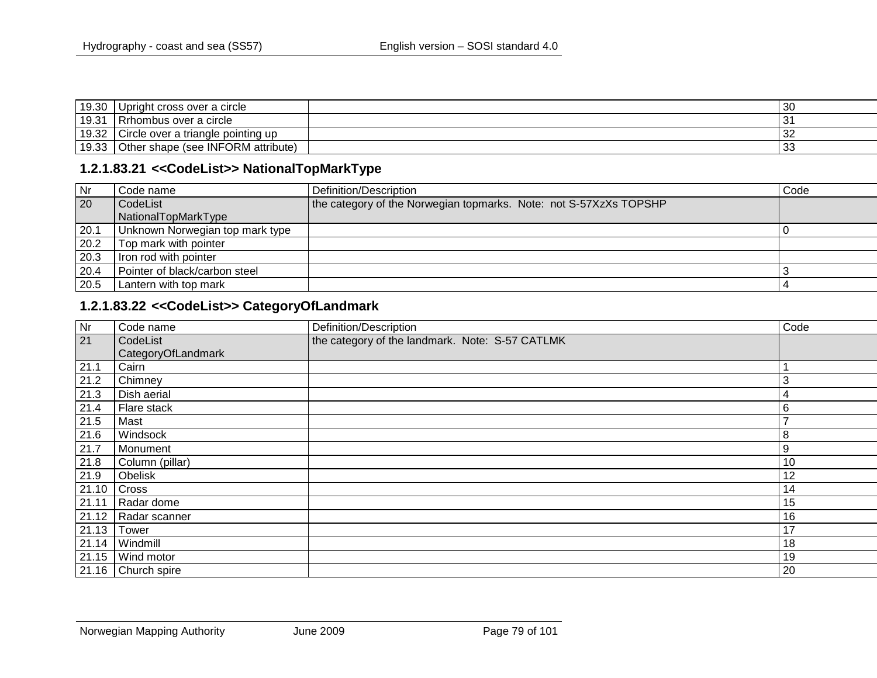| | | | |
|---|---|---|---|
| 19.30 | Upright cross over a circle | | 30 |
| 19.31 | Rrhombus over a circle | | 31 |
| 19.32 | Circle over a triangle pointing up | | 32 |
| 19.33 | Other shape (see INFORM attribute) | | 33 |

### 1.2.1.83.21 <<CodeList>> NationalTopMarkType

| Nr | Code name | Definition/Description | Code |
|---|---|---|---|
| 20 | CodeList NationalTopMarkType | the category of the Norwegian topmarks. Note: not S-57XzXs TOPSHP | |
| 20.1 | Unknown Norwegian top mark type | | 0 |
| 20.2 | Top mark with pointer | | |
| 20.3 | Iron rod with pointer | | |
| 20.4 | Pointer of black/carbon steel | | 3 |
| 20.5 | Lantern with top mark | | 4 |

### 1.2.1.83.22 <<CodeList>> CategoryOfLandmark

| Nr | Code name | Definition/Description | Code |
|---|---|---|---|
| 21 | CodeList CategoryOfLandmark | the category of the landmark. Note: S-57 CATLMK | |
| 21.1 | Cairn | | 1 |
| 21.2 | Chimney | | 3 |
| 21.3 | Dish aerial | | 4 |
| 21.4 | Flare stack | | 6 |
| 21.5 | Mast | | 7 |
| 21.6 | Windsock | | 8 |
| 21.7 | Monument | | 9 |
| 21.8 | Column (pillar) | | 10 |
| 21.9 | Obelisk | | 12 |
| 21.10 | Cross | | 14 |
| 21.11 | Radar dome | | 15 |
| 21.12 | Radar scanner | | 16 |
| 21.13 | Tower | | 17 |
| 21.14 | Windmill | | 18 |
| 21.15 | Wind motor | | 19 |
| 21.16 | Church spire | | 20 |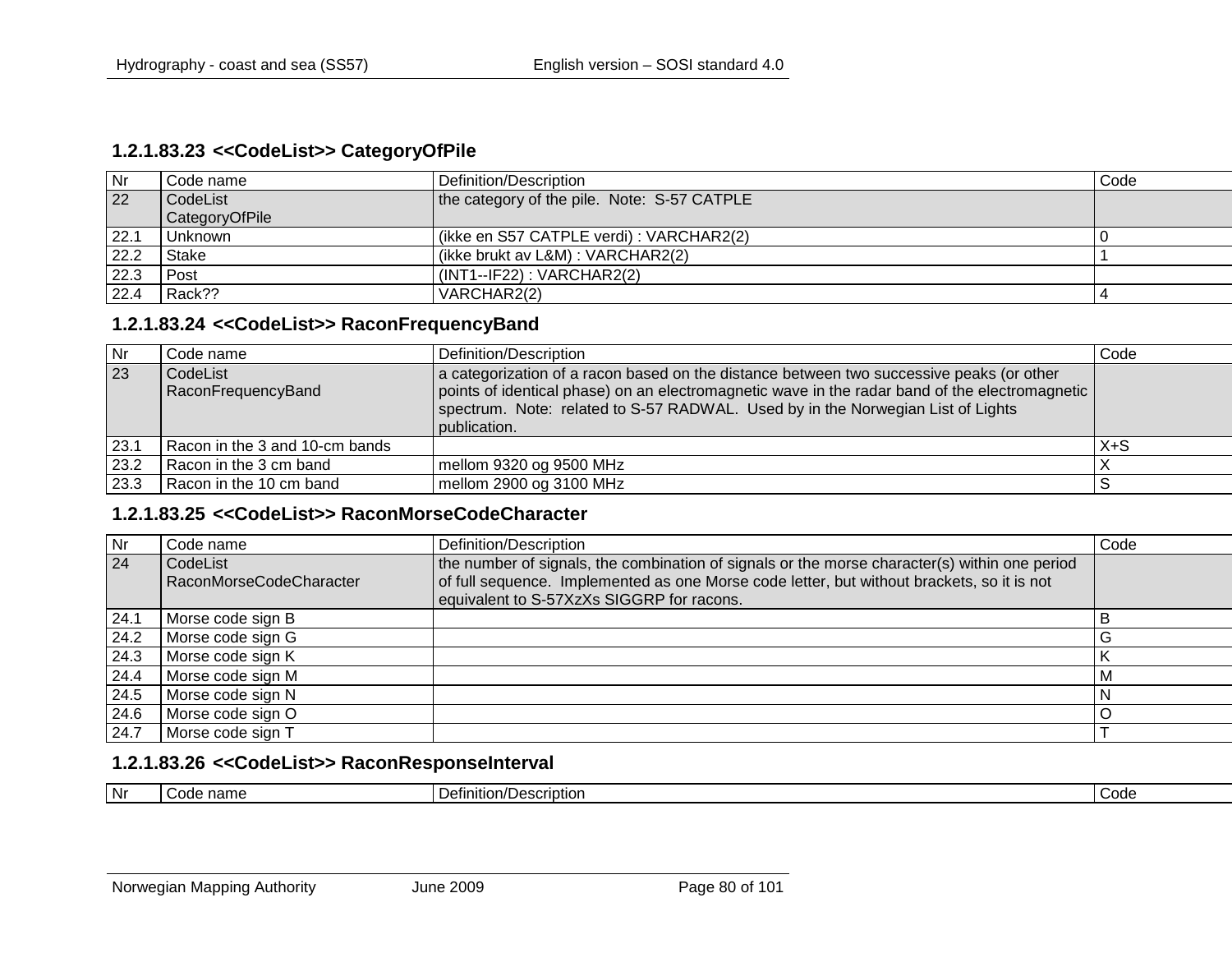### 1.2.1.83.23 <<CodeList>> CategoryOfPile

| Nr | Code name | Definition/Description | Code |
|---|---|---|---|
| 22 | CodeList CategoryOfPile | the category of the pile.  Note:  S-57 CATPLE | |
| 22.1 | Unknown | (ikke en S57 CATPLE verdi) : VARCHAR2(2) | 0 |
| 22.2 | Stake | (ikke brukt av L&M) : VARCHAR2(2) | 1 |
| 22.3 | Post | (INT1--IF22) : VARCHAR2(2) | |
| 22.4 | Rack?? | VARCHAR2(2) | 4 |

### 1.2.1.83.24 <<CodeList>> RaconFrequencyBand

| Nr | Code name | Definition/Description | Code |
|---|---|---|---|
| 23 | CodeList RaconFrequencyBand | a categorization of a racon based on the distance between two successive peaks (or other points of identical phase) on an electromagnetic wave in the radar band of the electromagnetic spectrum.  Note:  related to S-57 RADWAL.  Used by in the Norwegian List of Lights publication. | |
| 23.1 | Racon in the 3 and 10-cm bands | | X+S |
| 23.2 | Racon in the 3 cm band | mellom 9320 og 9500 MHz | X |
| 23.3 | Racon in the 10 cm band | mellom 2900 og 3100 MHz | S |

### 1.2.1.83.25 <<CodeList>> RaconMorseCodeCharacter

| Nr | Code name | Definition/Description | Code |
|---|---|---|---|
| 24 | CodeList RaconMorseCodeCharacter | the number of signals, the combination of signals or the morse character(s) within one period of full sequence.  Implemented as one Morse code letter, but without brackets, so it is not equivalent to S-57XzXs SIGGRP for racons. | |
| 24.1 | Morse code sign B | | B |
| 24.2 | Morse code sign G | | G |
| 24.3 | Morse code sign K | | K |
| 24.4 | Morse code sign M | | M |
| 24.5 | Morse code sign N | | N |
| 24.6 | Morse code sign O | | O |
| 24.7 | Morse code sign T | | T |

### 1.2.1.83.26 <<CodeList>> RaconResponseInterval

| Nr | Code name | Definition/Description | Code |
|---|---|---|---|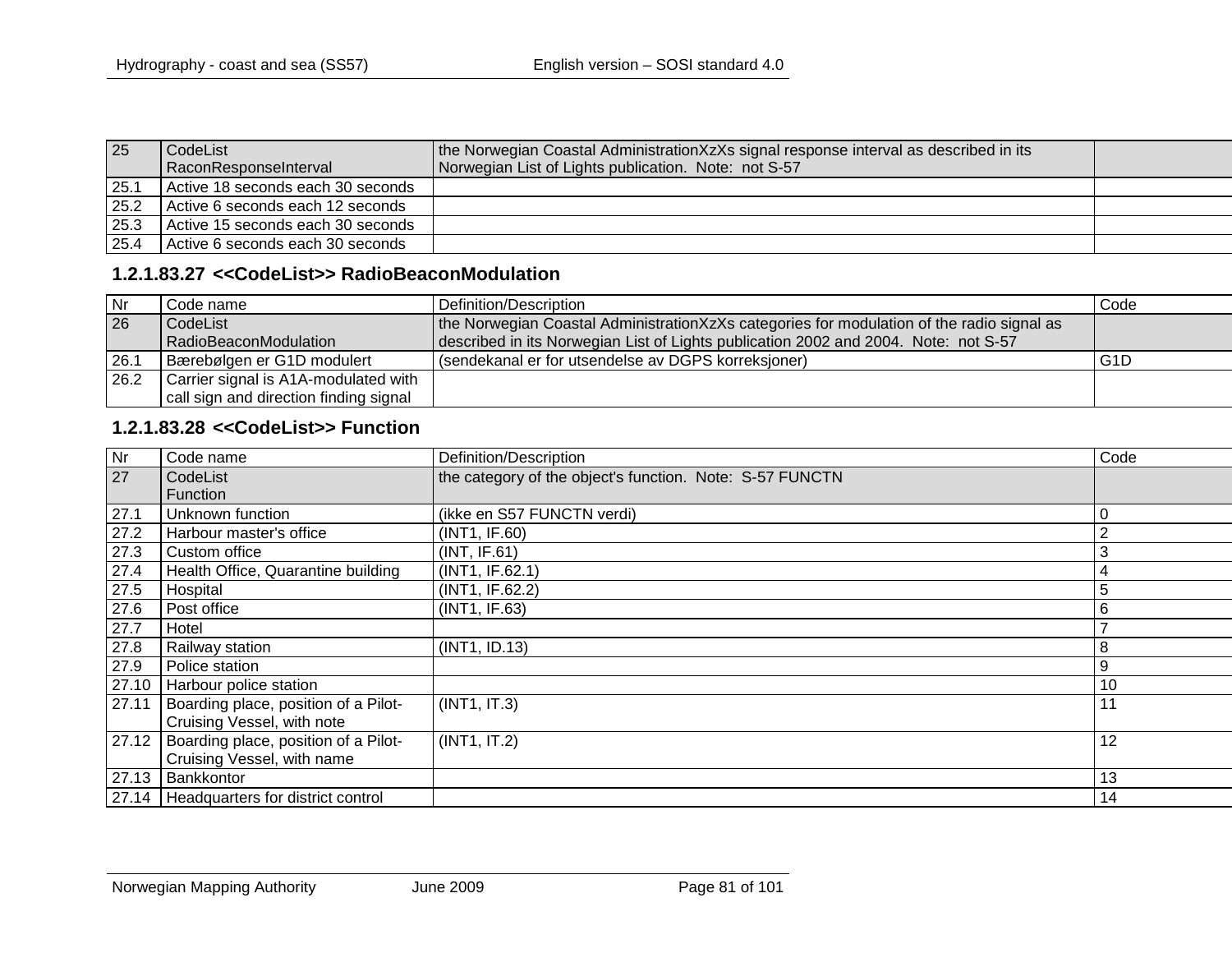| | | | |
|---|---|---|---|
| 25 | CodeList RaconResponseInterval | the Norwegian Coastal AdministrationXzXs signal response interval as described in its Norwegian List of Lights publication. Note: not S-57 | |
| 25.1 | Active 18 seconds each 30 seconds | | |
| 25.2 | Active 6 seconds each 12 seconds | | |
| 25.3 | Active 15 seconds each 30 seconds | | |
| 25.4 | Active 6 seconds each 30 seconds | | |

### 1.2.1.83.27 <<CodeList>> RadioBeaconModulation

| Nr | Code name | Definition/Description | Code |
|---|---|---|---|
| 26 | CodeList RadioBeaconModulation | the Norwegian Coastal AdministrationXzXs categories for modulation of the radio signal as described in its Norwegian List of Lights publication 2002 and 2004. Note: not S-57 | |
| 26.1 | Bærebølgen er G1D modulert | (sendekanal er for utsendelse av DGPS korreksjoner) | G1D |
| 26.2 | Carrier signal is A1A-modulated with call sign and direction finding signal | | |

### 1.2.1.83.28 <<CodeList>> Function

| Nr | Code name | Definition/Description | Code |
|---|---|---|---|
| 27 | CodeList Function | the category of the object's function. Note: S-57 FUNCTN | |
| 27.1 | Unknown function | (ikke en S57 FUNCTN verdi) | 0 |
| 27.2 | Harbour master's office | (INT1, IF.60) | 2 |
| 27.3 | Custom office | (INT, IF.61) | 3 |
| 27.4 | Health Office, Quarantine building | (INT1, IF.62.1) | 4 |
| 27.5 | Hospital | (INT1, IF.62.2) | 5 |
| 27.6 | Post office | (INT1, IF.63) | 6 |
| 27.7 | Hotel | | 7 |
| 27.8 | Railway station | (INT1, ID.13) | 8 |
| 27.9 | Police station | | 9 |
| 27.10 | Harbour police station | | 10 |
| 27.11 | Boarding place, position of a Pilot-Cruising Vessel, with note | (INT1, IT.3) | 11 |
| 27.12 | Boarding place, position of a Pilot-Cruising Vessel, with name | (INT1, IT.2) | 12 |
| 27.13 | Bankkontor | | 13 |
| 27.14 | Headquarters for district control | | 14 |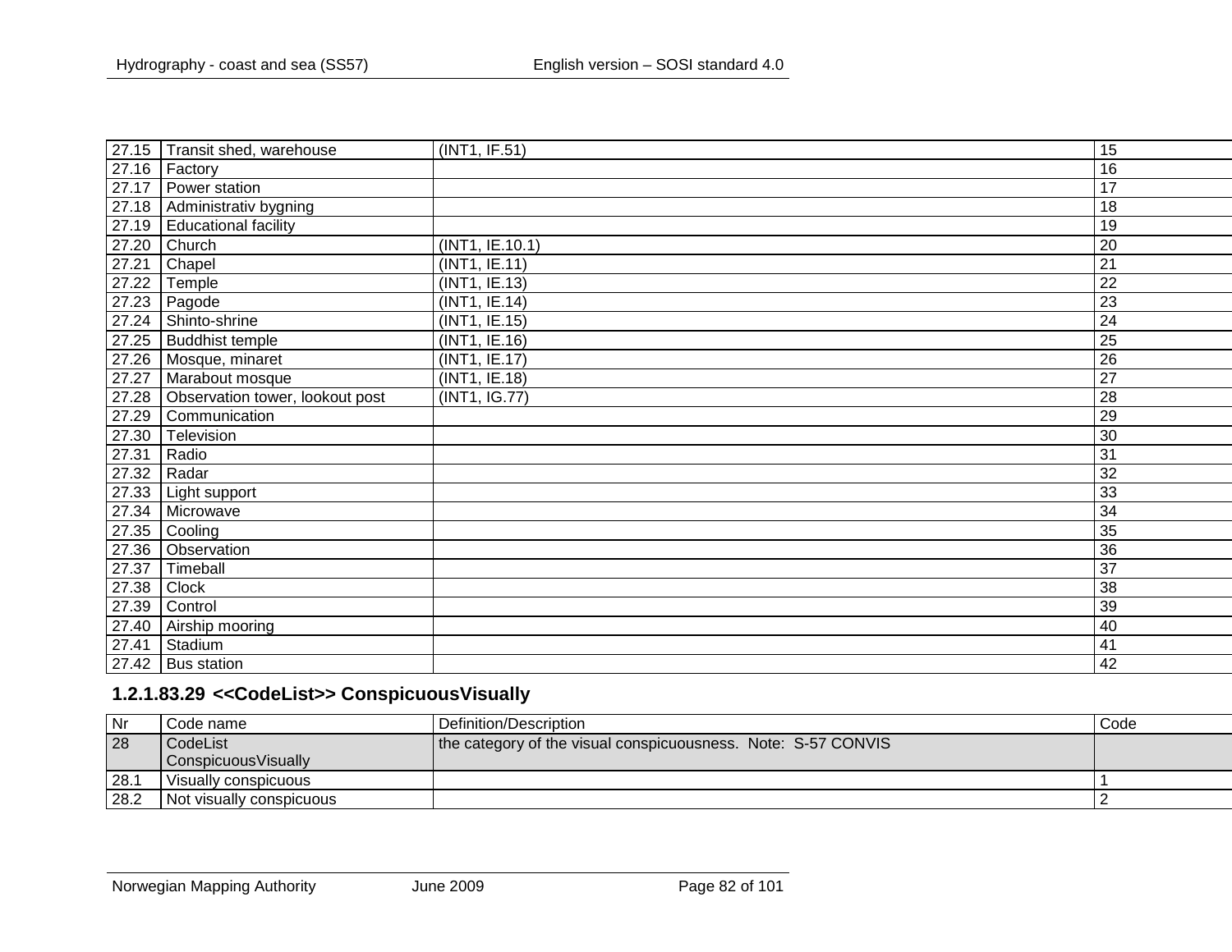| | | | |
|---|---|---|---|
| 27.15 | Transit shed, warehouse | (INT1, IF.51) | 15 |
| 27.16 | Factory | | 16 |
| 27.17 | Power station | | 17 |
| 27.18 | Administrativ bygning | | 18 |
| 27.19 | Educational facility | | 19 |
| 27.20 | Church | (INT1, IE.10.1) | 20 |
| 27.21 | Chapel | (INT1, IE.11) | 21 |
| 27.22 | Temple | (INT1, IE.13) | 22 |
| 27.23 | Pagode | (INT1, IE.14) | 23 |
| 27.24 | Shinto-shrine | (INT1, IE.15) | 24 |
| 27.25 | Buddhist temple | (INT1, IE.16) | 25 |
| 27.26 | Mosque, minaret | (INT1, IE.17) | 26 |
| 27.27 | Marabout mosque | (INT1, IE.18) | 27 |
| 27.28 | Observation tower, lookout post | (INT1, IG.77) | 28 |
| 27.29 | Communication | | 29 |
| 27.30 | Television | | 30 |
| 27.31 | Radio | | 31 |
| 27.32 | Radar | | 32 |
| 27.33 | Light support | | 33 |
| 27.34 | Microwave | | 34 |
| 27.35 | Cooling | | 35 |
| 27.36 | Observation | | 36 |
| 27.37 | Timeball | | 37 |
| 27.38 | Clock | | 38 |
| 27.39 | Control | | 39 |
| 27.40 | Airship mooring | | 40 |
| 27.41 | Stadium | | 41 |
| 27.42 | Bus station | | 42 |

### 1.2.1.83.29 <<CodeList>> ConspicuousVisually

| Nr | Code name | Definition/Description | Code |
|---|---|---|---|
| 28 | CodeList ConspicuousVisually | the category of the visual conspicuousness. Note: S-57 CONVIS | |
| 28.1 | Visually conspicuous | | 1 |
| 28.2 | Not visually conspicuous | | 2 |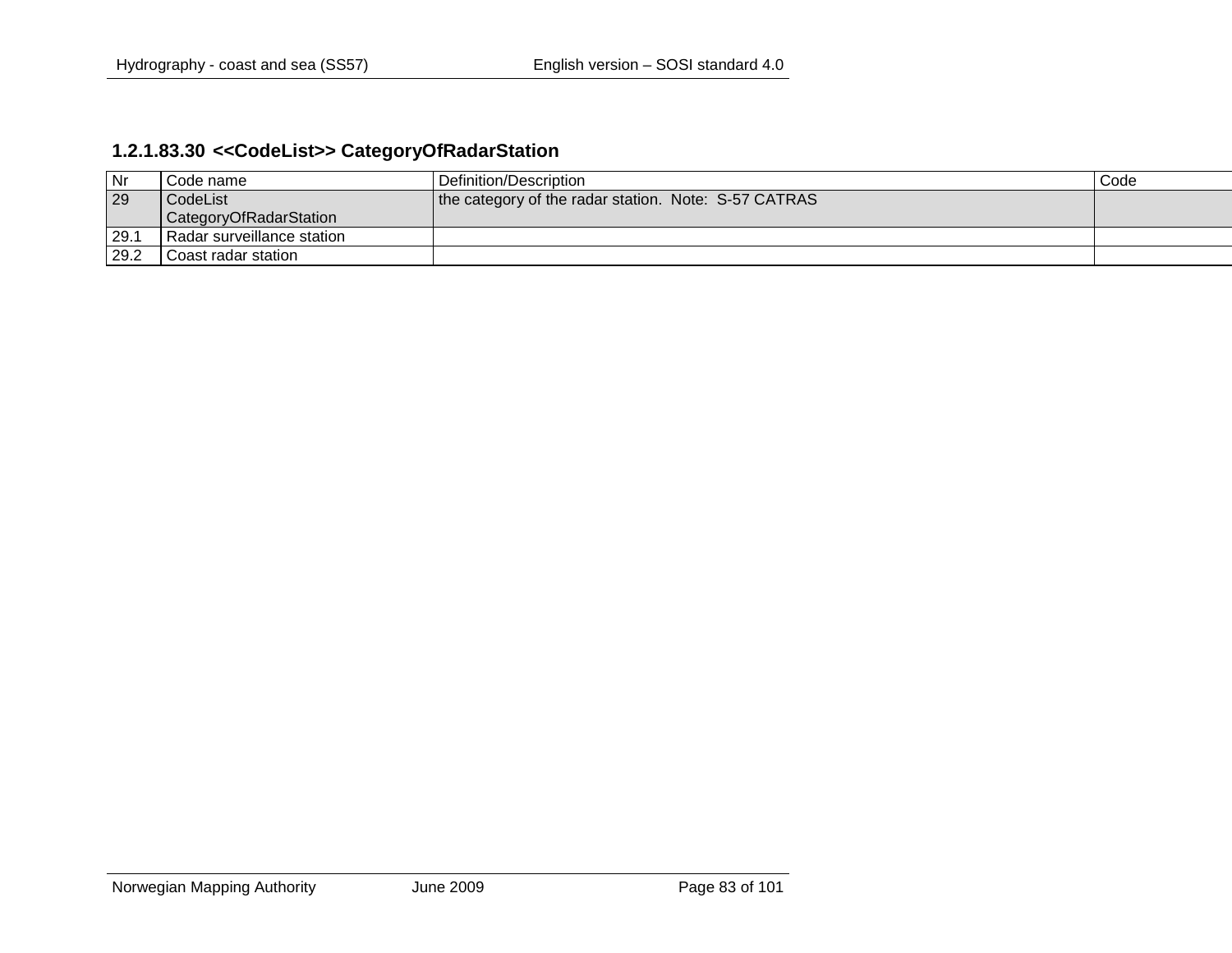### 1.2.1.83.30 <<CodeList>> CategoryOfRadarStation

| Nr | Code name | Definition/Description | Code |
|---|---|---|---|
| 29 | CodeList CategoryOfRadarStation | the category of the radar station.  Note:  S-57 CATRAS | |
| 29.1 | Radar surveillance station | | |
| 29.2 | Coast radar station | | |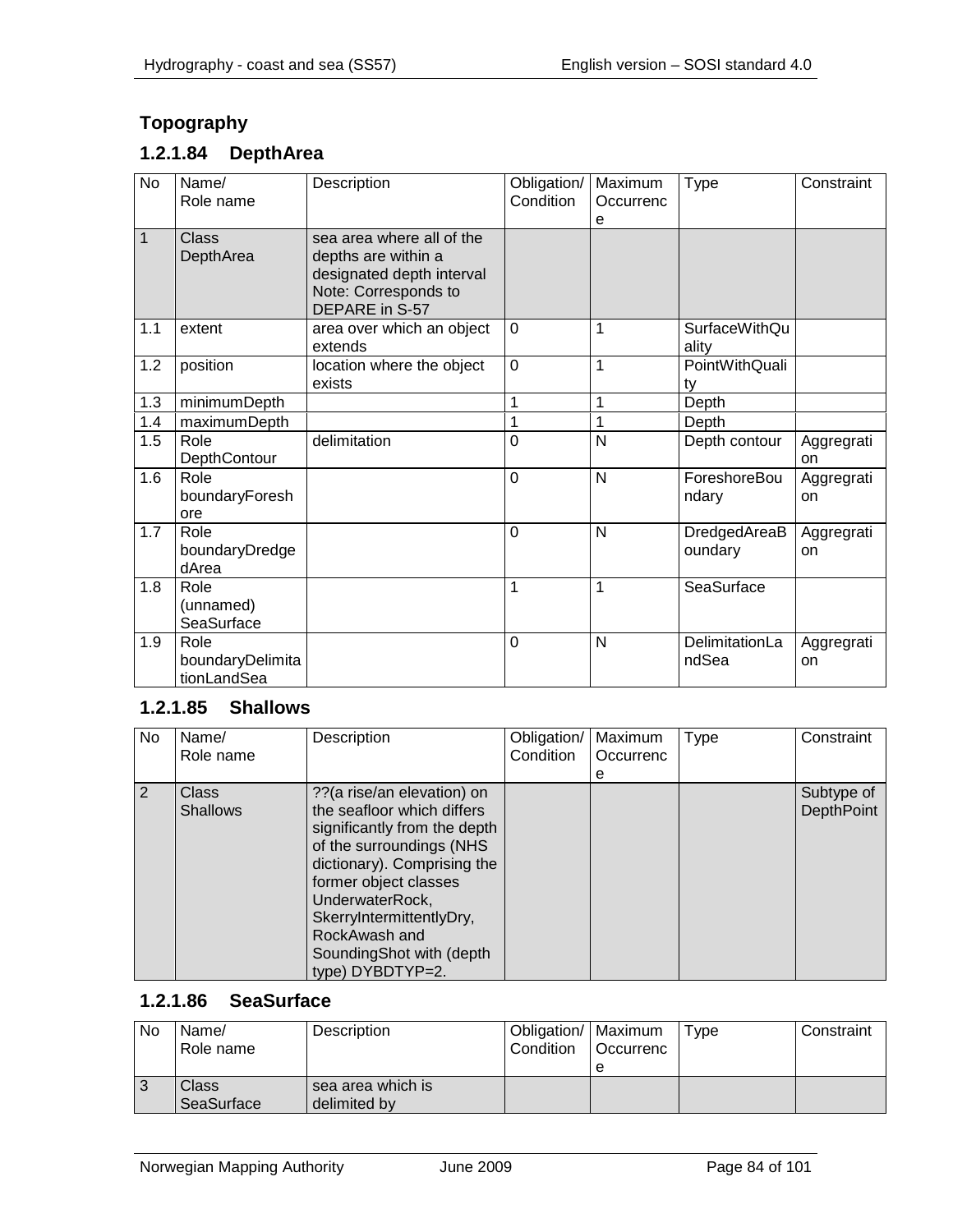**Topography**

### 1.2.1.84 DepthArea

| No | Name/<br>Role name | Description | Obligation/<br>Condition | Maximum<br>Occurrence | Type | Constraint |
|---|---|---|---|---|---|---|
| 1 | Class<br>DepthArea | sea area where all of the depths are within a designated depth interval<br>Note: Corresponds to DEPARE in S-57 | | | | |
| 1.1 | extent | area over which an object extends | 0 | 1 | SurfaceWithQuality | |
| 1.2 | position | location where the object exists | 0 | 1 | PointWithQuality | |
| 1.3 | minimumDepth | | 1 | 1 | Depth | |
| 1.4 | maximumDepth | | 1 | 1 | Depth | |
| 1.5 | Role<br>DepthContour | delimitation | 0 | N | Depth contour | Aggregration |
| 1.6 | Role<br>boundaryForeshore | | 0 | N | ForeshoreBoundary | Aggregration |
| 1.7 | Role<br>boundaryDredgedArea | | 0 | N | DredgedAreaBoundary | Aggregration |
| 1.8 | Role<br>(unnamed)<br>SeaSurface | | 1 | 1 | SeaSurface | |
| 1.9 | Role<br>boundaryDelimitationLandSea | | 0 | N | DelimitationLandSea | Aggregration |

### 1.2.1.85 Shallows

| No | Name/<br>Role name | Description | Obligation/<br>Condition | Maximum<br>Occurrence | Type | Constraint |
|---|---|---|---|---|---|---|
| 2 | Class<br>Shallows | ??(a rise/an elevation) on the seafloor which differs significantly from the depth of the surroundings (NHS dictionary). Comprising the former object classes UnderwaterRock, SkerryIntermittentlyDry, RockAwash and SoundingShot with (depth type) DYBDTYP=2. | | | | Subtype of DepthPoint |

### 1.2.1.86 SeaSurface

| No | Name/<br>Role name | Description | Obligation/<br>Condition | Maximum<br>Occurrence | Type | Constraint |
|---|---|---|---|---|---|---|
| 3 | Class<br>SeaSurface | sea area which is delimited by | | | | |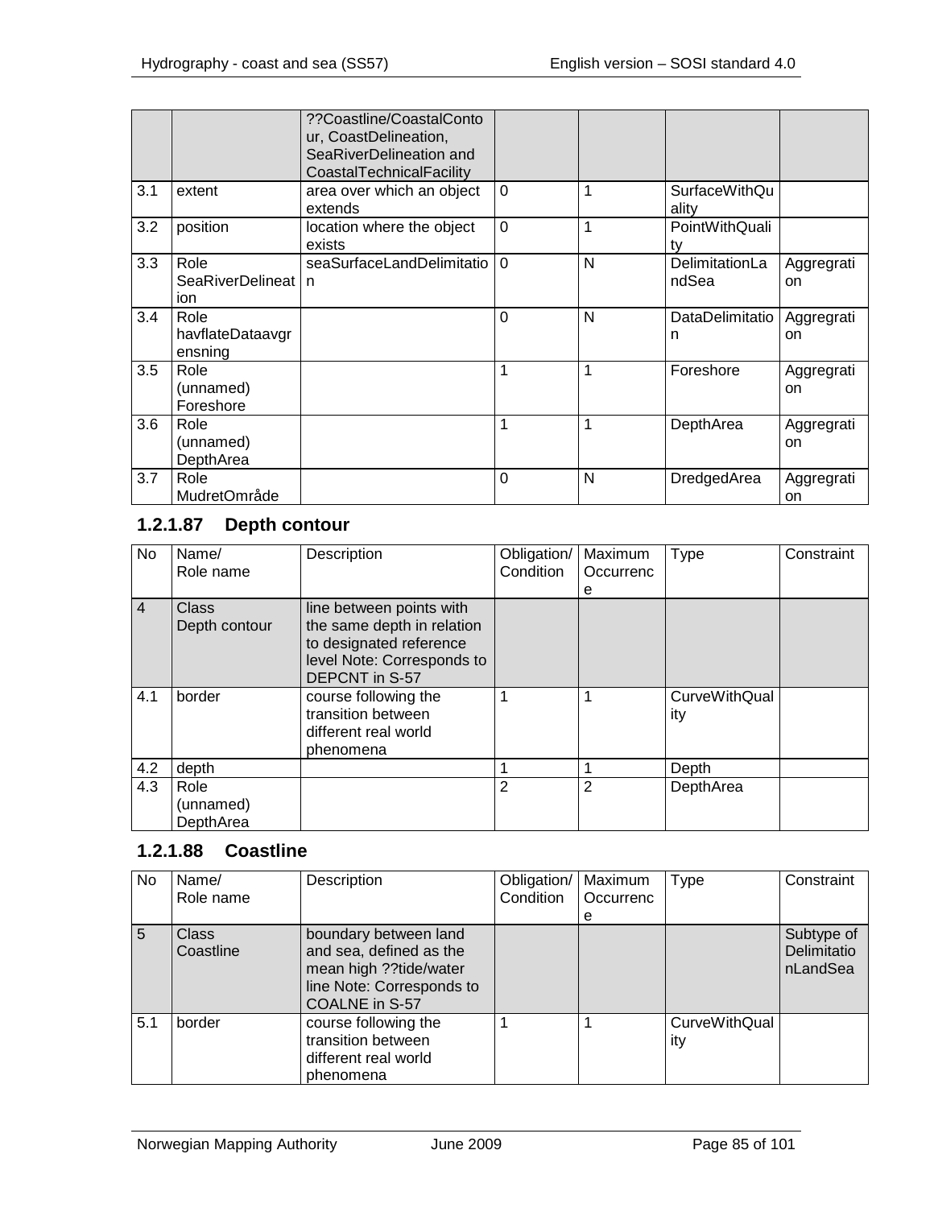| | | | | | | |
|---|---|---|---|---|---|---|
| | | ??Coastline/CoastalContour, CoastDelineation, SeaRiverDelineation and CoastalTechnicalFacility | | | | |
| 3.1 | extent | area over which an object extends | 0 | 1 | SurfaceWithQuality | |
| 3.2 | position | location where the object exists | 0 | 1 | PointWithQuality | |
| 3.3 | Role SeaRiverDelineation | seaSurfaceLandDelimitation | 0 | N | DelimitationLandSea | Aggregration |
| 3.4 | Role havflateDataavgrensning | | 0 | N | DataDelimitation | Aggregration |
| 3.5 | Role (unnamed) Foreshore | | 1 | 1 | Foreshore | Aggregration |
| 3.6 | Role (unnamed) DepthArea | | 1 | 1 | DepthArea | Aggregration |
| 3.7 | Role MudretOmråde | | 0 | N | DredgedArea | Aggregration |

### 1.2.1.87 Depth contour

| No | Name/ Role name | Description | Obligation/ Condition | Maximum Occurrence | Type | Constraint |
|---|---|---|---|---|---|---|
| 4 | Class Depth contour | line between points with the same depth in relation to designated reference level Note: Corresponds to DEPCNT in S-57 | | | | |
| 4.1 | border | course following the transition between different real world phenomena | 1 | 1 | CurveWithQuality | |
| 4.2 | depth | | 1 | 1 | Depth | |
| 4.3 | Role (unnamed) DepthArea | | 2 | 2 | DepthArea | |

### 1.2.1.88 Coastline

| No | Name/ Role name | Description | Obligation/ Condition | Maximum Occurrence | Type | Constraint |
|---|---|---|---|---|---|---|
| 5 | Class Coastline | boundary between land and sea, defined as the mean high ??tide/water line Note: Corresponds to COALNE in S-57 | | | | Subtype of DelimitationLandSea |
| 5.1 | border | course following the transition between different real world phenomena | 1 | 1 | CurveWithQuality | |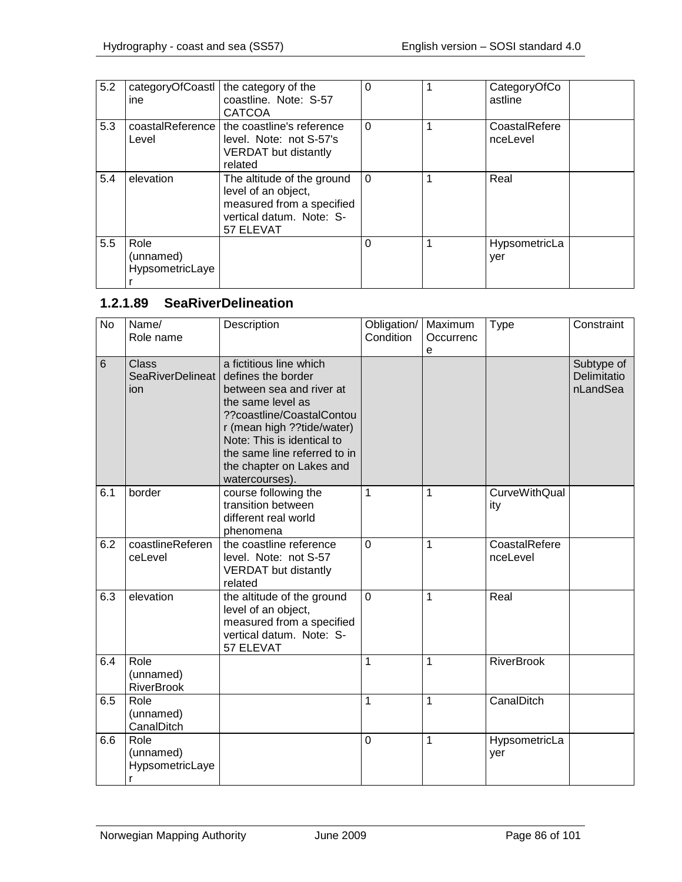| | | | | | | |
|---|---|---|---|---|---|---|
| 5.2 | categoryOfCoastline | the category of the coastline. Note: S-57 CATCOA | 0 | 1 | CategoryOfCoastline | |
| 5.3 | coastalReferenceLevel | the coastline's reference level. Note: not S-57's VERDAT but distantly related | 0 | 1 | CoastalReferenceLevel | |
| 5.4 | elevation | The altitude of the ground level of an object, measured from a specified vertical datum. Note: S-57 ELEVAT | 0 | 1 | Real | |
| 5.5 | Role (unnamed) HypsometricLayer | | 0 | 1 | HypsometricLayer | |

### 1.2.1.89 SeaRiverDelineation

| No | Name/ Role name | Description | Obligation/ Condition | Maximum Occurrence | Type | Constraint |
|---|---|---|---|---|---|---|
| 6 | Class SeaRiverDelineation | a fictitious line which defines the border between sea and river at the same level as ??coastline/CoastalContour (mean high ??tide/water) Note: This is identical to the same line referred to in the chapter on Lakes and watercourses). | | | | Subtype of DelimitationLandSea |
| 6.1 | border | course following the transition between different real world phenomena | 1 | 1 | CurveWithQuality | |
| 6.2 | coastlineReferenceLevel | the coastline reference level. Note: not S-57 VERDAT but distantly related | 0 | 1 | CoastalReferenceLevel | |
| 6.3 | elevation | the altitude of the ground level of an object, measured from a specified vertical datum. Note: S-57 ELEVAT | 0 | 1 | Real | |
| 6.4 | Role (unnamed) RiverBrook | | 1 | 1 | RiverBrook | |
| 6.5 | Role (unnamed) CanalDitch | | 1 | 1 | CanalDitch | |
| 6.6 | Role (unnamed) HypsometricLayer | | 0 | 1 | HypsometricLayer | |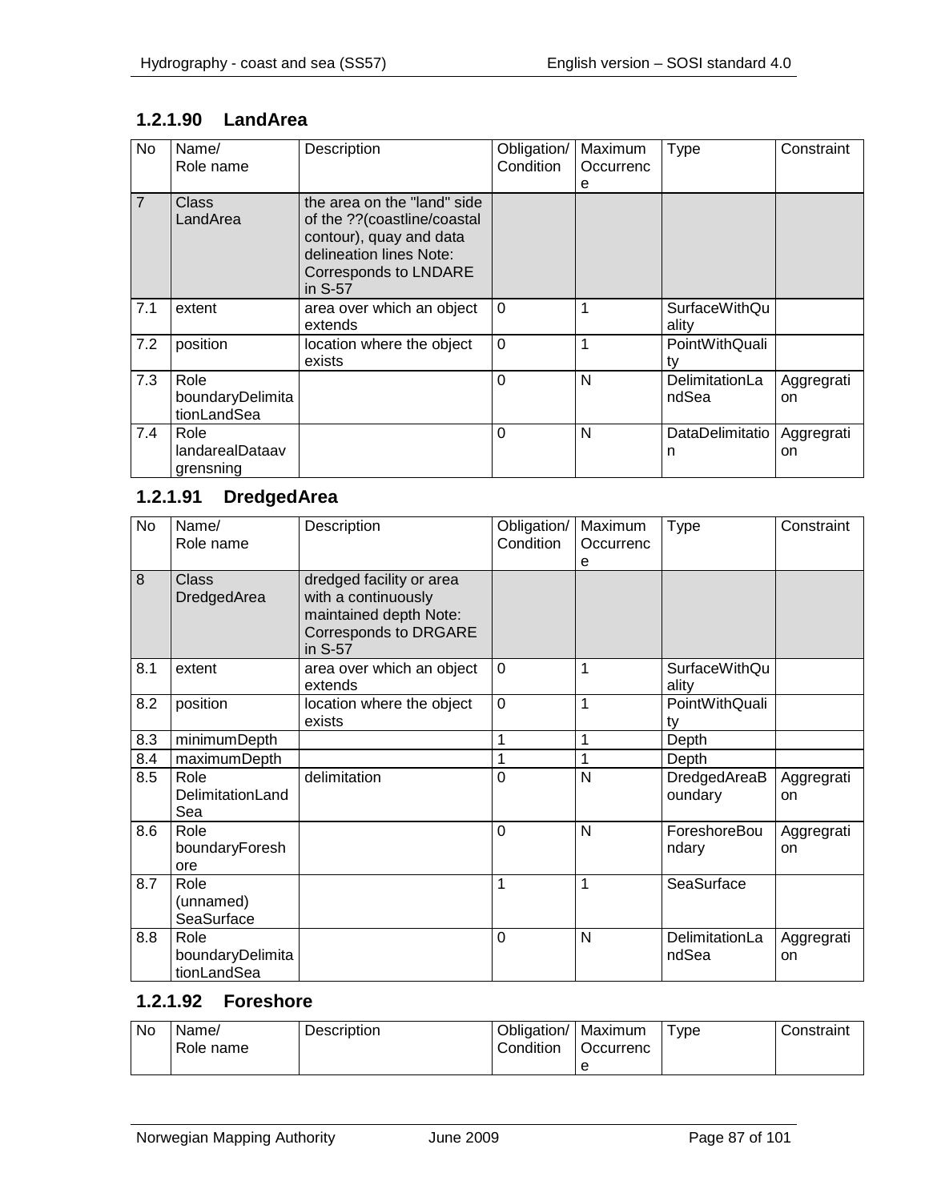### 1.2.1.90 LandArea

| No | Name/ Role name | Description | Obligation/ Condition | Maximum Occurrence | Type | Constraint |
|---|---|---|---|---|---|---|
| 7 | Class LandArea | the area on the "land" side of the ??(coastline/coastal contour), quay and data delineation lines Note: Corresponds to LNDARE in S-57 | | | | |
| 7.1 | extent | area over which an object extends | 0 | 1 | SurfaceWithQuality | |
| 7.2 | position | location where the object exists | 0 | 1 | PointWithQuality | |
| 7.3 | Role boundaryDelimitationLandSea | | 0 | N | DelimitationLandSea | Aggregration |
| 7.4 | Role landarealDataavgrensning | | 0 | N | DataDelimitation | Aggregration |

### 1.2.1.91 DredgedArea

| No | Name/ Role name | Description | Obligation/ Condition | Maximum Occurrence | Type | Constraint |
|---|---|---|---|---|---|---|
| 8 | Class DredgedArea | dredged facility or area with a continuously maintained depth Note: Corresponds to DRGARE in S-57 | | | | |
| 8.1 | extent | area over which an object extends | 0 | 1 | SurfaceWithQuality | |
| 8.2 | position | location where the object exists | 0 | 1 | PointWithQuality | |
| 8.3 | minimumDepth | | 1 | 1 | Depth | |
| 8.4 | maximumDepth | | 1 | 1 | Depth | |
| 8.5 | Role DelimitationLandSea | delimitation | 0 | N | DredgedAreaBoundary | Aggregration |
| 8.6 | Role boundaryForeshore | | 0 | N | ForeshoreBoundary | Aggregration |
| 8.7 | Role (unnamed) SeaSurface | | 1 | 1 | SeaSurface | |
| 8.8 | Role boundaryDelimitationLandSea | | 0 | N | DelimitationLandSea | Aggregration |

### 1.2.1.92 Foreshore

| No | Name/ Role name | Description | Obligation/ Condition | Maximum Occurrence | Type | Constraint |
|---|---|---|---|---|---|---|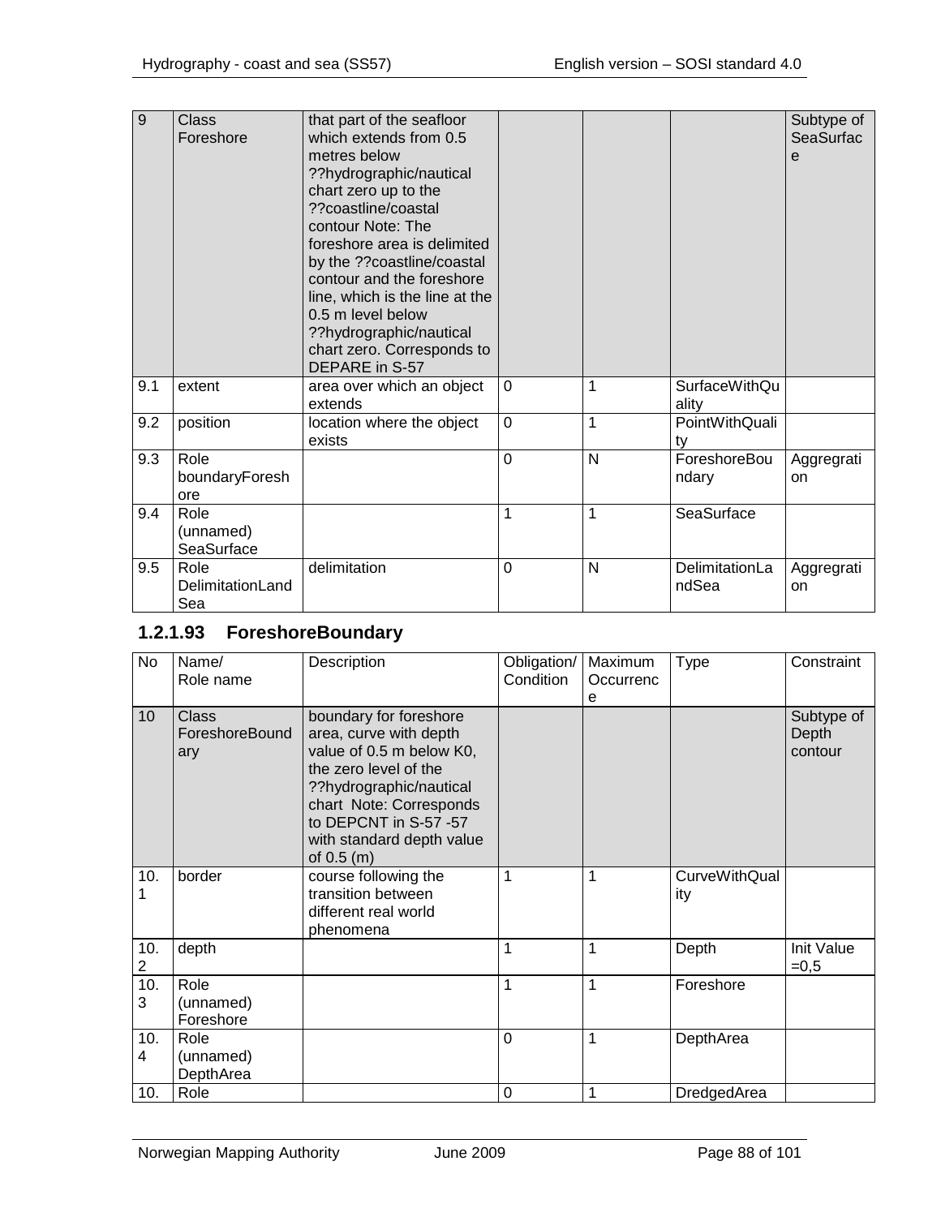| 9 | Class Foreshore | that part of the seafloor which extends from 0.5 metres below ??hydrographic/nautical chart zero up to the ??coastline/coastal contour Note: The foreshore area is delimited by the ??coastline/coastal contour and the foreshore line, which is the line at the 0.5 m level below ??hydrographic/nautical chart zero. Corresponds to DEPARE in S-57 | | | | Subtype of SeaSurface |
|---|---|---|---|---|---|---|
| 9.1 | extent | area over which an object extends | 0 | 1 | SurfaceWithQuality | |
| 9.2 | position | location where the object exists | 0 | 1 | PointWithQuality | |
| 9.3 | Role boundaryForeshore | | 0 | N | ForeshoreBoundary | Aggregration |
| 9.4 | Role (unnamed) SeaSurface | | 1 | 1 | SeaSurface | |
| 9.5 | Role DelimitationLandSea | delimitation | 0 | N | DelimitationLandSea | Aggregration |

### 1.2.1.93 ForeshoreBoundary

| No | Name/ Role name | Description | Obligation/ Condition | Maximum Occurrence | Type | Constraint |
|---|---|---|---|---|---|---|
| 10 | Class ForeshoreBoundary | boundary for foreshore area, curve with depth value of 0.5 m below K0, the zero level of the ??hydrographic/nautical chart Note: Corresponds to DEPCNT in S-57 -57 with standard depth value of 0.5 (m) | | | | Subtype of Depth contour |
| 10.1 | border | course following the transition between different real world phenomena | 1 | 1 | CurveWithQuality | |
| 10.2 | depth | | 1 | 1 | Depth | Init Value =0,5 |
| 10.3 | Role (unnamed) Foreshore | | 1 | 1 | Foreshore | |
| 10.4 | Role (unnamed) DepthArea | | 0 | 1 | DepthArea | |
| 10. | Role | | 0 | 1 | DredgedArea | |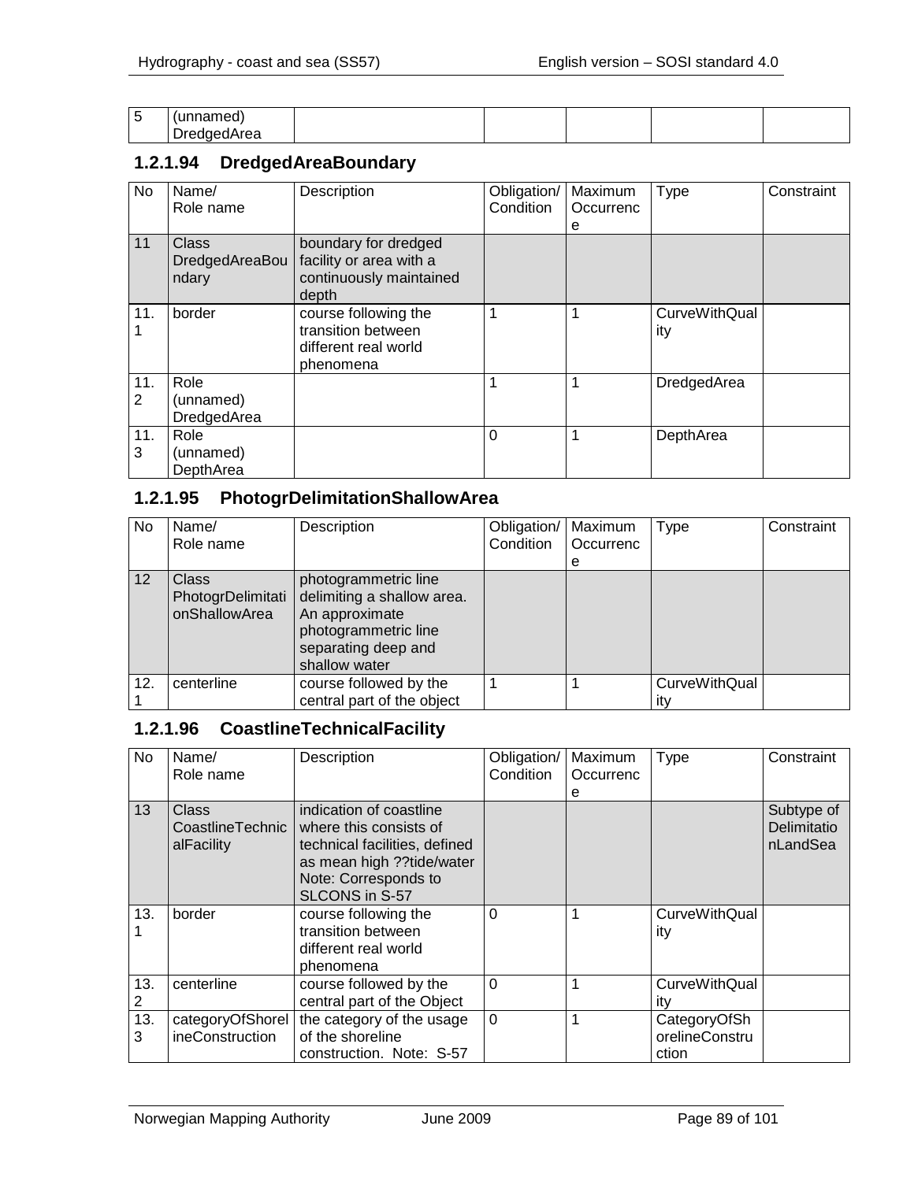| | | | | | | |
|---|---|---|---|---|---|---|
| 5 | (unnamed) DredgedArea | | | | | |

### 1.2.1.94 DredgedAreaBoundary

| No | Name/ Role name | Description | Obligation/ Condition | Maximum Occurrence | Type | Constraint |
|---|---|---|---|---|---|---|
| 11 | Class DredgedAreaBoundary | boundary for dredged facility or area with a continuously maintained depth | | | | |
| 11.1 | border | course following the transition between different real world phenomena | 1 | 1 | CurveWithQuality | |
| 11.2 | Role (unnamed) DredgedArea | | 1 | 1 | DredgedArea | |
| 11.3 | Role (unnamed) DepthArea | | 0 | 1 | DepthArea | |

### 1.2.1.95 PhotogrDelimitationShallowArea

| No | Name/ Role name | Description | Obligation/ Condition | Maximum Occurrence | Type | Constraint |
|---|---|---|---|---|---|---|
| 12 | Class PhotogrDelimitationShallowArea | photogrammetric line delimiting a shallow area. An approximate photogrammetric line separating deep and shallow water | | | | |
| 12.1 | centerline | course followed by the central part of the object | 1 | 1 | CurveWithQuality | |

### 1.2.1.96 CoastlineTechnicalFacility

| No | Name/ Role name | Description | Obligation/ Condition | Maximum Occurrence | Type | Constraint |
|---|---|---|---|---|---|---|
| 13 | Class CoastlineTechnicalFacility | indication of coastline where this consists of technical facilities, defined as mean high ??tide/water Note: Corresponds to SLCONS in S-57 | | | | Subtype of DelimitationLandSea |
| 13.1 | border | course following the transition between different real world phenomena | 0 | 1 | CurveWithQuality | |
| 13.2 | centerline | course followed by the central part of the Object | 0 | 1 | CurveWithQuality | |
| 13.3 | categoryOfShorelineConstruction | the category of the usage of the shoreline construction. Note: S-57 | 0 | 1 | CategoryOfShorelineConstruction | |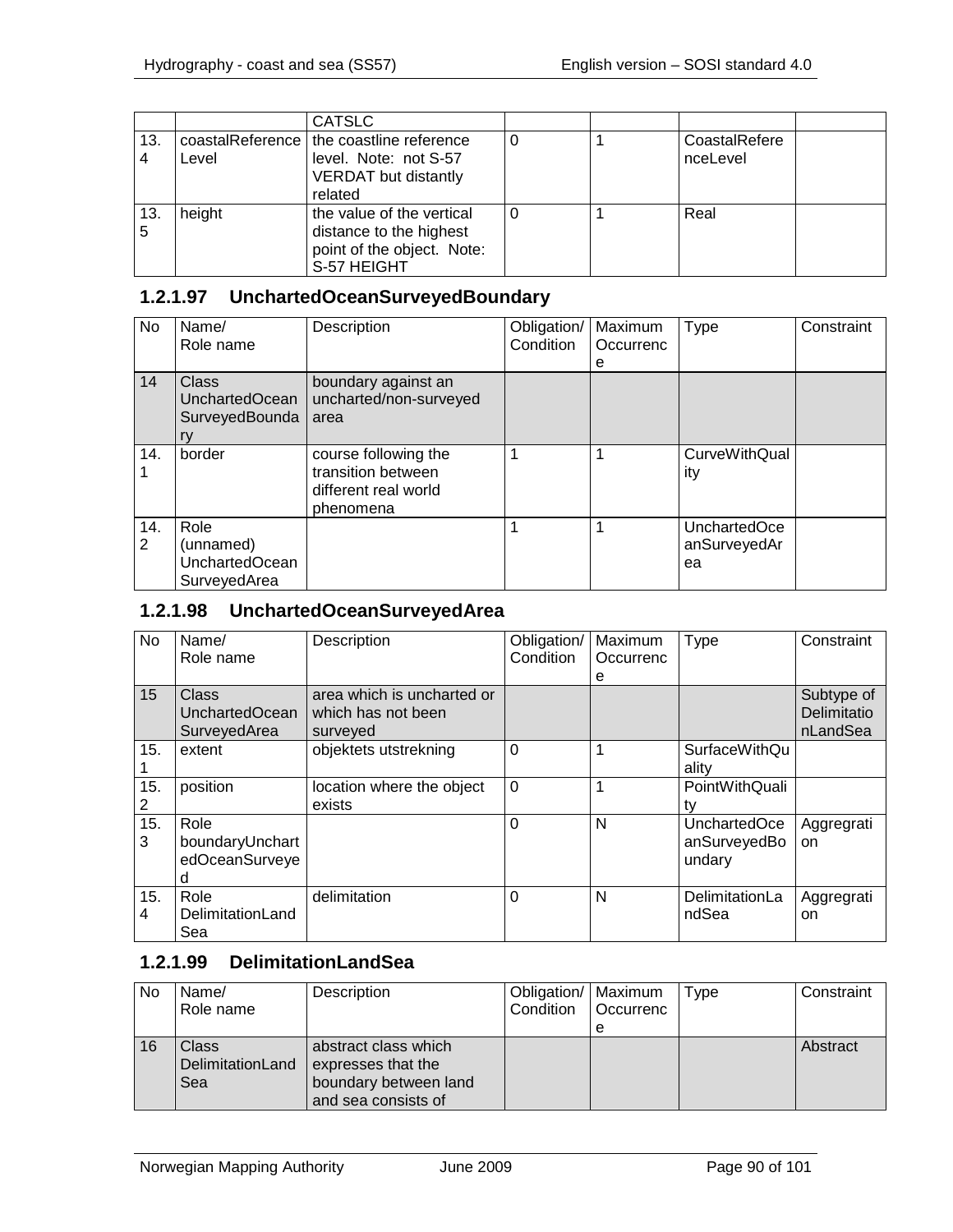| | | | | | | |
|---|---|---|---|---|---|---|
| | | CATSLC | | | | |
| 13.4 | coastalReferenceLevel | the coastline reference level. Note: not S-57 VERDAT but distantly related | 0 | 1 | CoastalReferenceLevel | |
| 13.5 | height | the value of the vertical distance to the highest point of the object. Note: S-57 HEIGHT | 0 | 1 | Real | |

### 1.2.1.97 UnchartedOceanSurveyedBoundary

| No | Name/ Role name | Description | Obligation/ Condition | Maximum Occurrence | Type | Constraint |
|---|---|---|---|---|---|---|
| 14 | Class UnchartedOceanSurveyedBoundary | boundary against an uncharted/non-surveyed area | | | | |
| 14.1 | border | course following the transition between different real world phenomena | 1 | 1 | CurveWithQuality | |
| 14.2 | Role (unnamed) UnchartedOceanSurveyedArea | | 1 | 1 | UnchartedOceanSurveyedArea | |

### 1.2.1.98 UnchartedOceanSurveyedArea

| No | Name/ Role name | Description | Obligation/ Condition | Maximum Occurrence | Type | Constraint |
|---|---|---|---|---|---|---|
| 15 | Class UnchartedOceanSurveyedArea | area which is uncharted or which has not been surveyed | | | | Subtype of DelimitationLandSea |
| 15.1 | extent | objektets utstrekning | 0 | 1 | SurfaceWithQuality | |
| 15.2 | position | location where the object exists | 0 | 1 | PointWithQuality | |
| 15.3 | Role boundaryUnchartedOceanSurveyed | | 0 | N | UnchartedOceanSurveyedBoundary | Aggregation |
| 15.4 | Role DelimitationLandSea | delimitation | 0 | N | DelimitationLandSea | Aggregation |

### 1.2.1.99 DelimitationLandSea

| No | Name/ Role name | Description | Obligation/ Condition | Maximum Occurrence | Type | Constraint |
|---|---|---|---|---|---|---|
| 16 | Class DelimitationLandSea | abstract class which expresses that the boundary between land and sea consists of | | | | Abstract |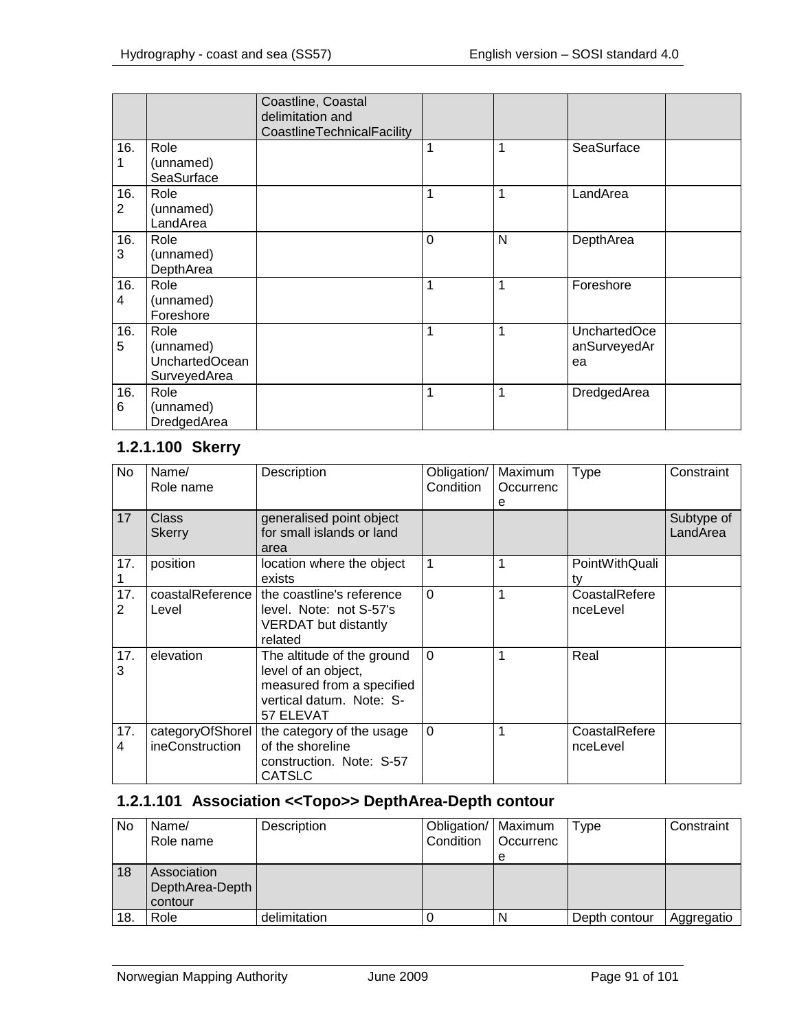| | | | | | | |
|---|---|---|---|---|---|---|
| | | Coastline, Coastal delimitation and CoastlineTechnicalFacility | | | | |
| 16.1 | Role (unnamed) SeaSurface | | 1 | 1 | SeaSurface | |
| 16.2 | Role (unnamed) LandArea | | 1 | 1 | LandArea | |
| 16.3 | Role (unnamed) DepthArea | | 0 | N | DepthArea | |
| 16.4 | Role (unnamed) Foreshore | | 1 | 1 | Foreshore | |
| 16.5 | Role (unnamed) UnchartedOceanSurveyedArea | | 1 | 1 | UnchartedOceanSurveyedArea | |
| 16.6 | Role (unnamed) DredgedArea | | 1 | 1 | DredgedArea | |

### 1.2.1.100 Skerry

| No | Name/ Role name | Description | Obligation/ Condition | Maximum Occurrence | Type | Constraint |
|---|---|---|---|---|---|---|
| 17 | Class Skerry | generalised point object for small islands or land area | | | | Subtype of LandArea |
| 17.1 | position | location where the object exists | 1 | 1 | PointWithQuality | |
| 17.2 | coastalReferenceLevel | the coastline's reference level. Note: not S-57's VERDAT but distantly related | 0 | 1 | CoastalReferenceLevel | |
| 17.3 | elevation | The altitude of the ground level of an object, measured from a specified vertical datum. Note: S-57 ELEVAT | 0 | 1 | Real | |
| 17.4 | categoryOfShorelineConstruction | the category of the usage of the shoreline construction. Note: S-57 CATSLC | 0 | 1 | CoastalReferenceLevel | |

### 1.2.1.101 Association <<Topo>> DepthArea-Depth contour

| No | Name/ Role name | Description | Obligation/ Condition | Maximum Occurrence | Type | Constraint |
|---|---|---|---|---|---|---|
| 18 | Association DepthArea-Depth contour | | | | | |
| 18. | Role | delimitation | 0 | N | Depth contour | Aggregatio |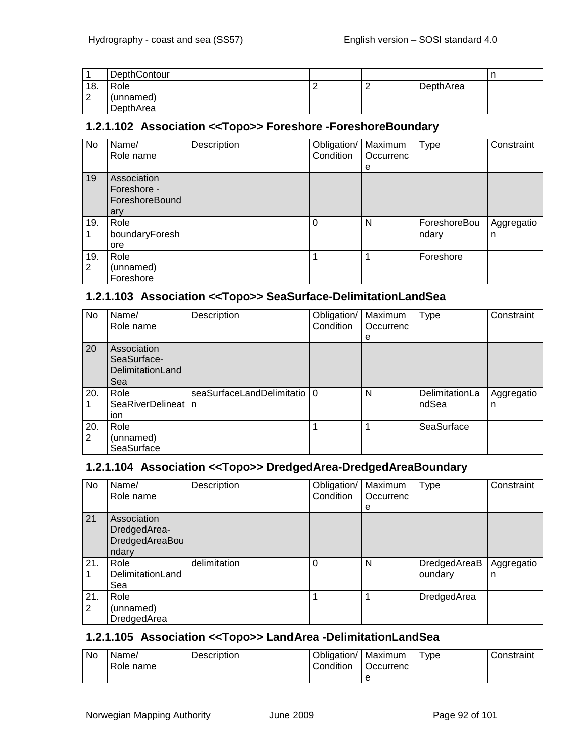| | | | | | | |
|---|---|---|---|---|---|---|
| 1 | DepthContour | | | | | n |
| 18.2 | Role (unnamed) DepthArea | | 2 | 2 | DepthArea | |

### 1.2.1.102 Association <<Topo>> Foreshore -ForeshoreBoundary

| No | Name/ Role name | Description | Obligation/ Condition | Maximum Occurrence | Type | Constraint |
|---|---|---|---|---|---|---|
| 19 | Association Foreshore - ForeshoreBoundary | | | | | |
| 19.1 | Role boundaryForeshore | | 0 | N | ForeshoreBoundary | Aggregation |
| 19.2 | Role (unnamed) Foreshore | | 1 | 1 | Foreshore | |

### 1.2.1.103 Association <<Topo>> SeaSurface-DelimitationLandSea

| No | Name/ Role name | Description | Obligation/ Condition | Maximum Occurrence | Type | Constraint |
|---|---|---|---|---|---|---|
| 20 | Association SeaSurface-DelimitationLandSea | | | | | |
| 20.1 | Role SeaRiverDelineation | seaSurfaceLandDelimitation | 0 | N | DelimitationLandSea | Aggregation |
| 20.2 | Role (unnamed) SeaSurface | | 1 | 1 | SeaSurface | |

### 1.2.1.104 Association <<Topo>> DredgedArea-DredgedAreaBoundary

| No | Name/ Role name | Description | Obligation/ Condition | Maximum Occurrence | Type | Constraint |
|---|---|---|---|---|---|---|
| 21 | Association DredgedArea-DredgedAreaBoundary | | | | | |
| 21.1 | Role DelimitationLandSea | delimitation | 0 | N | DredgedAreaBoundary | Aggregation |
| 21.2 | Role (unnamed) DredgedArea | | 1 | 1 | DredgedArea | |

### 1.2.1.105 Association <<Topo>> LandArea -DelimitationLandSea

| No | Name/ Role name | Description | Obligation/ Condition | Maximum Occurrence | Type | Constraint |
|---|---|---|---|---|---|---|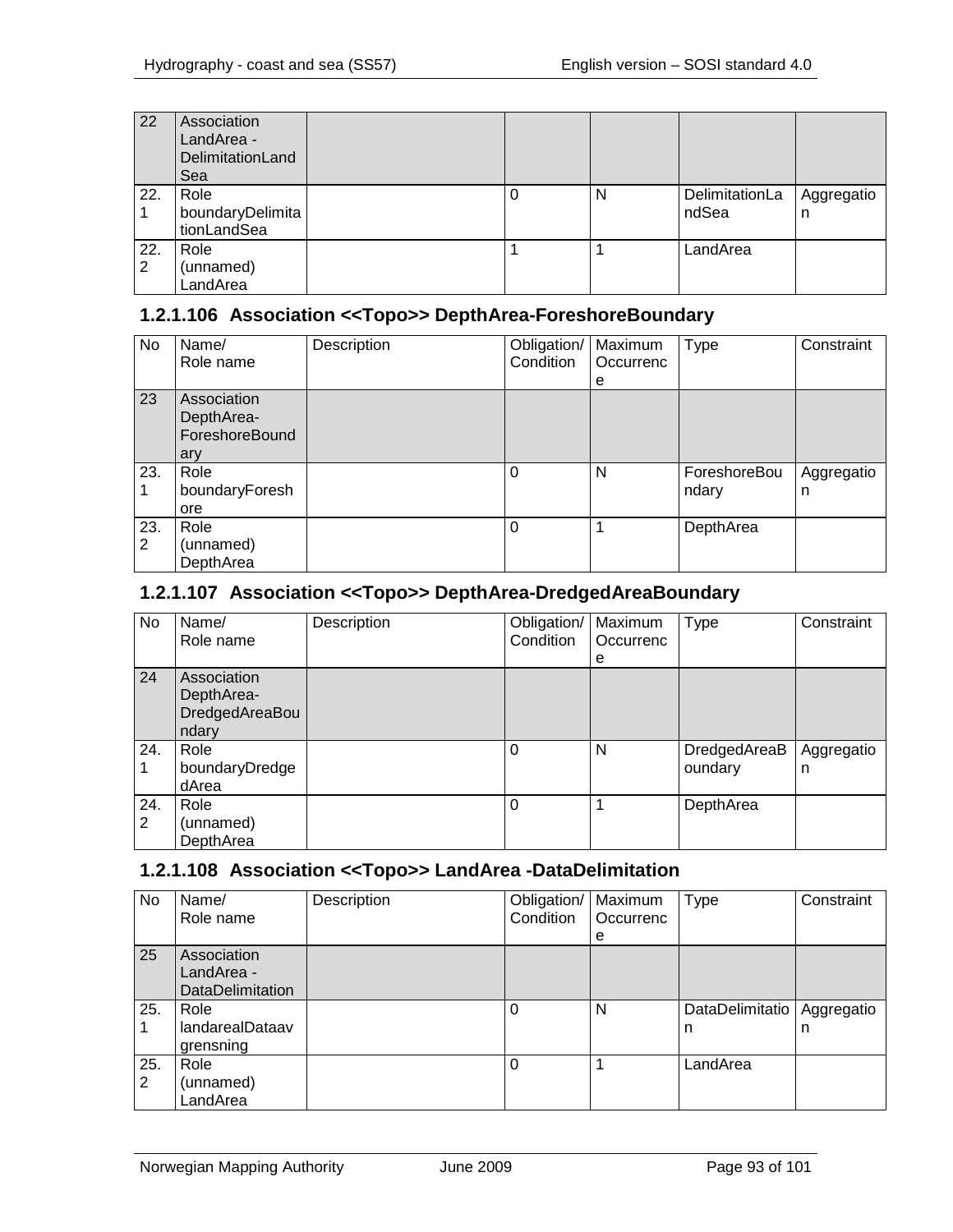| | | | | | | |
|---|---|---|---|---|---|---|
| 22 | Association LandArea - DelimitationLandSea | | | | | |
| 22.1 | Role boundaryDelimitationLandSea | | 0 | N | DelimitationLandSea | Aggregation |
| 22.2 | Role (unnamed) LandArea | | 1 | 1 | LandArea | |

### 1.2.1.106 Association <<Topo>> DepthArea-ForeshoreBoundary

| No | Name/ Role name | Description | Obligation/ Condition | Maximum Occurrence | Type | Constraint |
|---|---|---|---|---|---|---|
| 23 | Association DepthArea-ForeshoreBoundary | | | | | |
| 23.1 | Role boundaryForeshore | | 0 | N | ForeshoreBoundary | Aggregation |
| 23.2 | Role (unnamed) DepthArea | | 0 | 1 | DepthArea | |

### 1.2.1.107 Association <<Topo>> DepthArea-DredgedAreaBoundary

| No | Name/ Role name | Description | Obligation/ Condition | Maximum Occurrence | Type | Constraint |
|---|---|---|---|---|---|---|
| 24 | Association DepthArea-DredgedAreaBoundary | | | | | |
| 24.1 | Role boundaryDredgedArea | | 0 | N | DredgedAreaBoundary | Aggregation |
| 24.2 | Role (unnamed) DepthArea | | 0 | 1 | DepthArea | |

### 1.2.1.108 Association <<Topo>> LandArea -DataDelimitation

| No | Name/ Role name | Description | Obligation/ Condition | Maximum Occurrence | Type | Constraint |
|---|---|---|---|---|---|---|
| 25 | Association LandArea - DataDelimitation | | | | | |
| 25.1 | Role landarealDataavgrensning | | 0 | N | DataDelimitation | Aggregation |
| 25.2 | Role (unnamed) LandArea | | 0 | 1 | LandArea | |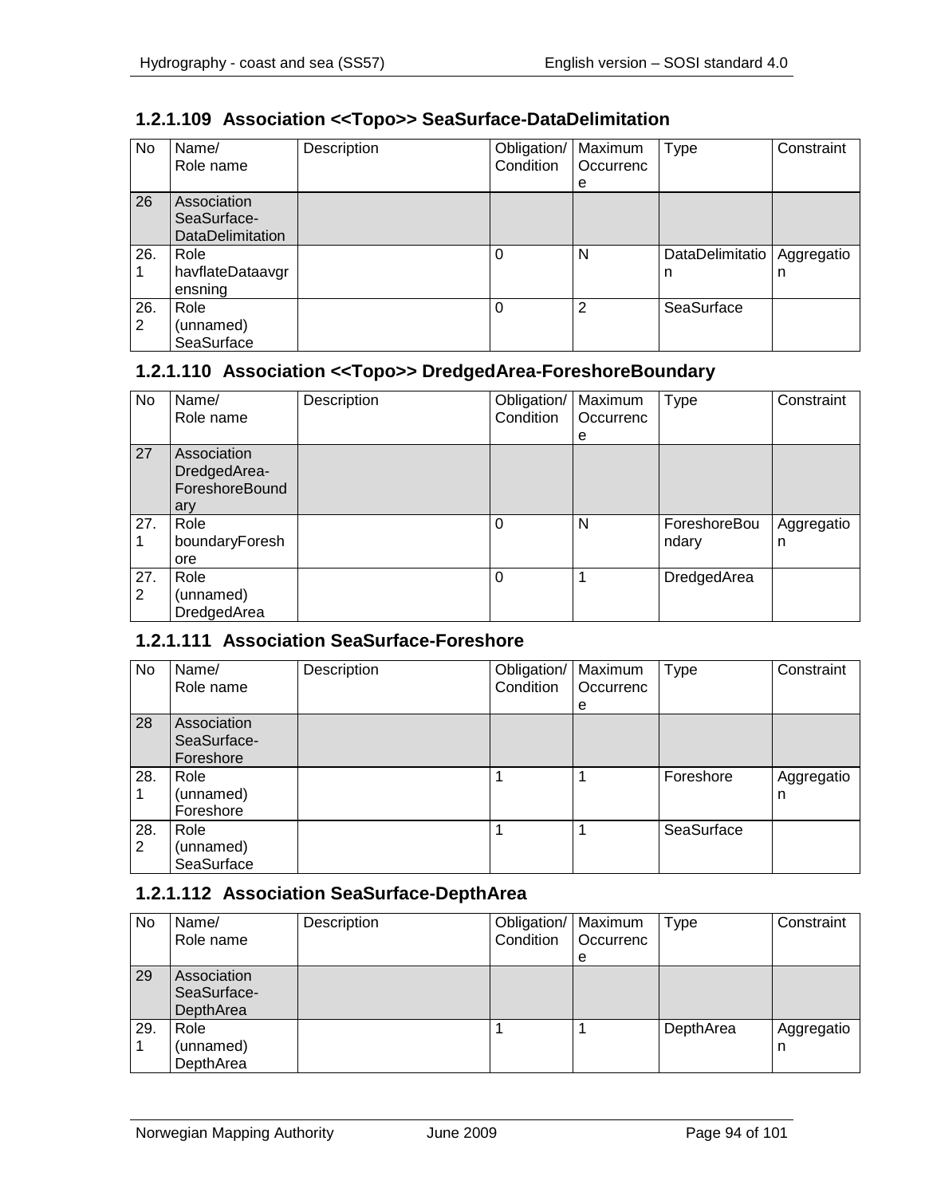### 1.2.1.109 Association <<Topo>> SeaSurface-DataDelimitation

| No | Name/ Role name | Description | Obligation/ Condition | Maximum Occurrence | Type | Constraint |
|---|---|---|---|---|---|---|
| 26 | Association SeaSurface-DataDelimitation | | | | | |
| 26.1 | Role havflateDataavgrensning | | 0 | N | DataDelimitation | Aggregation |
| 26.2 | Role (unnamed) SeaSurface | | 0 | 2 | SeaSurface | |

### 1.2.1.110 Association <<Topo>> DredgedArea-ForeshoreBoundary

| No | Name/ Role name | Description | Obligation/ Condition | Maximum Occurrence | Type | Constraint |
|---|---|---|---|---|---|---|
| 27 | Association DredgedArea-ForeshoreBoundary | | | | | |
| 27.1 | Role boundaryForeshore | | 0 | N | ForeshoreBoundary | Aggregation |
| 27.2 | Role (unnamed) DredgedArea | | 0 | 1 | DredgedArea | |

### 1.2.1.111 Association SeaSurface-Foreshore

| No | Name/ Role name | Description | Obligation/ Condition | Maximum Occurrence | Type | Constraint |
|---|---|---|---|---|---|---|
| 28 | Association SeaSurface-Foreshore | | | | | |
| 28.1 | Role (unnamed) Foreshore | | 1 | 1 | Foreshore | Aggregation |
| 28.2 | Role (unnamed) SeaSurface | | 1 | 1 | SeaSurface | |

### 1.2.1.112 Association SeaSurface-DepthArea

| No | Name/ Role name | Description | Obligation/ Condition | Maximum Occurrence | Type | Constraint |
|---|---|---|---|---|---|---|
| 29 | Association SeaSurface-DepthArea | | | | | |
| 29.1 | Role (unnamed) DepthArea | | 1 | 1 | DepthArea | Aggregation |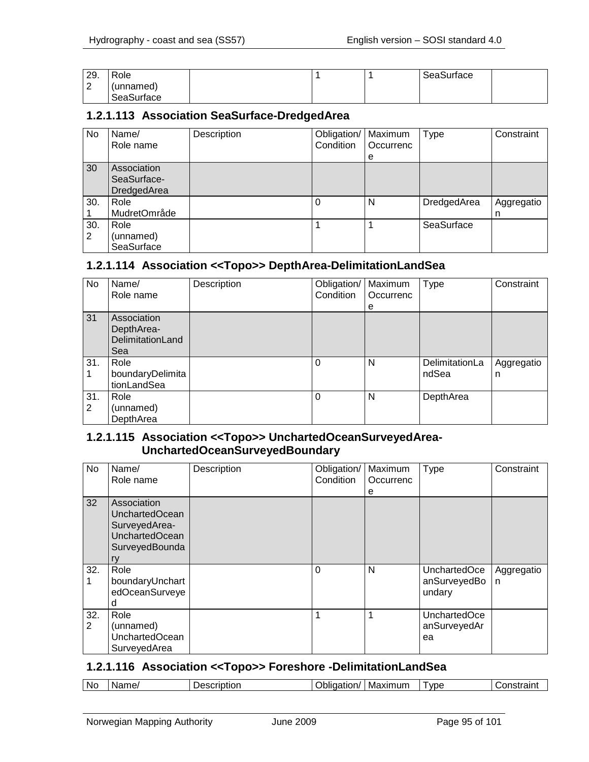| | | | | | | |
|---|---|---|---|---|---|---|
| 29.2 | Role (unnamed) SeaSurface | | 1 | 1 | SeaSurface | |

### 1.2.1.113 Association SeaSurface-DredgedArea

| No | Name/ Role name | Description | Obligation/ Condition | Maximum Occurrence | Type | Constraint |
|---|---|---|---|---|---|---|
| 30 | Association SeaSurface-DredgedArea | | | | | |
| 30.1 | Role MudretOmråde | | 0 | N | DredgedArea | Aggregation |
| 30.2 | Role (unnamed) SeaSurface | | 1 | 1 | SeaSurface | |

### 1.2.1.114 Association <<Topo>> DepthArea-DelimitationLandSea

| No | Name/ Role name | Description | Obligation/ Condition | Maximum Occurrence | Type | Constraint |
|---|---|---|---|---|---|---|
| 31 | Association DepthArea-DelimitationLandSea | | | | | |
| 31.1 | Role boundaryDelimitationLandSea | | 0 | N | DelimitationLandSea | Aggregation |
| 31.2 | Role (unnamed) DepthArea | | 0 | N | DepthArea | |

### 1.2.1.115 Association <<Topo>> UnchartedOceanSurveyedArea-UnchartedOceanSurveyedBoundary

| No | Name/ Role name | Description | Obligation/ Condition | Maximum Occurrence | Type | Constraint |
|---|---|---|---|---|---|---|
| 32 | Association UnchartedOceanSurveyedArea-UnchartedOceanSurveyedBoundary | | | | | |
| 32.1 | Role boundaryUnchartedOceanSurveyed | | 0 | N | UnchartedOceanSurveyedBoundary | Aggregation |
| 32.2 | Role (unnamed) UnchartedOceanSurveyedArea | | 1 | 1 | UnchartedOceanSurveyedArea | |

### 1.2.1.116 Association <<Topo>> Foreshore -DelimitationLandSea

| No | Name/ | Description | Obligation/ | Maximum | Type | Constraint |
|---|---|---|---|---|---|---|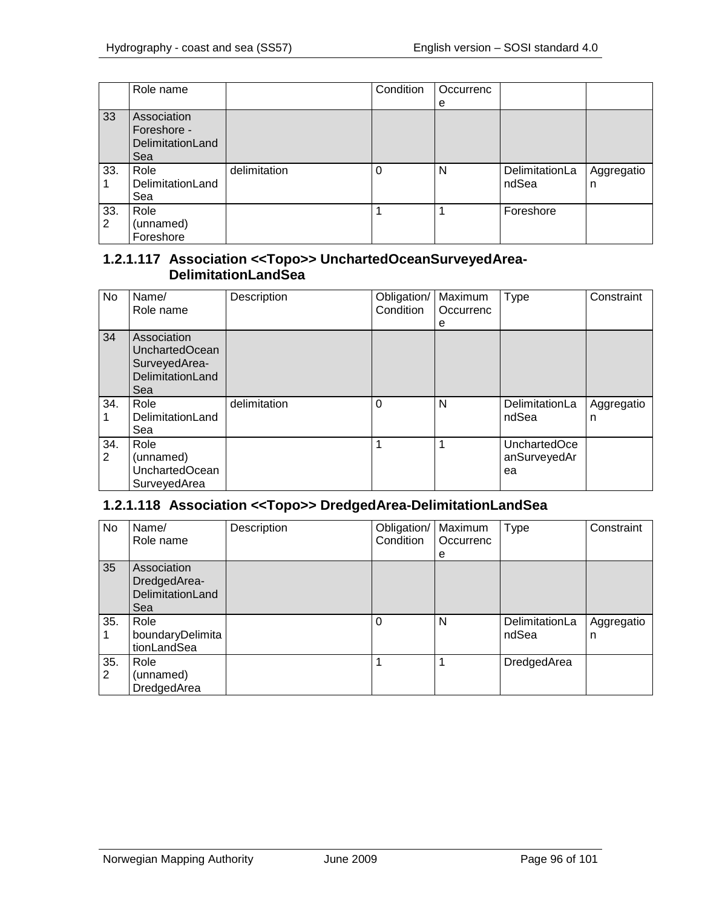| | Role name | | Condition | Occurrence | | |
|---|---|---|---|---|---|---|
| 33 | Association Foreshore - DelimitationLandSea | | | | | |
| 33.1 | Role DelimitationLandSea | delimitation | 0 | N | DelimitationLandSea | Aggregation |
| 33.2 | Role (unnamed) Foreshore | | 1 | 1 | Foreshore | |

### 1.2.1.117 Association <<Topo>> UnchartedOceanSurveyedArea-DelimitationLandSea

| No | Name/ Role name | Description | Obligation/ Condition | Maximum Occurrence | Type | Constraint |
|---|---|---|---|---|---|---|
| 34 | Association UnchartedOceanSurveyedArea-DelimitationLandSea | | | | | |
| 34.1 | Role DelimitationLandSea | delimitation | 0 | N | DelimitationLandSea | Aggregation |
| 34.2 | Role (unnamed) UnchartedOceanSurveyedArea | | 1 | 1 | UnchartedOceanSurveyedArea | |

### 1.2.1.118 Association <<Topo>> DredgedArea-DelimitationLandSea

| No | Name/ Role name | Description | Obligation/ Condition | Maximum Occurrence | Type | Constraint |
|---|---|---|---|---|---|---|
| 35 | Association DredgedArea-DelimitationLandSea | | | | | |
| 35.1 | Role boundaryDelimitationLandSea | | 0 | N | DelimitationLandSea | Aggregation |
| 35.2 | Role (unnamed) DredgedArea | | 1 | 1 | DredgedArea | |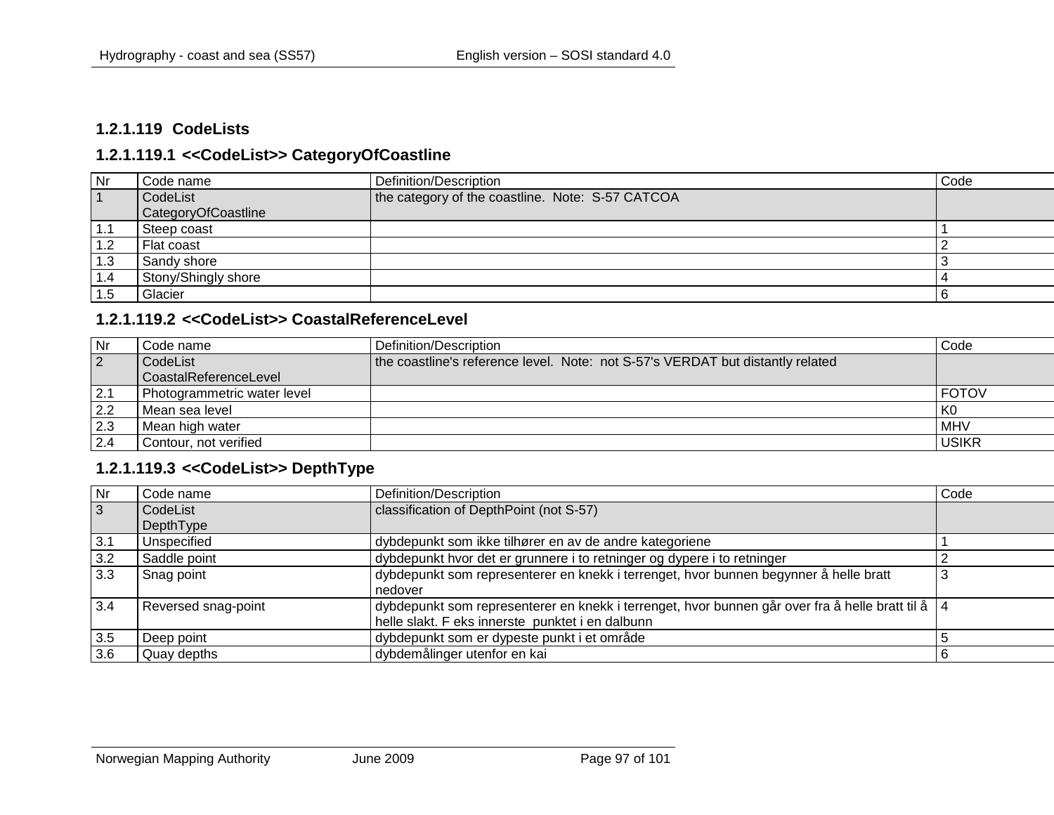#### 1.2.1.119 CodeLists

##### 1.2.1.119.1 <<CodeList>> CategoryOfCoastline

| Nr | Code name | Definition/Description | Code |
|---|---|---|---|
| 1 | CodeList CategoryOfCoastline | the category of the coastline. Note: S-57 CATCOA | |
| 1.1 | Steep coast | | 1 |
| 1.2 | Flat coast | | 2 |
| 1.3 | Sandy shore | | 3 |
| 1.4 | Stony/Shingly shore | | 4 |
| 1.5 | Glacier | | 6 |

##### 1.2.1.119.2 <<CodeList>> CoastalReferenceLevel

| Nr | Code name | Definition/Description | Code |
|---|---|---|---|
| 2 | CodeList CoastalReferenceLevel | the coastline's reference level. Note: not S-57's VERDAT but distantly related | |
| 2.1 | Photogrammetric water level | | FOTOV |
| 2.2 | Mean sea level | | K0 |
| 2.3 | Mean high water | | MHV |
| 2.4 | Contour, not verified | | USIKR |

##### 1.2.1.119.3 <<CodeList>> DepthType

| Nr | Code name | Definition/Description | Code |
|---|---|---|---|
| 3 | CodeList DepthType | classification of DepthPoint (not S-57) | |
| 3.1 | Unspecified | dybdepunkt som ikke tilhører en av de andre kategoriene | 1 |
| 3.2 | Saddle point | dybdepunkt hvor det er grunnere i to retninger og dypere i to retninger | 2 |
| 3.3 | Snag point | dybdepunkt som representerer en knekk i terrenget, hvor bunnen begynner å helle bratt nedover | 3 |
| 3.4 | Reversed snag-point | dybdepunkt som representerer en knekk i terrenget, hvor bunnen går over fra å helle bratt til å helle slakt. F eks innerste punktet i en dalbunn | 4 |
| 3.5 | Deep point | dybdepunkt som er dypeste punkt i et område | 5 |
| 3.6 | Quay depths | dybdemålinger utenfor en kai | 6 |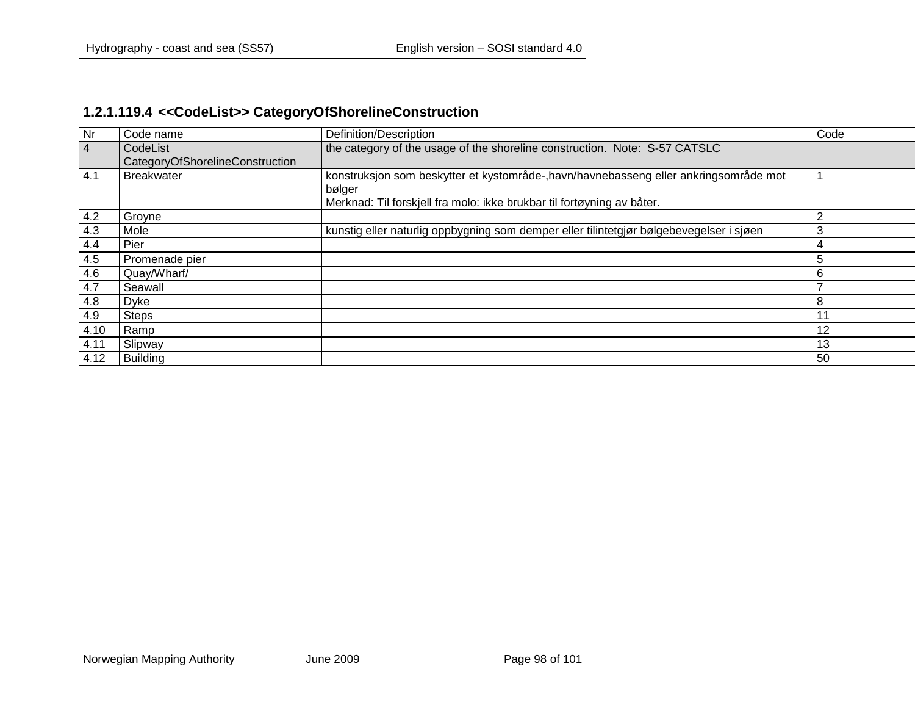### 1.2.1.119.4 <<CodeList>> CategoryOfShorelineConstruction

| Nr | Code name | Definition/Description | Code |
|---|---|---|---|
| 4 | CodeList CategoryOfShorelineConstruction | the category of the usage of the shoreline construction. Note: S-57 CATSLC | |
| 4.1 | Breakwater | konstruksjon som beskytter et kystområde-,havn/havnebasseng eller ankringsområde mot bølger<br>Merknad: Til forskjell fra molo: ikke brukbar til fortøyning av båter. | 1 |
| 4.2 | Groyne | | 2 |
| 4.3 | Mole | kunstig eller naturlig oppbygning som demper eller tilintetgjør bølgebevegelser i sjøen | 3 |
| 4.4 | Pier | | 4 |
| 4.5 | Promenade pier | | 5 |
| 4.6 | Quay/Wharf/ | | 6 |
| 4.7 | Seawall | | 7 |
| 4.8 | Dyke | | 8 |
| 4.9 | Steps | | 11 |
| 4.10 | Ramp | | 12 |
| 4.11 | Slipway | | 13 |
| 4.12 | Building | | 50 |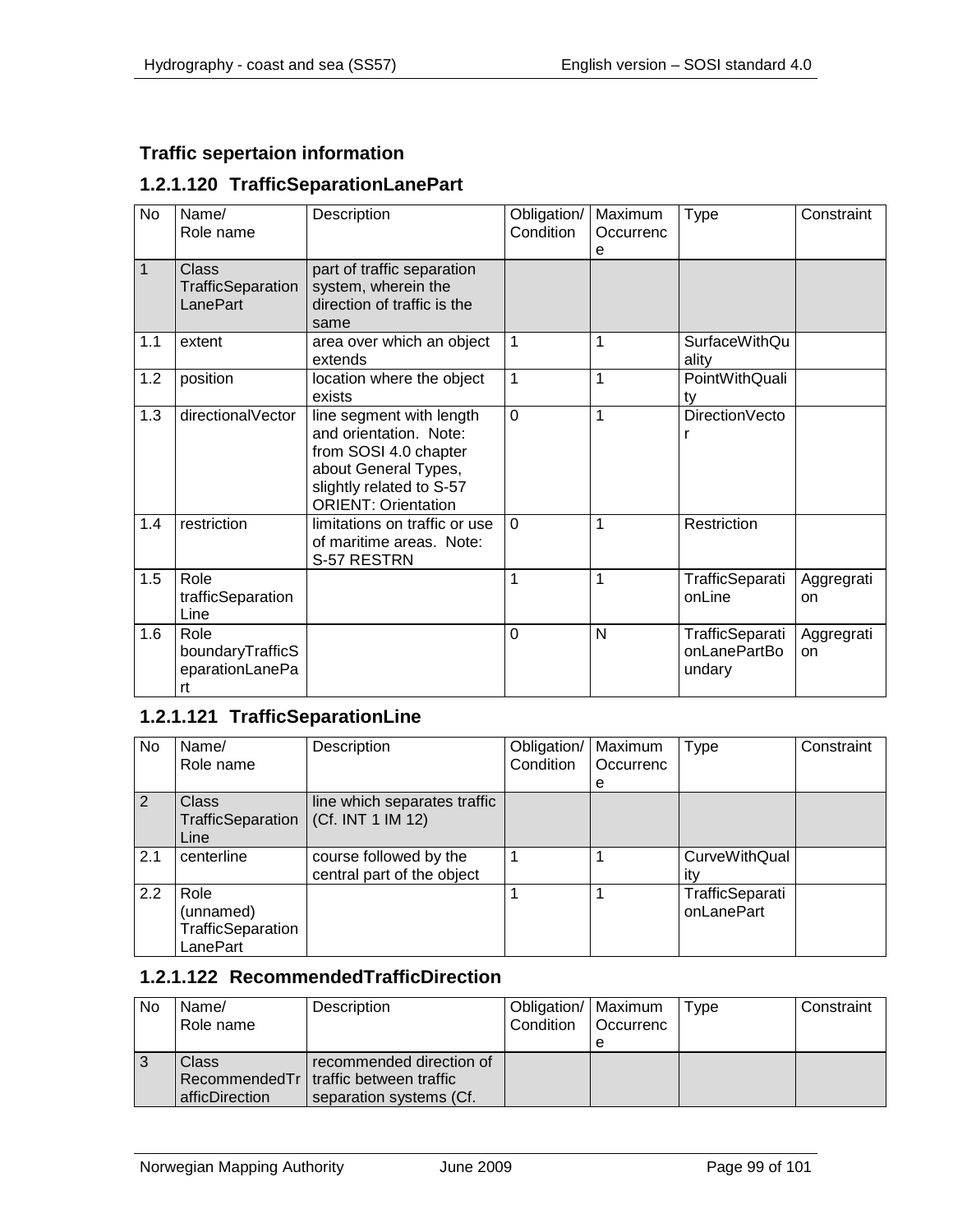### Traffic sepertaion information

#### 1.2.1.120 TrafficSeparationLanePart

| No | Name/ Role name | Description | Obligation/ Condition | Maximum Occurrence | Type | Constraint |
|---|---|---|---|---|---|---|
| 1 | Class TrafficSeparationLanePart | part of traffic separation system, wherein the direction of traffic is the same | | | | |
| 1.1 | extent | area over which an object extends | 1 | 1 | SurfaceWithQuality | |
| 1.2 | position | location where the object exists | 1 | 1 | PointWithQuality | |
| 1.3 | directionalVector | line segment with length and orientation. Note: from SOSI 4.0 chapter about General Types, slightly related to S-57 ORIENT: Orientation | 0 | 1 | DirectionVector | |
| 1.4 | restriction | limitations on traffic or use of maritime areas. Note: S-57 RESTRN | 0 | 1 | Restriction | |
| 1.5 | Role trafficSeparationLine | | 1 | 1 | TrafficSeparationLine | Aggregration |
| 1.6 | Role boundaryTrafficSeparationLanePart | | 0 | N | TrafficSeparationLanePartBoundary | Aggregration |

#### 1.2.1.121 TrafficSeparationLine

| No | Name/ Role name | Description | Obligation/ Condition | Maximum Occurrence | Type | Constraint |
|---|---|---|---|---|---|---|
| 2 | Class TrafficSeparationLine | line which separates traffic (Cf. INT 1 IM 12) | | | | |
| 2.1 | centerline | course followed by the central part of the object | 1 | 1 | CurveWithQuality | |
| 2.2 | Role (unnamed) TrafficSeparationLanePart | | 1 | 1 | TrafficSeparationLanePart | |

#### 1.2.1.122 RecommendedTrafficDirection

| No | Name/ Role name | Description | Obligation/ Condition | Maximum Occurrence | Type | Constraint |
|---|---|---|---|---|---|---|
| 3 | Class RecommendedTrafficDirection | recommended direction of traffic between traffic separation systems (Cf. | | | | |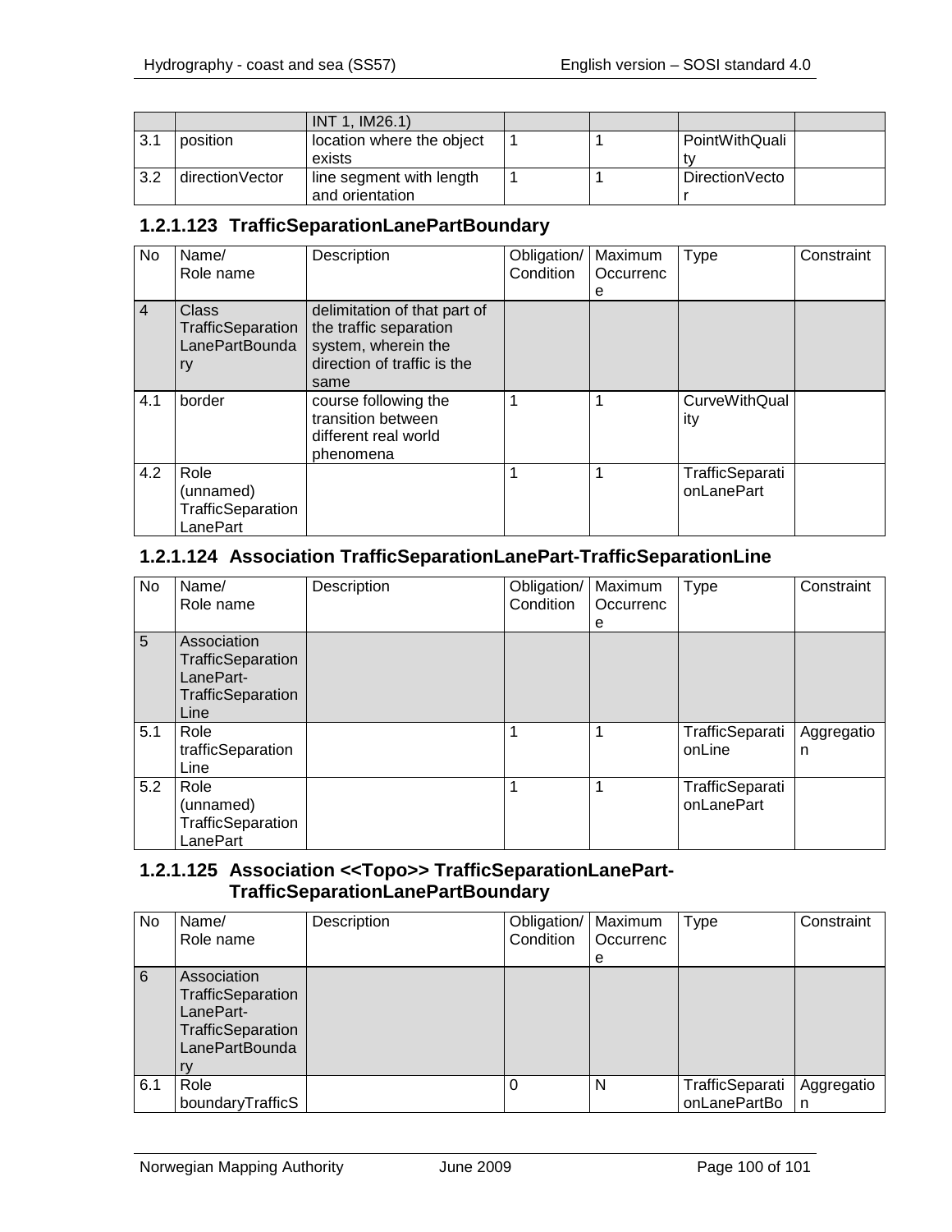| | | | | | | |
|---|---|---|---|---|---|---|
| | | INT 1, IM26.1) | | | | |
| 3.1 | position | location where the object exists | 1 | 1 | PointWithQuality | |
| 3.2 | directionVector | line segment with length and orientation | 1 | 1 | DirectionVector | |

### 1.2.1.123 TrafficSeparationLanePartBoundary

| No | Name/ Role name | Description | Obligation/ Condition | Maximum Occurrence | Type | Constraint |
|---|---|---|---|---|---|---|
| 4 | Class TrafficSeparationLanePartBoundary | delimitation of that part of the traffic separation system, wherein the direction of traffic is the same | | | | |
| 4.1 | border | course following the transition between different real world phenomena | 1 | 1 | CurveWithQuality | |
| 4.2 | Role (unnamed) TrafficSeparationLanePart | | 1 | 1 | TrafficSeparationLanePart | |

### 1.2.1.124 Association TrafficSeparationLanePart-TrafficSeparationLine

| No | Name/ Role name | Description | Obligation/ Condition | Maximum Occurrence | Type | Constraint |
|---|---|---|---|---|---|---|
| 5 | Association TrafficSeparationLanePart-TrafficSeparationLine | | | | | |
| 5.1 | Role trafficSeparationLine | | 1 | 1 | TrafficSeparationLine | Aggregation |
| 5.2 | Role (unnamed) TrafficSeparationLanePart | | 1 | 1 | TrafficSeparationLanePart | |

### 1.2.1.125 Association <<Topo>> TrafficSeparationLanePart-TrafficSeparationLanePartBoundary

| No | Name/ Role name | Description | Obligation/ Condition | Maximum Occurrence | Type | Constraint |
|---|---|---|---|---|---|---|
| 6 | Association TrafficSeparationLanePart-TrafficSeparationLanePartBoundary | | | | | |
| 6.1 | Role boundaryTrafficS | | 0 | N | TrafficSeparationLanePartBo | Aggregation |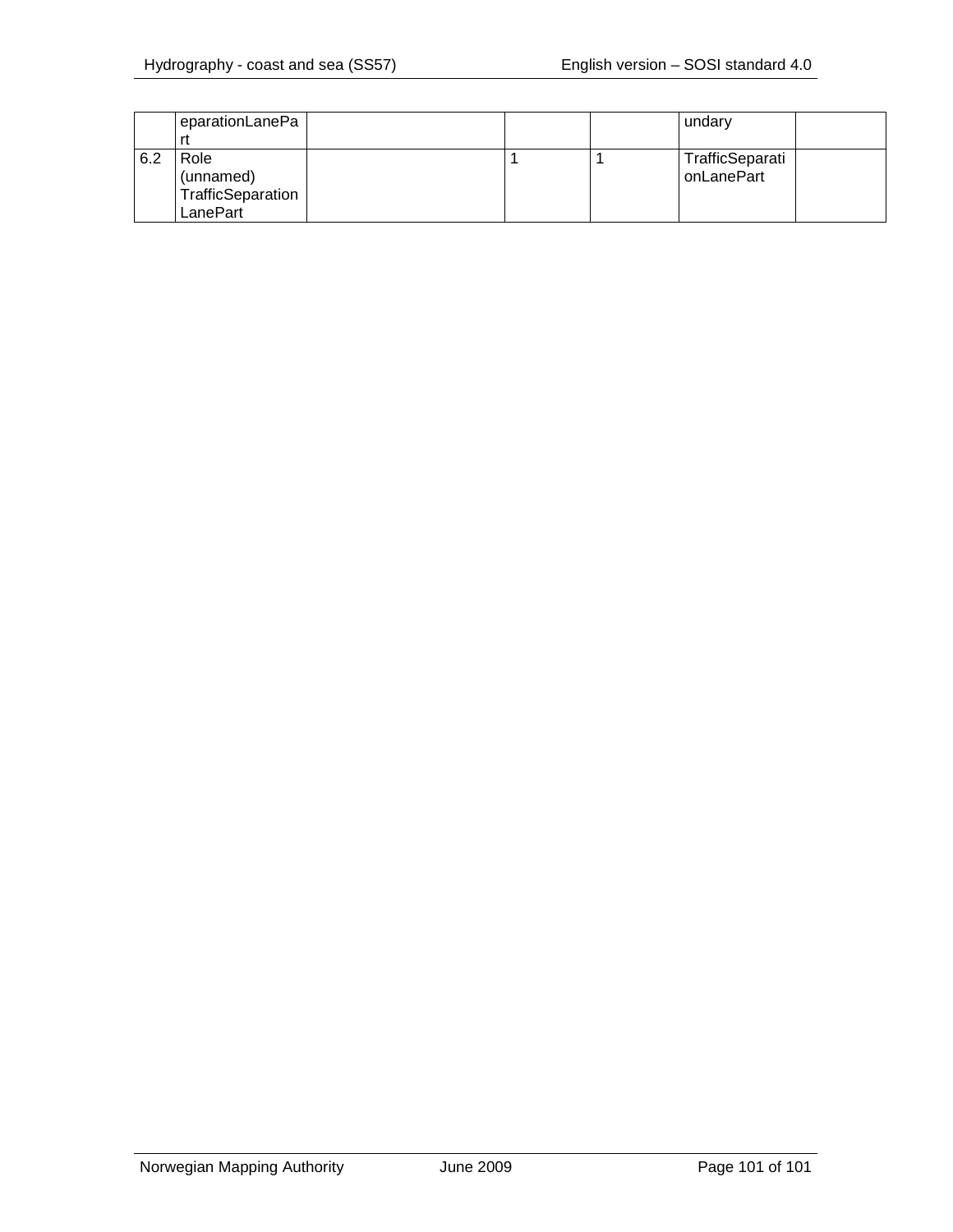| | | | | | | |
|---|---|---|---|---|---|---|
| | eparationLanePart | | | | undary | |
| 6.2 | Role (unnamed) TrafficSeparationLanePart | | 1 | 1 | TrafficSeparationLanePart | |